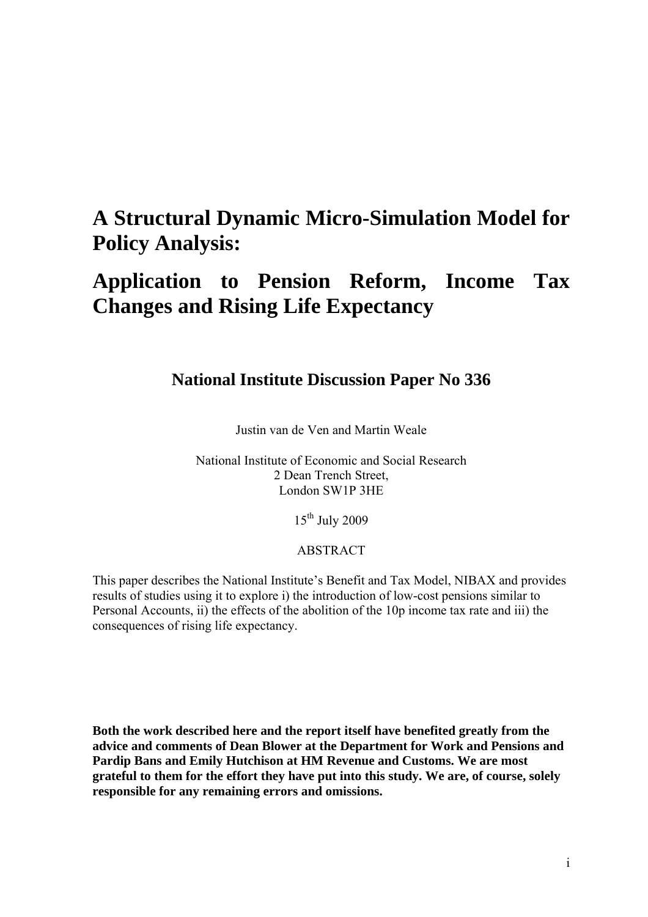# A Structural Dynamic Micro-Simulation Model for Policy Analysis:

# Application to Pension Reform, Income Tax Changes and Rising Life Expectancy

## National Institute Discussion Paper No 336

Justin van de Ven and Martin Weale

National Institute of Economic and Social Research
2 Dean Trench Street,
London SW1P 3HE

15th July 2009

ABSTRACT

This paper describes the National Institute's Benefit and Tax Model, NIBAX and provides results of studies using it to explore i) the introduction of low-cost pensions similar to Personal Accounts, ii) the effects of the abolition of the 10p income tax rate and iii) the consequences of rising life expectancy.

**Both the work described here and the report itself have benefited greatly from the advice and comments of Dean Blower at the Department for Work and Pensions and Pardip Bans and Emily Hutchison at HM Revenue and Customs. We are most grateful to them for the effort they have put into this study. We are, of course, solely responsible for any remaining errors and omissions.**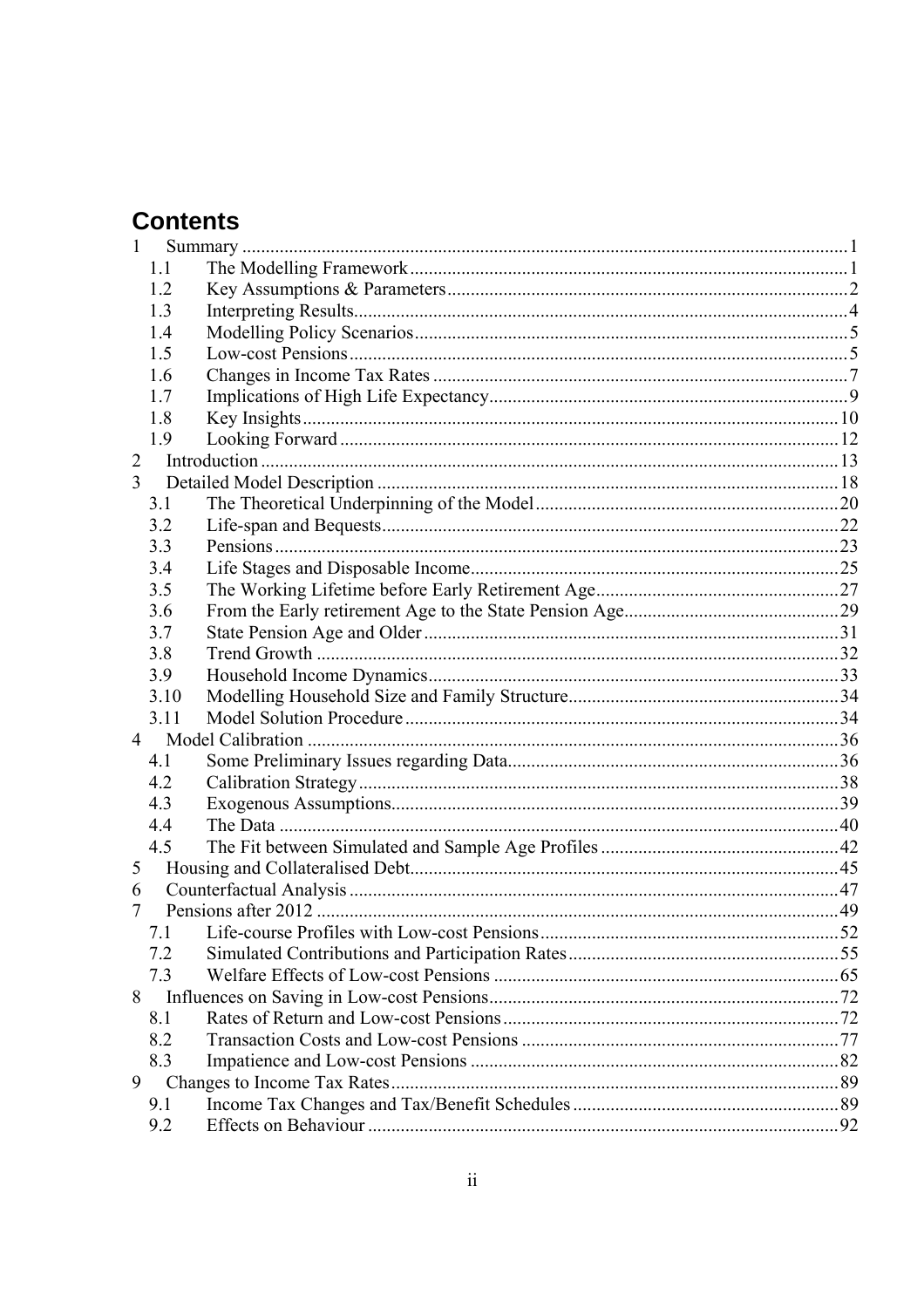# Contents

- 1 Summary ........ 1
  - 1.1 The Modelling Framework ........ 1
  - 1.2 Key Assumptions & Parameters ........ 2
  - 1.3 Interpreting Results ........ 4
  - 1.4 Modelling Policy Scenarios ........ 5
  - 1.5 Low-cost Pensions ........ 5
  - 1.6 Changes in Income Tax Rates ........ 7
  - 1.7 Implications of High Life Expectancy ........ 9
  - 1.8 Key Insights ........ 10
  - 1.9 Looking Forward ........ 12
- 2 Introduction ........ 13
- 3 Detailed Model Description ........ 18
  - 3.1 The Theoretical Underpinning of the Model ........ 20
  - 3.2 Life-span and Bequests ........ 22
  - 3.3 Pensions ........ 23
  - 3.4 Life Stages and Disposable Income ........ 25
  - 3.5 The Working Lifetime before Early Retirement Age ........ 27
  - 3.6 From the Early retirement Age to the State Pension Age ........ 29
  - 3.7 State Pension Age and Older ........ 31
  - 3.8 Trend Growth ........ 32
  - 3.9 Household Income Dynamics ........ 33
  - 3.10 Modelling Household Size and Family Structure ........ 34
  - 3.11 Model Solution Procedure ........ 34
- 4 Model Calibration ........ 36
  - 4.1 Some Preliminary Issues regarding Data ........ 36
  - 4.2 Calibration Strategy ........ 38
  - 4.3 Exogenous Assumptions ........ 39
  - 4.4 The Data ........ 40
  - 4.5 The Fit between Simulated and Sample Age Profiles ........ 42
- 5 Housing and Collateralised Debt ........ 45
- 6 Counterfactual Analysis ........ 47
- 7 Pensions after 2012 ........ 49
  - 7.1 Life-course Profiles with Low-cost Pensions ........ 52
  - 7.2 Simulated Contributions and Participation Rates ........ 55
  - 7.3 Welfare Effects of Low-cost Pensions ........ 65
- 8 Influences on Saving in Low-cost Pensions ........ 72
  - 8.1 Rates of Return and Low-cost Pensions ........ 72
  - 8.2 Transaction Costs and Low-cost Pensions ........ 77
  - 8.3 Impatience and Low-cost Pensions ........ 82
- 9 Changes to Income Tax Rates ........ 89
  - 9.1 Income Tax Changes and Tax/Benefit Schedules ........ 89
  - 9.2 Effects on Behaviour ........ 92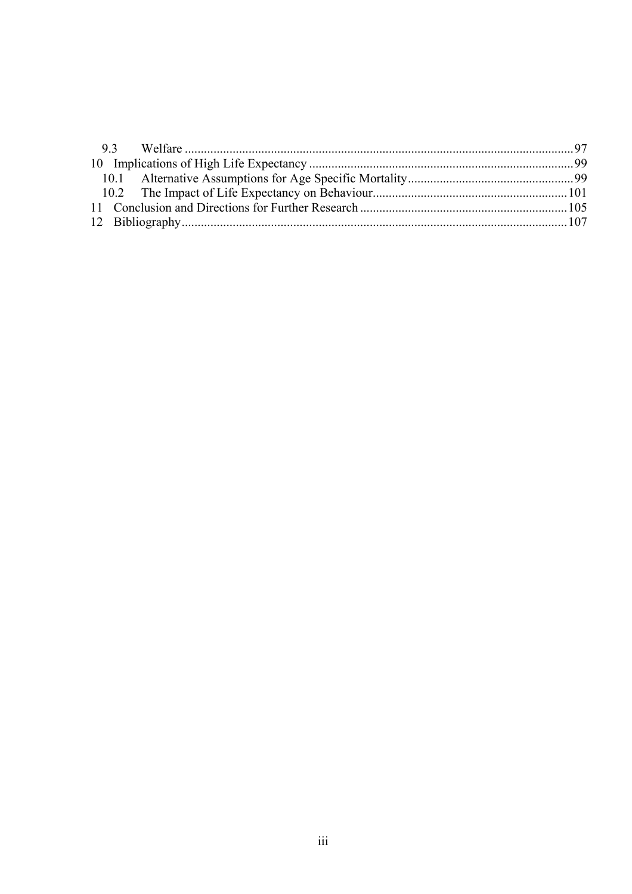9.3 Welfare ........................................................................................................................97

10 Implications of High Life Expectancy ..................................................................................99

10.1 Alternative Assumptions for Age Specific Mortality....................................................99

10.2 The Impact of Life Expectancy on Behaviour............................................................101

11 Conclusion and Directions for Further Research ................................................................105

12 Bibliography........................................................................................................................107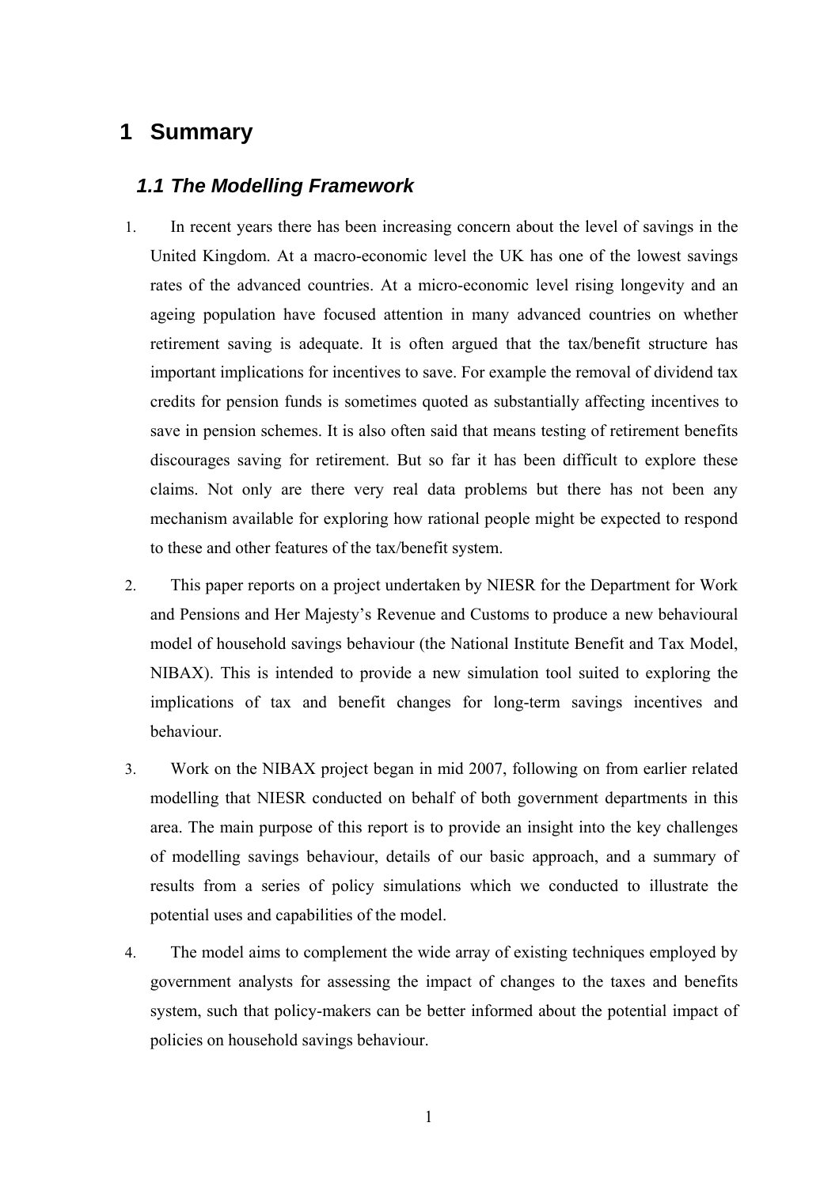# 1 Summary

## 1.1 The Modelling Framework

1. In recent years there has been increasing concern about the level of savings in the United Kingdom. At a macro-economic level the UK has one of the lowest savings rates of the advanced countries. At a micro-economic level rising longevity and an ageing population have focused attention in many advanced countries on whether retirement saving is adequate. It is often argued that the tax/benefit structure has important implications for incentives to save. For example the removal of dividend tax credits for pension funds is sometimes quoted as substantially affecting incentives to save in pension schemes. It is also often said that means testing of retirement benefits discourages saving for retirement. But so far it has been difficult to explore these claims. Not only are there very real data problems but there has not been any mechanism available for exploring how rational people might be expected to respond to these and other features of the tax/benefit system.

2. This paper reports on a project undertaken by NIESR for the Department for Work and Pensions and Her Majesty's Revenue and Customs to produce a new behavioural model of household savings behaviour (the National Institute Benefit and Tax Model, NIBAX). This is intended to provide a new simulation tool suited to exploring the implications of tax and benefit changes for long-term savings incentives and behaviour.

3. Work on the NIBAX project began in mid 2007, following on from earlier related modelling that NIESR conducted on behalf of both government departments in this area. The main purpose of this report is to provide an insight into the key challenges of modelling savings behaviour, details of our basic approach, and a summary of results from a series of policy simulations which we conducted to illustrate the potential uses and capabilities of the model.

4. The model aims to complement the wide array of existing techniques employed by government analysts for assessing the impact of changes to the taxes and benefits system, such that policy-makers can be better informed about the potential impact of policies on household savings behaviour.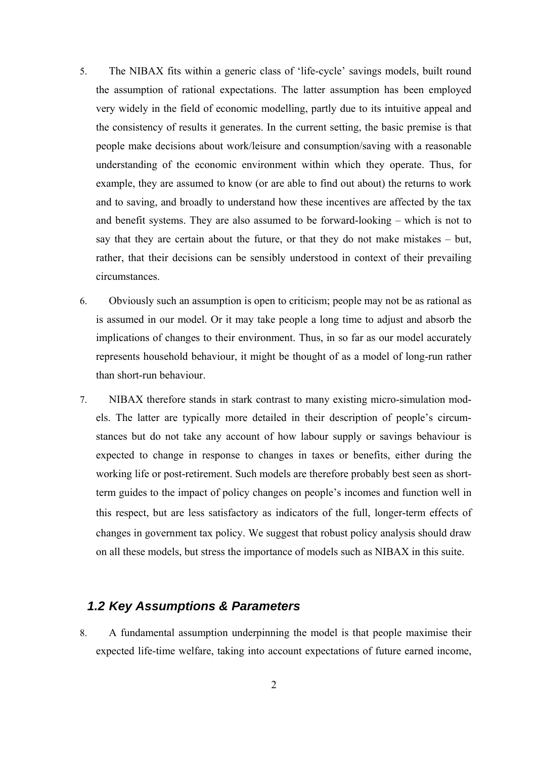5. The NIBAX fits within a generic class of 'life-cycle' savings models, built round the assumption of rational expectations. The latter assumption has been employed very widely in the field of economic modelling, partly due to its intuitive appeal and the consistency of results it generates. In the current setting, the basic premise is that people make decisions about work/leisure and consumption/saving with a reasonable understanding of the economic environment within which they operate. Thus, for example, they are assumed to know (or are able to find out about) the returns to work and to saving, and broadly to understand how these incentives are affected by the tax and benefit systems. They are also assumed to be forward-looking – which is not to say that they are certain about the future, or that they do not make mistakes – but, rather, that their decisions can be sensibly understood in context of their prevailing circumstances.

6. Obviously such an assumption is open to criticism; people may not be as rational as is assumed in our model. Or it may take people a long time to adjust and absorb the implications of changes to their environment. Thus, in so far as our model accurately represents household behaviour, it might be thought of as a model of long-run rather than short-run behaviour.

7. NIBAX therefore stands in stark contrast to many existing micro-simulation models. The latter are typically more detailed in their description of people's circumstances but do not take any account of how labour supply or savings behaviour is expected to change in response to changes in taxes or benefits, either during the working life or post-retirement. Such models are therefore probably best seen as short-term guides to the impact of policy changes on people's incomes and function well in this respect, but are less satisfactory as indicators of the full, longer-term effects of changes in government tax policy. We suggest that robust policy analysis should draw on all these models, but stress the importance of models such as NIBAX in this suite.

## *1.2 Key Assumptions & Parameters*

8. A fundamental assumption underpinning the model is that people maximise their expected life-time welfare, taking into account expectations of future earned income,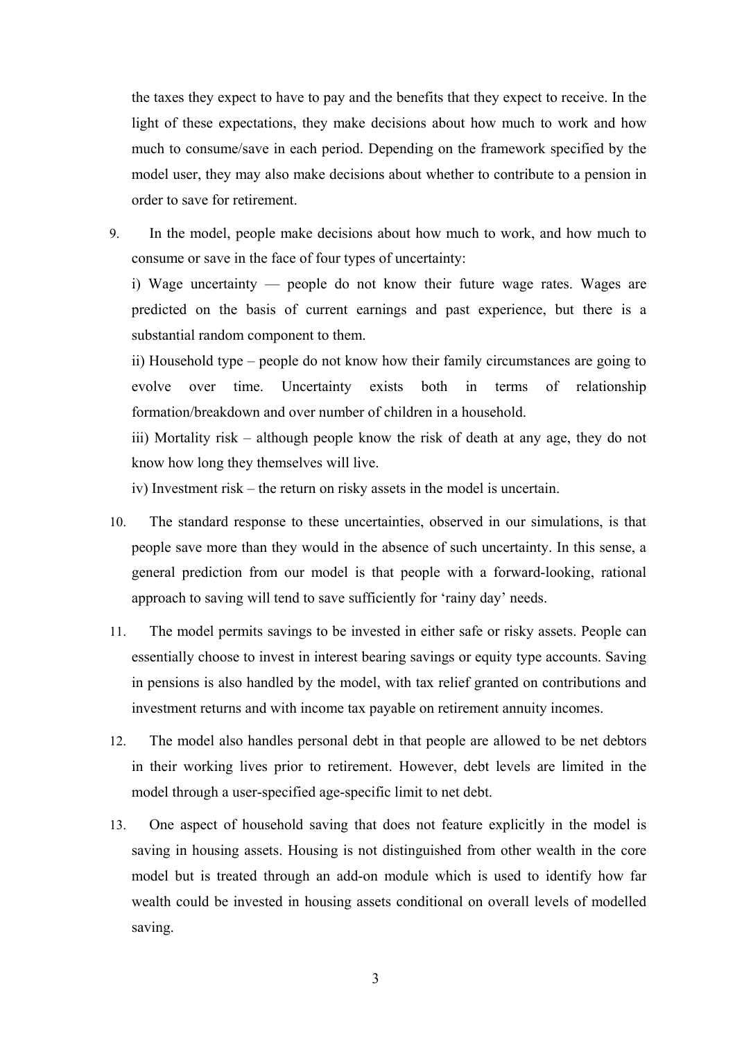the taxes they expect to have to pay and the benefits that they expect to receive. In the light of these expectations, they make decisions about how much to work and how much to consume/save in each period. Depending on the framework specified by the model user, they may also make decisions about whether to contribute to a pension in order to save for retirement.

9. In the model, people make decisions about how much to work, and how much to consume or save in the face of four types of uncertainty:

   i) Wage uncertainty — people do not know their future wage rates. Wages are predicted on the basis of current earnings and past experience, but there is a substantial random component to them.

   ii) Household type – people do not know how their family circumstances are going to evolve over time. Uncertainty exists both in terms of relationship formation/breakdown and over number of children in a household.

   iii) Mortality risk – although people know the risk of death at any age, they do not know how long they themselves will live.

   iv) Investment risk – the return on risky assets in the model is uncertain.

10. The standard response to these uncertainties, observed in our simulations, is that people save more than they would in the absence of such uncertainty. In this sense, a general prediction from our model is that people with a forward-looking, rational approach to saving will tend to save sufficiently for 'rainy day' needs.

11. The model permits savings to be invested in either safe or risky assets. People can essentially choose to invest in interest bearing savings or equity type accounts. Saving in pensions is also handled by the model, with tax relief granted on contributions and investment returns and with income tax payable on retirement annuity incomes.

12. The model also handles personal debt in that people are allowed to be net debtors in their working lives prior to retirement. However, debt levels are limited in the model through a user-specified age-specific limit to net debt.

13. One aspect of household saving that does not feature explicitly in the model is saving in housing assets. Housing is not distinguished from other wealth in the core model but is treated through an add-on module which is used to identify how far wealth could be invested in housing assets conditional on overall levels of modelled saving.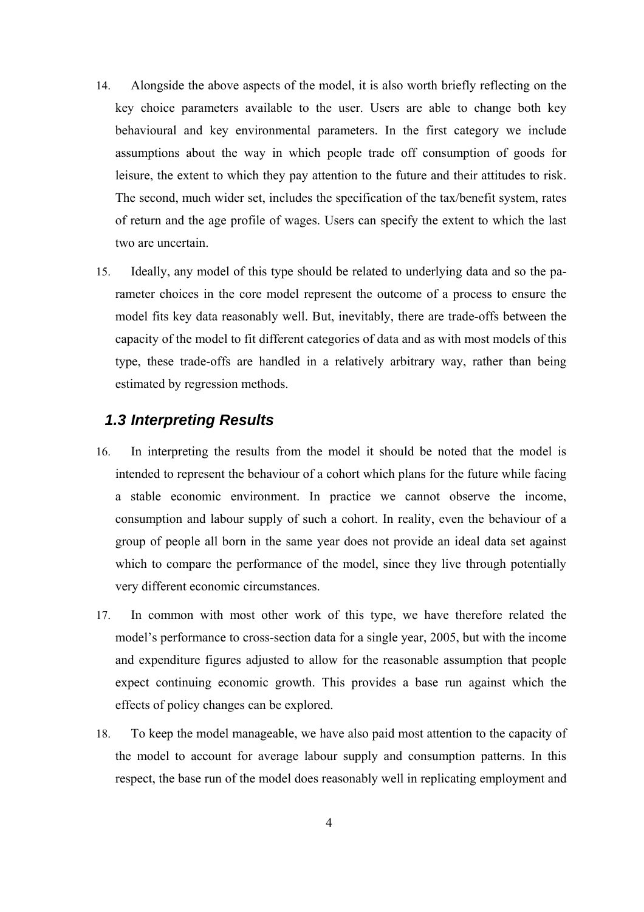14. Alongside the above aspects of the model, it is also worth briefly reflecting on the key choice parameters available to the user. Users are able to change both key behavioural and key environmental parameters. In the first category we include assumptions about the way in which people trade off consumption of goods for leisure, the extent to which they pay attention to the future and their attitudes to risk. The second, much wider set, includes the specification of the tax/benefit system, rates of return and the age profile of wages. Users can specify the extent to which the last two are uncertain.

15. Ideally, any model of this type should be related to underlying data and so the parameter choices in the core model represent the outcome of a process to ensure the model fits key data reasonably well. But, inevitably, there are trade-offs between the capacity of the model to fit different categories of data and as with most models of this type, these trade-offs are handled in a relatively arbitrary way, rather than being estimated by regression methods.

### *1.3 Interpreting Results*

16. In interpreting the results from the model it should be noted that the model is intended to represent the behaviour of a cohort which plans for the future while facing a stable economic environment. In practice we cannot observe the income, consumption and labour supply of such a cohort. In reality, even the behaviour of a group of people all born in the same year does not provide an ideal data set against which to compare the performance of the model, since they live through potentially very different economic circumstances.

17. In common with most other work of this type, we have therefore related the model's performance to cross-section data for a single year, 2005, but with the income and expenditure figures adjusted to allow for the reasonable assumption that people expect continuing economic growth. This provides a base run against which the effects of policy changes can be explored.

18. To keep the model manageable, we have also paid most attention to the capacity of the model to account for average labour supply and consumption patterns. In this respect, the base run of the model does reasonably well in replicating employment and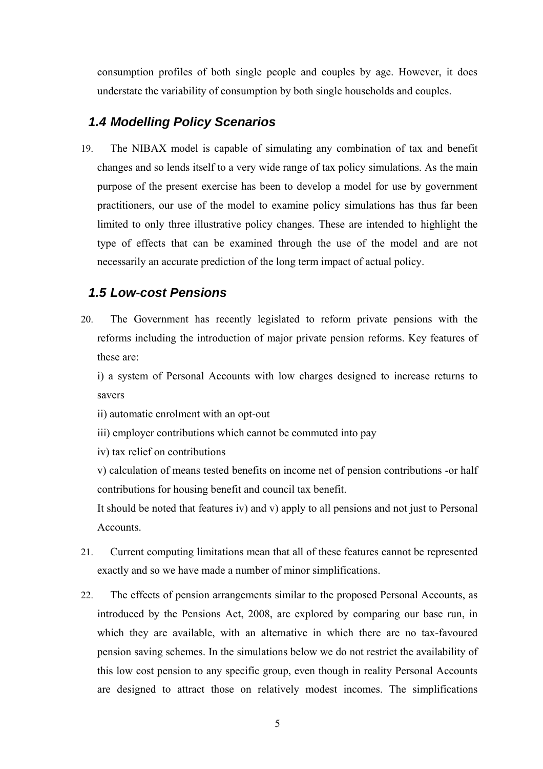consumption profiles of both single people and couples by age. However, it does understate the variability of consumption by both single households and couples.

## *1.4 Modelling Policy Scenarios*

19. The NIBAX model is capable of simulating any combination of tax and benefit changes and so lends itself to a very wide range of tax policy simulations. As the main purpose of the present exercise has been to develop a model for use by government practitioners, our use of the model to examine policy simulations has thus far been limited to only three illustrative policy changes. These are intended to highlight the type of effects that can be examined through the use of the model and are not necessarily an accurate prediction of the long term impact of actual policy.

## *1.5 Low-cost Pensions*

20. The Government has recently legislated to reform private pensions with the reforms including the introduction of major private pension reforms. Key features of these are:

    i) a system of Personal Accounts with low charges designed to increase returns to savers

    ii) automatic enrolment with an opt-out

    iii) employer contributions which cannot be commuted into pay

    iv) tax relief on contributions

    v) calculation of means tested benefits on income net of pension contributions -or half contributions for housing benefit and council tax benefit.

    It should be noted that features iv) and v) apply to all pensions and not just to Personal Accounts.

21. Current computing limitations mean that all of these features cannot be represented exactly and so we have made a number of minor simplifications.

22. The effects of pension arrangements similar to the proposed Personal Accounts, as introduced by the Pensions Act, 2008, are explored by comparing our base run, in which they are available, with an alternative in which there are no tax-favoured pension saving schemes. In the simulations below we do not restrict the availability of this low cost pension to any specific group, even though in reality Personal Accounts are designed to attract those on relatively modest incomes. The simplifications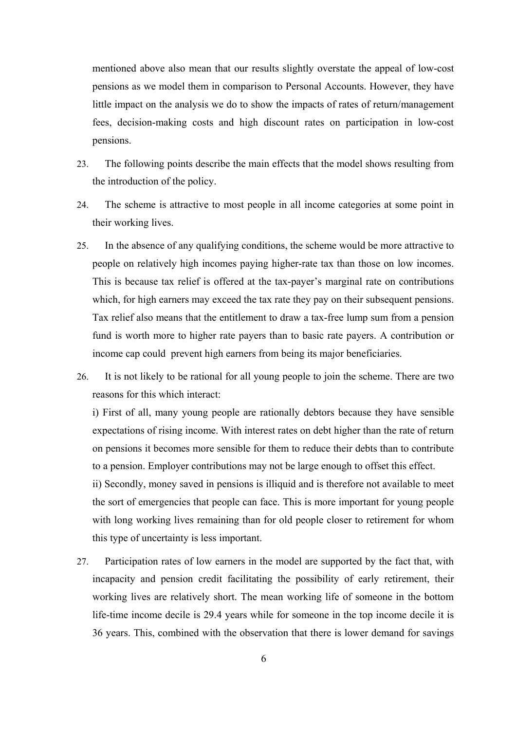mentioned above also mean that our results slightly overstate the appeal of low-cost pensions as we model them in comparison to Personal Accounts. However, they have little impact on the analysis we do to show the impacts of rates of return/management fees, decision-making costs and high discount rates on participation in low-cost pensions.

23. The following points describe the main effects that the model shows resulting from the introduction of the policy.

24. The scheme is attractive to most people in all income categories at some point in their working lives.

25. In the absence of any qualifying conditions, the scheme would be more attractive to people on relatively high incomes paying higher-rate tax than those on low incomes. This is because tax relief is offered at the tax-payer's marginal rate on contributions which, for high earners may exceed the tax rate they pay on their subsequent pensions. Tax relief also means that the entitlement to draw a tax-free lump sum from a pension fund is worth more to higher rate payers than to basic rate payers. A contribution or income cap could prevent high earners from being its major beneficiaries.

26. It is not likely to be rational for all young people to join the scheme. There are two reasons for this which interact:

    i) First of all, many young people are rationally debtors because they have sensible expectations of rising income. With interest rates on debt higher than the rate of return on pensions it becomes more sensible for them to reduce their debts than to contribute to a pension. Employer contributions may not be large enough to offset this effect.

    ii) Secondly, money saved in pensions is illiquid and is therefore not available to meet the sort of emergencies that people can face. This is more important for young people with long working lives remaining than for old people closer to retirement for whom this type of uncertainty is less important.

27. Participation rates of low earners in the model are supported by the fact that, with incapacity and pension credit facilitating the possibility of early retirement, their working lives are relatively short. The mean working life of someone in the bottom life-time income decile is 29.4 years while for someone in the top income decile it is 36 years. This, combined with the observation that there is lower demand for savings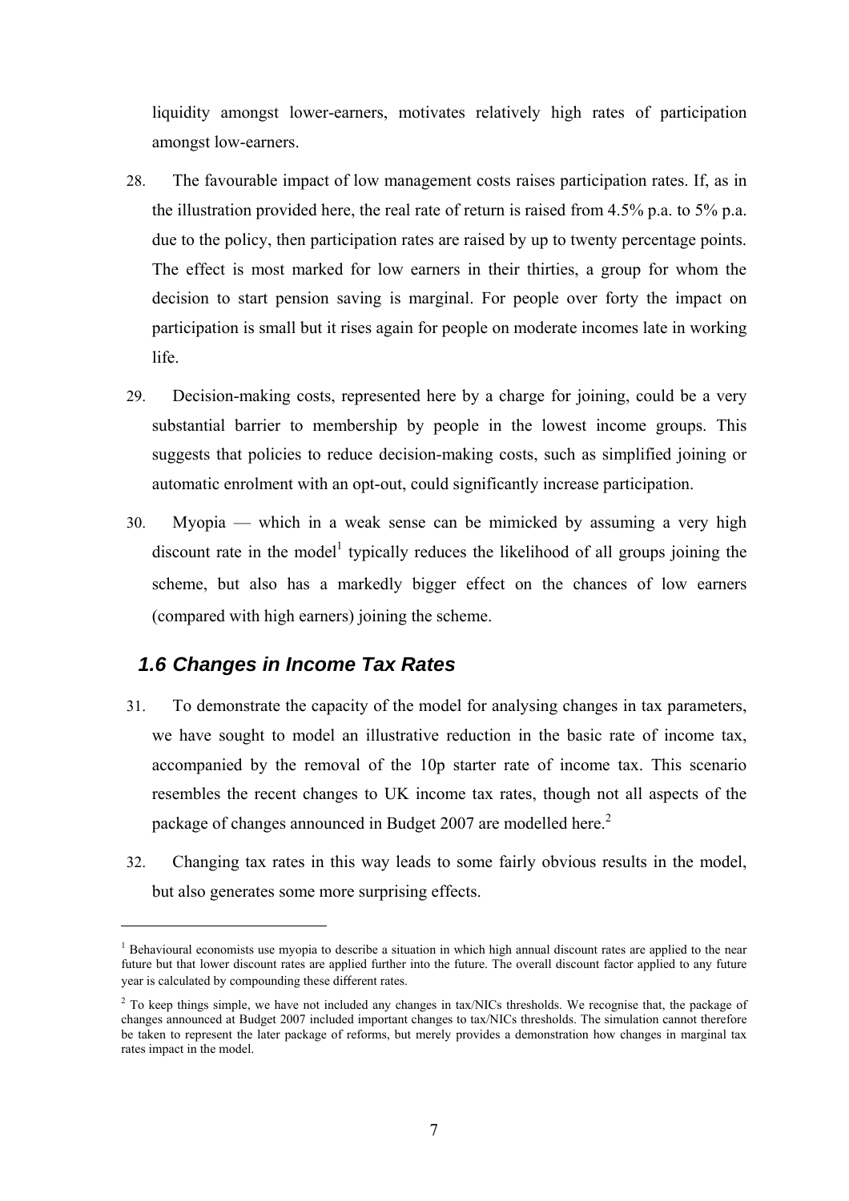liquidity amongst lower-earners, motivates relatively high rates of participation amongst low-earners.

28. The favourable impact of low management costs raises participation rates. If, as in the illustration provided here, the real rate of return is raised from 4.5% p.a. to 5% p.a. due to the policy, then participation rates are raised by up to twenty percentage points. The effect is most marked for low earners in their thirties, a group for whom the decision to start pension saving is marginal. For people over forty the impact on participation is small but it rises again for people on moderate incomes late in working life.

29. Decision-making costs, represented here by a charge for joining, could be a very substantial barrier to membership by people in the lowest income groups. This suggests that policies to reduce decision-making costs, such as simplified joining or automatic enrolment with an opt-out, could significantly increase participation.

30. Myopia — which in a weak sense can be mimicked by assuming a very high discount rate in the model[1] typically reduces the likelihood of all groups joining the scheme, but also has a markedly bigger effect on the chances of low earners (compared with high earners) joining the scheme.

## *1.6 Changes in Income Tax Rates*

31. To demonstrate the capacity of the model for analysing changes in tax parameters, we have sought to model an illustrative reduction in the basic rate of income tax, accompanied by the removal of the 10p starter rate of income tax. This scenario resembles the recent changes to UK income tax rates, though not all aspects of the package of changes announced in Budget 2007 are modelled here.[2]

32. Changing tax rates in this way leads to some fairly obvious results in the model, but also generates some more surprising effects.

---

[1] Behavioural economists use myopia to describe a situation in which high annual discount rates are applied to the near future but that lower discount rates are applied further into the future. The overall discount factor applied to any future year is calculated by compounding these different rates.

[2] To keep things simple, we have not included any changes in tax/NICs thresholds. We recognise that, the package of changes announced at Budget 2007 included important changes to tax/NICs thresholds. The simulation cannot therefore be taken to represent the later package of reforms, but merely provides a demonstration how changes in marginal tax rates impact in the model.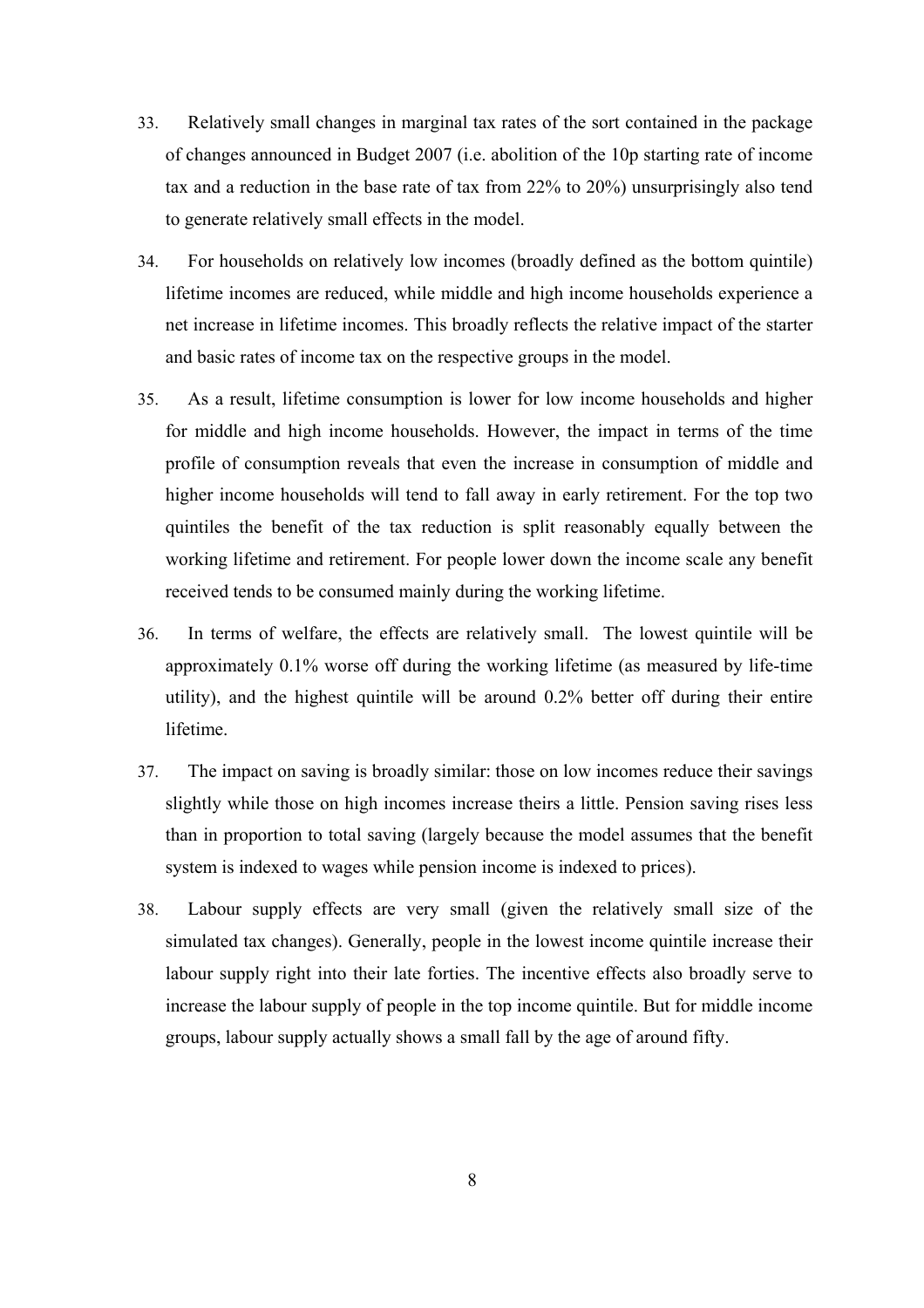33. Relatively small changes in marginal tax rates of the sort contained in the package of changes announced in Budget 2007 (i.e. abolition of the 10p starting rate of income tax and a reduction in the base rate of tax from 22% to 20%) unsurprisingly also tend to generate relatively small effects in the model.

34. For households on relatively low incomes (broadly defined as the bottom quintile) lifetime incomes are reduced, while middle and high income households experience a net increase in lifetime incomes. This broadly reflects the relative impact of the starter and basic rates of income tax on the respective groups in the model.

35. As a result, lifetime consumption is lower for low income households and higher for middle and high income households. However, the impact in terms of the time profile of consumption reveals that even the increase in consumption of middle and higher income households will tend to fall away in early retirement. For the top two quintiles the benefit of the tax reduction is split reasonably equally between the working lifetime and retirement. For people lower down the income scale any benefit received tends to be consumed mainly during the working lifetime.

36. In terms of welfare, the effects are relatively small. The lowest quintile will be approximately 0.1% worse off during the working lifetime (as measured by life-time utility), and the highest quintile will be around 0.2% better off during their entire lifetime.

37. The impact on saving is broadly similar: those on low incomes reduce their savings slightly while those on high incomes increase theirs a little. Pension saving rises less than in proportion to total saving (largely because the model assumes that the benefit system is indexed to wages while pension income is indexed to prices).

38. Labour supply effects are very small (given the relatively small size of the simulated tax changes). Generally, people in the lowest income quintile increase their labour supply right into their late forties. The incentive effects also broadly serve to increase the labour supply of people in the top income quintile. But for middle income groups, labour supply actually shows a small fall by the age of around fifty.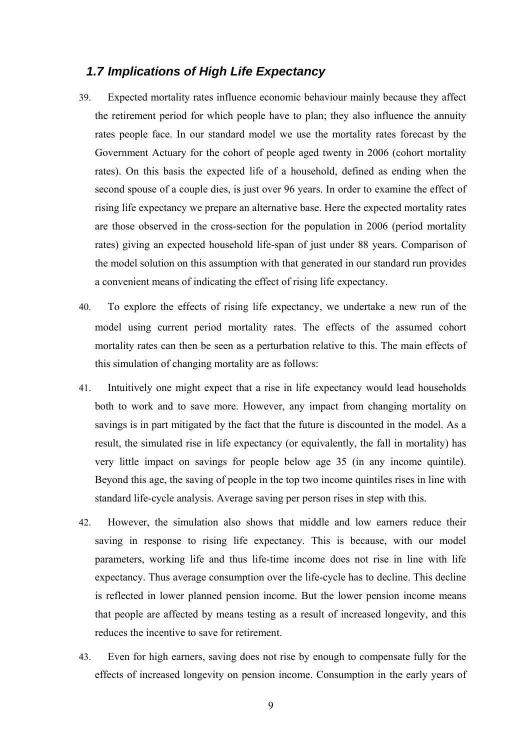### *1.7 Implications of High Life Expectancy*

39. Expected mortality rates influence economic behaviour mainly because they affect the retirement period for which people have to plan; they also influence the annuity rates people face. In our standard model we use the mortality rates forecast by the Government Actuary for the cohort of people aged twenty in 2006 (cohort mortality rates). On this basis the expected life of a household, defined as ending when the second spouse of a couple dies, is just over 96 years. In order to examine the effect of rising life expectancy we prepare an alternative base. Here the expected mortality rates are those observed in the cross-section for the population in 2006 (period mortality rates) giving an expected household life-span of just under 88 years. Comparison of the model solution on this assumption with that generated in our standard run provides a convenient means of indicating the effect of rising life expectancy.

40. To explore the effects of rising life expectancy, we undertake a new run of the model using current period mortality rates. The effects of the assumed cohort mortality rates can then be seen as a perturbation relative to this. The main effects of this simulation of changing mortality are as follows:

41. Intuitively one might expect that a rise in life expectancy would lead households both to work and to save more. However, any impact from changing mortality on savings is in part mitigated by the fact that the future is discounted in the model. As a result, the simulated rise in life expectancy (or equivalently, the fall in mortality) has very little impact on savings for people below age 35 (in any income quintile). Beyond this age, the saving of people in the top two income quintiles rises in line with standard life-cycle analysis. Average saving per person rises in step with this.

42. However, the simulation also shows that middle and low earners reduce their saving in response to rising life expectancy. This is because, with our model parameters, working life and thus life-time income does not rise in line with life expectancy. Thus average consumption over the life-cycle has to decline. This decline is reflected in lower planned pension income. But the lower pension income means that people are affected by means testing as a result of increased longevity, and this reduces the incentive to save for retirement.

43. Even for high earners, saving does not rise by enough to compensate fully for the effects of increased longevity on pension income. Consumption in the early years of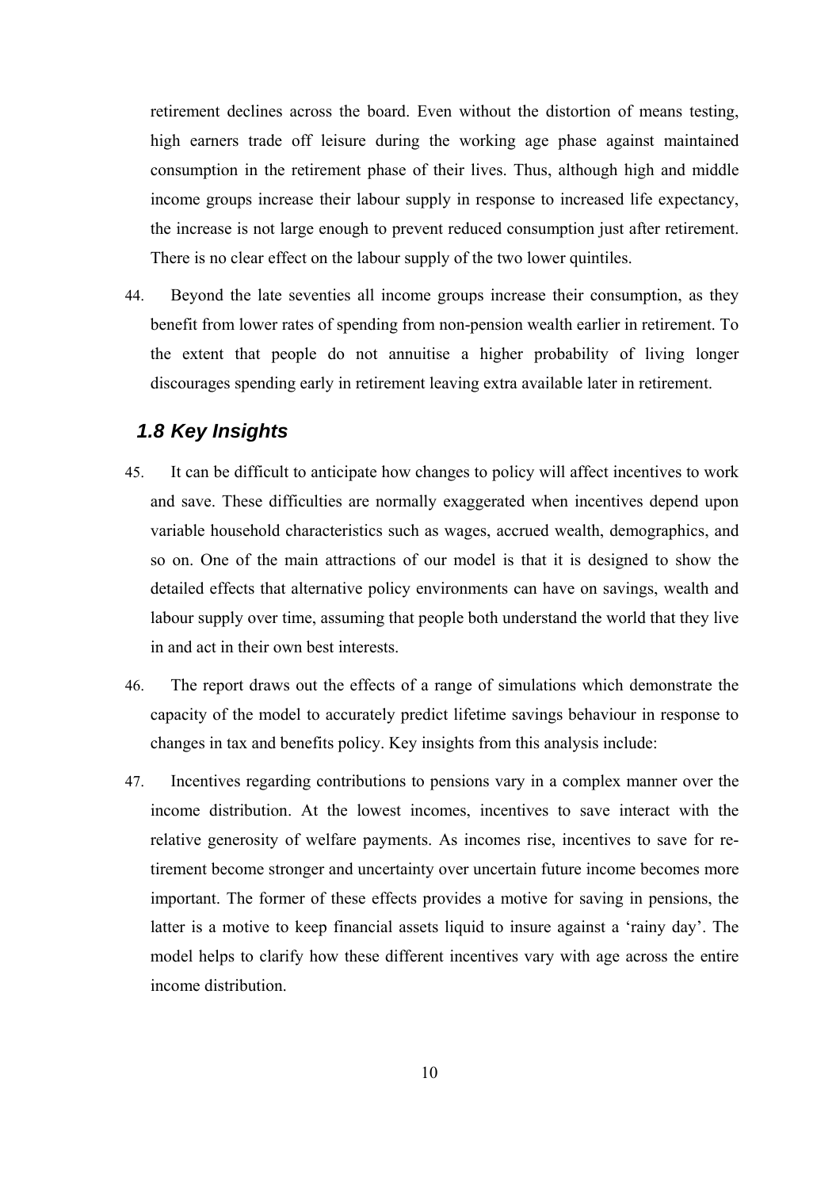retirement declines across the board. Even without the distortion of means testing, high earners trade off leisure during the working age phase against maintained consumption in the retirement phase of their lives. Thus, although high and middle income groups increase their labour supply in response to increased life expectancy, the increase is not large enough to prevent reduced consumption just after retirement. There is no clear effect on the labour supply of the two lower quintiles.

44. Beyond the late seventies all income groups increase their consumption, as they benefit from lower rates of spending from non-pension wealth earlier in retirement. To the extent that people do not annuitise a higher probability of living longer discourages spending early in retirement leaving extra available later in retirement.

## *1.8 Key Insights*

45. It can be difficult to anticipate how changes to policy will affect incentives to work and save. These difficulties are normally exaggerated when incentives depend upon variable household characteristics such as wages, accrued wealth, demographics, and so on. One of the main attractions of our model is that it is designed to show the detailed effects that alternative policy environments can have on savings, wealth and labour supply over time, assuming that people both understand the world that they live in and act in their own best interests.

46. The report draws out the effects of a range of simulations which demonstrate the capacity of the model to accurately predict lifetime savings behaviour in response to changes in tax and benefits policy. Key insights from this analysis include:

47. Incentives regarding contributions to pensions vary in a complex manner over the income distribution. At the lowest incomes, incentives to save interact with the relative generosity of welfare payments. As incomes rise, incentives to save for re-tirement become stronger and uncertainty over uncertain future income becomes more important. The former of these effects provides a motive for saving in pensions, the latter is a motive to keep financial assets liquid to insure against a 'rainy day'. The model helps to clarify how these different incentives vary with age across the entire income distribution.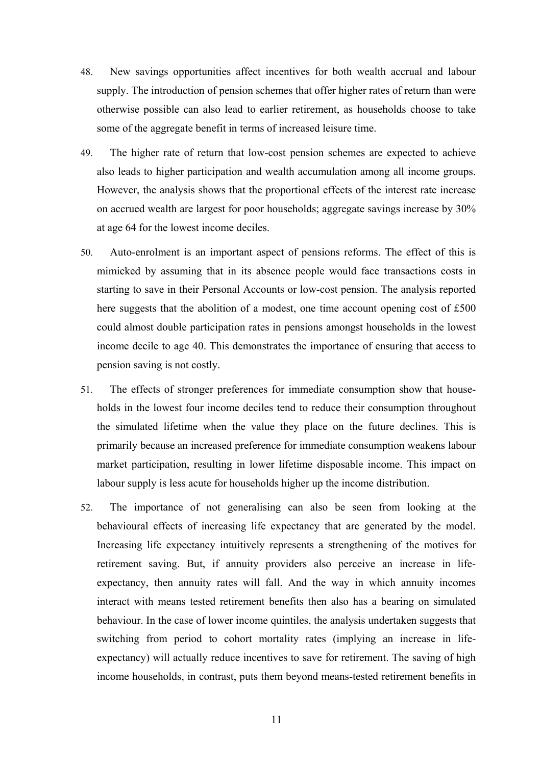48. New savings opportunities affect incentives for both wealth accrual and labour supply. The introduction of pension schemes that offer higher rates of return than were otherwise possible can also lead to earlier retirement, as households choose to take some of the aggregate benefit in terms of increased leisure time.

49. The higher rate of return that low-cost pension schemes are expected to achieve also leads to higher participation and wealth accumulation among all income groups. However, the analysis shows that the proportional effects of the interest rate increase on accrued wealth are largest for poor households; aggregate savings increase by 30% at age 64 for the lowest income deciles.

50. Auto-enrolment is an important aspect of pensions reforms. The effect of this is mimicked by assuming that in its absence people would face transactions costs in starting to save in their Personal Accounts or low-cost pension. The analysis reported here suggests that the abolition of a modest, one time account opening cost of £500 could almost double participation rates in pensions amongst households in the lowest income decile to age 40. This demonstrates the importance of ensuring that access to pension saving is not costly.

51. The effects of stronger preferences for immediate consumption show that households in the lowest four income deciles tend to reduce their consumption throughout the simulated lifetime when the value they place on the future declines. This is primarily because an increased preference for immediate consumption weakens labour market participation, resulting in lower lifetime disposable income. This impact on labour supply is less acute for households higher up the income distribution.

52. The importance of not generalising can also be seen from looking at the behavioural effects of increasing life expectancy that are generated by the model. Increasing life expectancy intuitively represents a strengthening of the motives for retirement saving. But, if annuity providers also perceive an increase in life-expectancy, then annuity rates will fall. And the way in which annuity incomes interact with means tested retirement benefits then also has a bearing on simulated behaviour. In the case of lower income quintiles, the analysis undertaken suggests that switching from period to cohort mortality rates (implying an increase in life-expectancy) will actually reduce incentives to save for retirement. The saving of high income households, in contrast, puts them beyond means-tested retirement benefits in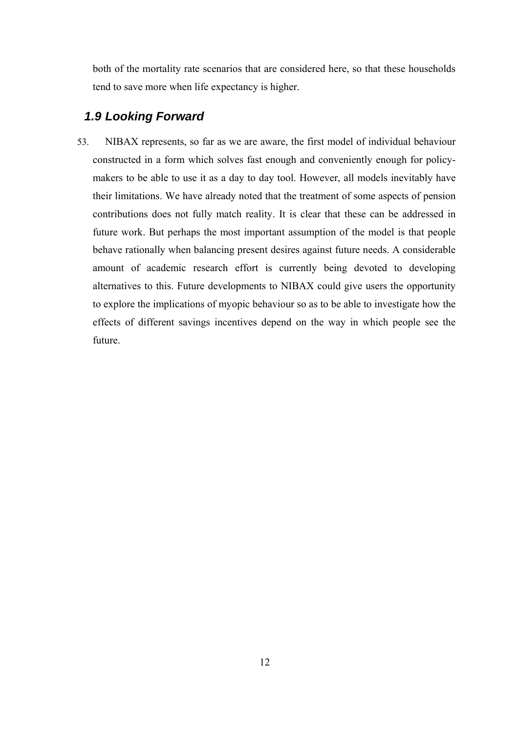both of the mortality rate scenarios that are considered here, so that these households tend to save more when life expectancy is higher.

### *1.9 Looking Forward*

53. NIBAX represents, so far as we are aware, the first model of individual behaviour constructed in a form which solves fast enough and conveniently enough for policy-makers to be able to use it as a day to day tool. However, all models inevitably have their limitations. We have already noted that the treatment of some aspects of pension contributions does not fully match reality. It is clear that these can be addressed in future work. But perhaps the most important assumption of the model is that people behave rationally when balancing present desires against future needs. A considerable amount of academic research effort is currently being devoted to developing alternatives to this. Future developments to NIBAX could give users the opportunity to explore the implications of myopic behaviour so as to be able to investigate how the effects of different savings incentives depend on the way in which people see the future.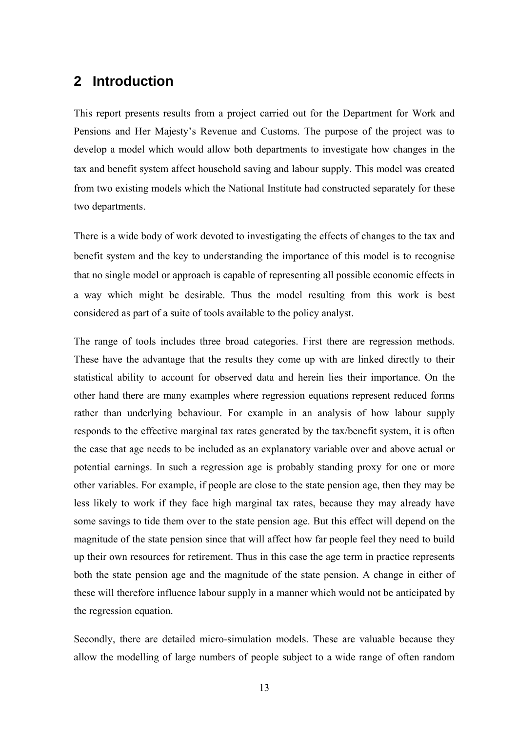## 2 Introduction

This report presents results from a project carried out for the Department for Work and Pensions and Her Majesty's Revenue and Customs. The purpose of the project was to develop a model which would allow both departments to investigate how changes in the tax and benefit system affect household saving and labour supply. This model was created from two existing models which the National Institute had constructed separately for these two departments.

There is a wide body of work devoted to investigating the effects of changes to the tax and benefit system and the key to understanding the importance of this model is to recognise that no single model or approach is capable of representing all possible economic effects in a way which might be desirable. Thus the model resulting from this work is best considered as part of a suite of tools available to the policy analyst.

The range of tools includes three broad categories. First there are regression methods. These have the advantage that the results they come up with are linked directly to their statistical ability to account for observed data and herein lies their importance. On the other hand there are many examples where regression equations represent reduced forms rather than underlying behaviour. For example in an analysis of how labour supply responds to the effective marginal tax rates generated by the tax/benefit system, it is often the case that age needs to be included as an explanatory variable over and above actual or potential earnings. In such a regression age is probably standing proxy for one or more other variables. For example, if people are close to the state pension age, then they may be less likely to work if they face high marginal tax rates, because they may already have some savings to tide them over to the state pension age. But this effect will depend on the magnitude of the state pension since that will affect how far people feel they need to build up their own resources for retirement. Thus in this case the age term in practice represents both the state pension age and the magnitude of the state pension. A change in either of these will therefore influence labour supply in a manner which would not be anticipated by the regression equation.

Secondly, there are detailed micro-simulation models. These are valuable because they allow the modelling of large numbers of people subject to a wide range of often random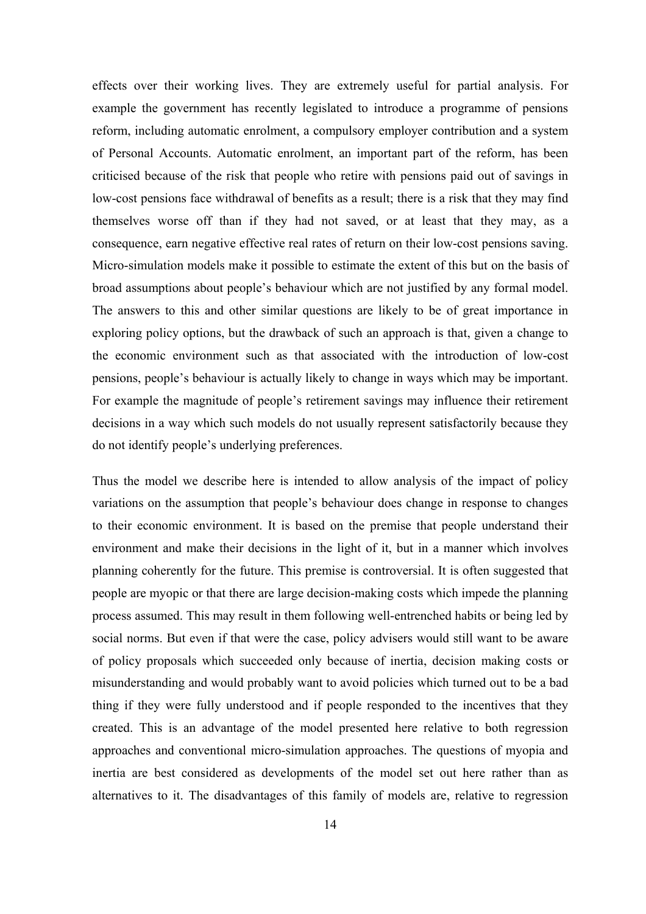effects over their working lives. They are extremely useful for partial analysis. For example the government has recently legislated to introduce a programme of pensions reform, including automatic enrolment, a compulsory employer contribution and a system of Personal Accounts. Automatic enrolment, an important part of the reform, has been criticised because of the risk that people who retire with pensions paid out of savings in low-cost pensions face withdrawal of benefits as a result; there is a risk that they may find themselves worse off than if they had not saved, or at least that they may, as a consequence, earn negative effective real rates of return on their low-cost pensions saving. Micro-simulation models make it possible to estimate the extent of this but on the basis of broad assumptions about people's behaviour which are not justified by any formal model. The answers to this and other similar questions are likely to be of great importance in exploring policy options, but the drawback of such an approach is that, given a change to the economic environment such as that associated with the introduction of low-cost pensions, people's behaviour is actually likely to change in ways which may be important. For example the magnitude of people's retirement savings may influence their retirement decisions in a way which such models do not usually represent satisfactorily because they do not identify people's underlying preferences.

Thus the model we describe here is intended to allow analysis of the impact of policy variations on the assumption that people's behaviour does change in response to changes to their economic environment. It is based on the premise that people understand their environment and make their decisions in the light of it, but in a manner which involves planning coherently for the future. This premise is controversial. It is often suggested that people are myopic or that there are large decision-making costs which impede the planning process assumed. This may result in them following well-entrenched habits or being led by social norms. But even if that were the case, policy advisers would still want to be aware of policy proposals which succeeded only because of inertia, decision making costs or misunderstanding and would probably want to avoid policies which turned out to be a bad thing if they were fully understood and if people responded to the incentives that they created. This is an advantage of the model presented here relative to both regression approaches and conventional micro-simulation approaches. The questions of myopia and inertia are best considered as developments of the model set out here rather than as alternatives to it. The disadvantages of this family of models are, relative to regression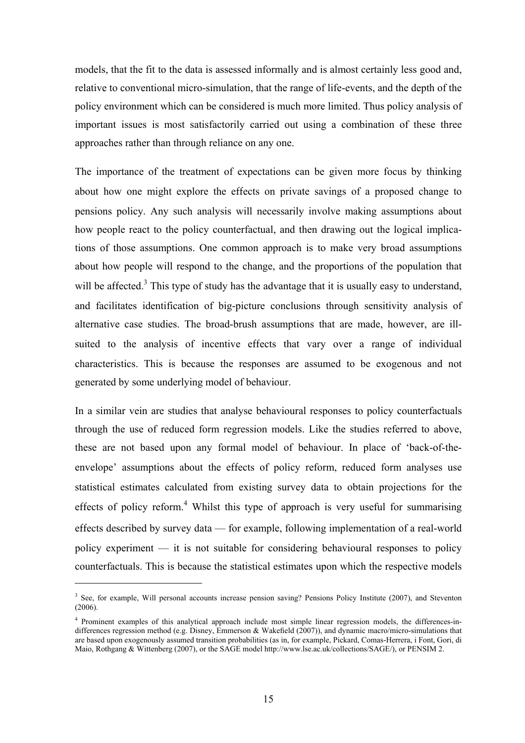models, that the fit to the data is assessed informally and is almost certainly less good and, relative to conventional micro-simulation, that the range of life-events, and the depth of the policy environment which can be considered is much more limited. Thus policy analysis of important issues is most satisfactorily carried out using a combination of these three approaches rather than through reliance on any one.

The importance of the treatment of expectations can be given more focus by thinking about how one might explore the effects on private savings of a proposed change to pensions policy. Any such analysis will necessarily involve making assumptions about how people react to the policy counterfactual, and then drawing out the logical implications of those assumptions. One common approach is to make very broad assumptions about how people will respond to the change, and the proportions of the population that will be affected.[3] This type of study has the advantage that it is usually easy to understand, and facilitates identification of big-picture conclusions through sensitivity analysis of alternative case studies. The broad-brush assumptions that are made, however, are ill-suited to the analysis of incentive effects that vary over a range of individual characteristics. This is because the responses are assumed to be exogenous and not generated by some underlying model of behaviour.

In a similar vein are studies that analyse behavioural responses to policy counterfactuals through the use of reduced form regression models. Like the studies referred to above, these are not based upon any formal model of behaviour. In place of 'back-of-the-envelope' assumptions about the effects of policy reform, reduced form analyses use statistical estimates calculated from existing survey data to obtain projections for the effects of policy reform.[4] Whilst this type of approach is very useful for summarising effects described by survey data — for example, following implementation of a real-world policy experiment — it is not suitable for considering behavioural responses to policy counterfactuals. This is because the statistical estimates upon which the respective models

---

[3] See, for example, Will personal accounts increase pension saving? Pensions Policy Institute (2007), and Steventon (2006).

[4] Prominent examples of this analytical approach include most simple linear regression models, the differences-in-differences regression method (e.g. Disney, Emmerson & Wakefield (2007)), and dynamic macro/micro-simulations that are based upon exogenously assumed transition probabilities (as in, for example, Pickard, Comas-Herrera, i Font, Gori, di Maio, Rothgang & Wittenberg (2007), or the SAGE model http://www.lse.ac.uk/collections/SAGE/), or PENSIM 2.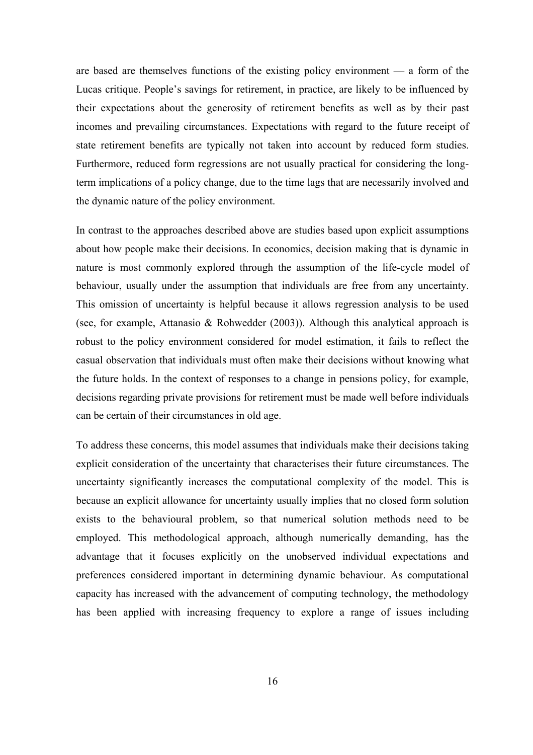are based are themselves functions of the existing policy environment — a form of the Lucas critique. People's savings for retirement, in practice, are likely to be influenced by their expectations about the generosity of retirement benefits as well as by their past incomes and prevailing circumstances. Expectations with regard to the future receipt of state retirement benefits are typically not taken into account by reduced form studies. Furthermore, reduced form regressions are not usually practical for considering the long-term implications of a policy change, due to the time lags that are necessarily involved and the dynamic nature of the policy environment.

In contrast to the approaches described above are studies based upon explicit assumptions about how people make their decisions. In economics, decision making that is dynamic in nature is most commonly explored through the assumption of the life-cycle model of behaviour, usually under the assumption that individuals are free from any uncertainty. This omission of uncertainty is helpful because it allows regression analysis to be used (see, for example, Attanasio & Rohwedder (2003)). Although this analytical approach is robust to the policy environment considered for model estimation, it fails to reflect the casual observation that individuals must often make their decisions without knowing what the future holds. In the context of responses to a change in pensions policy, for example, decisions regarding private provisions for retirement must be made well before individuals can be certain of their circumstances in old age.

To address these concerns, this model assumes that individuals make their decisions taking explicit consideration of the uncertainty that characterises their future circumstances. The uncertainty significantly increases the computational complexity of the model. This is because an explicit allowance for uncertainty usually implies that no closed form solution exists to the behavioural problem, so that numerical solution methods need to be employed. This methodological approach, although numerically demanding, has the advantage that it focuses explicitly on the unobserved individual expectations and preferences considered important in determining dynamic behaviour. As computational capacity has increased with the advancement of computing technology, the methodology has been applied with increasing frequency to explore a range of issues including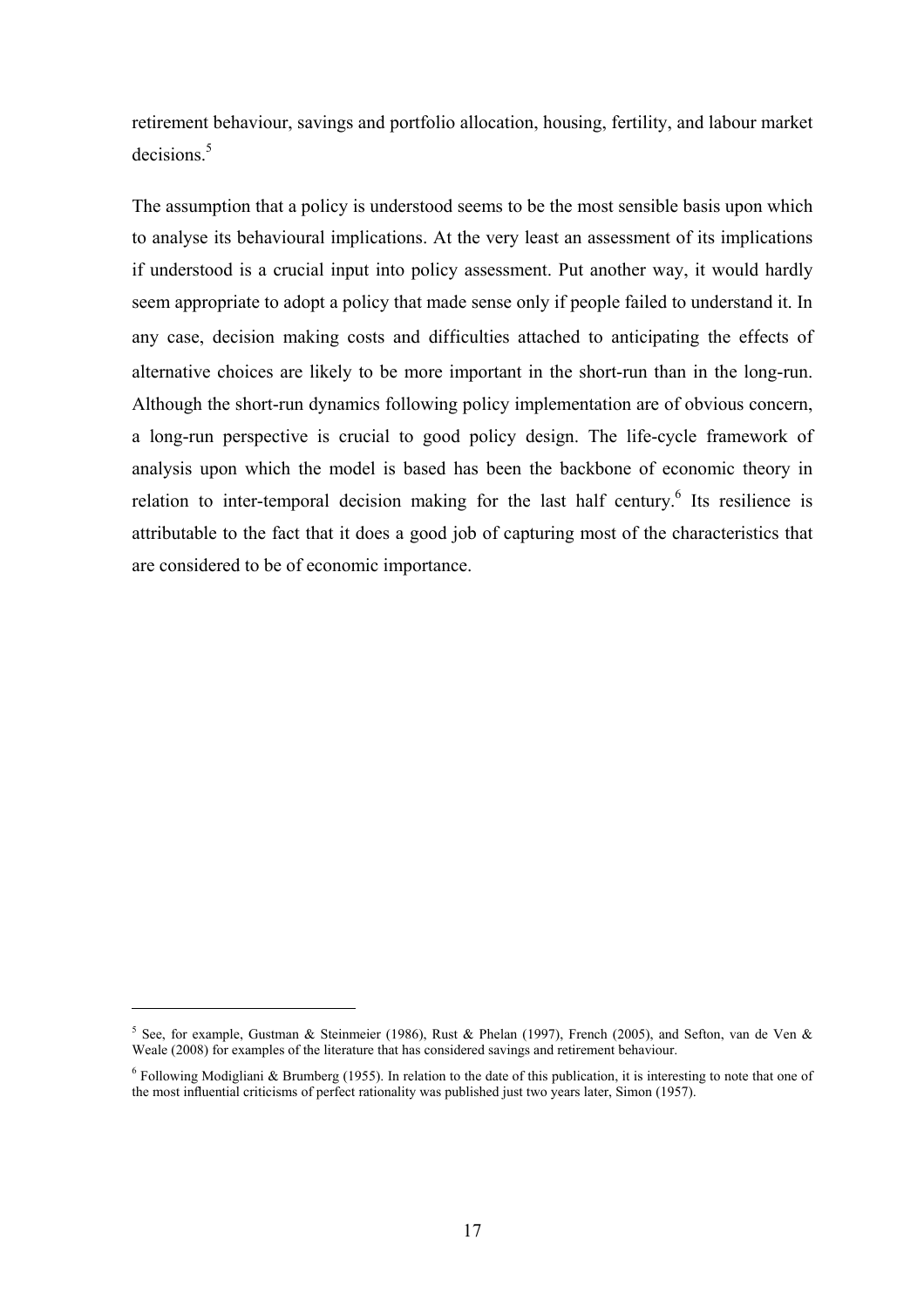retirement behaviour, savings and portfolio allocation, housing, fertility, and labour market decisions.[5]

The assumption that a policy is understood seems to be the most sensible basis upon which to analyse its behavioural implications. At the very least an assessment of its implications if understood is a crucial input into policy assessment. Put another way, it would hardly seem appropriate to adopt a policy that made sense only if people failed to understand it. In any case, decision making costs and difficulties attached to anticipating the effects of alternative choices are likely to be more important in the short-run than in the long-run. Although the short-run dynamics following policy implementation are of obvious concern, a long-run perspective is crucial to good policy design. The life-cycle framework of analysis upon which the model is based has been the backbone of economic theory in relation to inter-temporal decision making for the last half century.[6] Its resilience is attributable to the fact that it does a good job of capturing most of the characteristics that are considered to be of economic importance.

---

[5] See, for example, Gustman & Steinmeier (1986), Rust & Phelan (1997), French (2005), and Sefton, van de Ven & Weale (2008) for examples of the literature that has considered savings and retirement behaviour.

[6] Following Modigliani & Brumberg (1955). In relation to the date of this publication, it is interesting to note that one of the most influential criticisms of perfect rationality was published just two years later, Simon (1957).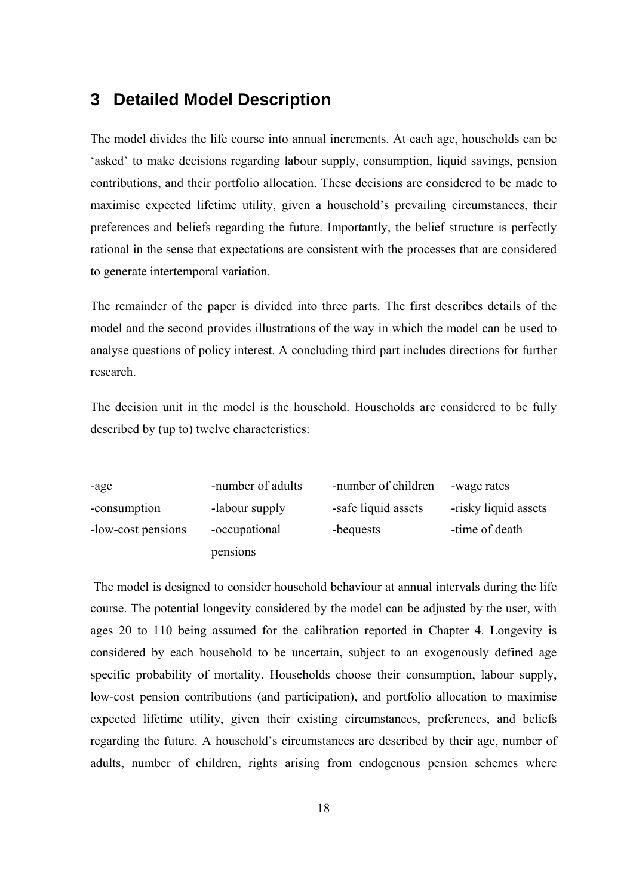# 3 Detailed Model Description

The model divides the life course into annual increments. At each age, households can be 'asked' to make decisions regarding labour supply, consumption, liquid savings, pension contributions, and their portfolio allocation. These decisions are considered to be made to maximise expected lifetime utility, given a household's prevailing circumstances, their preferences and beliefs regarding the future. Importantly, the belief structure is perfectly rational in the sense that expectations are consistent with the processes that are considered to generate intertemporal variation.

The remainder of the paper is divided into three parts. The first describes details of the model and the second provides illustrations of the way in which the model can be used to analyse questions of policy interest. A concluding third part includes directions for further research.

The decision unit in the model is the household. Households are considered to be fully described by (up to) twelve characteristics:

| | | | |
|---|---|---|---|
| -age | -number of adults | -number of children | -wage rates |
| -consumption | -labour supply | -safe liquid assets | -risky liquid assets |
| -low-cost pensions | -occupational pensions | -bequests | -time of death |

The model is designed to consider household behaviour at annual intervals during the life course. The potential longevity considered by the model can be adjusted by the user, with ages 20 to 110 being assumed for the calibration reported in Chapter 4. Longevity is considered by each household to be uncertain, subject to an exogenously defined age specific probability of mortality. Households choose their consumption, labour supply, low-cost pension contributions (and participation), and portfolio allocation to maximise expected lifetime utility, given their existing circumstances, preferences, and beliefs regarding the future. A household's circumstances are described by their age, number of adults, number of children, rights arising from endogenous pension schemes where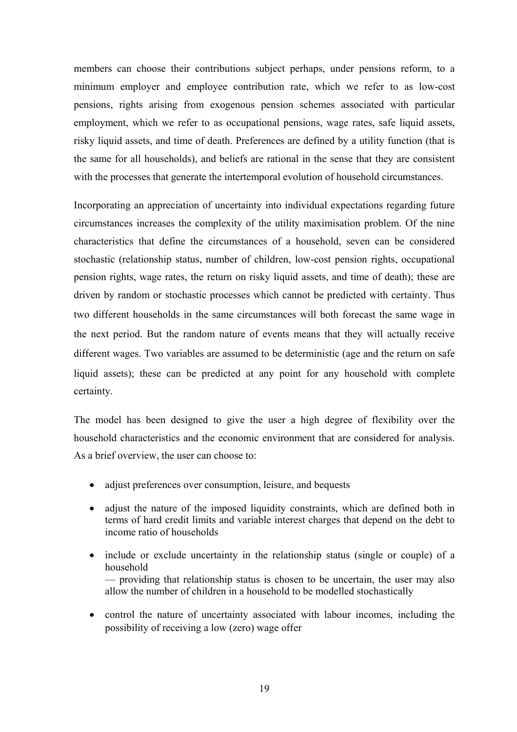members can choose their contributions subject perhaps, under pensions reform, to a minimum employer and employee contribution rate, which we refer to as low-cost pensions, rights arising from exogenous pension schemes associated with particular employment, which we refer to as occupational pensions, wage rates, safe liquid assets, risky liquid assets, and time of death. Preferences are defined by a utility function (that is the same for all households), and beliefs are rational in the sense that they are consistent with the processes that generate the intertemporal evolution of household circumstances.

Incorporating an appreciation of uncertainty into individual expectations regarding future circumstances increases the complexity of the utility maximisation problem. Of the nine characteristics that define the circumstances of a household, seven can be considered stochastic (relationship status, number of children, low-cost pension rights, occupational pension rights, wage rates, the return on risky liquid assets, and time of death); these are driven by random or stochastic processes which cannot be predicted with certainty. Thus two different households in the same circumstances will both forecast the same wage in the next period. But the random nature of events means that they will actually receive different wages. Two variables are assumed to be deterministic (age and the return on safe liquid assets); these can be predicted at any point for any household with complete certainty.

The model has been designed to give the user a high degree of flexibility over the household characteristics and the economic environment that are considered for analysis. As a brief overview, the user can choose to:

- adjust preferences over consumption, leisure, and bequests
- adjust the nature of the imposed liquidity constraints, which are defined both in terms of hard credit limits and variable interest charges that depend on the debt to income ratio of households
- include or exclude uncertainty in the relationship status (single or couple) of a household
  — providing that relationship status is chosen to be uncertain, the user may also allow the number of children in a household to be modelled stochastically
- control the nature of uncertainty associated with labour incomes, including the possibility of receiving a low (zero) wage offer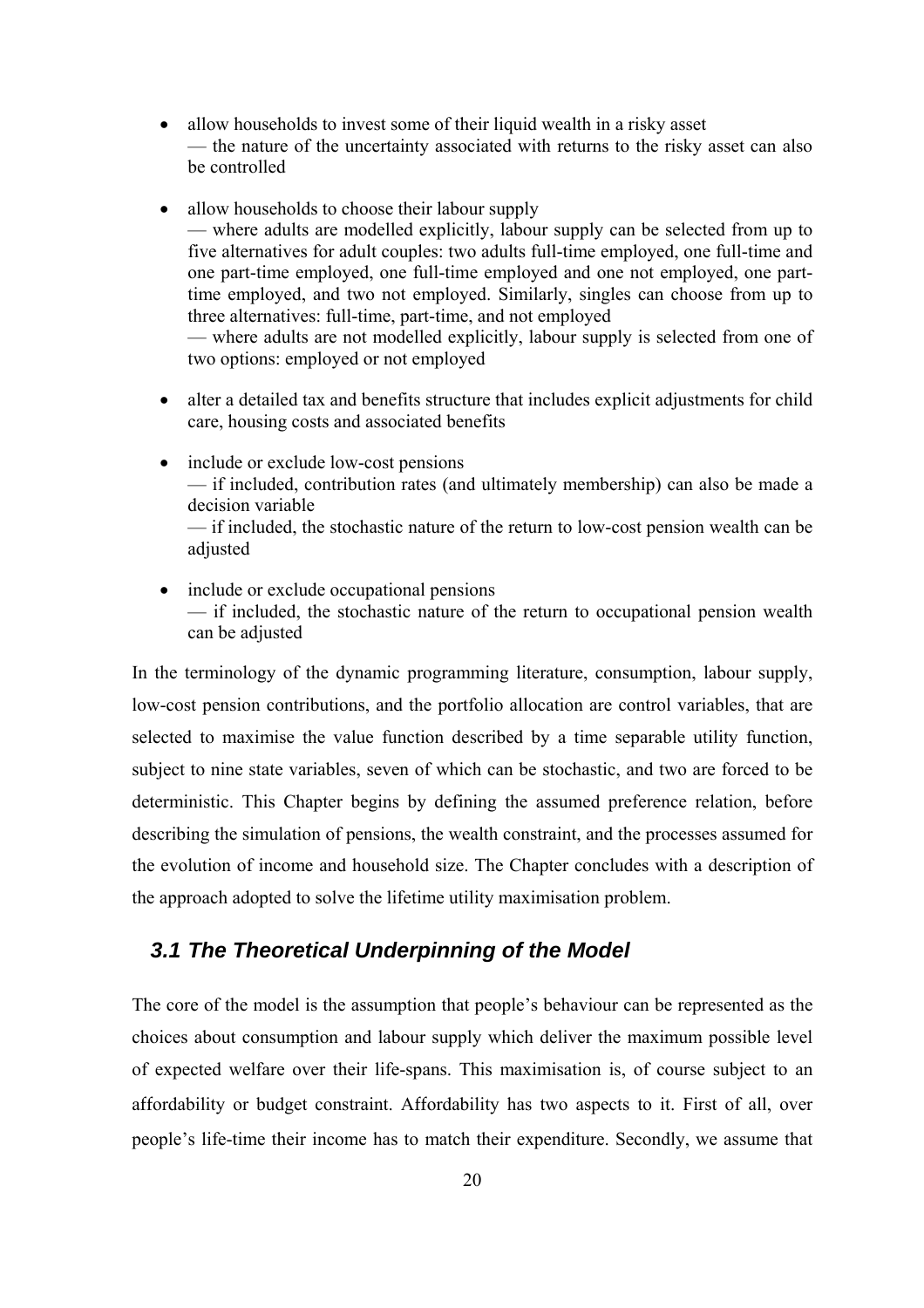- allow households to invest some of their liquid wealth in a risky asset
  — the nature of the uncertainty associated with returns to the risky asset can also be controlled

- allow households to choose their labour supply
  — where adults are modelled explicitly, labour supply can be selected from up to five alternatives for adult couples: two adults full-time employed, one full-time and one part-time employed, one full-time employed and one not employed, one part-time employed, and two not employed. Similarly, singles can choose from up to three alternatives: full-time, part-time, and not employed
  — where adults are not modelled explicitly, labour supply is selected from one of two options: employed or not employed

- alter a detailed tax and benefits structure that includes explicit adjustments for child care, housing costs and associated benefits

- include or exclude low-cost pensions
  — if included, contribution rates (and ultimately membership) can also be made a decision variable
  — if included, the stochastic nature of the return to low-cost pension wealth can be adjusted

- include or exclude occupational pensions
  — if included, the stochastic nature of the return to occupational pension wealth can be adjusted

In the terminology of the dynamic programming literature, consumption, labour supply, low-cost pension contributions, and the portfolio allocation are control variables, that are selected to maximise the value function described by a time separable utility function, subject to nine state variables, seven of which can be stochastic, and two are forced to be deterministic. This Chapter begins by defining the assumed preference relation, before describing the simulation of pensions, the wealth constraint, and the processes assumed for the evolution of income and household size. The Chapter concludes with a description of the approach adopted to solve the lifetime utility maximisation problem.

## *3.1 The Theoretical Underpinning of the Model*

The core of the model is the assumption that people's behaviour can be represented as the choices about consumption and labour supply which deliver the maximum possible level of expected welfare over their life-spans. This maximisation is, of course subject to an affordability or budget constraint. Affordability has two aspects to it. First of all, over people's life-time their income has to match their expenditure. Secondly, we assume that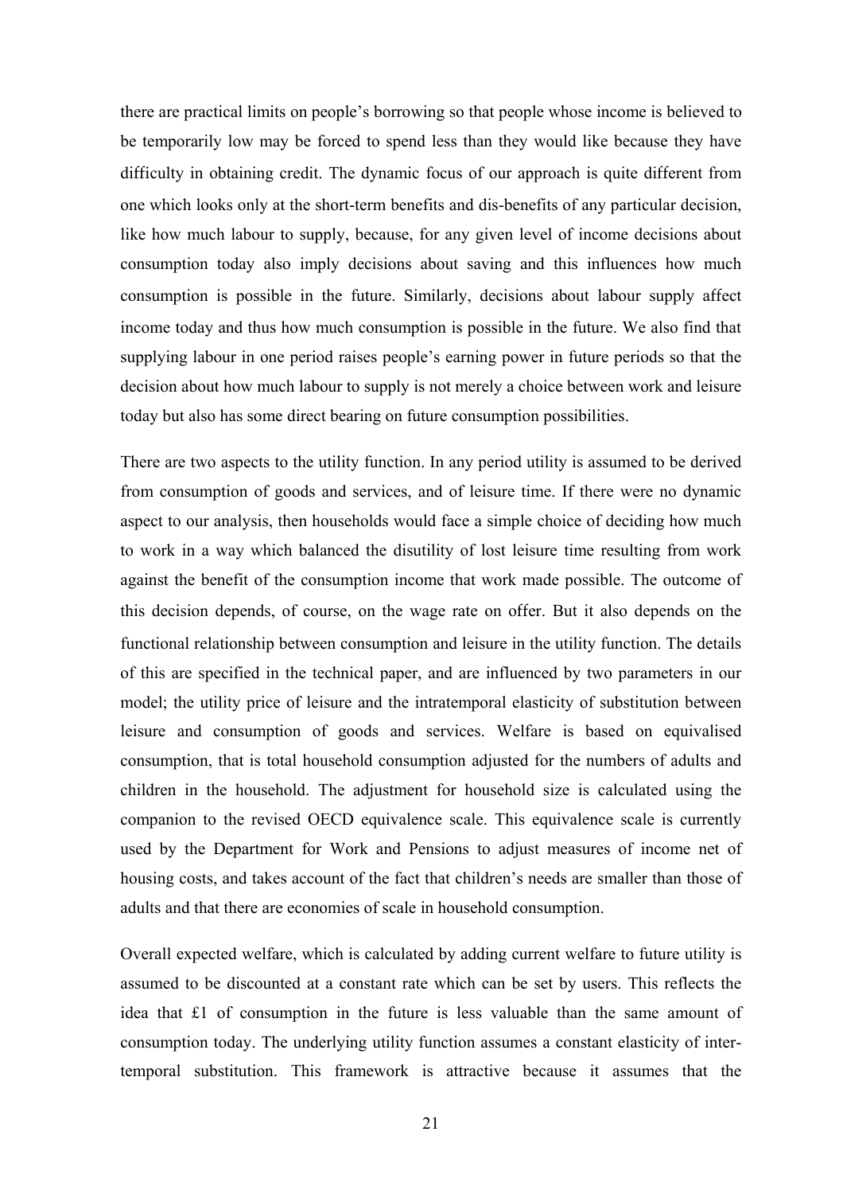there are practical limits on people's borrowing so that people whose income is believed to be temporarily low may be forced to spend less than they would like because they have difficulty in obtaining credit. The dynamic focus of our approach is quite different from one which looks only at the short-term benefits and dis-benefits of any particular decision, like how much labour to supply, because, for any given level of income decisions about consumption today also imply decisions about saving and this influences how much consumption is possible in the future. Similarly, decisions about labour supply affect income today and thus how much consumption is possible in the future. We also find that supplying labour in one period raises people's earning power in future periods so that the decision about how much labour to supply is not merely a choice between work and leisure today but also has some direct bearing on future consumption possibilities.

There are two aspects to the utility function. In any period utility is assumed to be derived from consumption of goods and services, and of leisure time. If there were no dynamic aspect to our analysis, then households would face a simple choice of deciding how much to work in a way which balanced the disutility of lost leisure time resulting from work against the benefit of the consumption income that work made possible. The outcome of this decision depends, of course, on the wage rate on offer. But it also depends on the functional relationship between consumption and leisure in the utility function. The details of this are specified in the technical paper, and are influenced by two parameters in our model; the utility price of leisure and the intratemporal elasticity of substitution between leisure and consumption of goods and services. Welfare is based on equivalised consumption, that is total household consumption adjusted for the numbers of adults and children in the household. The adjustment for household size is calculated using the companion to the revised OECD equivalence scale. This equivalence scale is currently used by the Department for Work and Pensions to adjust measures of income net of housing costs, and takes account of the fact that children's needs are smaller than those of adults and that there are economies of scale in household consumption.

Overall expected welfare, which is calculated by adding current welfare to future utility is assumed to be discounted at a constant rate which can be set by users. This reflects the idea that £1 of consumption in the future is less valuable than the same amount of consumption today. The underlying utility function assumes a constant elasticity of inter-temporal substitution. This framework is attractive because it assumes that the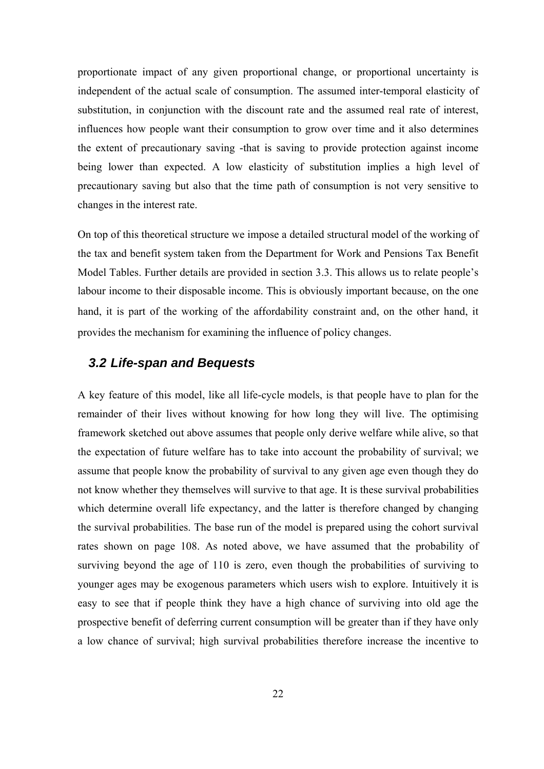proportionate impact of any given proportional change, or proportional uncertainty is independent of the actual scale of consumption. The assumed inter-temporal elasticity of substitution, in conjunction with the discount rate and the assumed real rate of interest, influences how people want their consumption to grow over time and it also determines the extent of precautionary saving -that is saving to provide protection against income being lower than expected. A low elasticity of substitution implies a high level of precautionary saving but also that the time path of consumption is not very sensitive to changes in the interest rate.

On top of this theoretical structure we impose a detailed structural model of the working of the tax and benefit system taken from the Department for Work and Pensions Tax Benefit Model Tables. Further details are provided in section 3.3. This allows us to relate people's labour income to their disposable income. This is obviously important because, on the one hand, it is part of the working of the affordability constraint and, on the other hand, it provides the mechanism for examining the influence of policy changes.

## *3.2 Life-span and Bequests*

A key feature of this model, like all life-cycle models, is that people have to plan for the remainder of their lives without knowing for how long they will live. The optimising framework sketched out above assumes that people only derive welfare while alive, so that the expectation of future welfare has to take into account the probability of survival; we assume that people know the probability of survival to any given age even though they do not know whether they themselves will survive to that age. It is these survival probabilities which determine overall life expectancy, and the latter is therefore changed by changing the survival probabilities. The base run of the model is prepared using the cohort survival rates shown on page 108. As noted above, we have assumed that the probability of surviving beyond the age of 110 is zero, even though the probabilities of surviving to younger ages may be exogenous parameters which users wish to explore. Intuitively it is easy to see that if people think they have a high chance of surviving into old age the prospective benefit of deferring current consumption will be greater than if they have only a low chance of survival; high survival probabilities therefore increase the incentive to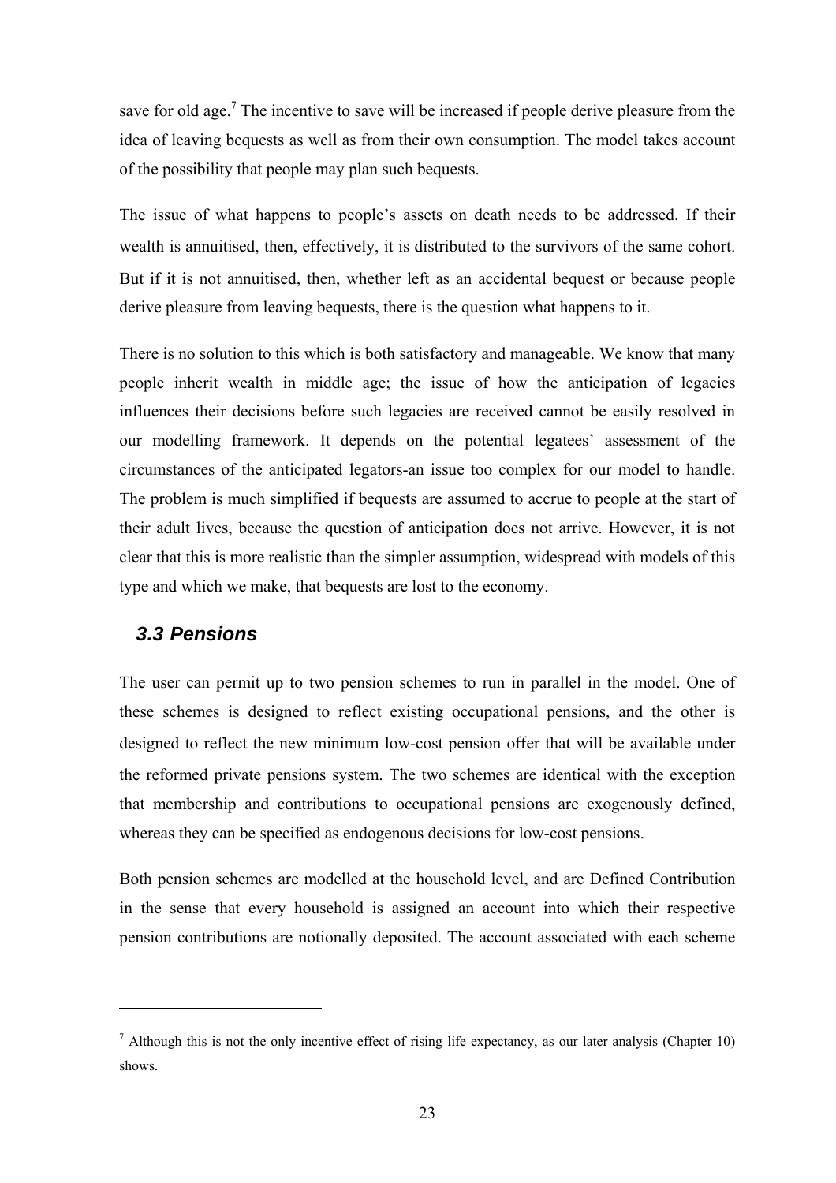save for old age.[7] The incentive to save will be increased if people derive pleasure from the idea of leaving bequests as well as from their own consumption. The model takes account of the possibility that people may plan such bequests.

The issue of what happens to people's assets on death needs to be addressed. If their wealth is annuitised, then, effectively, it is distributed to the survivors of the same cohort. But if it is not annuitised, then, whether left as an accidental bequest or because people derive pleasure from leaving bequests, there is the question what happens to it.

There is no solution to this which is both satisfactory and manageable. We know that many people inherit wealth in middle age; the issue of how the anticipation of legacies influences their decisions before such legacies are received cannot be easily resolved in our modelling framework. It depends on the potential legatees' assessment of the circumstances of the anticipated legators-an issue too complex for our model to handle. The problem is much simplified if bequests are assumed to accrue to people at the start of their adult lives, because the question of anticipation does not arrive. However, it is not clear that this is more realistic than the simpler assumption, widespread with models of this type and which we make, that bequests are lost to the economy.

### 3.3 Pensions

The user can permit up to two pension schemes to run in parallel in the model. One of these schemes is designed to reflect existing occupational pensions, and the other is designed to reflect the new minimum low-cost pension offer that will be available under the reformed private pensions system. The two schemes are identical with the exception that membership and contributions to occupational pensions are exogenously defined, whereas they can be specified as endogenous decisions for low-cost pensions.

Both pension schemes are modelled at the household level, and are Defined Contribution in the sense that every household is assigned an account into which their respective pension contributions are notionally deposited. The account associated with each scheme

[7] Although this is not the only incentive effect of rising life expectancy, as our later analysis (Chapter 10) shows.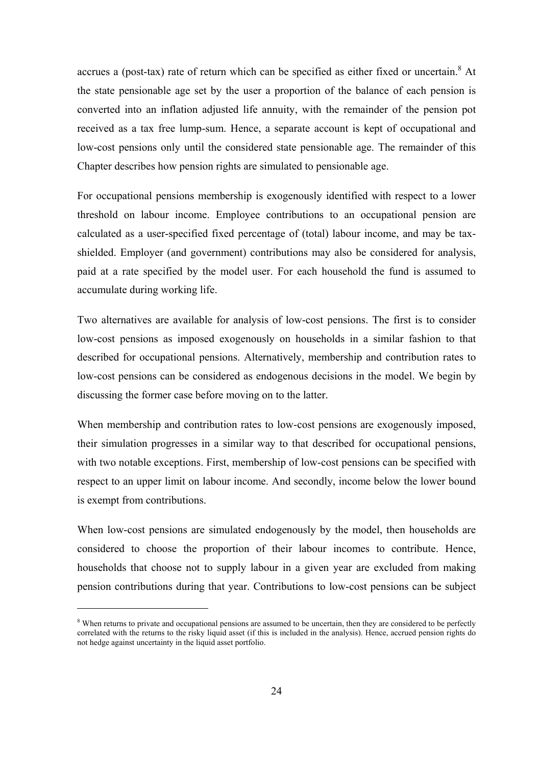accrues a (post-tax) rate of return which can be specified as either fixed or uncertain.[8] At the state pensionable age set by the user a proportion of the balance of each pension is converted into an inflation adjusted life annuity, with the remainder of the pension pot received as a tax free lump-sum. Hence, a separate account is kept of occupational and low-cost pensions only until the considered state pensionable age. The remainder of this Chapter describes how pension rights are simulated to pensionable age.

For occupational pensions membership is exogenously identified with respect to a lower threshold on labour income. Employee contributions to an occupational pension are calculated as a user-specified fixed percentage of (total) labour income, and may be tax-shielded. Employer (and government) contributions may also be considered for analysis, paid at a rate specified by the model user. For each household the fund is assumed to accumulate during working life.

Two alternatives are available for analysis of low-cost pensions. The first is to consider low-cost pensions as imposed exogenously on households in a similar fashion to that described for occupational pensions. Alternatively, membership and contribution rates to low-cost pensions can be considered as endogenous decisions in the model. We begin by discussing the former case before moving on to the latter.

When membership and contribution rates to low-cost pensions are exogenously imposed, their simulation progresses in a similar way to that described for occupational pensions, with two notable exceptions. First, membership of low-cost pensions can be specified with respect to an upper limit on labour income. And secondly, income below the lower bound is exempt from contributions.

When low-cost pensions are simulated endogenously by the model, then households are considered to choose the proportion of their labour incomes to contribute. Hence, households that choose not to supply labour in a given year are excluded from making pension contributions during that year. Contributions to low-cost pensions can be subject

---

[8] When returns to private and occupational pensions are assumed to be uncertain, then they are considered to be perfectly correlated with the returns to the risky liquid asset (if this is included in the analysis). Hence, accrued pension rights do not hedge against uncertainty in the liquid asset portfolio.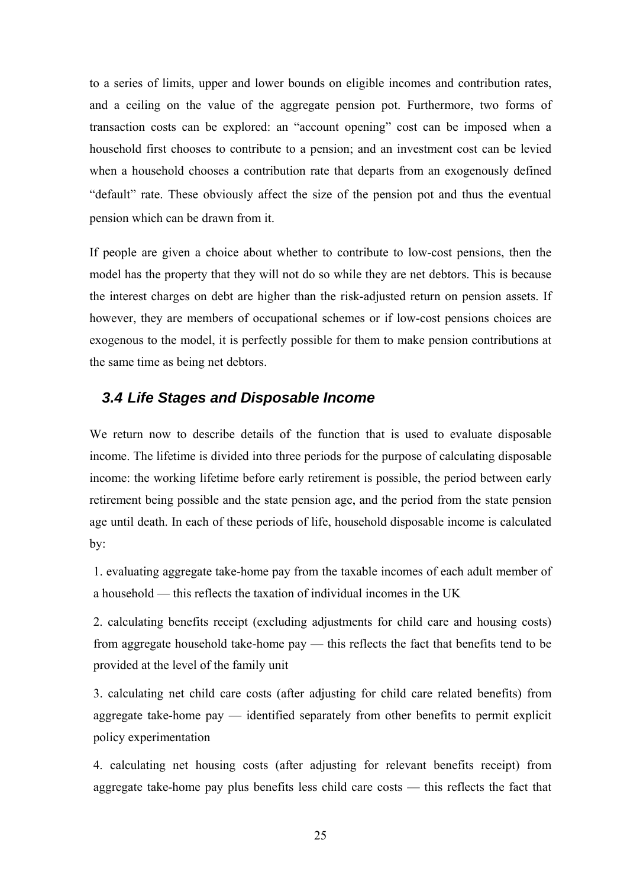to a series of limits, upper and lower bounds on eligible incomes and contribution rates, and a ceiling on the value of the aggregate pension pot. Furthermore, two forms of transaction costs can be explored: an "account opening" cost can be imposed when a household first chooses to contribute to a pension; and an investment cost can be levied when a household chooses a contribution rate that departs from an exogenously defined "default" rate. These obviously affect the size of the pension pot and thus the eventual pension which can be drawn from it.

If people are given a choice about whether to contribute to low-cost pensions, then the model has the property that they will not do so while they are net debtors. This is because the interest charges on debt are higher than the risk-adjusted return on pension assets. If however, they are members of occupational schemes or if low-cost pensions choices are exogenous to the model, it is perfectly possible for them to make pension contributions at the same time as being net debtors.

### *3.4 Life Stages and Disposable Income*

We return now to describe details of the function that is used to evaluate disposable income. The lifetime is divided into three periods for the purpose of calculating disposable income: the working lifetime before early retirement is possible, the period between early retirement being possible and the state pension age, and the period from the state pension age until death. In each of these periods of life, household disposable income is calculated by:

1. evaluating aggregate take-home pay from the taxable incomes of each adult member of a household — this reflects the taxation of individual incomes in the UK

2. calculating benefits receipt (excluding adjustments for child care and housing costs) from aggregate household take-home pay — this reflects the fact that benefits tend to be provided at the level of the family unit

3. calculating net child care costs (after adjusting for child care related benefits) from aggregate take-home pay — identified separately from other benefits to permit explicit policy experimentation

4. calculating net housing costs (after adjusting for relevant benefits receipt) from aggregate take-home pay plus benefits less child care costs — this reflects the fact that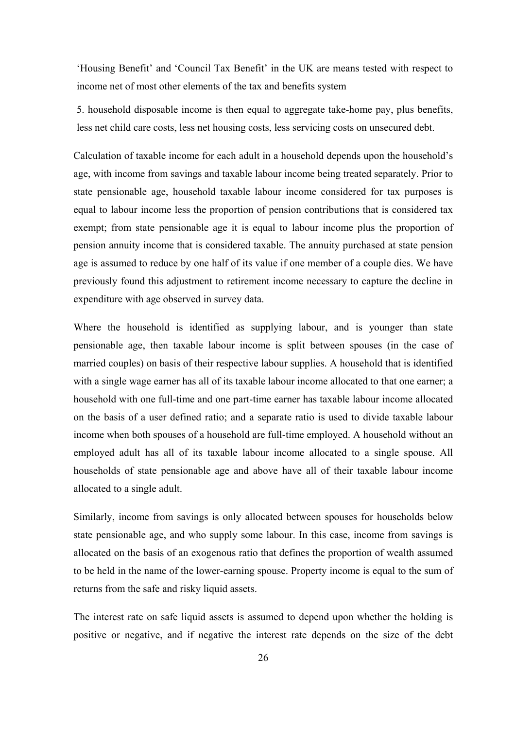'Housing Benefit' and 'Council Tax Benefit' in the UK are means tested with respect to income net of most other elements of the tax and benefits system

5. household disposable income is then equal to aggregate take-home pay, plus benefits, less net child care costs, less net housing costs, less servicing costs on unsecured debt.

Calculation of taxable income for each adult in a household depends upon the household's age, with income from savings and taxable labour income being treated separately. Prior to state pensionable age, household taxable labour income considered for tax purposes is equal to labour income less the proportion of pension contributions that is considered tax exempt; from state pensionable age it is equal to labour income plus the proportion of pension annuity income that is considered taxable. The annuity purchased at state pension age is assumed to reduce by one half of its value if one member of a couple dies. We have previously found this adjustment to retirement income necessary to capture the decline in expenditure with age observed in survey data.

Where the household is identified as supplying labour, and is younger than state pensionable age, then taxable labour income is split between spouses (in the case of married couples) on basis of their respective labour supplies. A household that is identified with a single wage earner has all of its taxable labour income allocated to that one earner; a household with one full-time and one part-time earner has taxable labour income allocated on the basis of a user defined ratio; and a separate ratio is used to divide taxable labour income when both spouses of a household are full-time employed. A household without an employed adult has all of its taxable labour income allocated to a single spouse. All households of state pensionable age and above have all of their taxable labour income allocated to a single adult.

Similarly, income from savings is only allocated between spouses for households below state pensionable age, and who supply some labour. In this case, income from savings is allocated on the basis of an exogenous ratio that defines the proportion of wealth assumed to be held in the name of the lower-earning spouse. Property income is equal to the sum of returns from the safe and risky liquid assets.

The interest rate on safe liquid assets is assumed to depend upon whether the holding is positive or negative, and if negative the interest rate depends on the size of the debt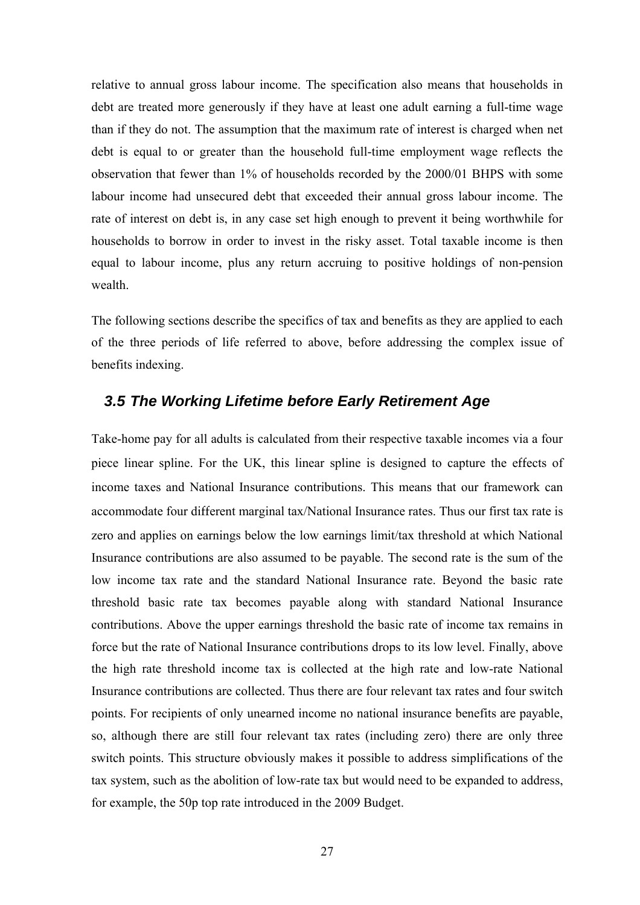relative to annual gross labour income. The specification also means that households in debt are treated more generously if they have at least one adult earning a full-time wage than if they do not. The assumption that the maximum rate of interest is charged when net debt is equal to or greater than the household full-time employment wage reflects the observation that fewer than 1% of households recorded by the 2000/01 BHPS with some labour income had unsecured debt that exceeded their annual gross labour income. The rate of interest on debt is, in any case set high enough to prevent it being worthwhile for households to borrow in order to invest in the risky asset. Total taxable income is then equal to labour income, plus any return accruing to positive holdings of non-pension wealth.

The following sections describe the specifics of tax and benefits as they are applied to each of the three periods of life referred to above, before addressing the complex issue of benefits indexing.

## *3.5 The Working Lifetime before Early Retirement Age*

Take-home pay for all adults is calculated from their respective taxable incomes via a four piece linear spline. For the UK, this linear spline is designed to capture the effects of income taxes and National Insurance contributions. This means that our framework can accommodate four different marginal tax/National Insurance rates. Thus our first tax rate is zero and applies on earnings below the low earnings limit/tax threshold at which National Insurance contributions are also assumed to be payable. The second rate is the sum of the low income tax rate and the standard National Insurance rate. Beyond the basic rate threshold basic rate tax becomes payable along with standard National Insurance contributions. Above the upper earnings threshold the basic rate of income tax remains in force but the rate of National Insurance contributions drops to its low level. Finally, above the high rate threshold income tax is collected at the high rate and low-rate National Insurance contributions are collected. Thus there are four relevant tax rates and four switch points. For recipients of only unearned income no national insurance benefits are payable, so, although there are still four relevant tax rates (including zero) there are only three switch points. This structure obviously makes it possible to address simplifications of the tax system, such as the abolition of low-rate tax but would need to be expanded to address, for example, the 50p top rate introduced in the 2009 Budget.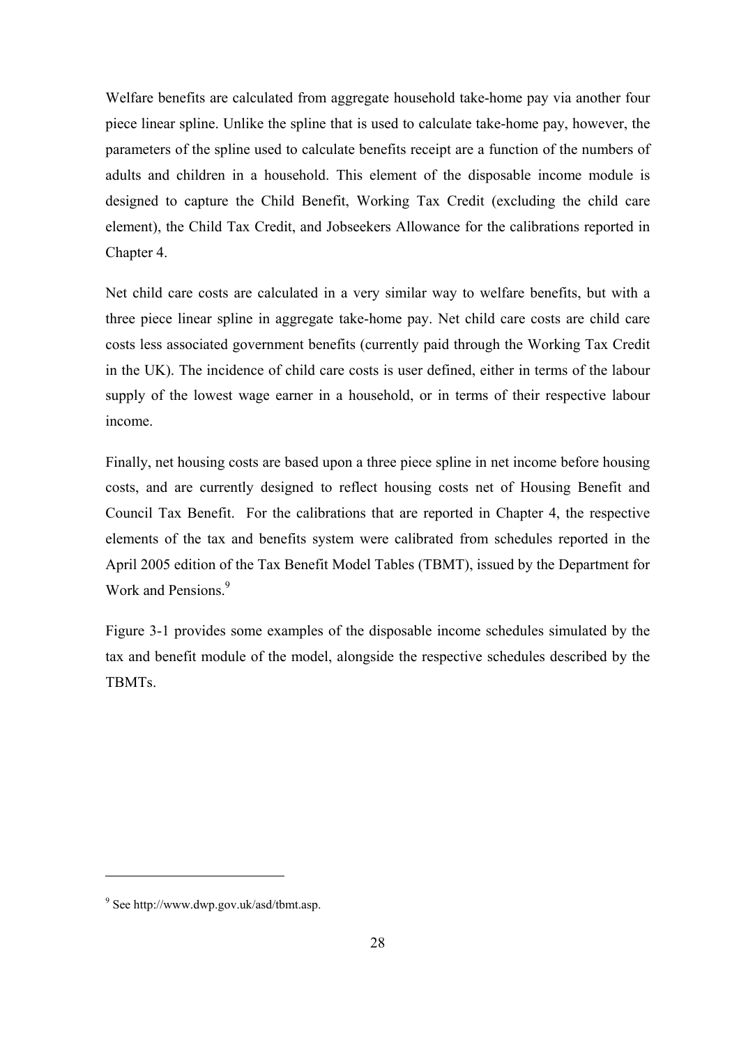Welfare benefits are calculated from aggregate household take-home pay via another four piece linear spline. Unlike the spline that is used to calculate take-home pay, however, the parameters of the spline used to calculate benefits receipt are a function of the numbers of adults and children in a household. This element of the disposable income module is designed to capture the Child Benefit, Working Tax Credit (excluding the child care element), the Child Tax Credit, and Jobseekers Allowance for the calibrations reported in Chapter 4.

Net child care costs are calculated in a very similar way to welfare benefits, but with a three piece linear spline in aggregate take-home pay. Net child care costs are child care costs less associated government benefits (currently paid through the Working Tax Credit in the UK). The incidence of child care costs is user defined, either in terms of the labour supply of the lowest wage earner in a household, or in terms of their respective labour income.

Finally, net housing costs are based upon a three piece spline in net income before housing costs, and are currently designed to reflect housing costs net of Housing Benefit and Council Tax Benefit. For the calibrations that are reported in Chapter 4, the respective elements of the tax and benefits system were calibrated from schedules reported in the April 2005 edition of the Tax Benefit Model Tables (TBMT), issued by the Department for Work and Pensions.[9]

Figure 3-1 provides some examples of the disposable income schedules simulated by the tax and benefit module of the model, alongside the respective schedules described by the TBMTs.

---

[9] See http://www.dwp.gov.uk/asd/tbmt.asp.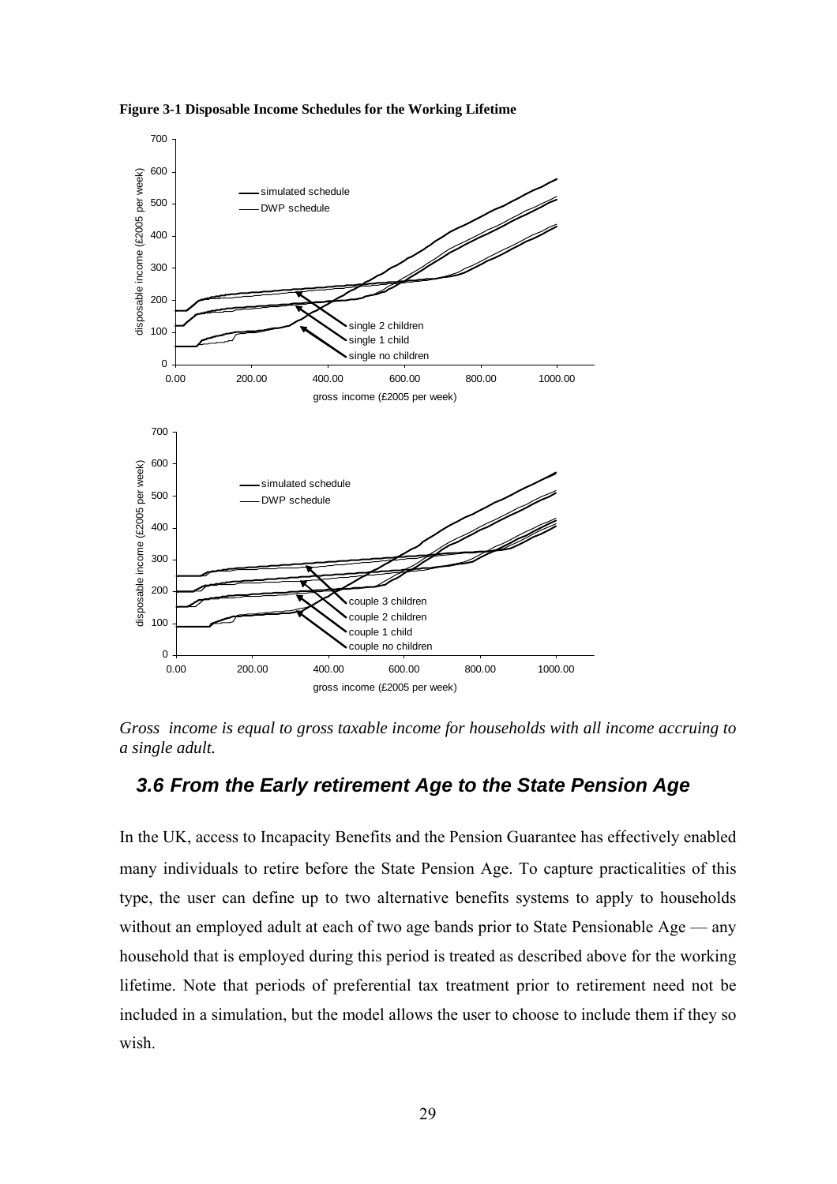**Figure 3-1 Disposable Income Schedules for the Working Lifetime**

*Gross income is equal to gross taxable income for households with all income accruing to a single adult.*

## *3.6 From the Early retirement Age to the State Pension Age*

In the UK, access to Incapacity Benefits and the Pension Guarantee has effectively enabled many individuals to retire before the State Pension Age. To capture practicalities of this type, the user can define up to two alternative benefits systems to apply to households without an employed adult at each of two age bands prior to State Pensionable Age — any household that is employed during this period is treated as described above for the working lifetime. Note that periods of preferential tax treatment prior to retirement need not be included in a simulation, but the model allows the user to choose to include them if they so wish.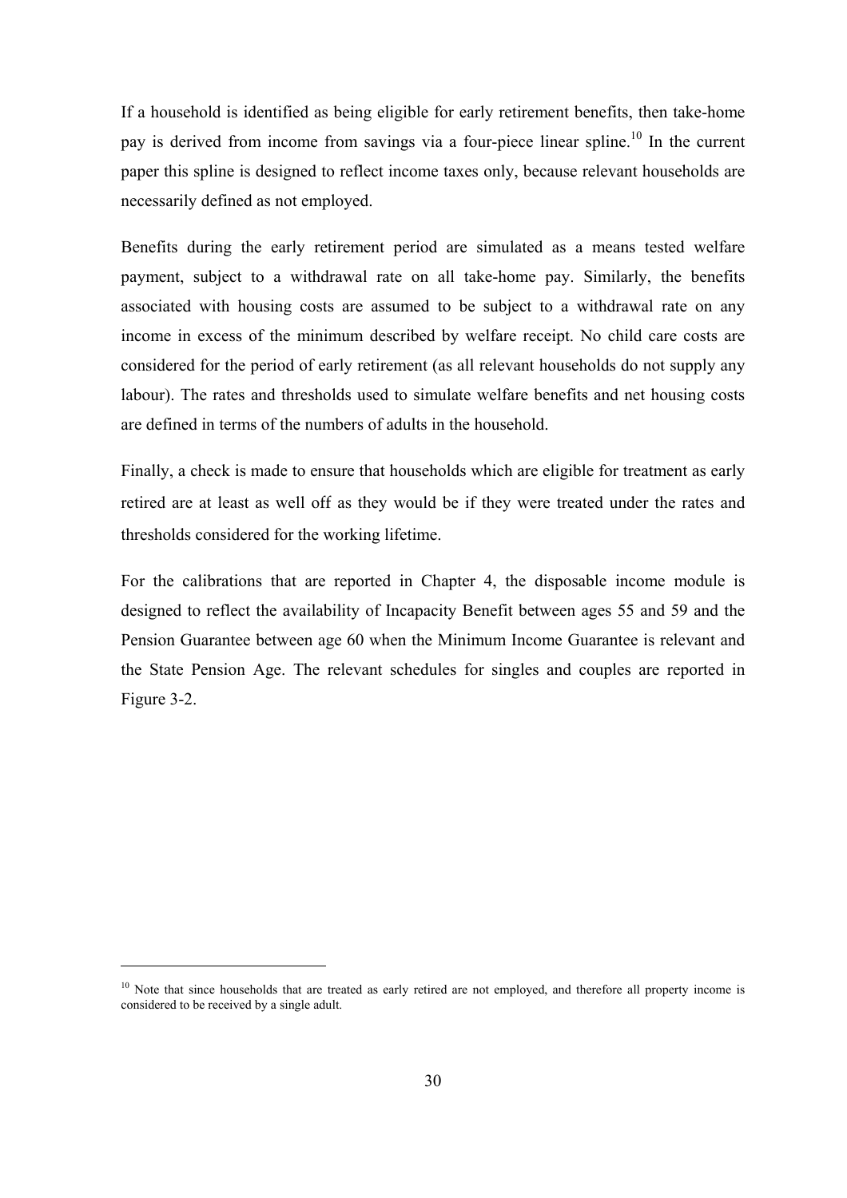If a household is identified as being eligible for early retirement benefits, then take-home pay is derived from income from savings via a four-piece linear spline.[10] In the current paper this spline is designed to reflect income taxes only, because relevant households are necessarily defined as not employed.

Benefits during the early retirement period are simulated as a means tested welfare payment, subject to a withdrawal rate on all take-home pay. Similarly, the benefits associated with housing costs are assumed to be subject to a withdrawal rate on any income in excess of the minimum described by welfare receipt. No child care costs are considered for the period of early retirement (as all relevant households do not supply any labour). The rates and thresholds used to simulate welfare benefits and net housing costs are defined in terms of the numbers of adults in the household.

Finally, a check is made to ensure that households which are eligible for treatment as early retired are at least as well off as they would be if they were treated under the rates and thresholds considered for the working lifetime.

For the calibrations that are reported in Chapter 4, the disposable income module is designed to reflect the availability of Incapacity Benefit between ages 55 and 59 and the Pension Guarantee between age 60 when the Minimum Income Guarantee is relevant and the State Pension Age. The relevant schedules for singles and couples are reported in Figure 3-2.

[10] Note that since households that are treated as early retired are not employed, and therefore all property income is considered to be received by a single adult.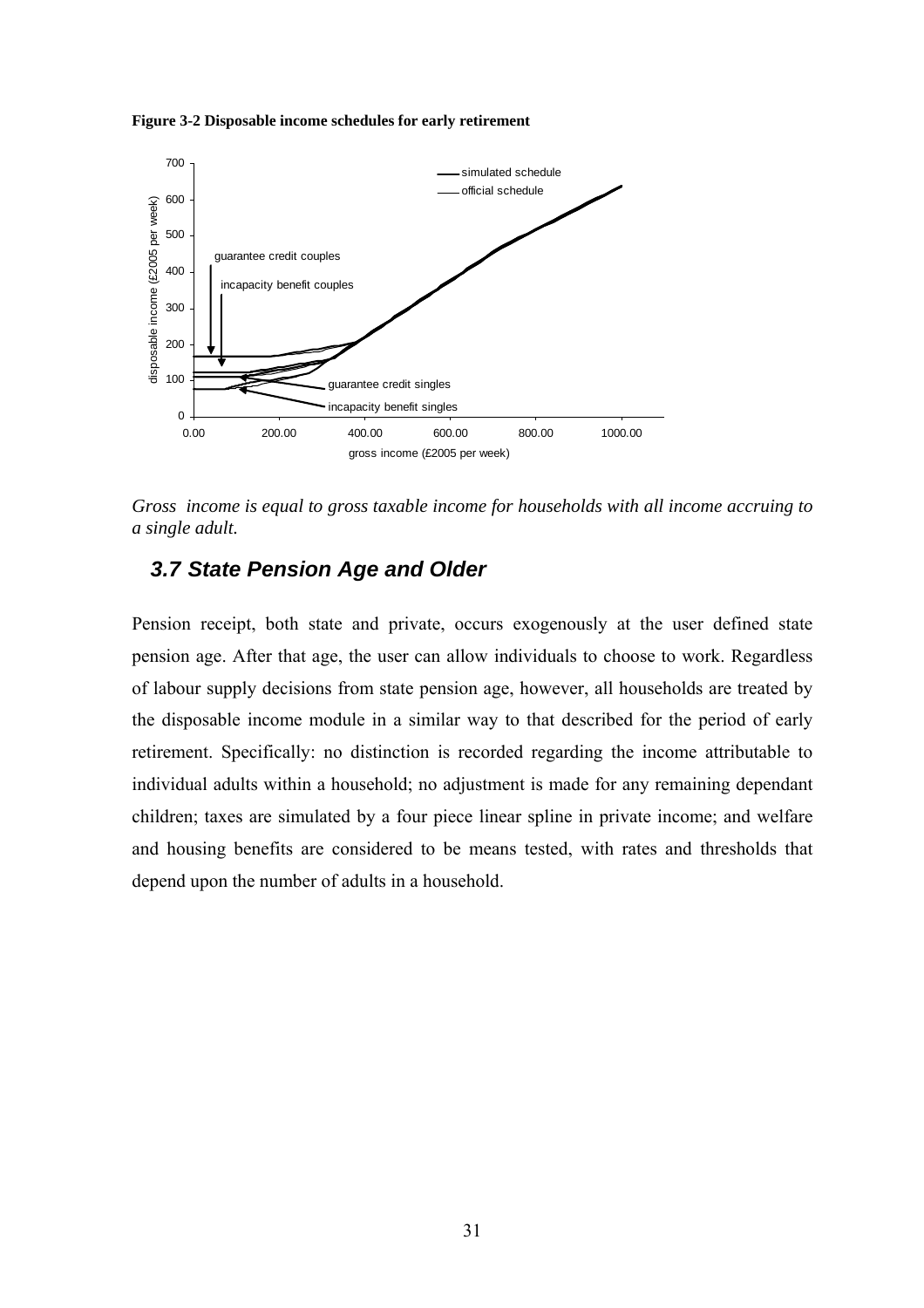**Figure 3-2 Disposable income schedules for early retirement**

*Gross income is equal to gross taxable income for households with all income accruing to a single adult.*

### *3.7 State Pension Age and Older*

Pension receipt, both state and private, occurs exogenously at the user defined state pension age. After that age, the user can allow individuals to choose to work. Regardless of labour supply decisions from state pension age, however, all households are treated by the disposable income module in a similar way to that described for the period of early retirement. Specifically: no distinction is recorded regarding the income attributable to individual adults within a household; no adjustment is made for any remaining dependant children; taxes are simulated by a four piece linear spline in private income; and welfare and housing benefits are considered to be means tested, with rates and thresholds that depend upon the number of adults in a household.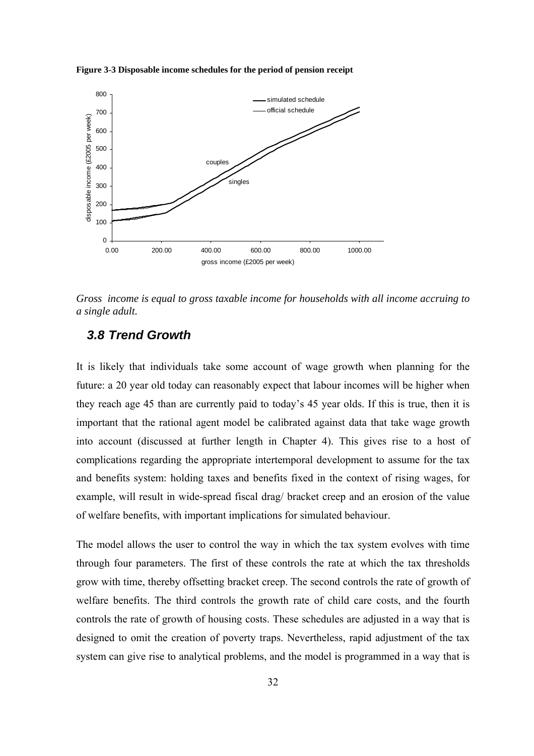**Figure 3-3 Disposable income schedules for the period of pension receipt**

*Gross income is equal to gross taxable income for households with all income accruing to a single adult.*

### *3.8 Trend Growth*

It is likely that individuals take some account of wage growth when planning for the future: a 20 year old today can reasonably expect that labour incomes will be higher when they reach age 45 than are currently paid to today's 45 year olds. If this is true, then it is important that the rational agent model be calibrated against data that take wage growth into account (discussed at further length in Chapter 4). This gives rise to a host of complications regarding the appropriate intertemporal development to assume for the tax and benefits system: holding taxes and benefits fixed in the context of rising wages, for example, will result in wide-spread fiscal drag/ bracket creep and an erosion of the value of welfare benefits, with important implications for simulated behaviour.

The model allows the user to control the way in which the tax system evolves with time through four parameters. The first of these controls the rate at which the tax thresholds grow with time, thereby offsetting bracket creep. The second controls the rate of growth of welfare benefits. The third controls the growth rate of child care costs, and the fourth controls the rate of growth of housing costs. These schedules are adjusted in a way that is designed to omit the creation of poverty traps. Nevertheless, rapid adjustment of the tax system can give rise to analytical problems, and the model is programmed in a way that is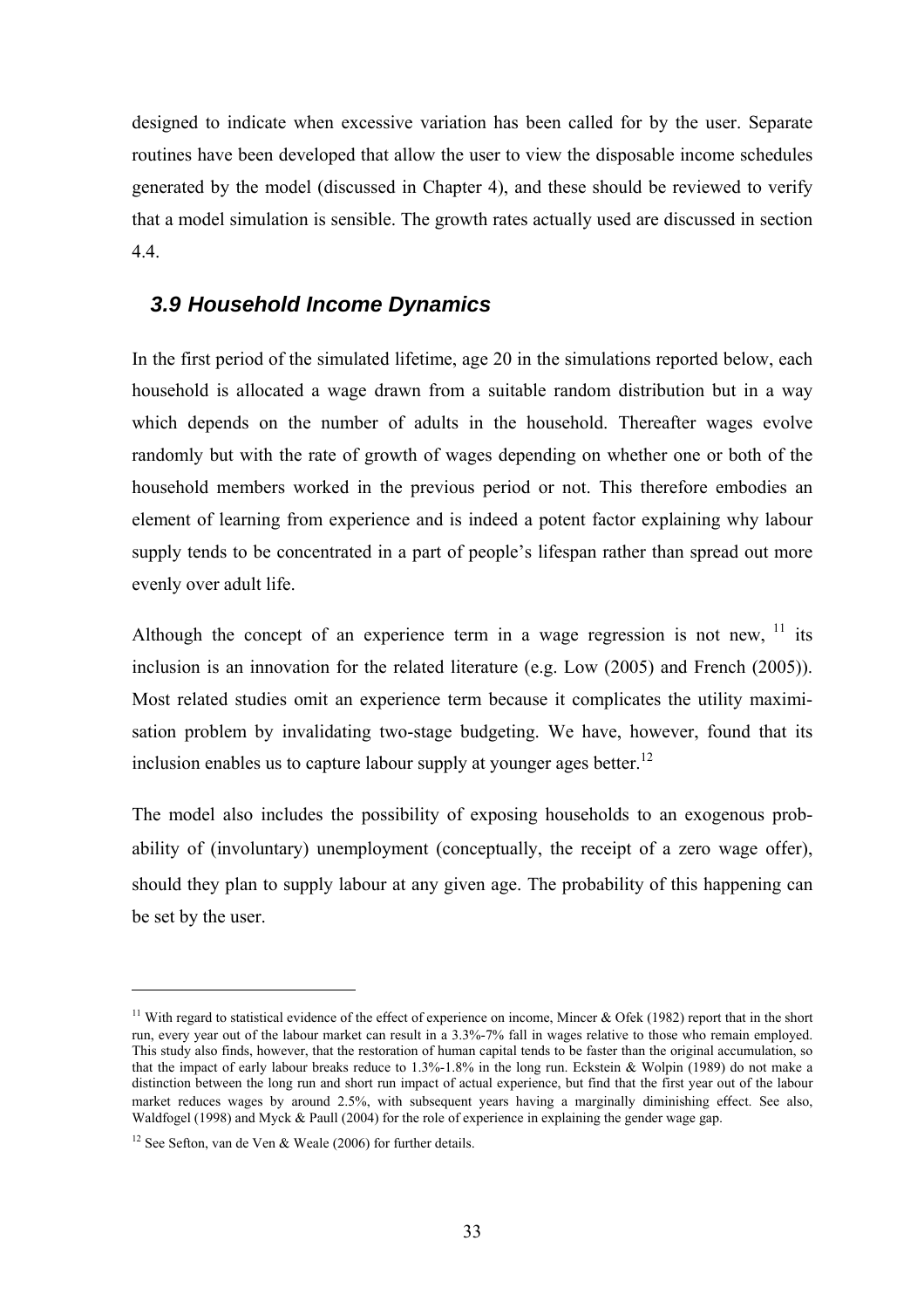designed to indicate when excessive variation has been called for by the user. Separate routines have been developed that allow the user to view the disposable income schedules generated by the model (discussed in Chapter 4), and these should be reviewed to verify that a model simulation is sensible. The growth rates actually used are discussed in section 4.4.

### *3.9 Household Income Dynamics*

In the first period of the simulated lifetime, age 20 in the simulations reported below, each household is allocated a wage drawn from a suitable random distribution but in a way which depends on the number of adults in the household. Thereafter wages evolve randomly but with the rate of growth of wages depending on whether one or both of the household members worked in the previous period or not. This therefore embodies an element of learning from experience and is indeed a potent factor explaining why labour supply tends to be concentrated in a part of people's lifespan rather than spread out more evenly over adult life.

Although the concept of an experience term in a wage regression is not new, [11] its inclusion is an innovation for the related literature (e.g. Low (2005) and French (2005)). Most related studies omit an experience term because it complicates the utility maximisation problem by invalidating two-stage budgeting. We have, however, found that its inclusion enables us to capture labour supply at younger ages better.[12]

The model also includes the possibility of exposing households to an exogenous probability of (involuntary) unemployment (conceptually, the receipt of a zero wage offer), should they plan to supply labour at any given age. The probability of this happening can be set by the user.

---

[11] With regard to statistical evidence of the effect of experience on income, Mincer & Ofek (1982) report that in the short run, every year out of the labour market can result in a 3.3%-7% fall in wages relative to those who remain employed. This study also finds, however, that the restoration of human capital tends to be faster than the original accumulation, so that the impact of early labour breaks reduce to 1.3%-1.8% in the long run. Eckstein & Wolpin (1989) do not make a distinction between the long run and short run impact of actual experience, but find that the first year out of the labour market reduces wages by around 2.5%, with subsequent years having a marginally diminishing effect. See also, Waldfogel (1998) and Myck & Paull (2004) for the role of experience in explaining the gender wage gap.

[12] See Sefton, van de Ven & Weale (2006) for further details.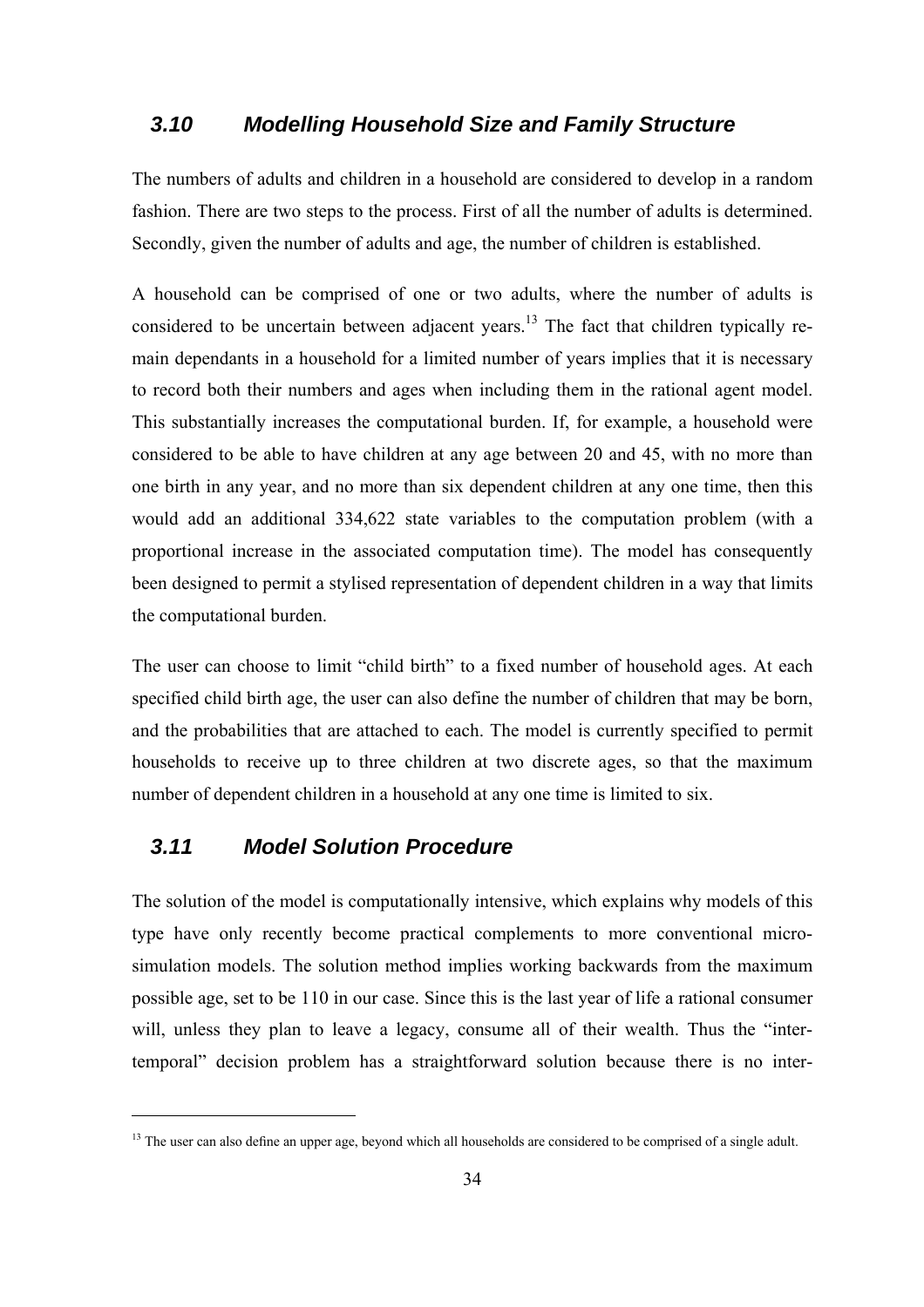## 3.10 Modelling Household Size and Family Structure

The numbers of adults and children in a household are considered to develop in a random fashion. There are two steps to the process. First of all the number of adults is determined. Secondly, given the number of adults and age, the number of children is established.

A household can be comprised of one or two adults, where the number of adults is considered to be uncertain between adjacent years.[13] The fact that children typically remain dependants in a household for a limited number of years implies that it is necessary to record both their numbers and ages when including them in the rational agent model. This substantially increases the computational burden. If, for example, a household were considered to be able to have children at any age between 20 and 45, with no more than one birth in any year, and no more than six dependent children at any one time, then this would add an additional 334,622 state variables to the computation problem (with a proportional increase in the associated computation time). The model has consequently been designed to permit a stylised representation of dependent children in a way that limits the computational burden.

The user can choose to limit "child birth" to a fixed number of household ages. At each specified child birth age, the user can also define the number of children that may be born, and the probabilities that are attached to each. The model is currently specified to permit households to receive up to three children at two discrete ages, so that the maximum number of dependent children in a household at any one time is limited to six.

## 3.11 Model Solution Procedure

The solution of the model is computationally intensive, which explains why models of this type have only recently become practical complements to more conventional micro-simulation models. The solution method implies working backwards from the maximum possible age, set to be 110 in our case. Since this is the last year of life a rational consumer will, unless they plan to leave a legacy, consume all of their wealth. Thus the "inter-temporal" decision problem has a straightforward solution because there is no inter-

[13] The user can also define an upper age, beyond which all households are considered to be comprised of a single adult.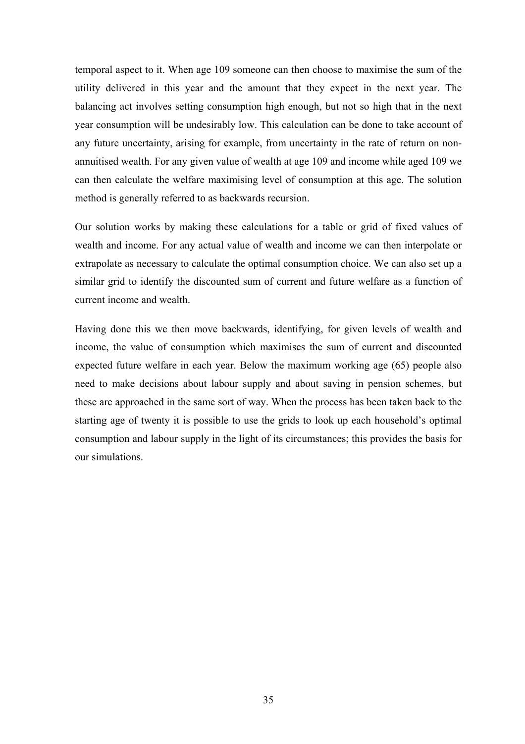temporal aspect to it. When age 109 someone can then choose to maximise the sum of the utility delivered in this year and the amount that they expect in the next year. The balancing act involves setting consumption high enough, but not so high that in the next year consumption will be undesirably low. This calculation can be done to take account of any future uncertainty, arising for example, from uncertainty in the rate of return on non-annuitised wealth. For any given value of wealth at age 109 and income while aged 109 we can then calculate the welfare maximising level of consumption at this age. The solution method is generally referred to as backwards recursion.

Our solution works by making these calculations for a table or grid of fixed values of wealth and income. For any actual value of wealth and income we can then interpolate or extrapolate as necessary to calculate the optimal consumption choice. We can also set up a similar grid to identify the discounted sum of current and future welfare as a function of current income and wealth.

Having done this we then move backwards, identifying, for given levels of wealth and income, the value of consumption which maximises the sum of current and discounted expected future welfare in each year. Below the maximum working age (65) people also need to make decisions about labour supply and about saving in pension schemes, but these are approached in the same sort of way. When the process has been taken back to the starting age of twenty it is possible to use the grids to look up each household's optimal consumption and labour supply in the light of its circumstances; this provides the basis for our simulations.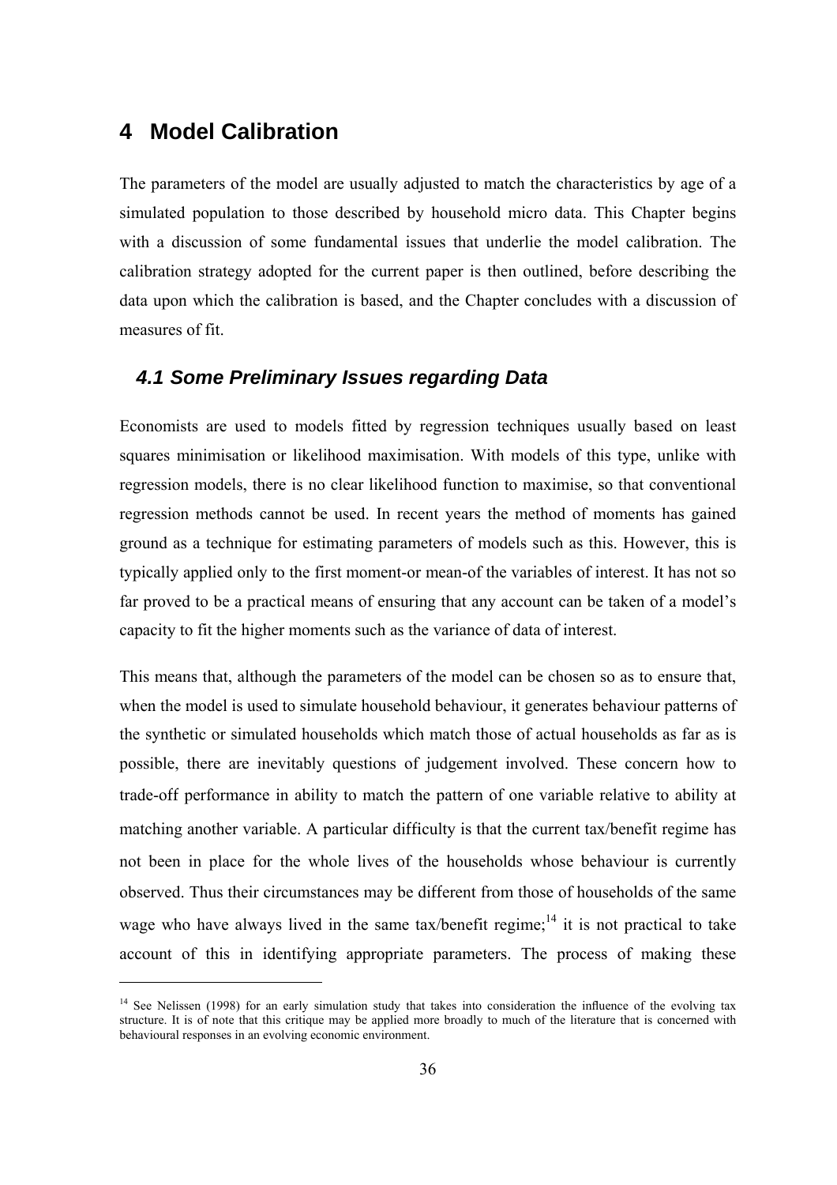# 4 Model Calibration

The parameters of the model are usually adjusted to match the characteristics by age of a simulated population to those described by household micro data. This Chapter begins with a discussion of some fundamental issues that underlie the model calibration. The calibration strategy adopted for the current paper is then outlined, before describing the data upon which the calibration is based, and the Chapter concludes with a discussion of measures of fit.

## *4.1 Some Preliminary Issues regarding Data*

Economists are used to models fitted by regression techniques usually based on least squares minimisation or likelihood maximisation. With models of this type, unlike with regression models, there is no clear likelihood function to maximise, so that conventional regression methods cannot be used. In recent years the method of moments has gained ground as a technique for estimating parameters of models such as this. However, this is typically applied only to the first moment-or mean-of the variables of interest. It has not so far proved to be a practical means of ensuring that any account can be taken of a model's capacity to fit the higher moments such as the variance of data of interest.

This means that, although the parameters of the model can be chosen so as to ensure that, when the model is used to simulate household behaviour, it generates behaviour patterns of the synthetic or simulated households which match those of actual households as far as is possible, there are inevitably questions of judgement involved. These concern how to trade-off performance in ability to match the pattern of one variable relative to ability at matching another variable. A particular difficulty is that the current tax/benefit regime has not been in place for the whole lives of the households whose behaviour is currently observed. Thus their circumstances may be different from those of households of the same wage who have always lived in the same tax/benefit regime;[14] it is not practical to take account of this in identifying appropriate parameters. The process of making these

[14] See Nelissen (1998) for an early simulation study that takes into consideration the influence of the evolving tax structure. It is of note that this critique may be applied more broadly to much of the literature that is concerned with behavioural responses in an evolving economic environment.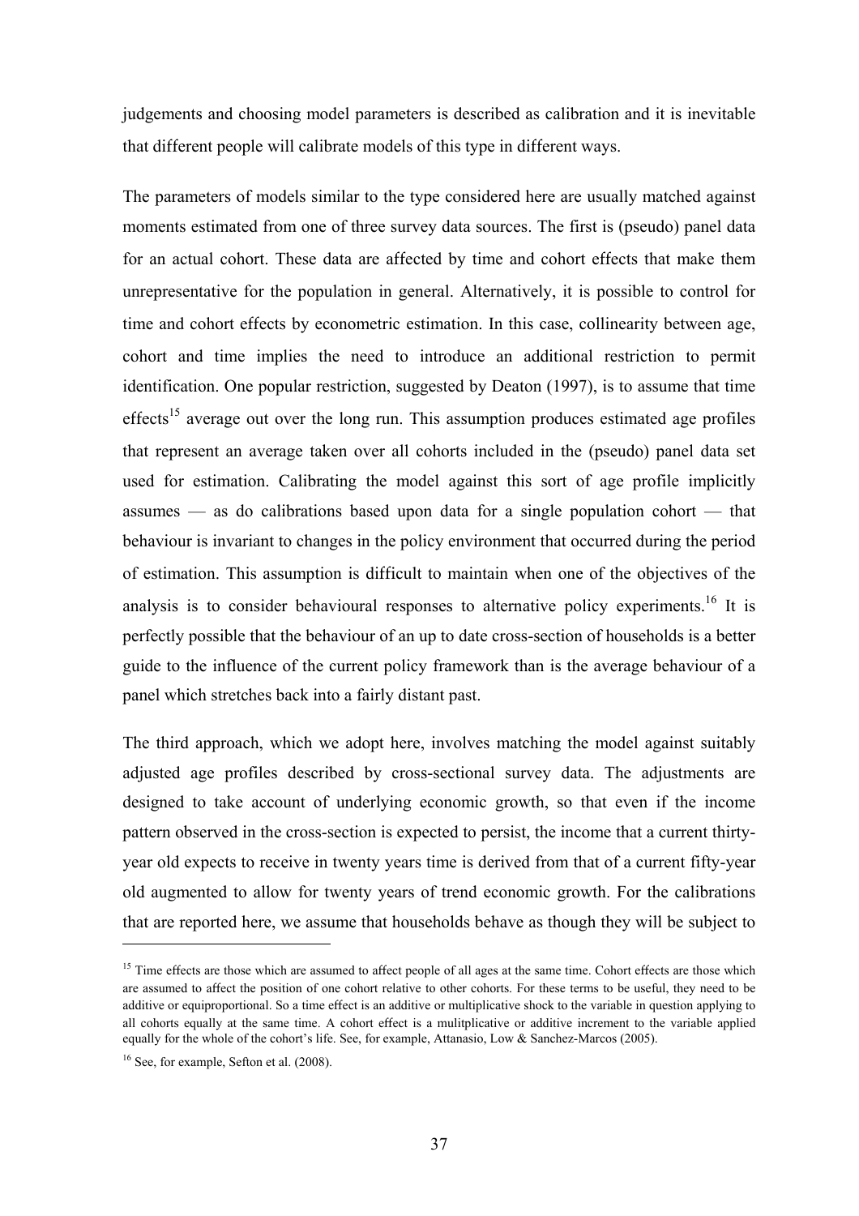judgements and choosing model parameters is described as calibration and it is inevitable that different people will calibrate models of this type in different ways.

The parameters of models similar to the type considered here are usually matched against moments estimated from one of three survey data sources. The first is (pseudo) panel data for an actual cohort. These data are affected by time and cohort effects that make them unrepresentative for the population in general. Alternatively, it is possible to control for time and cohort effects by econometric estimation. In this case, collinearity between age, cohort and time implies the need to introduce an additional restriction to permit identification. One popular restriction, suggested by Deaton (1997), is to assume that time effects[15] average out over the long run. This assumption produces estimated age profiles that represent an average taken over all cohorts included in the (pseudo) panel data set used for estimation. Calibrating the model against this sort of age profile implicitly assumes — as do calibrations based upon data for a single population cohort — that behaviour is invariant to changes in the policy environment that occurred during the period of estimation. This assumption is difficult to maintain when one of the objectives of the analysis is to consider behavioural responses to alternative policy experiments.[16] It is perfectly possible that the behaviour of an up to date cross-section of households is a better guide to the influence of the current policy framework than is the average behaviour of a panel which stretches back into a fairly distant past.

The third approach, which we adopt here, involves matching the model against suitably adjusted age profiles described by cross-sectional survey data. The adjustments are designed to take account of underlying economic growth, so that even if the income pattern observed in the cross-section is expected to persist, the income that a current thirty-year old expects to receive in twenty years time is derived from that of a current fifty-year old augmented to allow for twenty years of trend economic growth. For the calibrations that are reported here, we assume that households behave as though they will be subject to

---

[15] Time effects are those which are assumed to affect people of all ages at the same time. Cohort effects are those which are assumed to affect the position of one cohort relative to other cohorts. For these terms to be useful, they need to be additive or equiproportional. So a time effect is an additive or multiplicative shock to the variable in question applying to all cohorts equally at the same time. A cohort effect is a mulitplicative or additive increment to the variable applied equally for the whole of the cohort's life. See, for example, Attanasio, Low & Sanchez-Marcos (2005).

[16] See, for example, Sefton et al. (2008).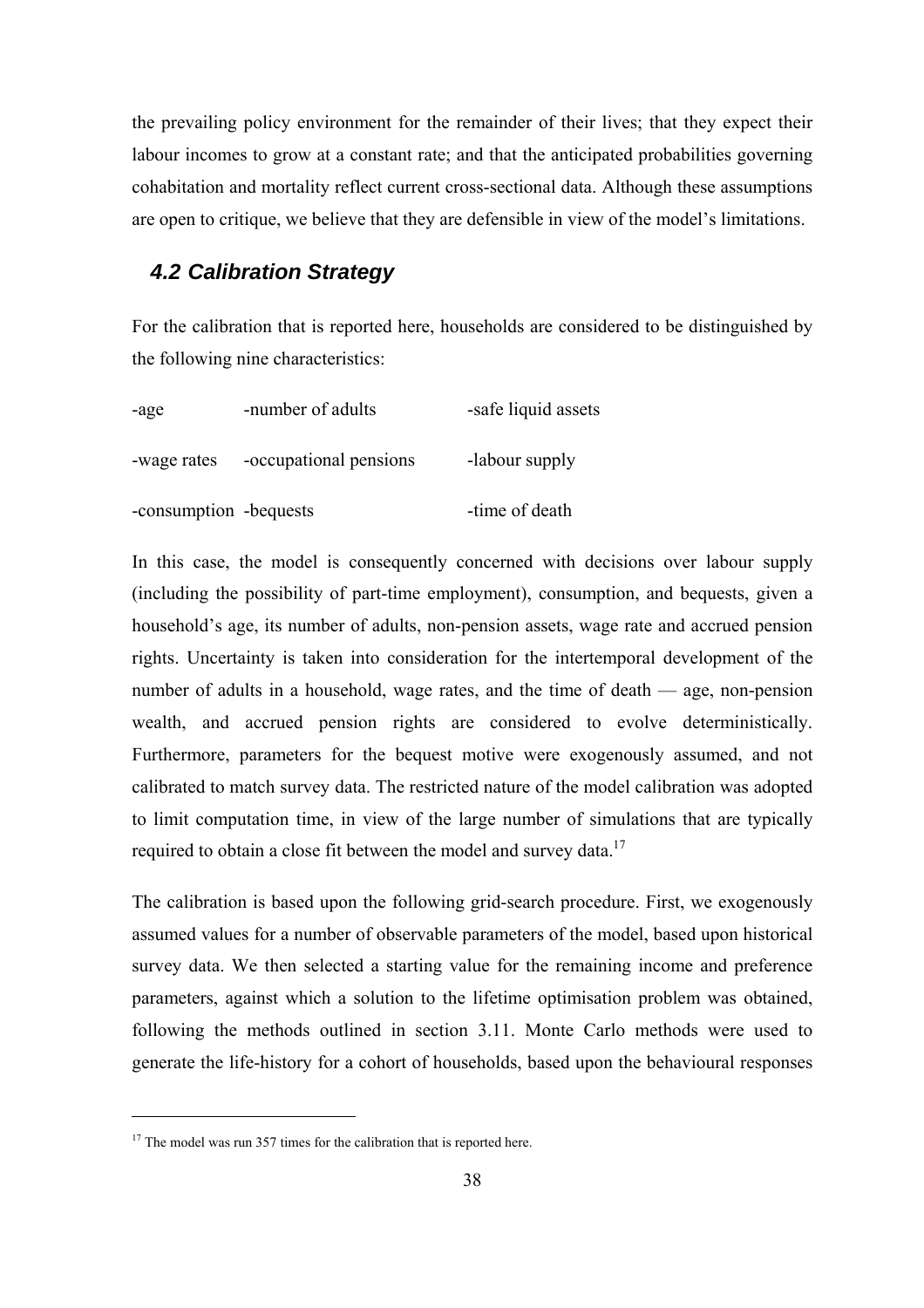the prevailing policy environment for the remainder of their lives; that they expect their labour incomes to grow at a constant rate; and that the anticipated probabilities governing cohabitation and mortality reflect current cross-sectional data. Although these assumptions are open to critique, we believe that they are defensible in view of the model's limitations.

## *4.2 Calibration Strategy*

For the calibration that is reported here, households are considered to be distinguished by the following nine characteristics:

| | | |
|---|---|---|
| -age | -number of adults | -safe liquid assets |
| -wage rates | -occupational pensions | -labour supply |
| -consumption | -bequests | -time of death |

In this case, the model is consequently concerned with decisions over labour supply (including the possibility of part-time employment), consumption, and bequests, given a household's age, its number of adults, non-pension assets, wage rate and accrued pension rights. Uncertainty is taken into consideration for the intertemporal development of the number of adults in a household, wage rates, and the time of death — age, non-pension wealth, and accrued pension rights are considered to evolve deterministically. Furthermore, parameters for the bequest motive were exogenously assumed, and not calibrated to match survey data. The restricted nature of the model calibration was adopted to limit computation time, in view of the large number of simulations that are typically required to obtain a close fit between the model and survey data.[17]

The calibration is based upon the following grid-search procedure. First, we exogenously assumed values for a number of observable parameters of the model, based upon historical survey data. We then selected a starting value for the remaining income and preference parameters, against which a solution to the lifetime optimisation problem was obtained, following the methods outlined in section 3.11. Monte Carlo methods were used to generate the life-history for a cohort of households, based upon the behavioural responses

[17] The model was run 357 times for the calibration that is reported here.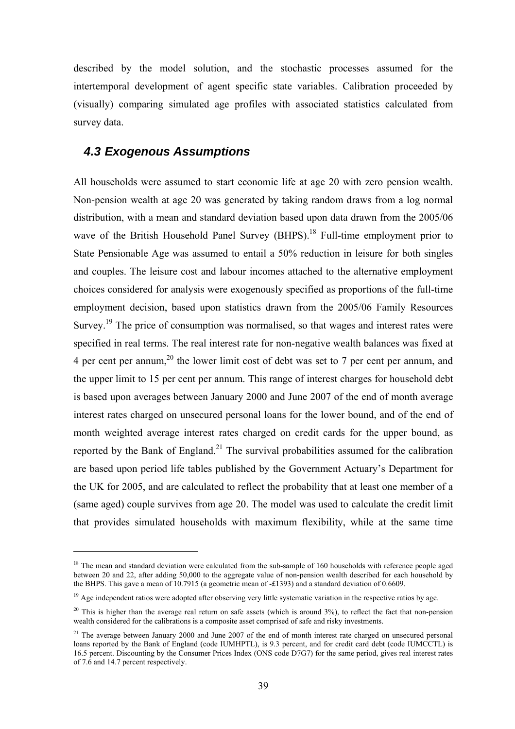described by the model solution, and the stochastic processes assumed for the intertemporal development of agent specific state variables. Calibration proceeded by (visually) comparing simulated age profiles with associated statistics calculated from survey data.

## *4.3 Exogenous Assumptions*

All households were assumed to start economic life at age 20 with zero pension wealth. Non-pension wealth at age 20 was generated by taking random draws from a log normal distribution, with a mean and standard deviation based upon data drawn from the 2005/06 wave of the British Household Panel Survey (BHPS).[18] Full-time employment prior to State Pensionable Age was assumed to entail a 50% reduction in leisure for both singles and couples. The leisure cost and labour incomes attached to the alternative employment choices considered for analysis were exogenously specified as proportions of the full-time employment decision, based upon statistics drawn from the 2005/06 Family Resources Survey.[19] The price of consumption was normalised, so that wages and interest rates were specified in real terms. The real interest rate for non-negative wealth balances was fixed at 4 per cent per annum,[20] the lower limit cost of debt was set to 7 per cent per annum, and the upper limit to 15 per cent per annum. This range of interest charges for household debt is based upon averages between January 2000 and June 2007 of the end of month average interest rates charged on unsecured personal loans for the lower bound, and of the end of month weighted average interest rates charged on credit cards for the upper bound, as reported by the Bank of England.[21] The survival probabilities assumed for the calibration are based upon period life tables published by the Government Actuary's Department for the UK for 2005, and are calculated to reflect the probability that at least one member of a (same aged) couple survives from age 20. The model was used to calculate the credit limit that provides simulated households with maximum flexibility, while at the same time

---

[18] The mean and standard deviation were calculated from the sub-sample of 160 households with reference people aged between 20 and 22, after adding 50,000 to the aggregate value of non-pension wealth described for each household by the BHPS. This gave a mean of 10.7915 (a geometric mean of -£1393) and a standard deviation of 0.6609.

[19] Age independent ratios were adopted after observing very little systematic variation in the respective ratios by age.

[20] This is higher than the average real return on safe assets (which is around 3%), to reflect the fact that non-pension wealth considered for the calibrations is a composite asset comprised of safe and risky investments.

[21] The average between January 2000 and June 2007 of the end of month interest rate charged on unsecured personal loans reported by the Bank of England (code IUMHPTL), is 9.3 percent, and for credit card debt (code IUMCCTL) is 16.5 percent. Discounting by the Consumer Prices Index (ONS code D7G7) for the same period, gives real interest rates of 7.6 and 14.7 percent respectively.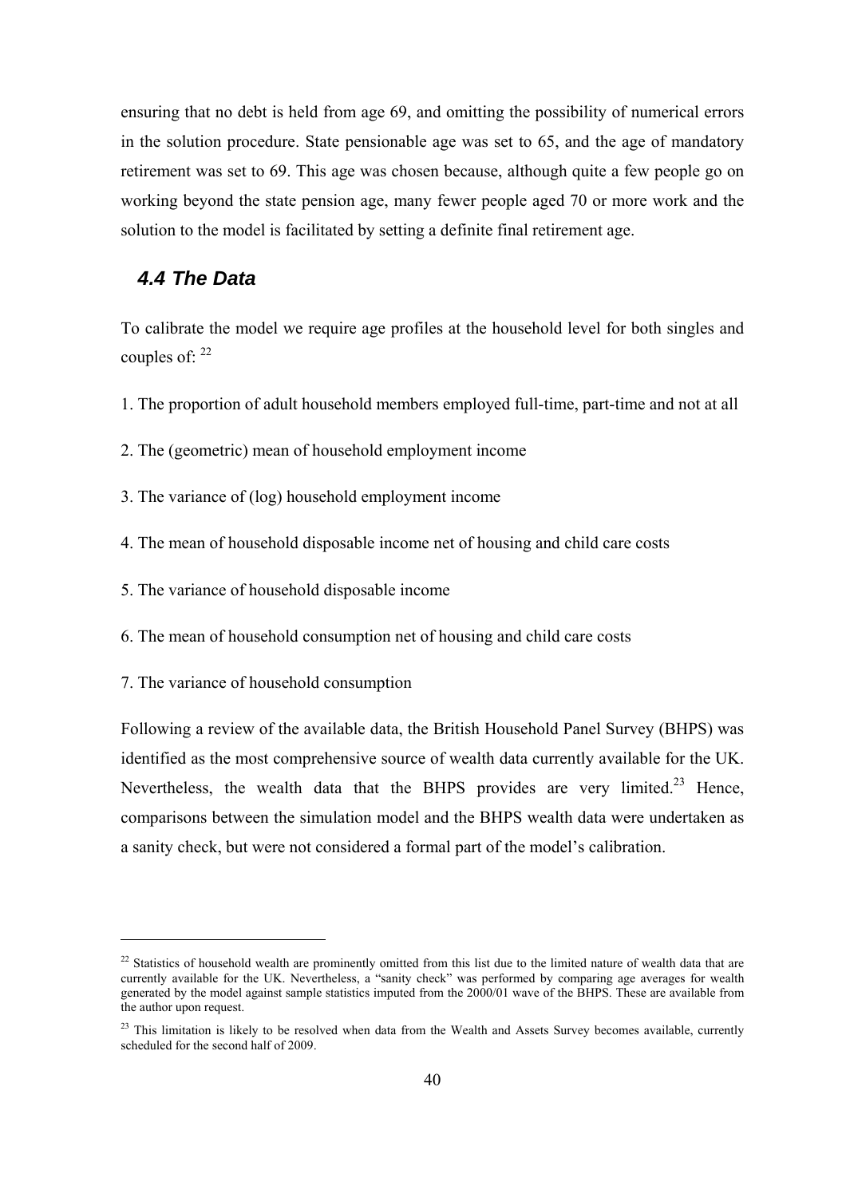ensuring that no debt is held from age 69, and omitting the possibility of numerical errors in the solution procedure. State pensionable age was set to 65, and the age of mandatory retirement was set to 69. This age was chosen because, although quite a few people go on working beyond the state pension age, many fewer people aged 70 or more work and the solution to the model is facilitated by setting a definite final retirement age.

## *4.4 The Data*

To calibrate the model we require age profiles at the household level for both singles and couples of: [22]

1. The proportion of adult household members employed full-time, part-time and not at all

2. The (geometric) mean of household employment income

3. The variance of (log) household employment income

4. The mean of household disposable income net of housing and child care costs

5. The variance of household disposable income

6. The mean of household consumption net of housing and child care costs

7. The variance of household consumption

Following a review of the available data, the British Household Panel Survey (BHPS) was identified as the most comprehensive source of wealth data currently available for the UK. Nevertheless, the wealth data that the BHPS provides are very limited.[23] Hence, comparisons between the simulation model and the BHPS wealth data were undertaken as a sanity check, but were not considered a formal part of the model's calibration.

---

[22] Statistics of household wealth are prominently omitted from this list due to the limited nature of wealth data that are currently available for the UK. Nevertheless, a "sanity check" was performed by comparing age averages for wealth generated by the model against sample statistics imputed from the 2000/01 wave of the BHPS. These are available from the author upon request.

[23] This limitation is likely to be resolved when data from the Wealth and Assets Survey becomes available, currently scheduled for the second half of 2009.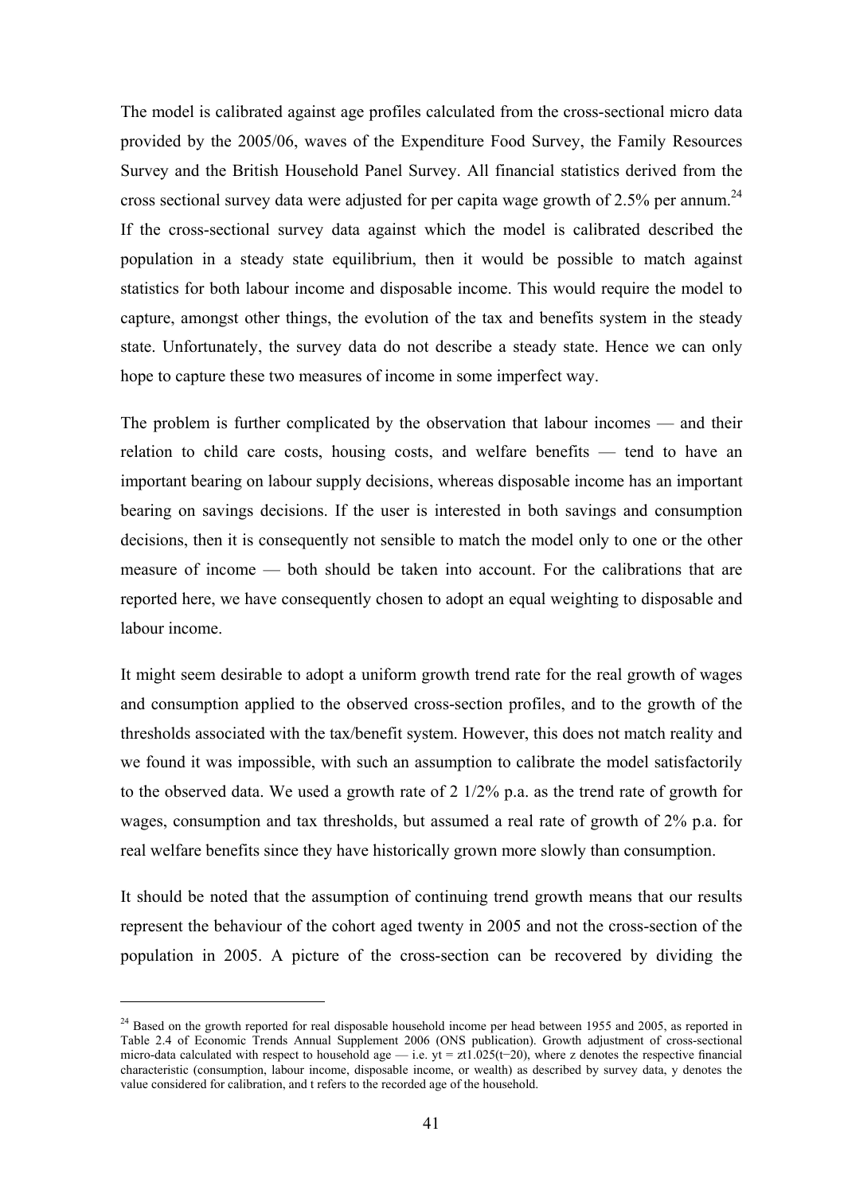The model is calibrated against age profiles calculated from the cross-sectional micro data provided by the 2005/06, waves of the Expenditure Food Survey, the Family Resources Survey and the British Household Panel Survey. All financial statistics derived from the cross sectional survey data were adjusted for per capita wage growth of 2.5% per annum.[24] If the cross-sectional survey data against which the model is calibrated described the population in a steady state equilibrium, then it would be possible to match against statistics for both labour income and disposable income. This would require the model to capture, amongst other things, the evolution of the tax and benefits system in the steady state. Unfortunately, the survey data do not describe a steady state. Hence we can only hope to capture these two measures of income in some imperfect way.

The problem is further complicated by the observation that labour incomes — and their relation to child care costs, housing costs, and welfare benefits — tend to have an important bearing on labour supply decisions, whereas disposable income has an important bearing on savings decisions. If the user is interested in both savings and consumption decisions, then it is consequently not sensible to match the model only to one or the other measure of income — both should be taken into account. For the calibrations that are reported here, we have consequently chosen to adopt an equal weighting to disposable and labour income.

It might seem desirable to adopt a uniform growth trend rate for the real growth of wages and consumption applied to the observed cross-section profiles, and to the growth of the thresholds associated with the tax/benefit system. However, this does not match reality and we found it was impossible, with such an assumption to calibrate the model satisfactorily to the observed data. We used a growth rate of 2 1/2% p.a. as the trend rate of growth for wages, consumption and tax thresholds, but assumed a real rate of growth of 2% p.a. for real welfare benefits since they have historically grown more slowly than consumption.

It should be noted that the assumption of continuing trend growth means that our results represent the behaviour of the cohort aged twenty in 2005 and not the cross-section of the population in 2005. A picture of the cross-section can be recovered by dividing the

---

[24] Based on the growth reported for real disposable household income per head between 1955 and 2005, as reported in Table 2.4 of Economic Trends Annual Supplement 2006 (ONS publication). Growth adjustment of cross-sectional micro-data calculated with respect to household age — i.e. $y_t = z_t 1.025^{(t-20)}$, where z denotes the respective financial characteristic (consumption, labour income, disposable income, or wealth) as described by survey data, y denotes the value considered for calibration, and t refers to the recorded age of the household.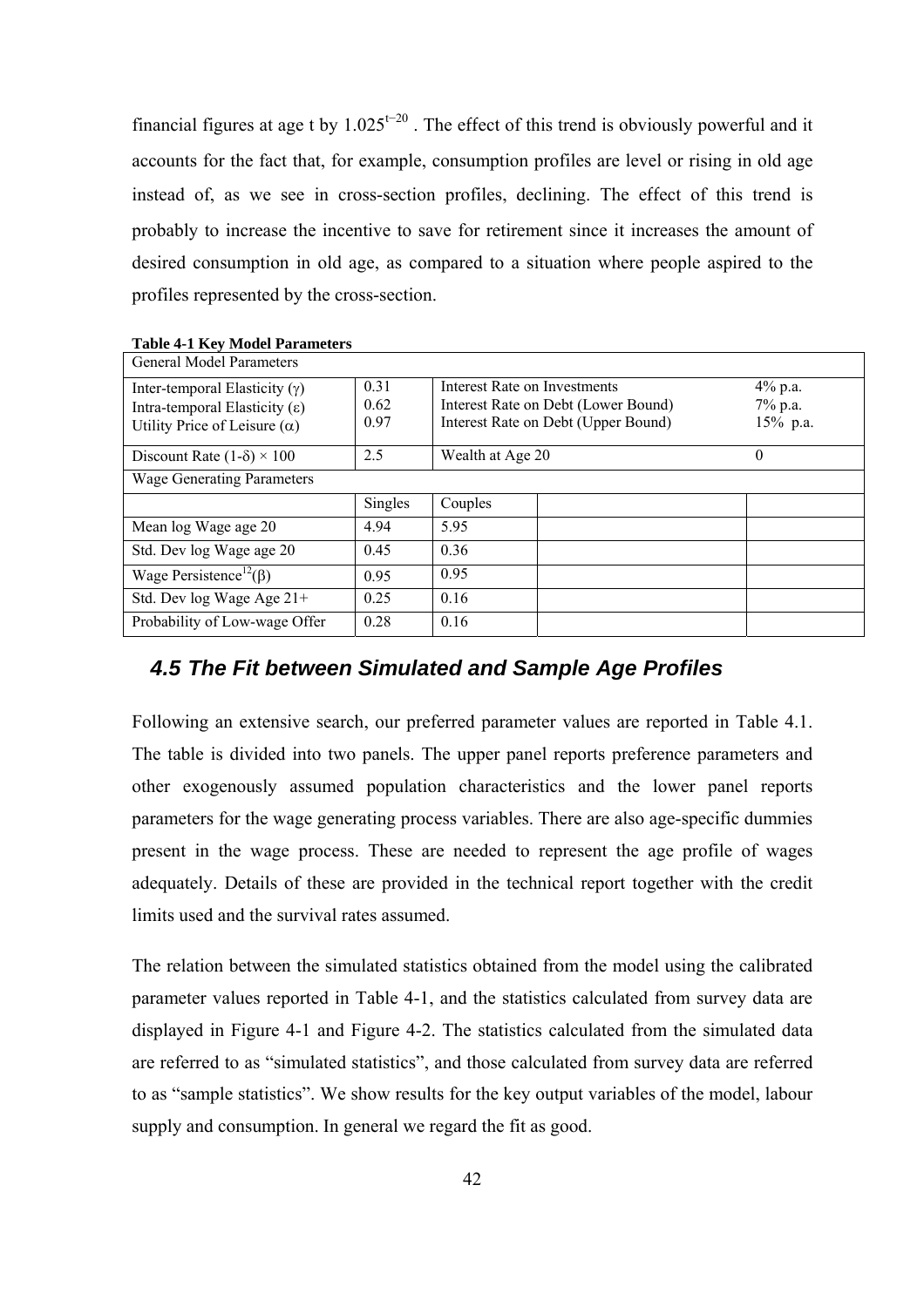financial figures at age t by $1.025^{t-20}$ . The effect of this trend is obviously powerful and it accounts for the fact that, for example, consumption profiles are level or rising in old age instead of, as we see in cross-section profiles, declining. The effect of this trend is probably to increase the incentive to save for retirement since it increases the amount of desired consumption in old age, as compared to a situation where people aspired to the profiles represented by the cross-section.

**Table 4-1 Key Model Parameters**

| General Model Parameters | | | | |
|---|---|---|---|---|
| Inter-temporal Elasticity ($\gamma$)<br>Intra-temporal Elasticity ($\varepsilon$)<br>Utility Price of Leisure ($\alpha$) | 0.31<br>0.62<br>0.97 | Interest Rate on Investments<br>Interest Rate on Debt (Lower Bound)<br>Interest Rate on Debt (Upper Bound) | | 4% p.a.<br>7% p.a.<br>15% p.a. |
| Discount Rate $(1-\delta) \times 100$ | 2.5 | Wealth at Age 20 | | 0 |
| Wage Generating Parameters | | | | |
| | Singles | Couples | | |
| Mean log Wage age 20 | 4.94 | 5.95 | | |
| Std. Dev log Wage age 20 | 0.45 | 0.36 | | |
| Wage Persistence[12] ($\beta$) | 0.95 | 0.95 | | |
| Std. Dev log Wage Age 21+ | 0.25 | 0.16 | | |
| Probability of Low-wage Offer | 0.28 | 0.16 | | |

## 4.5 The Fit between Simulated and Sample Age Profiles

Following an extensive search, our preferred parameter values are reported in Table 4.1. The table is divided into two panels. The upper panel reports preference parameters and other exogenously assumed population characteristics and the lower panel reports parameters for the wage generating process variables. There are also age-specific dummies present in the wage process. These are needed to represent the age profile of wages adequately. Details of these are provided in the technical report together with the credit limits used and the survival rates assumed.

The relation between the simulated statistics obtained from the model using the calibrated parameter values reported in Table 4-1, and the statistics calculated from survey data are displayed in Figure 4-1 and Figure 4-2. The statistics calculated from the simulated data are referred to as "simulated statistics", and those calculated from survey data are referred to as "sample statistics". We show results for the key output variables of the model, labour supply and consumption. In general we regard the fit as good.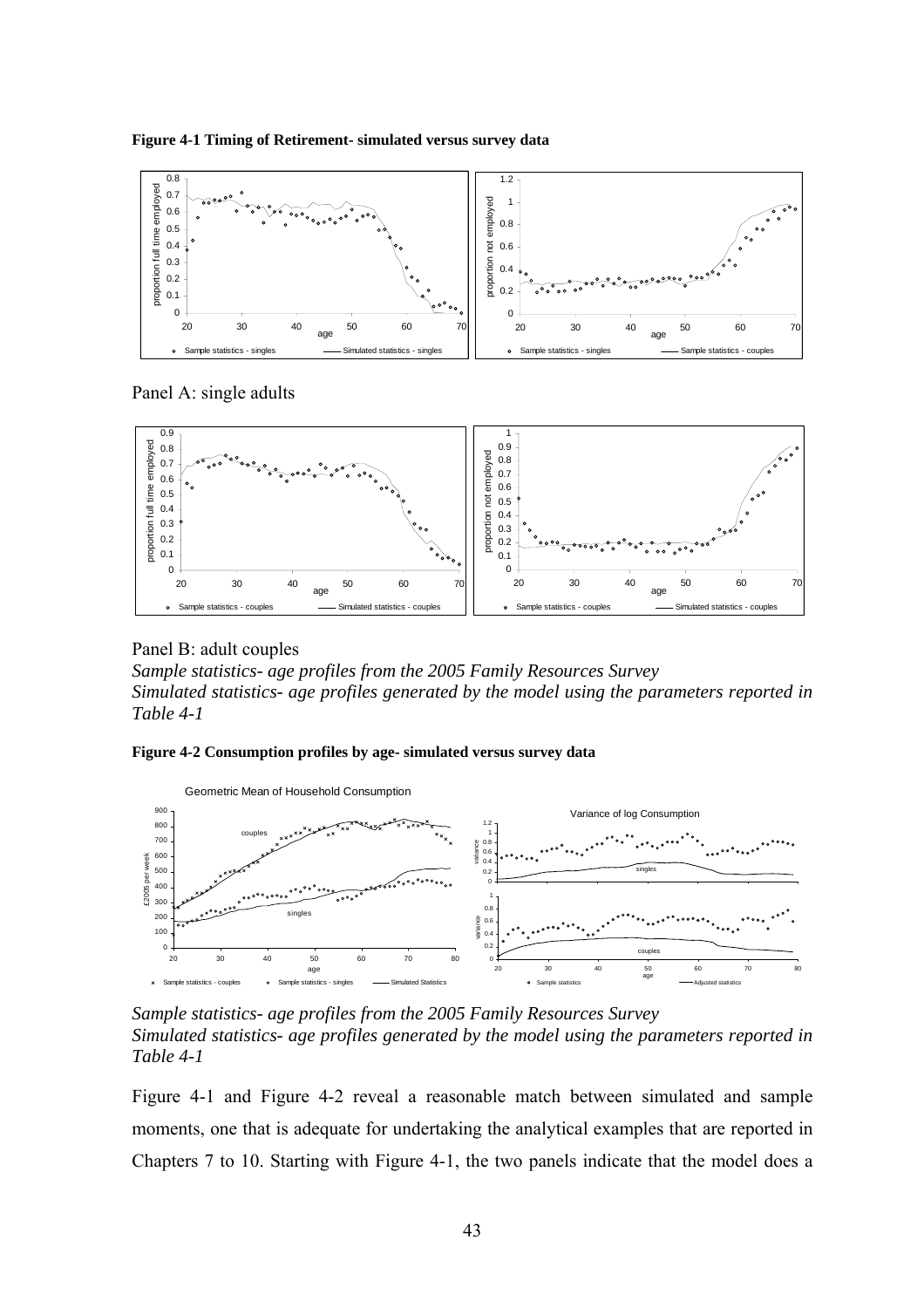**Figure 4-1 Timing of Retirement- simulated versus survey data**

Panel A: single adults

Panel B: adult couples

*Sample statistics- age profiles from the 2005 Family Resources Survey*
*Simulated statistics- age profiles generated by the model using the parameters reported in Table 4-1*

**Figure 4-2 Consumption profiles by age- simulated versus survey data**

*Sample statistics- age profiles from the 2005 Family Resources Survey*
*Simulated statistics- age profiles generated by the model using the parameters reported in Table 4-1*

Figure 4-1 and Figure 4-2 reveal a reasonable match between simulated and sample moments, one that is adequate for undertaking the analytical examples that are reported in Chapters 7 to 10. Starting with Figure 4-1, the two panels indicate that the model does a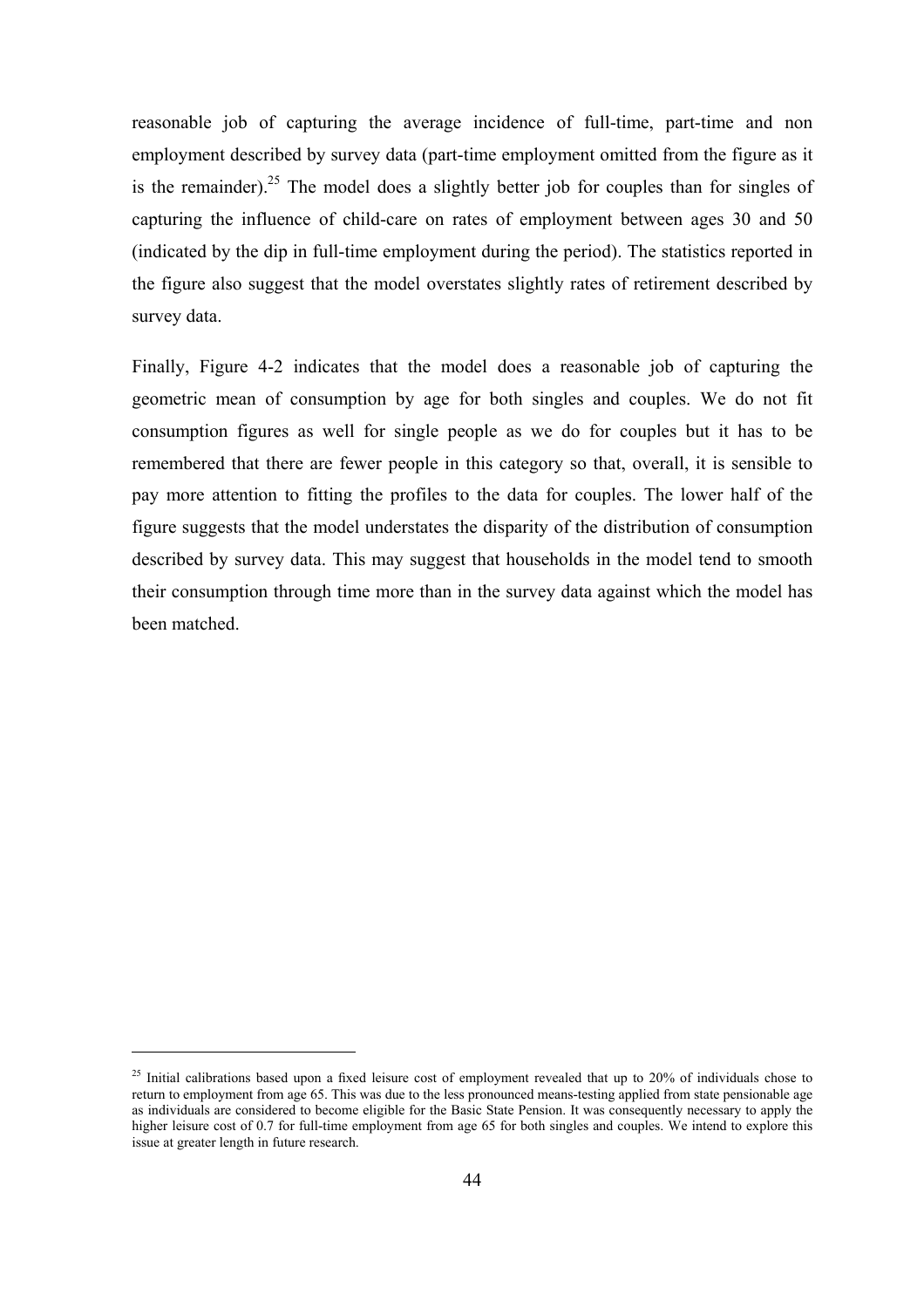reasonable job of capturing the average incidence of full-time, part-time and non employment described by survey data (part-time employment omitted from the figure as it is the remainder).[25] The model does a slightly better job for couples than for singles of capturing the influence of child-care on rates of employment between ages 30 and 50 (indicated by the dip in full-time employment during the period). The statistics reported in the figure also suggest that the model overstates slightly rates of retirement described by survey data.

Finally, Figure 4-2 indicates that the model does a reasonable job of capturing the geometric mean of consumption by age for both singles and couples. We do not fit consumption figures as well for single people as we do for couples but it has to be remembered that there are fewer people in this category so that, overall, it is sensible to pay more attention to fitting the profiles to the data for couples. The lower half of the figure suggests that the model understates the disparity of the distribution of consumption described by survey data. This may suggest that households in the model tend to smooth their consumption through time more than in the survey data against which the model has been matched.

[25] Initial calibrations based upon a fixed leisure cost of employment revealed that up to 20% of individuals chose to return to employment from age 65. This was due to the less pronounced means-testing applied from state pensionable age as individuals are considered to become eligible for the Basic State Pension. It was consequently necessary to apply the higher leisure cost of 0.7 for full-time employment from age 65 for both singles and couples. We intend to explore this issue at greater length in future research.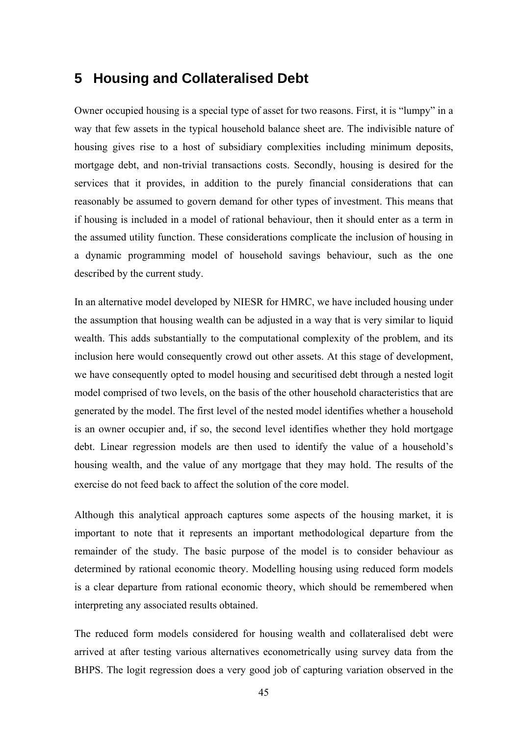# 5 Housing and Collateralised Debt

Owner occupied housing is a special type of asset for two reasons. First, it is "lumpy" in a way that few assets in the typical household balance sheet are. The indivisible nature of housing gives rise to a host of subsidiary complexities including minimum deposits, mortgage debt, and non-trivial transactions costs. Secondly, housing is desired for the services that it provides, in addition to the purely financial considerations that can reasonably be assumed to govern demand for other types of investment. This means that if housing is included in a model of rational behaviour, then it should enter as a term in the assumed utility function. These considerations complicate the inclusion of housing in a dynamic programming model of household savings behaviour, such as the one described by the current study.

In an alternative model developed by NIESR for HMRC, we have included housing under the assumption that housing wealth can be adjusted in a way that is very similar to liquid wealth. This adds substantially to the computational complexity of the problem, and its inclusion here would consequently crowd out other assets. At this stage of development, we have consequently opted to model housing and securitised debt through a nested logit model comprised of two levels, on the basis of the other household characteristics that are generated by the model. The first level of the nested model identifies whether a household is an owner occupier and, if so, the second level identifies whether they hold mortgage debt. Linear regression models are then used to identify the value of a household's housing wealth, and the value of any mortgage that they may hold. The results of the exercise do not feed back to affect the solution of the core model.

Although this analytical approach captures some aspects of the housing market, it is important to note that it represents an important methodological departure from the remainder of the study. The basic purpose of the model is to consider behaviour as determined by rational economic theory. Modelling housing using reduced form models is a clear departure from rational economic theory, which should be remembered when interpreting any associated results obtained.

The reduced form models considered for housing wealth and collateralised debt were arrived at after testing various alternatives econometrically using survey data from the BHPS. The logit regression does a very good job of capturing variation observed in the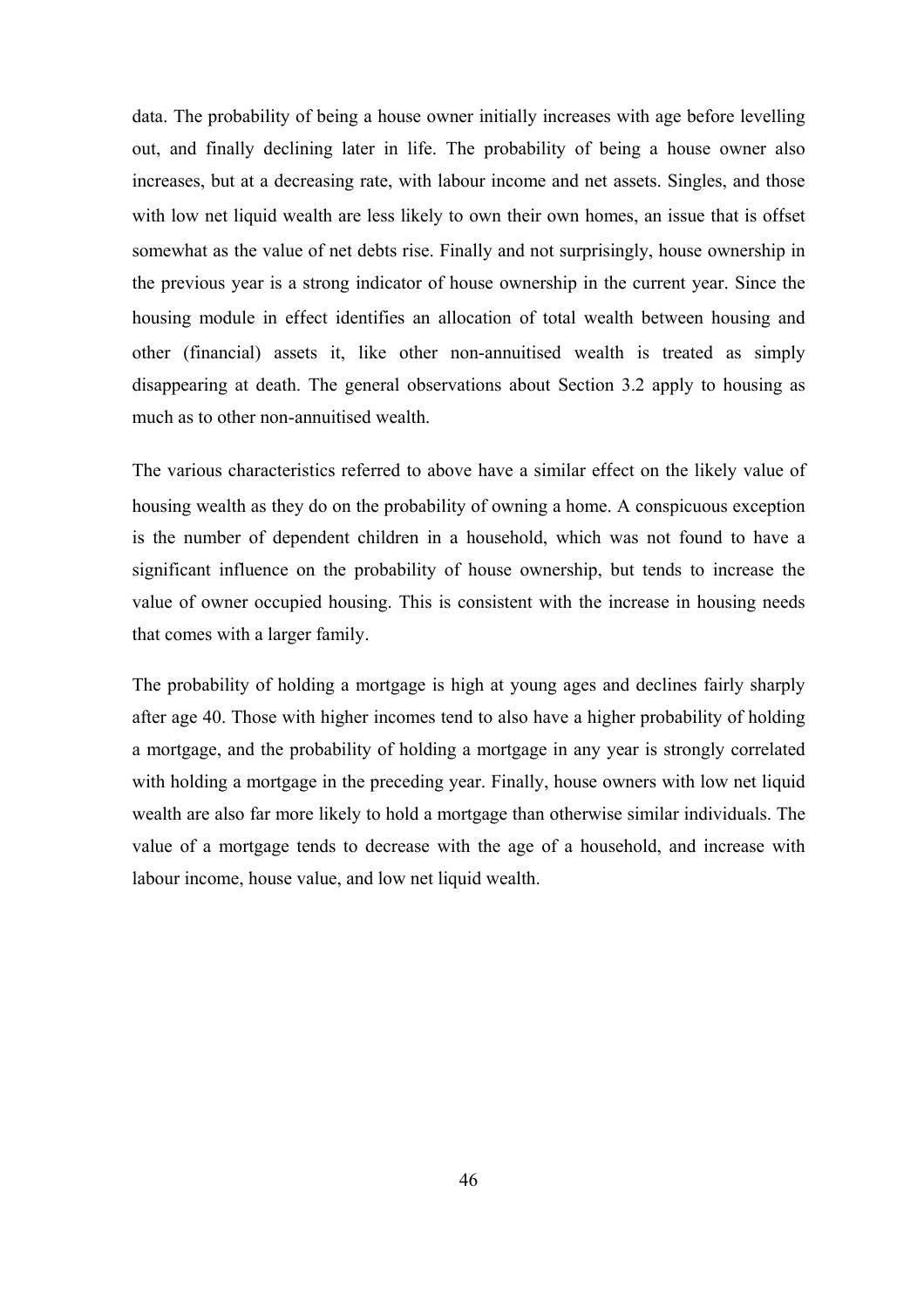data. The probability of being a house owner initially increases with age before levelling out, and finally declining later in life. The probability of being a house owner also increases, but at a decreasing rate, with labour income and net assets. Singles, and those with low net liquid wealth are less likely to own their own homes, an issue that is offset somewhat as the value of net debts rise. Finally and not surprisingly, house ownership in the previous year is a strong indicator of house ownership in the current year. Since the housing module in effect identifies an allocation of total wealth between housing and other (financial) assets it, like other non-annuitised wealth is treated as simply disappearing at death. The general observations about Section 3.2 apply to housing as much as to other non-annuitised wealth.

The various characteristics referred to above have a similar effect on the likely value of housing wealth as they do on the probability of owning a home. A conspicuous exception is the number of dependent children in a household, which was not found to have a significant influence on the probability of house ownership, but tends to increase the value of owner occupied housing. This is consistent with the increase in housing needs that comes with a larger family.

The probability of holding a mortgage is high at young ages and declines fairly sharply after age 40. Those with higher incomes tend to also have a higher probability of holding a mortgage, and the probability of holding a mortgage in any year is strongly correlated with holding a mortgage in the preceding year. Finally, house owners with low net liquid wealth are also far more likely to hold a mortgage than otherwise similar individuals. The value of a mortgage tends to decrease with the age of a household, and increase with labour income, house value, and low net liquid wealth.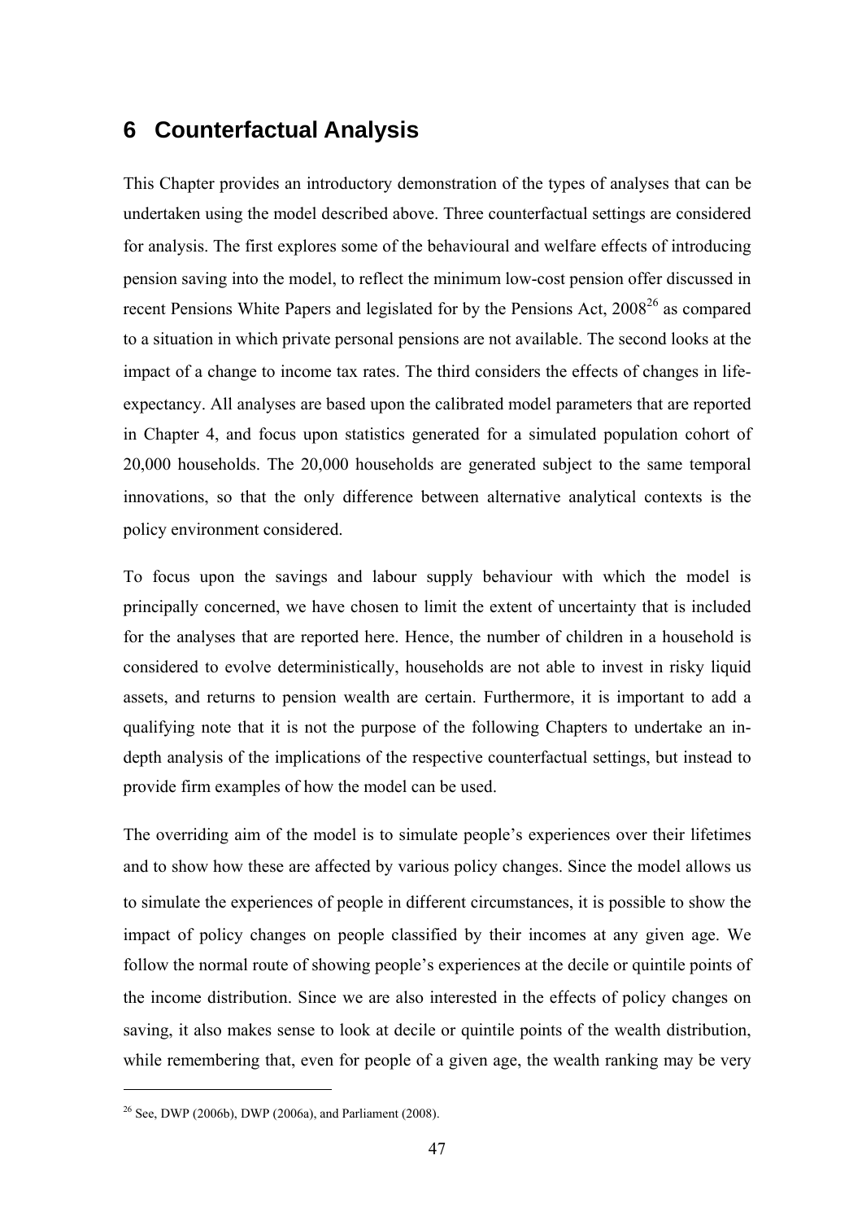# 6 Counterfactual Analysis

This Chapter provides an introductory demonstration of the types of analyses that can be undertaken using the model described above. Three counterfactual settings are considered for analysis. The first explores some of the behavioural and welfare effects of introducing pension saving into the model, to reflect the minimum low-cost pension offer discussed in recent Pensions White Papers and legislated for by the Pensions Act, 2008[26] as compared to a situation in which private personal pensions are not available. The second looks at the impact of a change to income tax rates. The third considers the effects of changes in life-expectancy. All analyses are based upon the calibrated model parameters that are reported in Chapter 4, and focus upon statistics generated for a simulated population cohort of 20,000 households. The 20,000 households are generated subject to the same temporal innovations, so that the only difference between alternative analytical contexts is the policy environment considered.

To focus upon the savings and labour supply behaviour with which the model is principally concerned, we have chosen to limit the extent of uncertainty that is included for the analyses that are reported here. Hence, the number of children in a household is considered to evolve deterministically, households are not able to invest in risky liquid assets, and returns to pension wealth are certain. Furthermore, it is important to add a qualifying note that it is not the purpose of the following Chapters to undertake an in-depth analysis of the implications of the respective counterfactual settings, but instead to provide firm examples of how the model can be used.

The overriding aim of the model is to simulate people's experiences over their lifetimes and to show how these are affected by various policy changes. Since the model allows us to simulate the experiences of people in different circumstances, it is possible to show the impact of policy changes on people classified by their incomes at any given age. We follow the normal route of showing people's experiences at the decile or quintile points of the income distribution. Since we are also interested in the effects of policy changes on saving, it also makes sense to look at decile or quintile points of the wealth distribution, while remembering that, even for people of a given age, the wealth ranking may be very

---

[26] See, DWP (2006b), DWP (2006a), and Parliament (2008).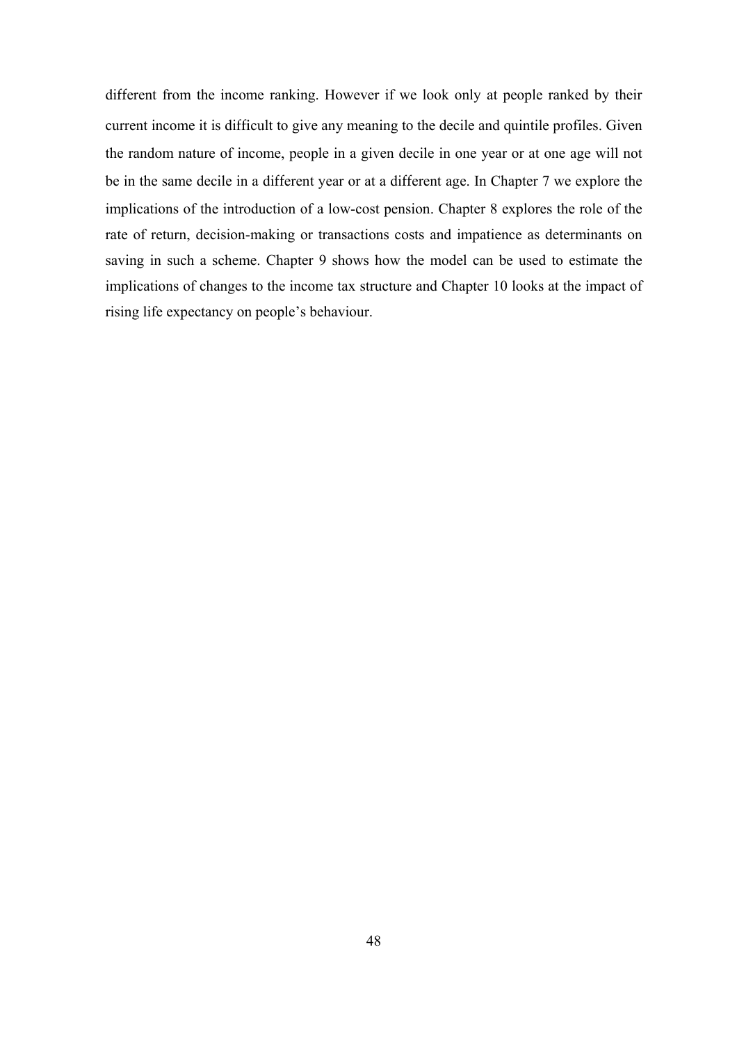different from the income ranking. However if we look only at people ranked by their current income it is difficult to give any meaning to the decile and quintile profiles. Given the random nature of income, people in a given decile in one year or at one age will not be in the same decile in a different year or at a different age. In Chapter 7 we explore the implications of the introduction of a low-cost pension. Chapter 8 explores the role of the rate of return, decision-making or transactions costs and impatience as determinants on saving in such a scheme. Chapter 9 shows how the model can be used to estimate the implications of changes to the income tax structure and Chapter 10 looks at the impact of rising life expectancy on people's behaviour.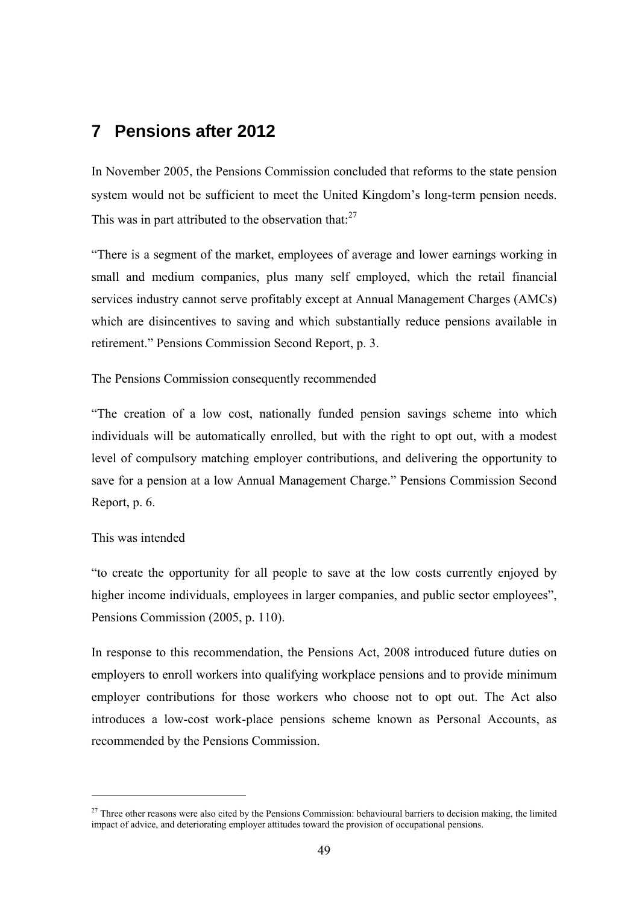# 7 Pensions after 2012

In November 2005, the Pensions Commission concluded that reforms to the state pension system would not be sufficient to meet the United Kingdom's long-term pension needs. This was in part attributed to the observation that:[27]

"There is a segment of the market, employees of average and lower earnings working in small and medium companies, plus many self employed, which the retail financial services industry cannot serve profitably except at Annual Management Charges (AMCs) which are disincentives to saving and which substantially reduce pensions available in retirement." Pensions Commission Second Report, p. 3.

The Pensions Commission consequently recommended

"The creation of a low cost, nationally funded pension savings scheme into which individuals will be automatically enrolled, but with the right to opt out, with a modest level of compulsory matching employer contributions, and delivering the opportunity to save for a pension at a low Annual Management Charge." Pensions Commission Second Report, p. 6.

This was intended

"to create the opportunity for all people to save at the low costs currently enjoyed by higher income individuals, employees in larger companies, and public sector employees", Pensions Commission (2005, p. 110).

In response to this recommendation, the Pensions Act, 2008 introduced future duties on employers to enroll workers into qualifying workplace pensions and to provide minimum employer contributions for those workers who choose not to opt out. The Act also introduces a low-cost work-place pensions scheme known as Personal Accounts, as recommended by the Pensions Commission.

[27] Three other reasons were also cited by the Pensions Commission: behavioural barriers to decision making, the limited impact of advice, and deteriorating employer attitudes toward the provision of occupational pensions.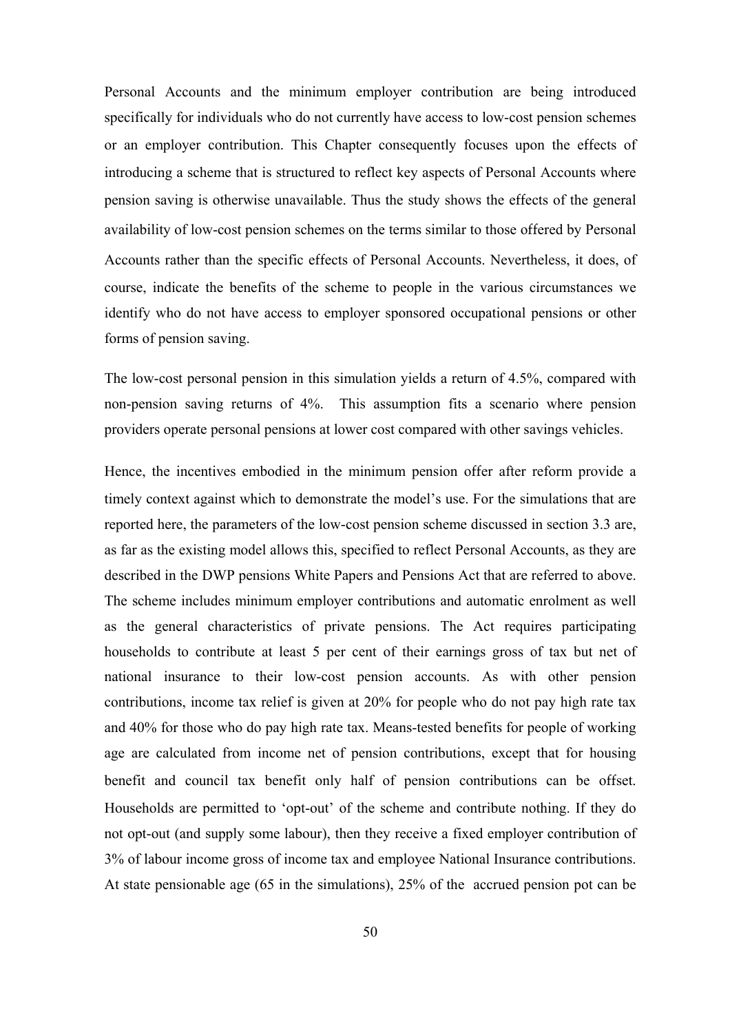Personal Accounts and the minimum employer contribution are being introduced specifically for individuals who do not currently have access to low-cost pension schemes or an employer contribution. This Chapter consequently focuses upon the effects of introducing a scheme that is structured to reflect key aspects of Personal Accounts where pension saving is otherwise unavailable. Thus the study shows the effects of the general availability of low-cost pension schemes on the terms similar to those offered by Personal Accounts rather than the specific effects of Personal Accounts. Nevertheless, it does, of course, indicate the benefits of the scheme to people in the various circumstances we identify who do not have access to employer sponsored occupational pensions or other forms of pension saving.

The low-cost personal pension in this simulation yields a return of 4.5%, compared with non-pension saving returns of 4%. This assumption fits a scenario where pension providers operate personal pensions at lower cost compared with other savings vehicles.

Hence, the incentives embodied in the minimum pension offer after reform provide a timely context against which to demonstrate the model's use. For the simulations that are reported here, the parameters of the low-cost pension scheme discussed in section 3.3 are, as far as the existing model allows this, specified to reflect Personal Accounts, as they are described in the DWP pensions White Papers and Pensions Act that are referred to above. The scheme includes minimum employer contributions and automatic enrolment as well as the general characteristics of private pensions. The Act requires participating households to contribute at least 5 per cent of their earnings gross of tax but net of national insurance to their low-cost pension accounts. As with other pension contributions, income tax relief is given at 20% for people who do not pay high rate tax and 40% for those who do pay high rate tax. Means-tested benefits for people of working age are calculated from income net of pension contributions, except that for housing benefit and council tax benefit only half of pension contributions can be offset. Households are permitted to 'opt-out' of the scheme and contribute nothing. If they do not opt-out (and supply some labour), then they receive a fixed employer contribution of 3% of labour income gross of income tax and employee National Insurance contributions. At state pensionable age (65 in the simulations), 25% of the accrued pension pot can be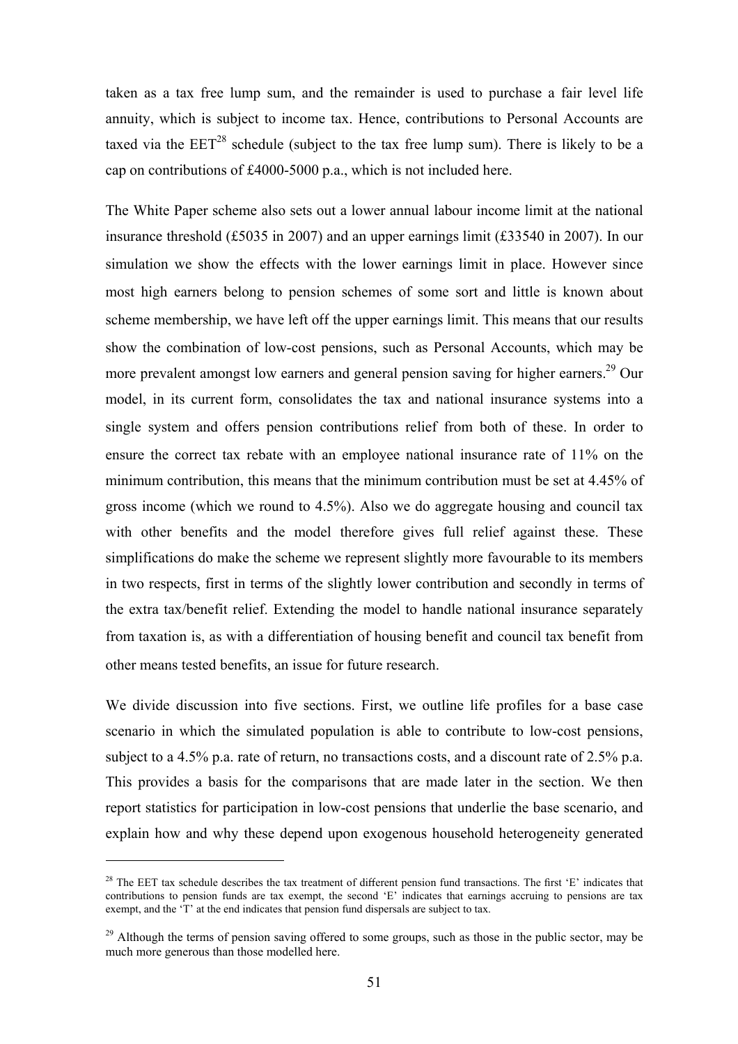taken as a tax free lump sum, and the remainder is used to purchase a fair level life annuity, which is subject to income tax. Hence, contributions to Personal Accounts are taxed via the EET[28] schedule (subject to the tax free lump sum). There is likely to be a cap on contributions of £4000-5000 p.a., which is not included here.

The White Paper scheme also sets out a lower annual labour income limit at the national insurance threshold (£5035 in 2007) and an upper earnings limit (£33540 in 2007). In our simulation we show the effects with the lower earnings limit in place. However since most high earners belong to pension schemes of some sort and little is known about scheme membership, we have left off the upper earnings limit. This means that our results show the combination of low-cost pensions, such as Personal Accounts, which may be more prevalent amongst low earners and general pension saving for higher earners.[29] Our model, in its current form, consolidates the tax and national insurance systems into a single system and offers pension contributions relief from both of these. In order to ensure the correct tax rebate with an employee national insurance rate of 11% on the minimum contribution, this means that the minimum contribution must be set at 4.45% of gross income (which we round to 4.5%). Also we do aggregate housing and council tax with other benefits and the model therefore gives full relief against these. These simplifications do make the scheme we represent slightly more favourable to its members in two respects, first in terms of the slightly lower contribution and secondly in terms of the extra tax/benefit relief. Extending the model to handle national insurance separately from taxation is, as with a differentiation of housing benefit and council tax benefit from other means tested benefits, an issue for future research.

We divide discussion into five sections. First, we outline life profiles for a base case scenario in which the simulated population is able to contribute to low-cost pensions, subject to a 4.5% p.a. rate of return, no transactions costs, and a discount rate of 2.5% p.a. This provides a basis for the comparisons that are made later in the section. We then report statistics for participation in low-cost pensions that underlie the base scenario, and explain how and why these depend upon exogenous household heterogeneity generated

---

[28] The EET tax schedule describes the tax treatment of different pension fund transactions. The first 'E' indicates that contributions to pension funds are tax exempt, the second 'E' indicates that earnings accruing to pensions are tax exempt, and the 'T' at the end indicates that pension fund dispersals are subject to tax.

[29] Although the terms of pension saving offered to some groups, such as those in the public sector, may be much more generous than those modelled here.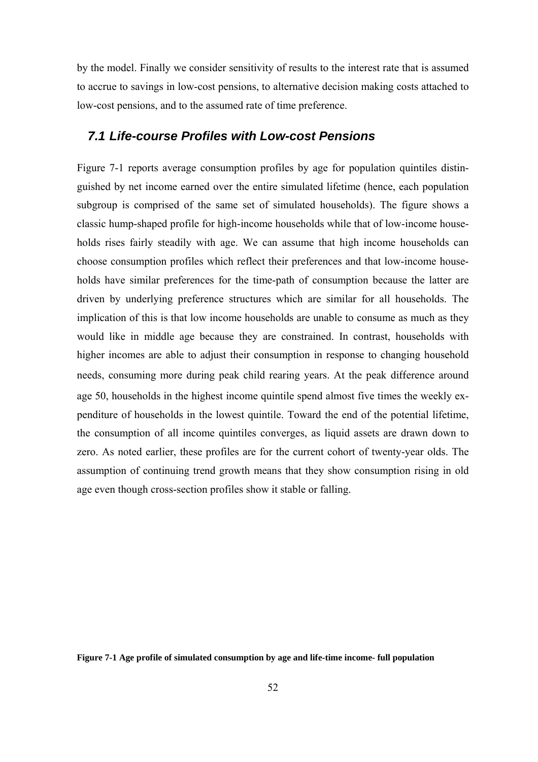by the model. Finally we consider sensitivity of results to the interest rate that is assumed to accrue to savings in low-cost pensions, to alternative decision making costs attached to low-cost pensions, and to the assumed rate of time preference.

## *7.1 Life-course Profiles with Low-cost Pensions*

Figure 7-1 reports average consumption profiles by age for population quintiles distinguished by net income earned over the entire simulated lifetime (hence, each population subgroup is comprised of the same set of simulated households). The figure shows a classic hump-shaped profile for high-income households while that of low-income households rises fairly steadily with age. We can assume that high income households can choose consumption profiles which reflect their preferences and that low-income households have similar preferences for the time-path of consumption because the latter are driven by underlying preference structures which are similar for all households. The implication of this is that low income households are unable to consume as much as they would like in middle age because they are constrained. In contrast, households with higher incomes are able to adjust their consumption in response to changing household needs, consuming more during peak child rearing years. At the peak difference around age 50, households in the highest income quintile spend almost five times the weekly expenditure of households in the lowest quintile. Toward the end of the potential lifetime, the consumption of all income quintiles converges, as liquid assets are drawn down to zero. As noted earlier, these profiles are for the current cohort of twenty-year olds. The assumption of continuing trend growth means that they show consumption rising in old age even though cross-section profiles show it stable or falling.

**Figure 7-1 Age profile of simulated consumption by age and life-time income- full population**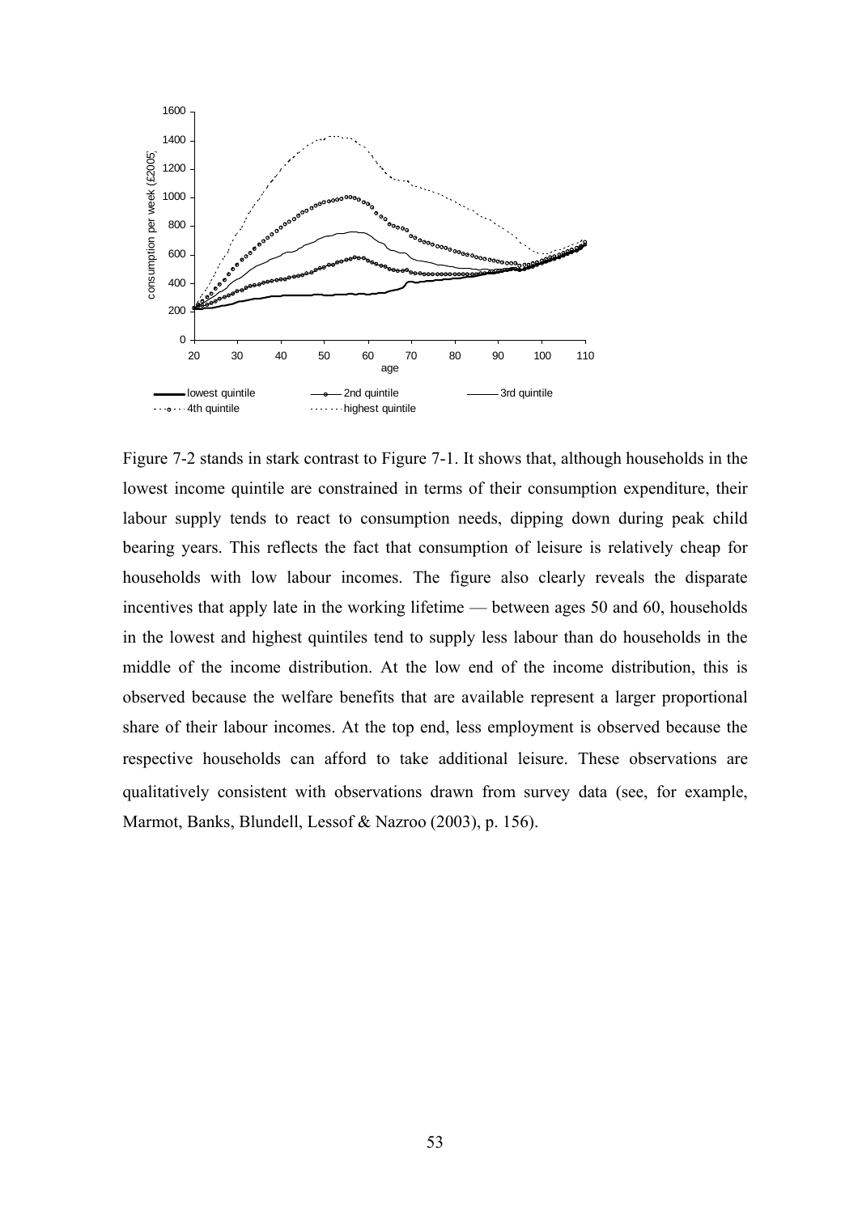Figure 7-2 stands in stark contrast to Figure 7-1. It shows that, although households in the lowest income quintile are constrained in terms of their consumption expenditure, their labour supply tends to react to consumption needs, dipping down during peak child bearing years. This reflects the fact that consumption of leisure is relatively cheap for households with low labour incomes. The figure also clearly reveals the disparate incentives that apply late in the working lifetime — between ages 50 and 60, households in the lowest and highest quintiles tend to supply less labour than do households in the middle of the income distribution. At the low end of the income distribution, this is observed because the welfare benefits that are available represent a larger proportional share of their labour incomes. At the top end, less employment is observed because the respective households can afford to take additional leisure. These observations are qualitatively consistent with observations drawn from survey data (see, for example, Marmot, Banks, Blundell, Lessof & Nazroo (2003), p. 156).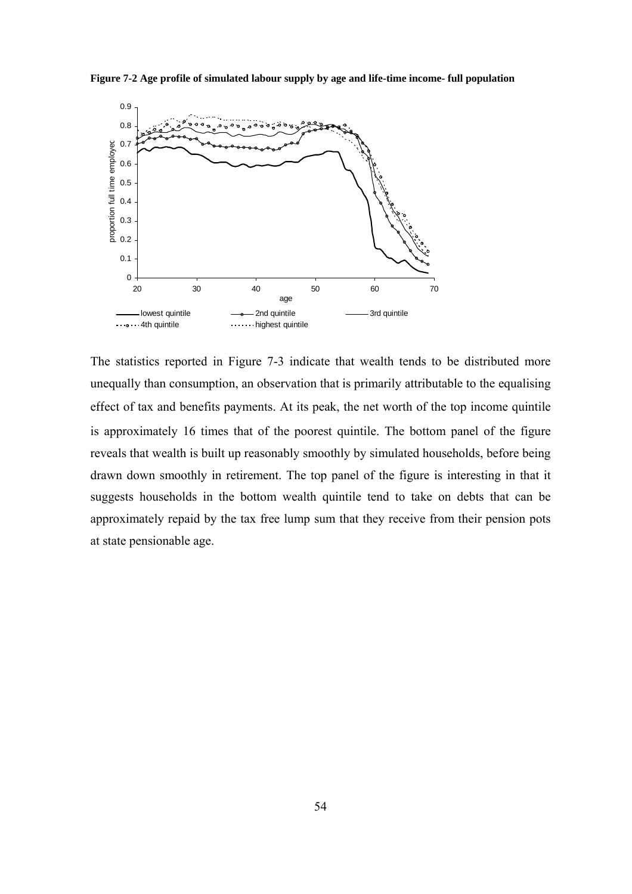**Figure 7-2 Age profile of simulated labour supply by age and life-time income- full population**

The statistics reported in Figure 7-3 indicate that wealth tends to be distributed more unequally than consumption, an observation that is primarily attributable to the equalising effect of tax and benefits payments. At its peak, the net worth of the top income quintile is approximately 16 times that of the poorest quintile. The bottom panel of the figure reveals that wealth is built up reasonably smoothly by simulated households, before being drawn down smoothly in retirement. The top panel of the figure is interesting in that it suggests households in the bottom wealth quintile tend to take on debts that can be approximately repaid by the tax free lump sum that they receive from their pension pots at state pensionable age.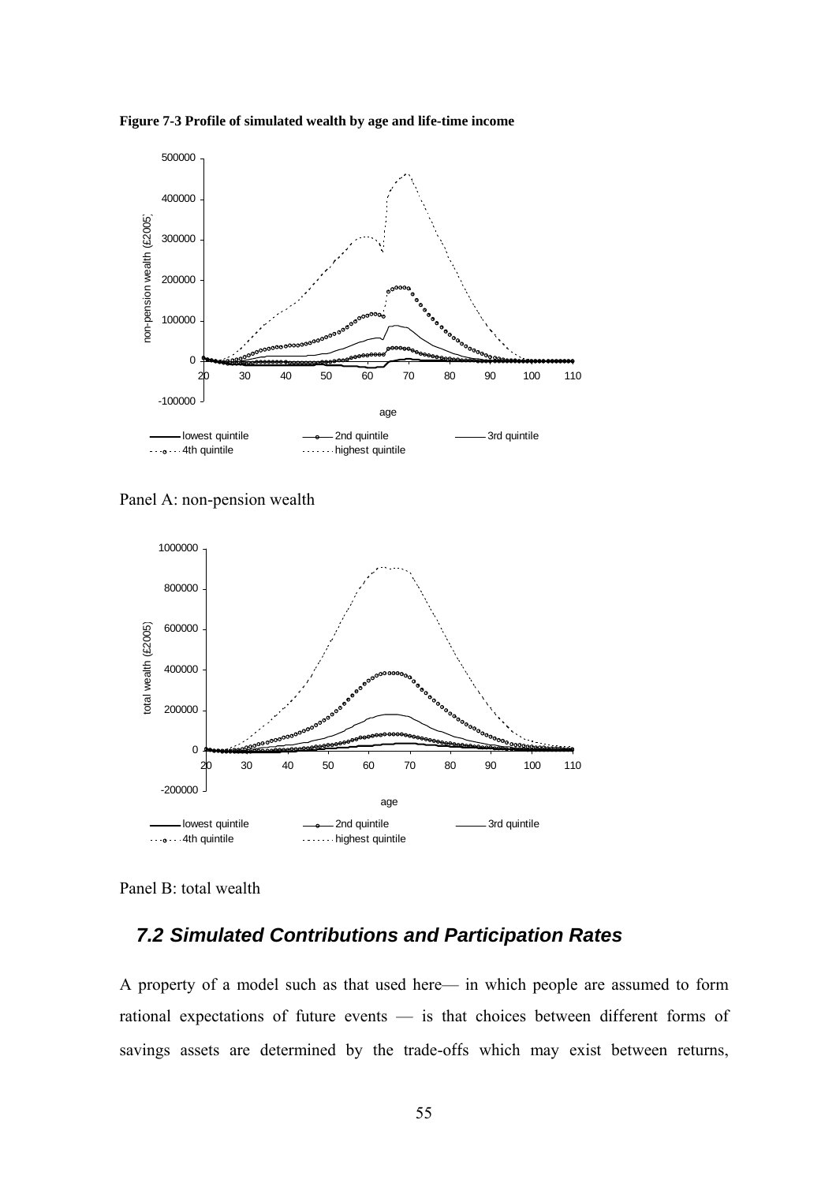**Figure 7-3 Profile of simulated wealth by age and life-time income**

Panel A: non-pension wealth

Panel B: total wealth

## *7.2 Simulated Contributions and Participation Rates*

A property of a model such as that used here— in which people are assumed to form rational expectations of future events — is that choices between different forms of savings assets are determined by the trade-offs which may exist between returns,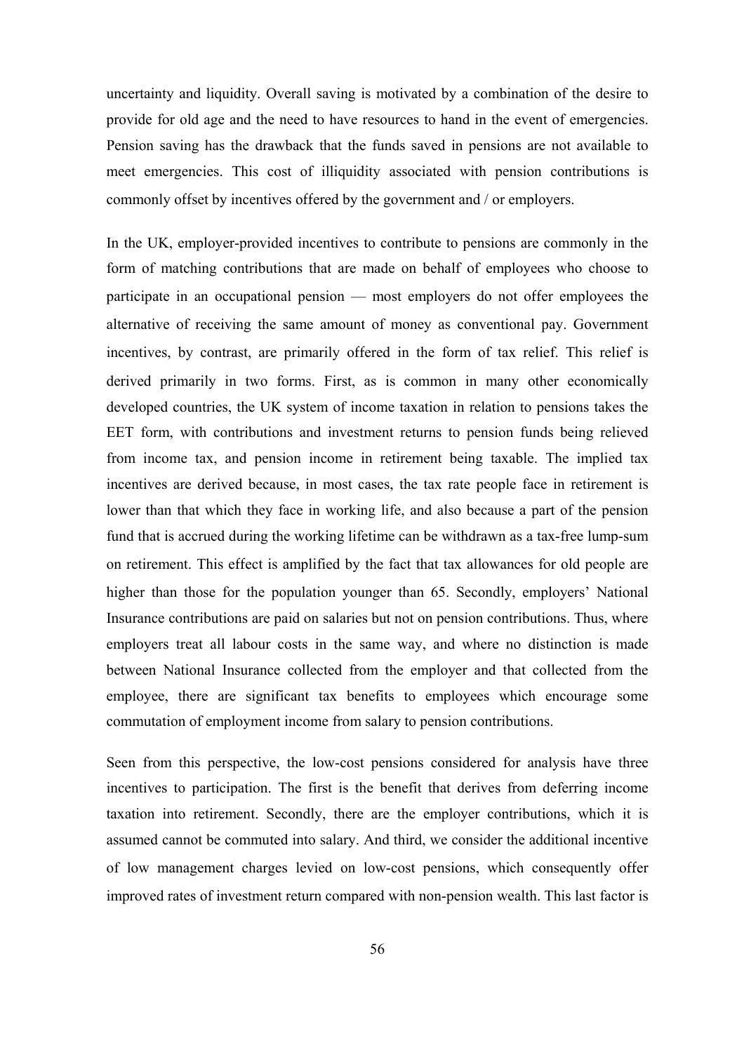uncertainty and liquidity. Overall saving is motivated by a combination of the desire to provide for old age and the need to have resources to hand in the event of emergencies. Pension saving has the drawback that the funds saved in pensions are not available to meet emergencies. This cost of illiquidity associated with pension contributions is commonly offset by incentives offered by the government and / or employers.

In the UK, employer-provided incentives to contribute to pensions are commonly in the form of matching contributions that are made on behalf of employees who choose to participate in an occupational pension — most employers do not offer employees the alternative of receiving the same amount of money as conventional pay. Government incentives, by contrast, are primarily offered in the form of tax relief. This relief is derived primarily in two forms. First, as is common in many other economically developed countries, the UK system of income taxation in relation to pensions takes the EET form, with contributions and investment returns to pension funds being relieved from income tax, and pension income in retirement being taxable. The implied tax incentives are derived because, in most cases, the tax rate people face in retirement is lower than that which they face in working life, and also because a part of the pension fund that is accrued during the working lifetime can be withdrawn as a tax-free lump-sum on retirement. This effect is amplified by the fact that tax allowances for old people are higher than those for the population younger than 65. Secondly, employers' National Insurance contributions are paid on salaries but not on pension contributions. Thus, where employers treat all labour costs in the same way, and where no distinction is made between National Insurance collected from the employer and that collected from the employee, there are significant tax benefits to employees which encourage some commutation of employment income from salary to pension contributions.

Seen from this perspective, the low-cost pensions considered for analysis have three incentives to participation. The first is the benefit that derives from deferring income taxation into retirement. Secondly, there are the employer contributions, which it is assumed cannot be commuted into salary. And third, we consider the additional incentive of low management charges levied on low-cost pensions, which consequently offer improved rates of investment return compared with non-pension wealth. This last factor is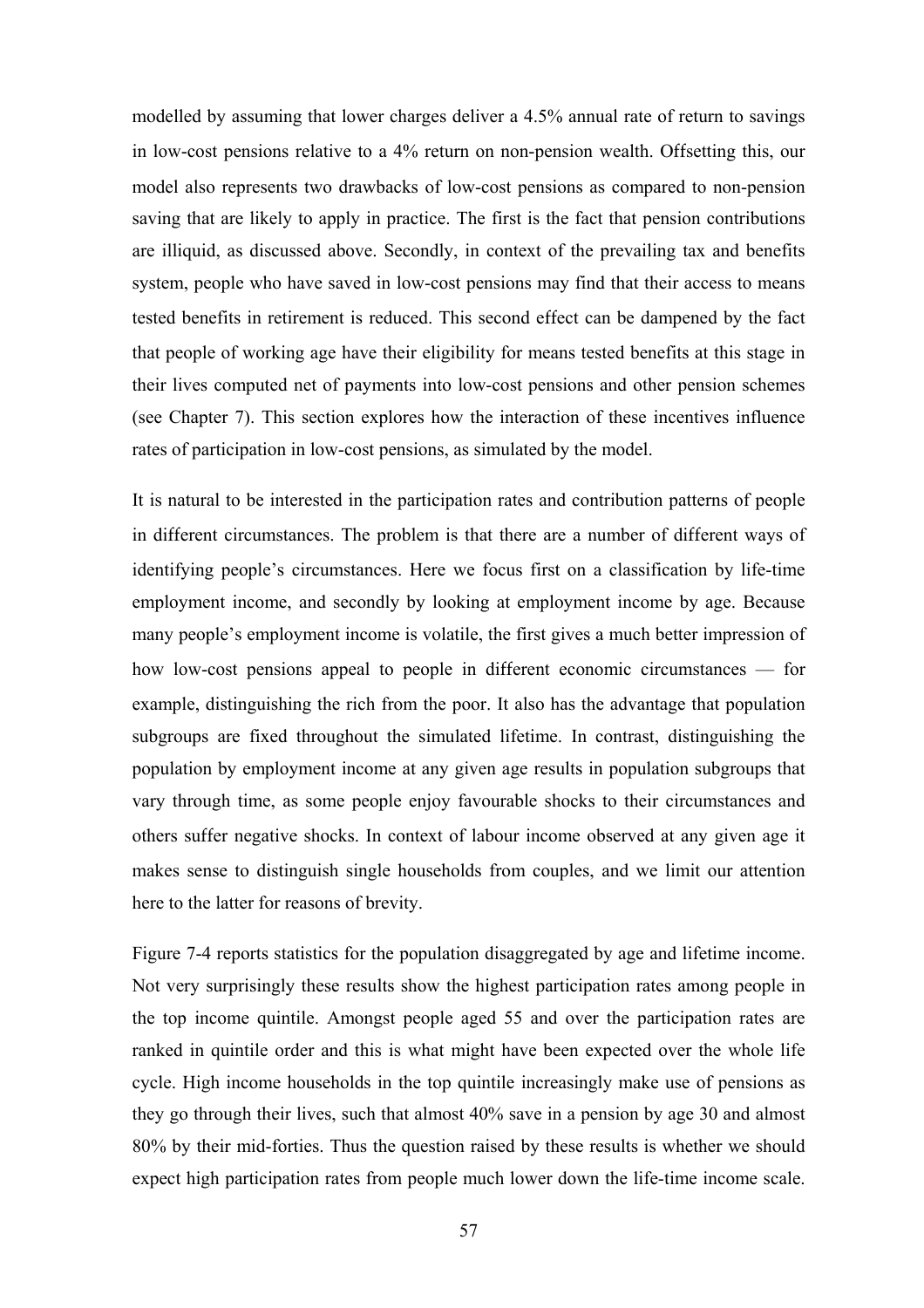modelled by assuming that lower charges deliver a 4.5% annual rate of return to savings in low-cost pensions relative to a 4% return on non-pension wealth. Offsetting this, our model also represents two drawbacks of low-cost pensions as compared to non-pension saving that are likely to apply in practice. The first is the fact that pension contributions are illiquid, as discussed above. Secondly, in context of the prevailing tax and benefits system, people who have saved in low-cost pensions may find that their access to means tested benefits in retirement is reduced. This second effect can be dampened by the fact that people of working age have their eligibility for means tested benefits at this stage in their lives computed net of payments into low-cost pensions and other pension schemes (see Chapter 7). This section explores how the interaction of these incentives influence rates of participation in low-cost pensions, as simulated by the model.

It is natural to be interested in the participation rates and contribution patterns of people in different circumstances. The problem is that there are a number of different ways of identifying people's circumstances. Here we focus first on a classification by life-time employment income, and secondly by looking at employment income by age. Because many people's employment income is volatile, the first gives a much better impression of how low-cost pensions appeal to people in different economic circumstances — for example, distinguishing the rich from the poor. It also has the advantage that population subgroups are fixed throughout the simulated lifetime. In contrast, distinguishing the population by employment income at any given age results in population subgroups that vary through time, as some people enjoy favourable shocks to their circumstances and others suffer negative shocks. In context of labour income observed at any given age it makes sense to distinguish single households from couples, and we limit our attention here to the latter for reasons of brevity.

Figure 7-4 reports statistics for the population disaggregated by age and lifetime income. Not very surprisingly these results show the highest participation rates among people in the top income quintile. Amongst people aged 55 and over the participation rates are ranked in quintile order and this is what might have been expected over the whole life cycle. High income households in the top quintile increasingly make use of pensions as they go through their lives, such that almost 40% save in a pension by age 30 and almost 80% by their mid-forties. Thus the question raised by these results is whether we should expect high participation rates from people much lower down the life-time income scale.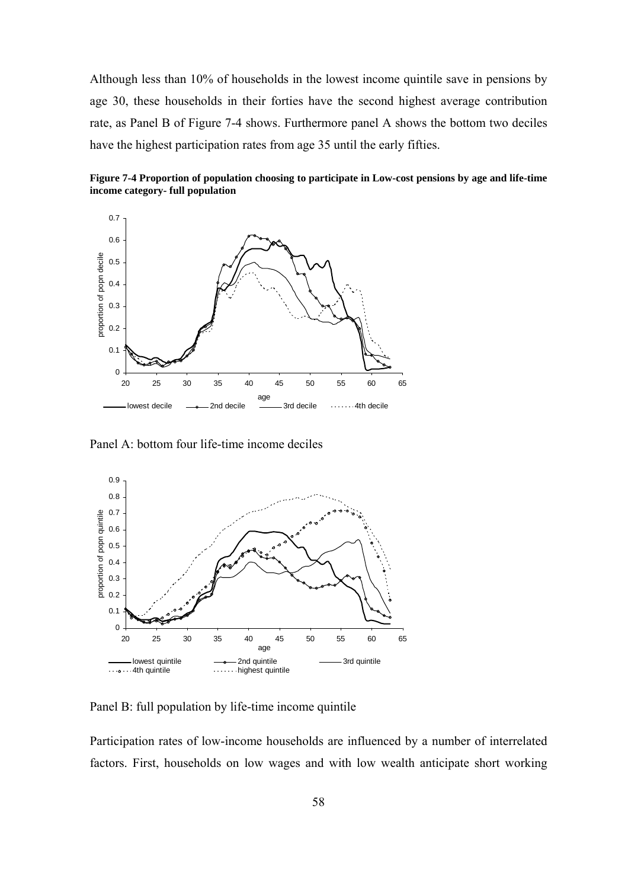Although less than 10% of households in the lowest income quintile save in pensions by age 30, these households in their forties have the second highest average contribution rate, as Panel B of Figure 7-4 shows. Furthermore panel A shows the bottom two deciles have the highest participation rates from age 35 until the early fifties.

**Figure 7-4 Proportion of population choosing to participate in Low-cost pensions by age and life-time income category- full population**

Panel A: bottom four life-time income deciles

Panel B: full population by life-time income quintile

Participation rates of low-income households are influenced by a number of interrelated factors. First, households on low wages and with low wealth anticipate short working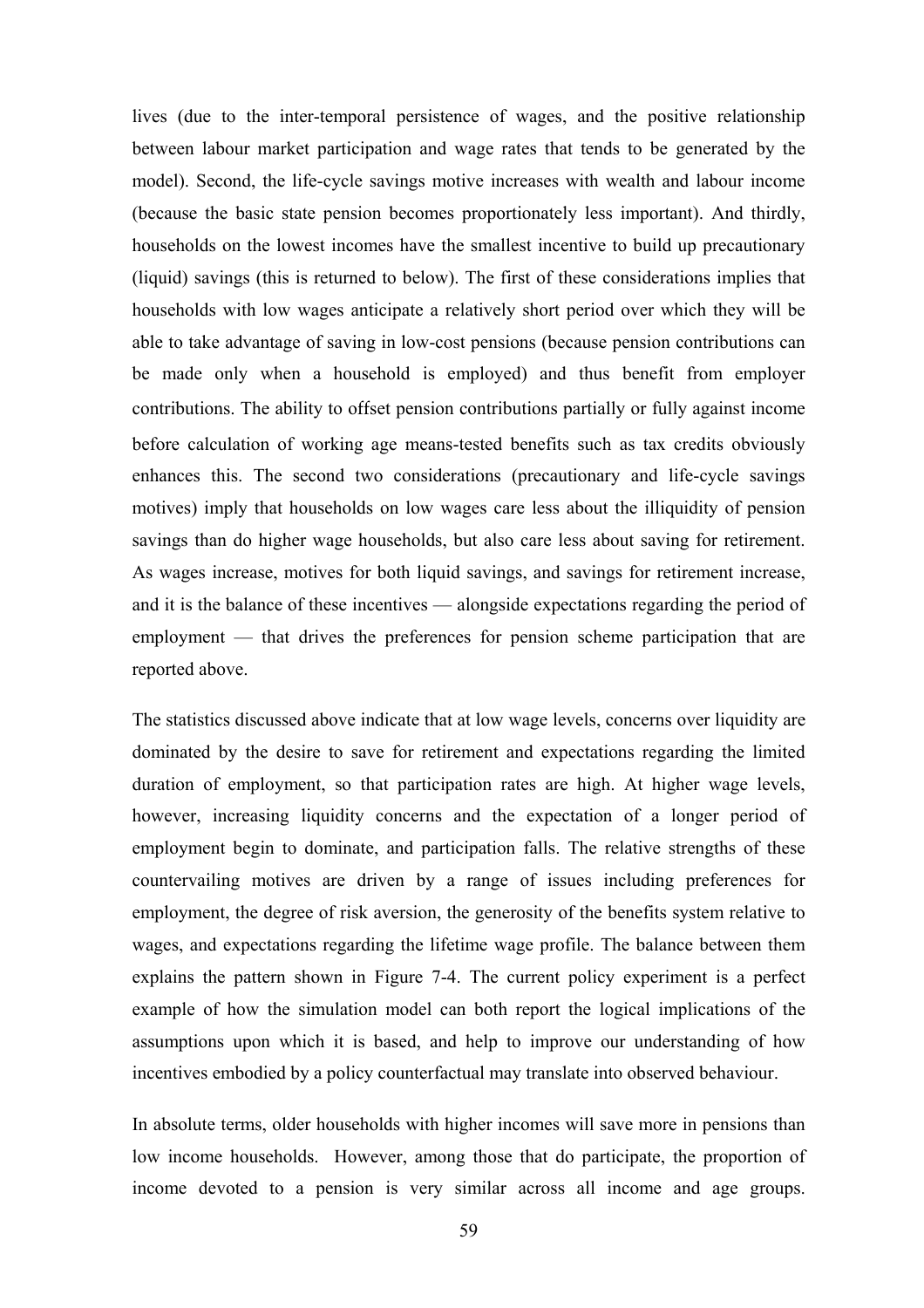lives (due to the inter-temporal persistence of wages, and the positive relationship between labour market participation and wage rates that tends to be generated by the model). Second, the life-cycle savings motive increases with wealth and labour income (because the basic state pension becomes proportionately less important). And thirdly, households on the lowest incomes have the smallest incentive to build up precautionary (liquid) savings (this is returned to below). The first of these considerations implies that households with low wages anticipate a relatively short period over which they will be able to take advantage of saving in low-cost pensions (because pension contributions can be made only when a household is employed) and thus benefit from employer contributions. The ability to offset pension contributions partially or fully against income before calculation of working age means-tested benefits such as tax credits obviously enhances this. The second two considerations (precautionary and life-cycle savings motives) imply that households on low wages care less about the illiquidity of pension savings than do higher wage households, but also care less about saving for retirement. As wages increase, motives for both liquid savings, and savings for retirement increase, and it is the balance of these incentives — alongside expectations regarding the period of employment — that drives the preferences for pension scheme participation that are reported above.

The statistics discussed above indicate that at low wage levels, concerns over liquidity are dominated by the desire to save for retirement and expectations regarding the limited duration of employment, so that participation rates are high. At higher wage levels, however, increasing liquidity concerns and the expectation of a longer period of employment begin to dominate, and participation falls. The relative strengths of these countervailing motives are driven by a range of issues including preferences for employment, the degree of risk aversion, the generosity of the benefits system relative to wages, and expectations regarding the lifetime wage profile. The balance between them explains the pattern shown in Figure 7-4. The current policy experiment is a perfect example of how the simulation model can both report the logical implications of the assumptions upon which it is based, and help to improve our understanding of how incentives embodied by a policy counterfactual may translate into observed behaviour.

In absolute terms, older households with higher incomes will save more in pensions than low income households. However, among those that do participate, the proportion of income devoted to a pension is very similar across all income and age groups.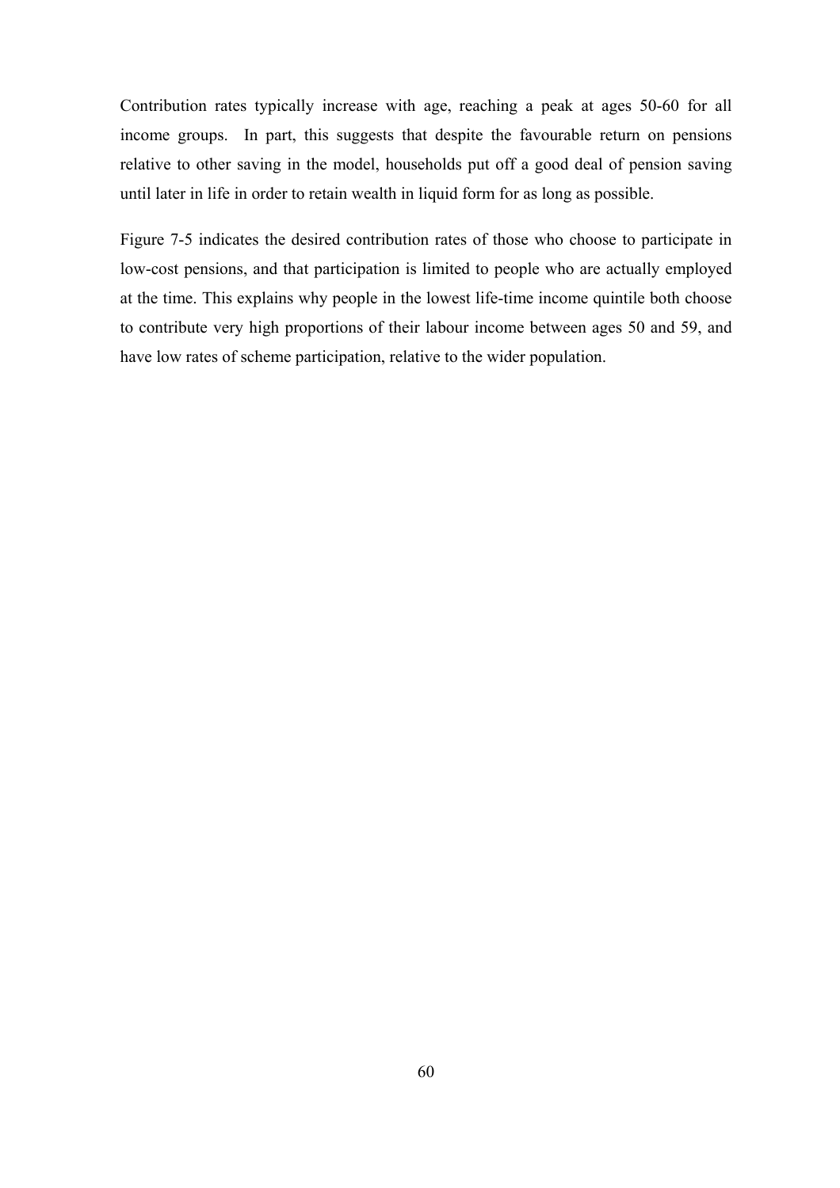Contribution rates typically increase with age, reaching a peak at ages 50-60 for all income groups. In part, this suggests that despite the favourable return on pensions relative to other saving in the model, households put off a good deal of pension saving until later in life in order to retain wealth in liquid form for as long as possible.

Figure 7-5 indicates the desired contribution rates of those who choose to participate in low-cost pensions, and that participation is limited to people who are actually employed at the time. This explains why people in the lowest life-time income quintile both choose to contribute very high proportions of their labour income between ages 50 and 59, and have low rates of scheme participation, relative to the wider population.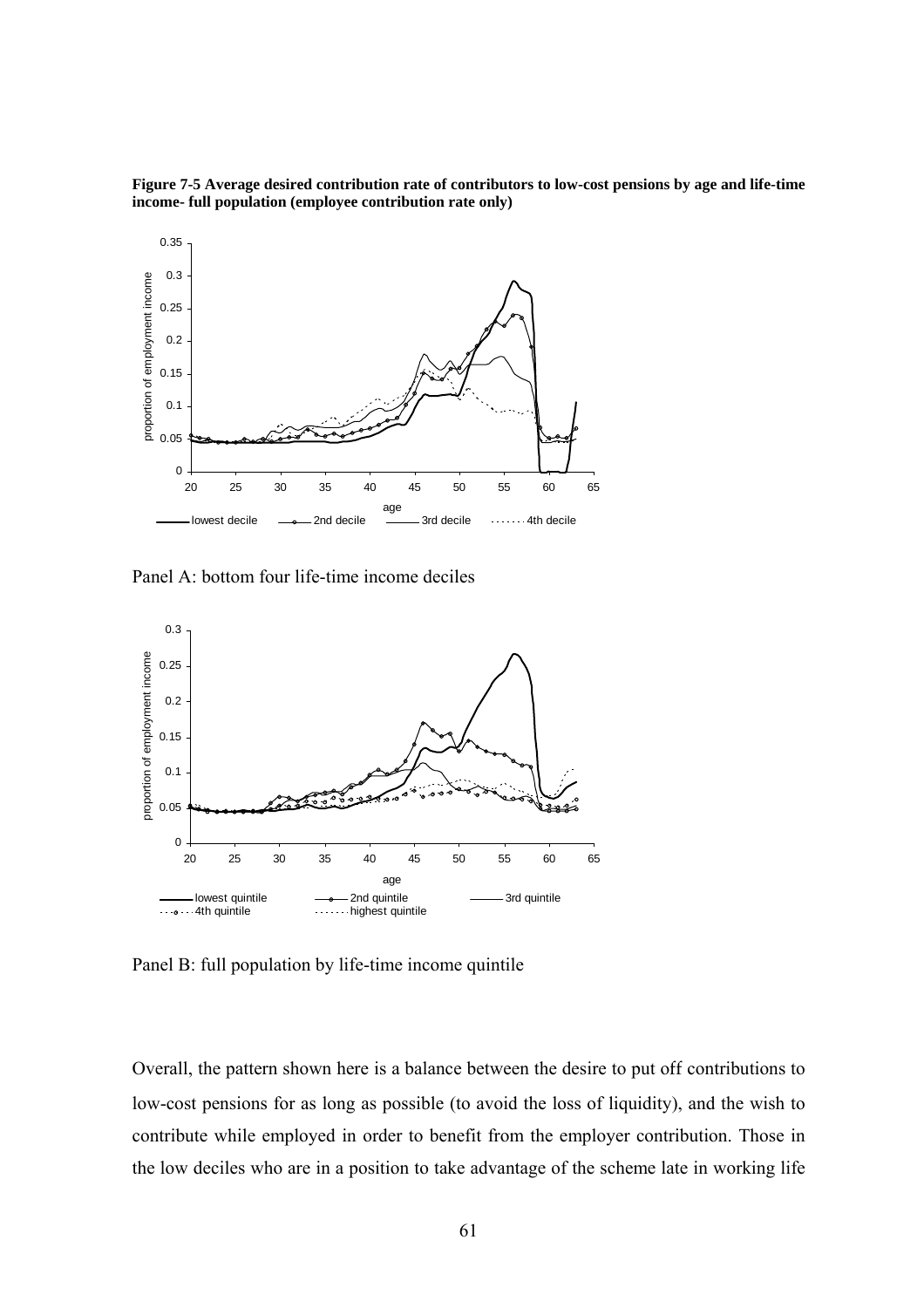**Figure 7-5 Average desired contribution rate of contributors to low-cost pensions by age and life-time income- full population (employee contribution rate only)**

Panel A: bottom four life-time income deciles

Panel B: full population by life-time income quintile

Overall, the pattern shown here is a balance between the desire to put off contributions to low-cost pensions for as long as possible (to avoid the loss of liquidity), and the wish to contribute while employed in order to benefit from the employer contribution. Those in the low deciles who are in a position to take advantage of the scheme late in working life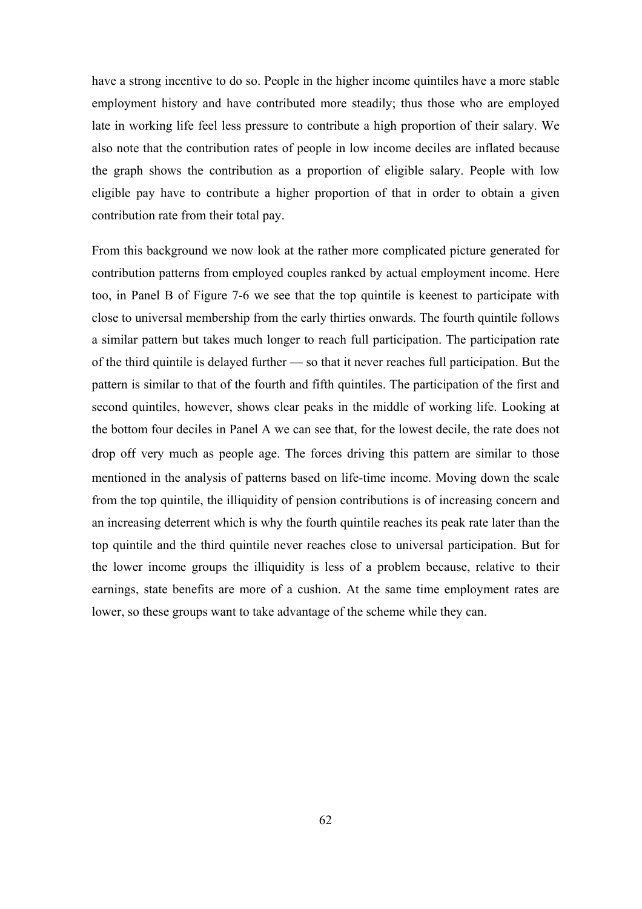have a strong incentive to do so. People in the higher income quintiles have a more stable employment history and have contributed more steadily; thus those who are employed late in working life feel less pressure to contribute a high proportion of their salary. We also note that the contribution rates of people in low income deciles are inflated because the graph shows the contribution as a proportion of eligible salary. People with low eligible pay have to contribute a higher proportion of that in order to obtain a given contribution rate from their total pay.

From this background we now look at the rather more complicated picture generated for contribution patterns from employed couples ranked by actual employment income. Here too, in Panel B of Figure 7-6 we see that the top quintile is keenest to participate with close to universal membership from the early thirties onwards. The fourth quintile follows a similar pattern but takes much longer to reach full participation. The participation rate of the third quintile is delayed further — so that it never reaches full participation. But the pattern is similar to that of the fourth and fifth quintiles. The participation of the first and second quintiles, however, shows clear peaks in the middle of working life. Looking at the bottom four deciles in Panel A we can see that, for the lowest decile, the rate does not drop off very much as people age. The forces driving this pattern are similar to those mentioned in the analysis of patterns based on life-time income. Moving down the scale from the top quintile, the illiquidity of pension contributions is of increasing concern and an increasing deterrent which is why the fourth quintile reaches its peak rate later than the top quintile and the third quintile never reaches close to universal participation. But for the lower income groups the illiquidity is less of a problem because, relative to their earnings, state benefits are more of a cushion. At the same time employment rates are lower, so these groups want to take advantage of the scheme while they can.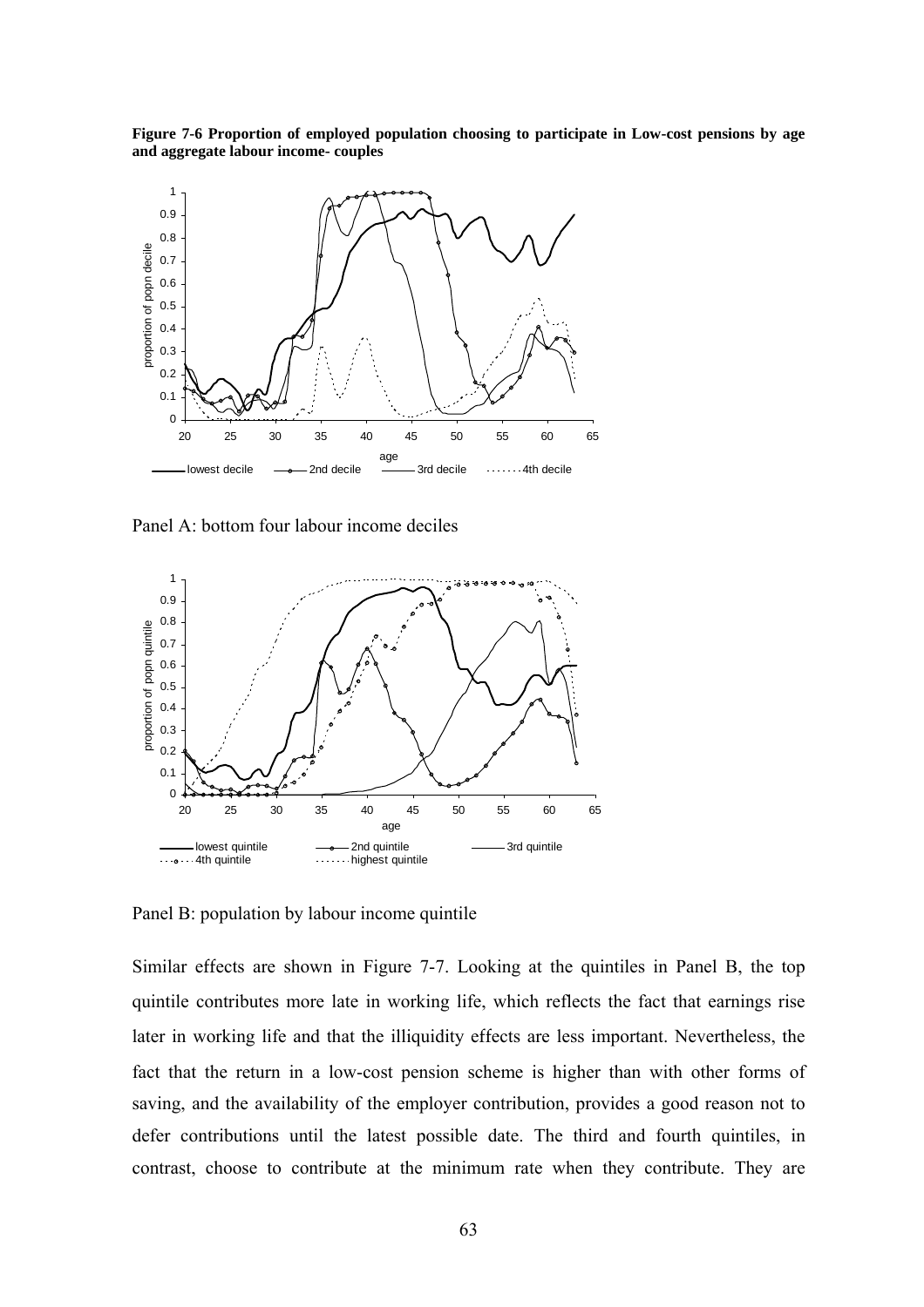**Figure 7-6 Proportion of employed population choosing to participate in Low-cost pensions by age and aggregate labour income- couples**

Panel A: bottom four labour income deciles

Panel B: population by labour income quintile

Similar effects are shown in Figure 7-7. Looking at the quintiles in Panel B, the top quintile contributes more late in working life, which reflects the fact that earnings rise later in working life and that the illiquidity effects are less important. Nevertheless, the fact that the return in a low-cost pension scheme is higher than with other forms of saving, and the availability of the employer contribution, provides a good reason not to defer contributions until the latest possible date. The third and fourth quintiles, in contrast, choose to contribute at the minimum rate when they contribute. They are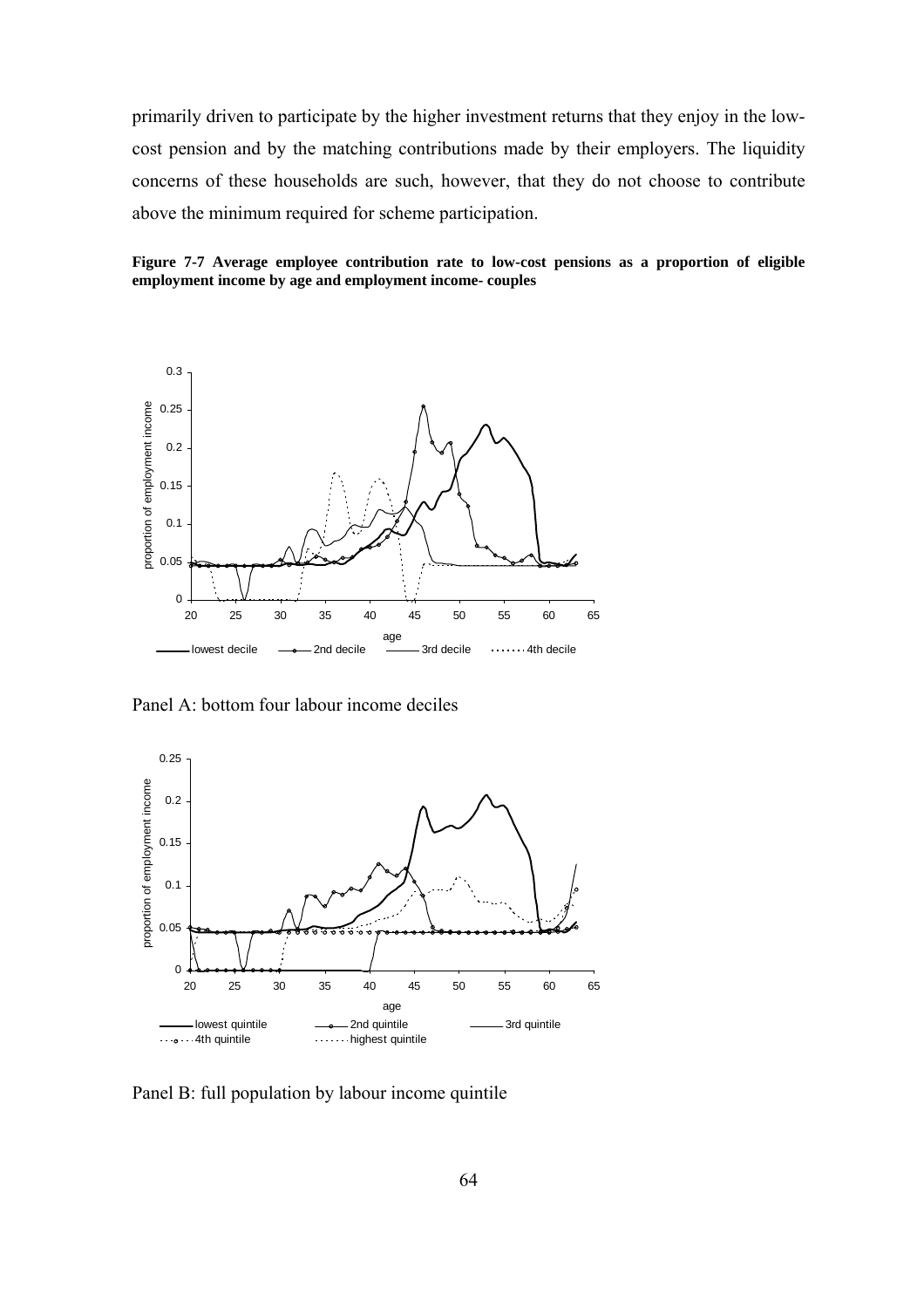primarily driven to participate by the higher investment returns that they enjoy in the low-cost pension and by the matching contributions made by their employers. The liquidity concerns of these households are such, however, that they do not choose to contribute above the minimum required for scheme participation.

**Figure 7-7 Average employee contribution rate to low-cost pensions as a proportion of eligible employment income by age and employment income- couples**

Panel A: bottom four labour income deciles

Panel B: full population by labour income quintile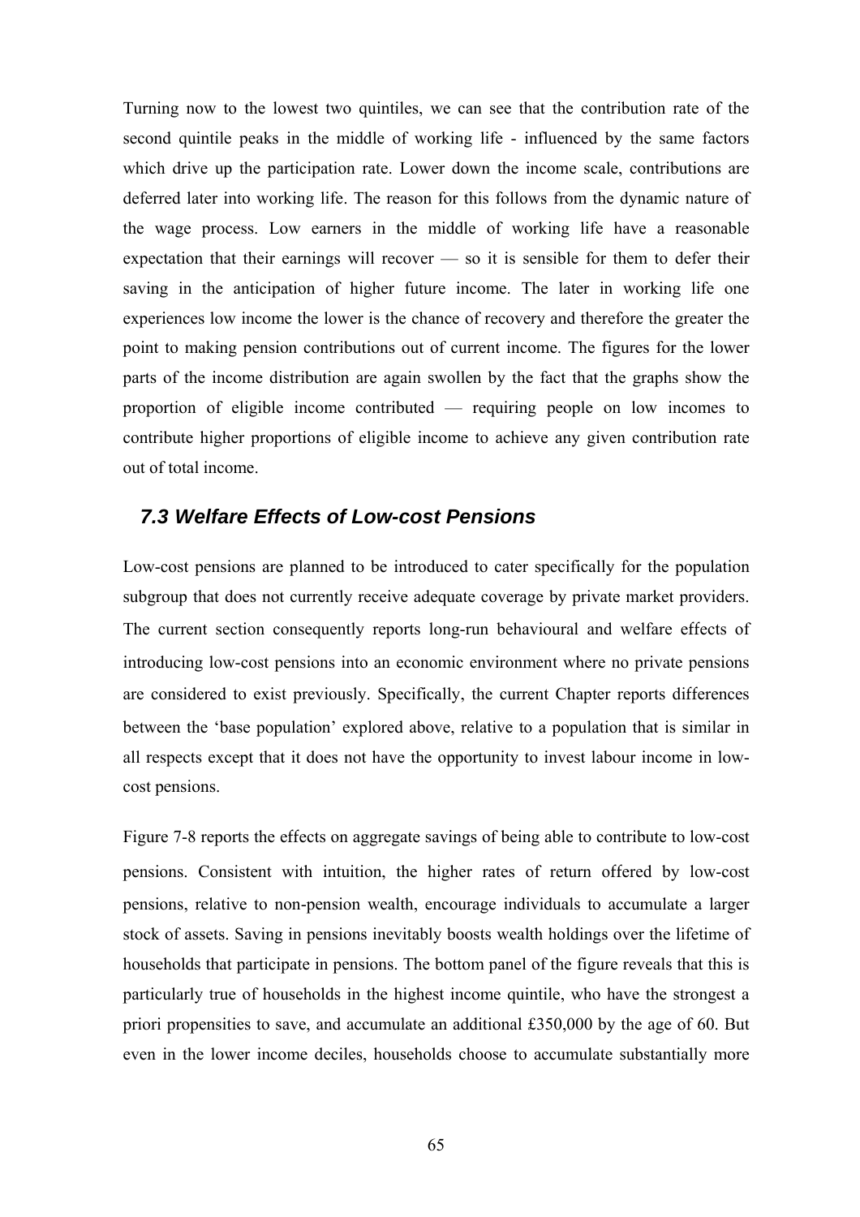Turning now to the lowest two quintiles, we can see that the contribution rate of the second quintile peaks in the middle of working life - influenced by the same factors which drive up the participation rate. Lower down the income scale, contributions are deferred later into working life. The reason for this follows from the dynamic nature of the wage process. Low earners in the middle of working life have a reasonable expectation that their earnings will recover — so it is sensible for them to defer their saving in the anticipation of higher future income. The later in working life one experiences low income the lower is the chance of recovery and therefore the greater the point to making pension contributions out of current income. The figures for the lower parts of the income distribution are again swollen by the fact that the graphs show the proportion of eligible income contributed — requiring people on low incomes to contribute higher proportions of eligible income to achieve any given contribution rate out of total income.

### *7.3 Welfare Effects of Low-cost Pensions*

Low-cost pensions are planned to be introduced to cater specifically for the population subgroup that does not currently receive adequate coverage by private market providers. The current section consequently reports long-run behavioural and welfare effects of introducing low-cost pensions into an economic environment where no private pensions are considered to exist previously. Specifically, the current Chapter reports differences between the 'base population' explored above, relative to a population that is similar in all respects except that it does not have the opportunity to invest labour income in low-cost pensions.

Figure 7-8 reports the effects on aggregate savings of being able to contribute to low-cost pensions. Consistent with intuition, the higher rates of return offered by low-cost pensions, relative to non-pension wealth, encourage individuals to accumulate a larger stock of assets. Saving in pensions inevitably boosts wealth holdings over the lifetime of households that participate in pensions. The bottom panel of the figure reveals that this is particularly true of households in the highest income quintile, who have the strongest a priori propensities to save, and accumulate an additional £350,000 by the age of 60. But even in the lower income deciles, households choose to accumulate substantially more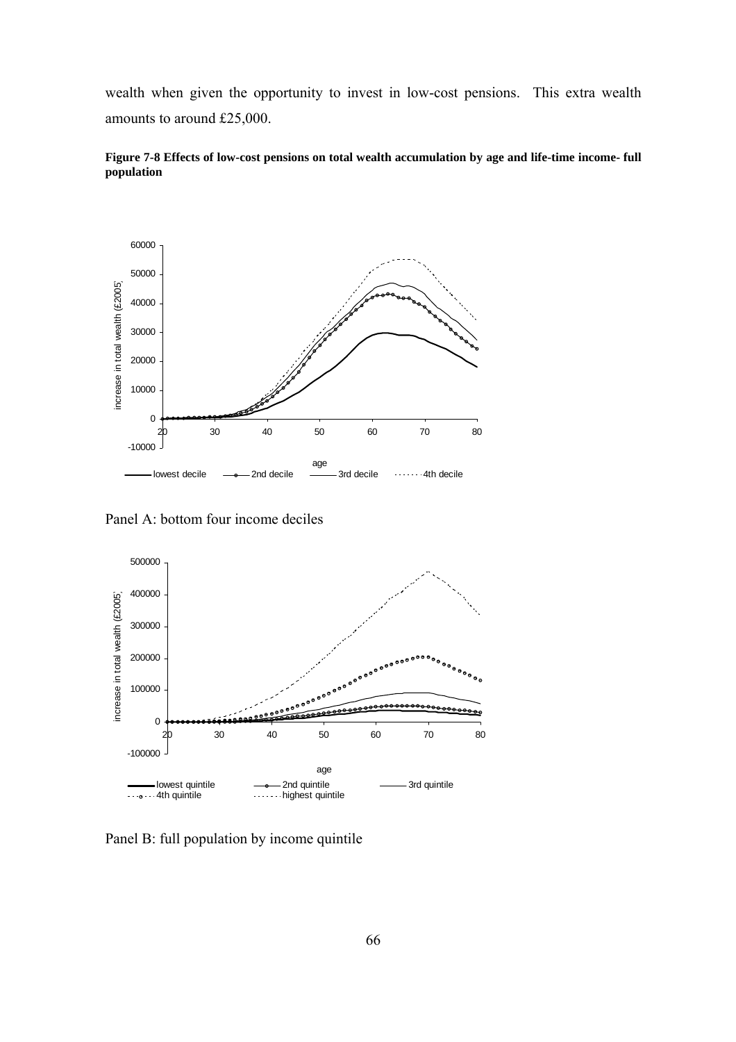wealth when given the opportunity to invest in low-cost pensions. This extra wealth amounts to around £25,000.

**Figure 7-8 Effects of low-cost pensions on total wealth accumulation by age and life-time income- full population**

Panel A: bottom four income deciles

Panel B: full population by income quintile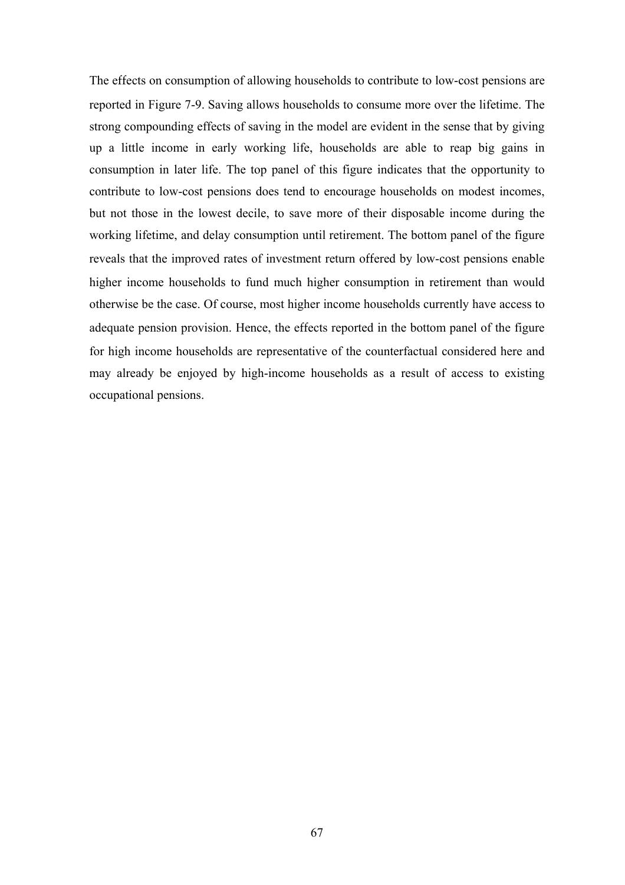The effects on consumption of allowing households to contribute to low-cost pensions are reported in Figure 7-9. Saving allows households to consume more over the lifetime. The strong compounding effects of saving in the model are evident in the sense that by giving up a little income in early working life, households are able to reap big gains in consumption in later life. The top panel of this figure indicates that the opportunity to contribute to low-cost pensions does tend to encourage households on modest incomes, but not those in the lowest decile, to save more of their disposable income during the working lifetime, and delay consumption until retirement. The bottom panel of the figure reveals that the improved rates of investment return offered by low-cost pensions enable higher income households to fund much higher consumption in retirement than would otherwise be the case. Of course, most higher income households currently have access to adequate pension provision. Hence, the effects reported in the bottom panel of the figure for high income households are representative of the counterfactual considered here and may already be enjoyed by high-income households as a result of access to existing occupational pensions.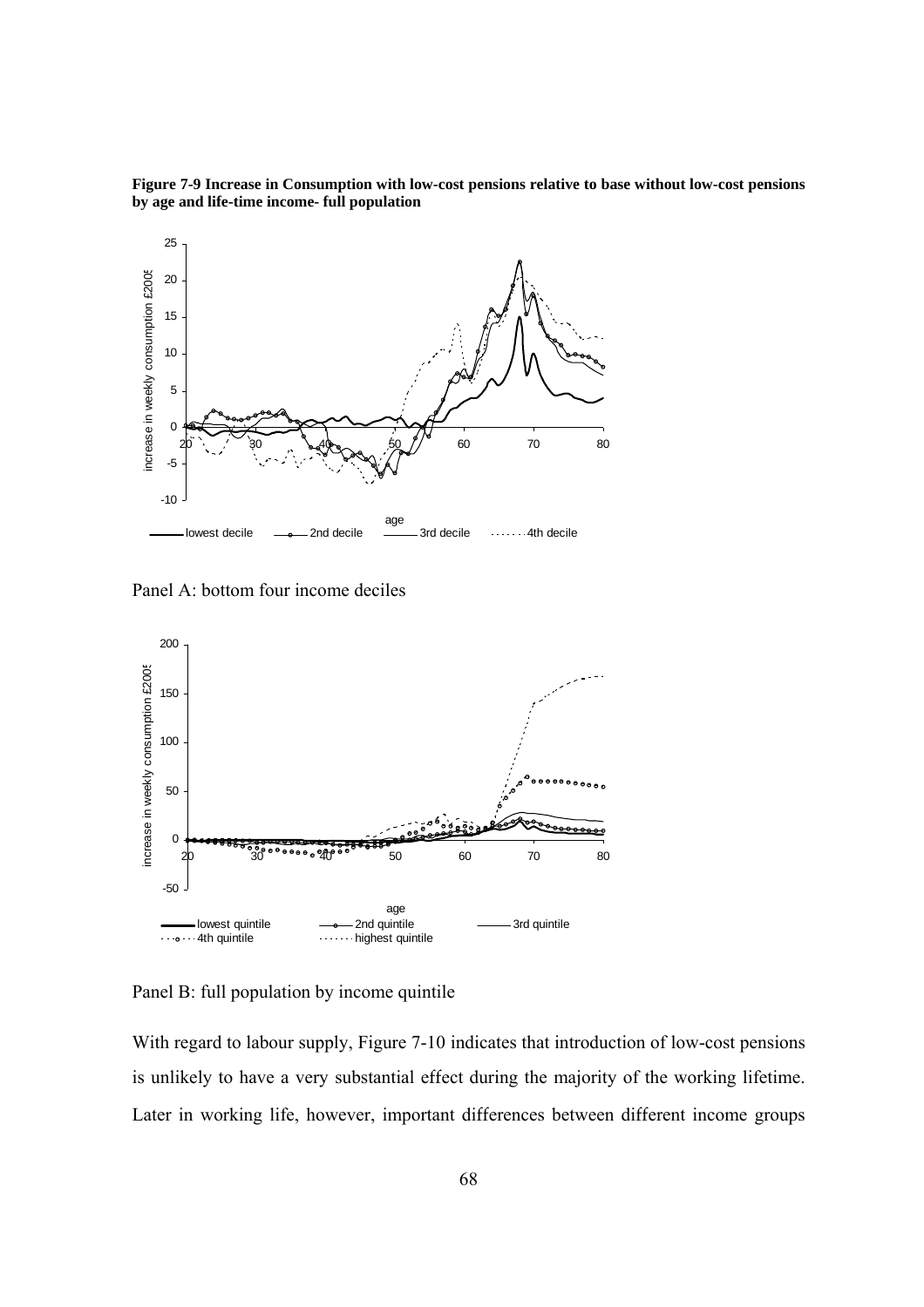**Figure 7-9 Increase in Consumption with low-cost pensions relative to base without low-cost pensions by age and life-time income- full population**

Panel A: bottom four income deciles

Panel B: full population by income quintile

With regard to labour supply, Figure 7-10 indicates that introduction of low-cost pensions is unlikely to have a very substantial effect during the majority of the working lifetime. Later in working life, however, important differences between different income groups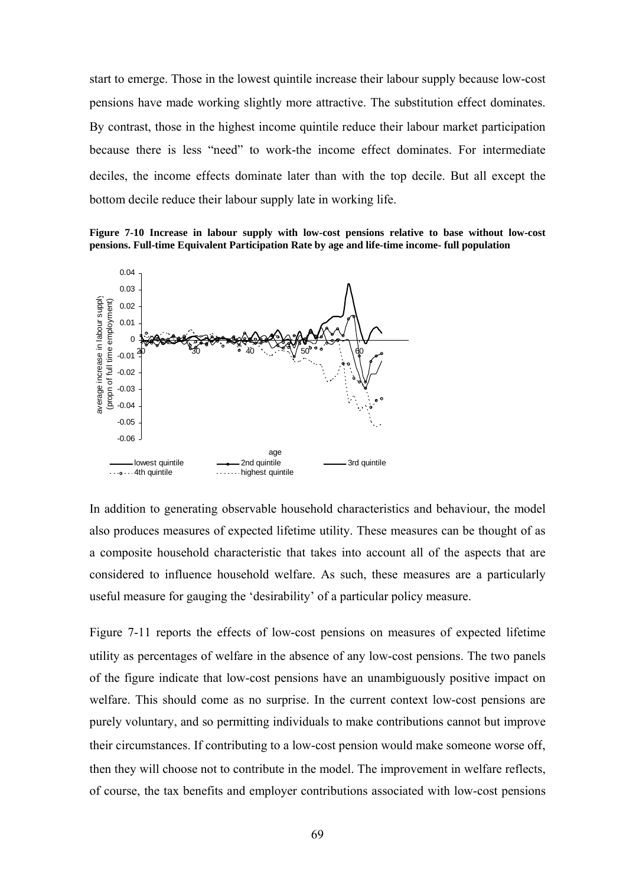start to emerge. Those in the lowest quintile increase their labour supply because low-cost pensions have made working slightly more attractive. The substitution effect dominates. By contrast, those in the highest income quintile reduce their labour market participation because there is less "need" to work-the income effect dominates. For intermediate deciles, the income effects dominate later than with the top decile. But all except the bottom decile reduce their labour supply late in working life.

**Figure 7-10 Increase in labour supply with low-cost pensions relative to base without low-cost pensions. Full-time Equivalent Participation Rate by age and life-time income- full population**

In addition to generating observable household characteristics and behaviour, the model also produces measures of expected lifetime utility. These measures can be thought of as a composite household characteristic that takes into account all of the aspects that are considered to influence household welfare. As such, these measures are a particularly useful measure for gauging the 'desirability' of a particular policy measure.

Figure 7-11 reports the effects of low-cost pensions on measures of expected lifetime utility as percentages of welfare in the absence of any low-cost pensions. The two panels of the figure indicate that low-cost pensions have an unambiguously positive impact on welfare. This should come as no surprise. In the current context low-cost pensions are purely voluntary, and so permitting individuals to make contributions cannot but improve their circumstances. If contributing to a low-cost pension would make someone worse off, then they will choose not to contribute in the model. The improvement in welfare reflects, of course, the tax benefits and employer contributions associated with low-cost pensions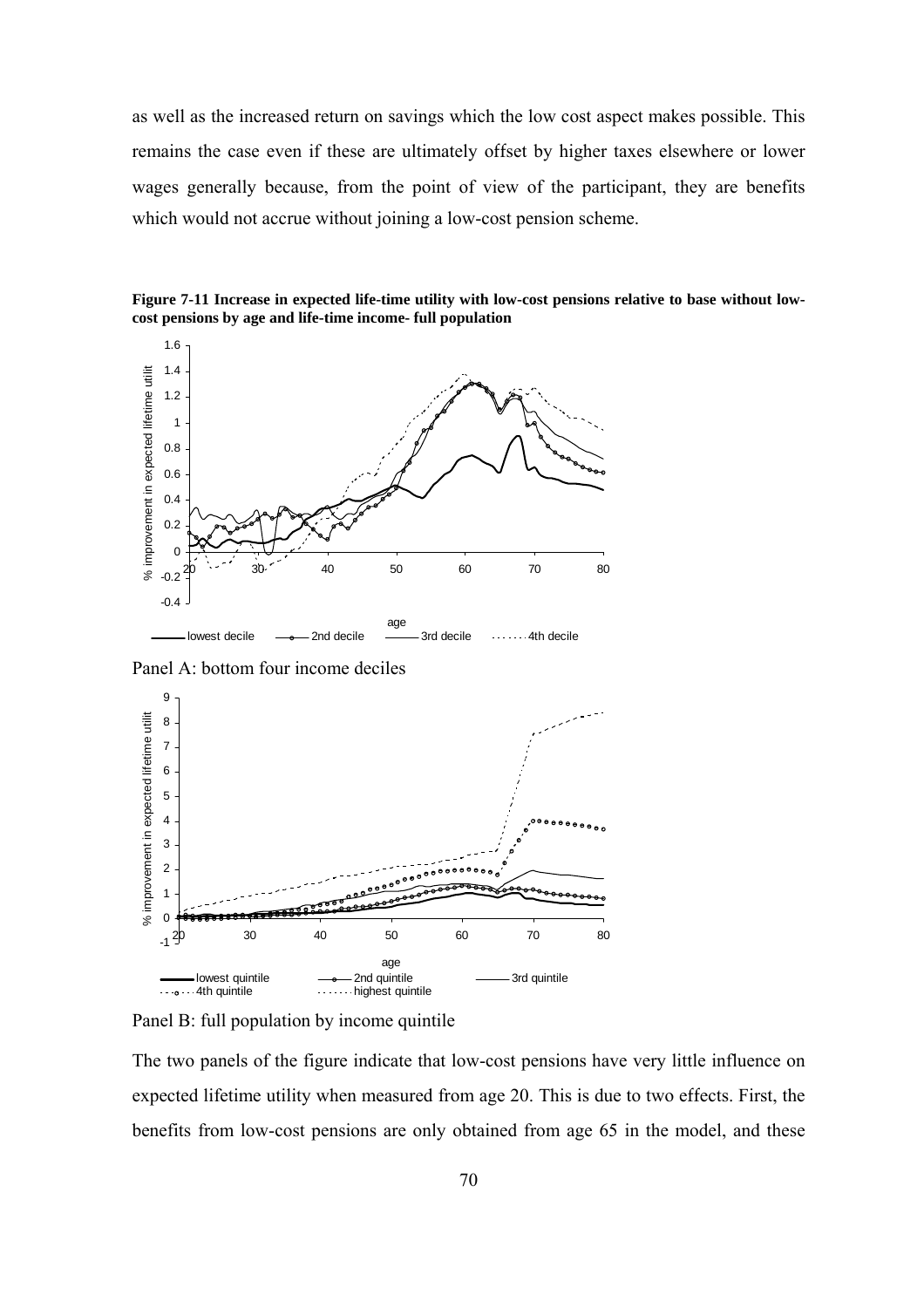as well as the increased return on savings which the low cost aspect makes possible. This remains the case even if these are ultimately offset by higher taxes elsewhere or lower wages generally because, from the point of view of the participant, they are benefits which would not accrue without joining a low-cost pension scheme.

**Figure 7-11 Increase in expected life-time utility with low-cost pensions relative to base without low-cost pensions by age and life-time income- full population**

Panel A: bottom four income deciles

Panel B: full population by income quintile

The two panels of the figure indicate that low-cost pensions have very little influence on expected lifetime utility when measured from age 20. This is due to two effects. First, the benefits from low-cost pensions are only obtained from age 65 in the model, and these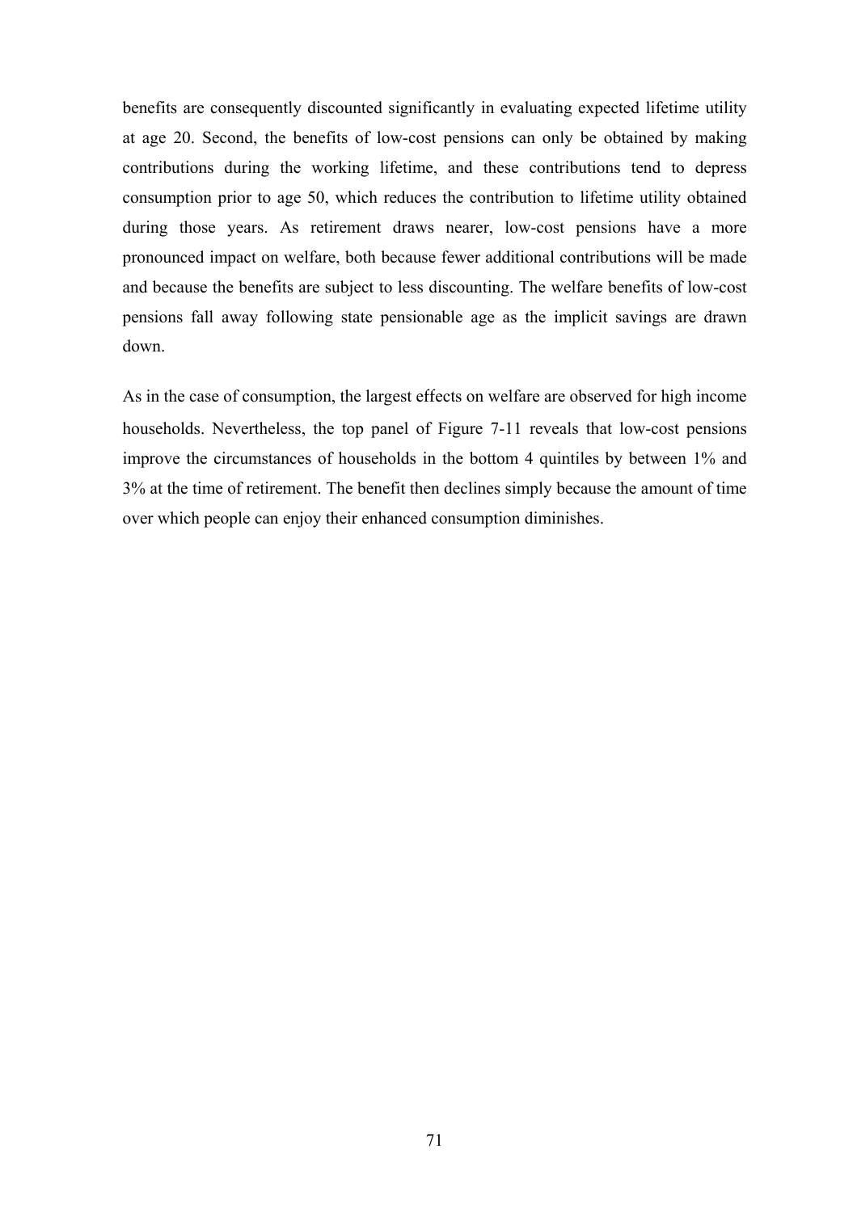benefits are consequently discounted significantly in evaluating expected lifetime utility at age 20. Second, the benefits of low-cost pensions can only be obtained by making contributions during the working lifetime, and these contributions tend to depress consumption prior to age 50, which reduces the contribution to lifetime utility obtained during those years. As retirement draws nearer, low-cost pensions have a more pronounced impact on welfare, both because fewer additional contributions will be made and because the benefits are subject to less discounting. The welfare benefits of low-cost pensions fall away following state pensionable age as the implicit savings are drawn down.

As in the case of consumption, the largest effects on welfare are observed for high income households. Nevertheless, the top panel of Figure 7-11 reveals that low-cost pensions improve the circumstances of households in the bottom 4 quintiles by between 1% and 3% at the time of retirement. The benefit then declines simply because the amount of time over which people can enjoy their enhanced consumption diminishes.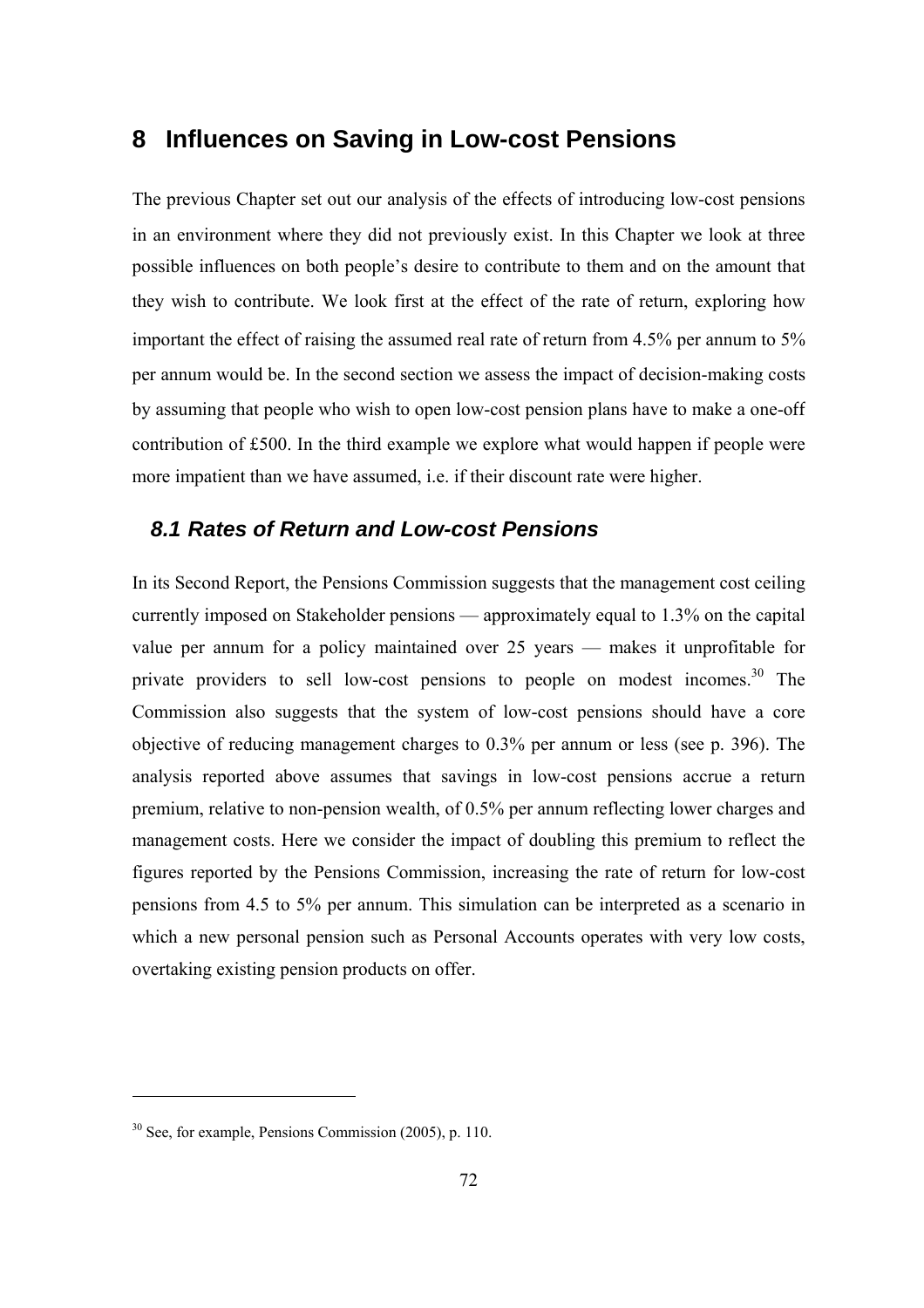# 8 Influences on Saving in Low-cost Pensions

The previous Chapter set out our analysis of the effects of introducing low-cost pensions in an environment where they did not previously exist. In this Chapter we look at three possible influences on both people's desire to contribute to them and on the amount that they wish to contribute. We look first at the effect of the rate of return, exploring how important the effect of raising the assumed real rate of return from 4.5% per annum to 5% per annum would be. In the second section we assess the impact of decision-making costs by assuming that people who wish to open low-cost pension plans have to make a one-off contribution of £500. In the third example we explore what would happen if people were more impatient than we have assumed, i.e. if their discount rate were higher.

## *8.1 Rates of Return and Low-cost Pensions*

In its Second Report, the Pensions Commission suggests that the management cost ceiling currently imposed on Stakeholder pensions — approximately equal to 1.3% on the capital value per annum for a policy maintained over 25 years — makes it unprofitable for private providers to sell low-cost pensions to people on modest incomes.[30] The Commission also suggests that the system of low-cost pensions should have a core objective of reducing management charges to 0.3% per annum or less (see p. 396). The analysis reported above assumes that savings in low-cost pensions accrue a return premium, relative to non-pension wealth, of 0.5% per annum reflecting lower charges and management costs. Here we consider the impact of doubling this premium to reflect the figures reported by the Pensions Commission, increasing the rate of return for low-cost pensions from 4.5 to 5% per annum. This simulation can be interpreted as a scenario in which a new personal pension such as Personal Accounts operates with very low costs, overtaking existing pension products on offer.

---

[30] See, for example, Pensions Commission (2005), p. 110.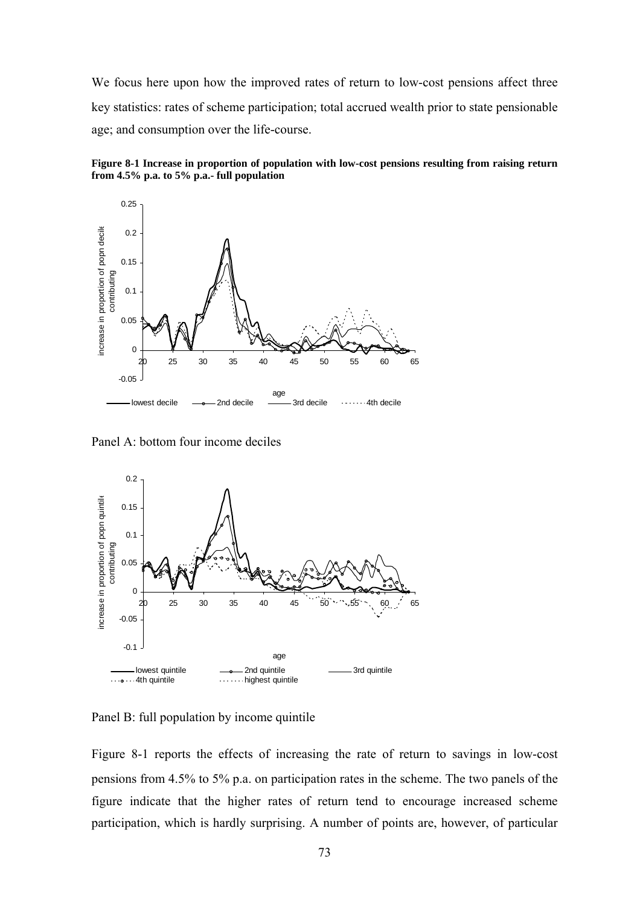We focus here upon how the improved rates of return to low-cost pensions affect three key statistics: rates of scheme participation; total accrued wealth prior to state pensionable age; and consumption over the life-course.

**Figure 8-1 Increase in proportion of population with low-cost pensions resulting from raising return from 4.5% p.a. to 5% p.a.- full population**

Panel A: bottom four income deciles

Panel B: full population by income quintile

Figure 8-1 reports the effects of increasing the rate of return to savings in low-cost pensions from 4.5% to 5% p.a. on participation rates in the scheme. The two panels of the figure indicate that the higher rates of return tend to encourage increased scheme participation, which is hardly surprising. A number of points are, however, of particular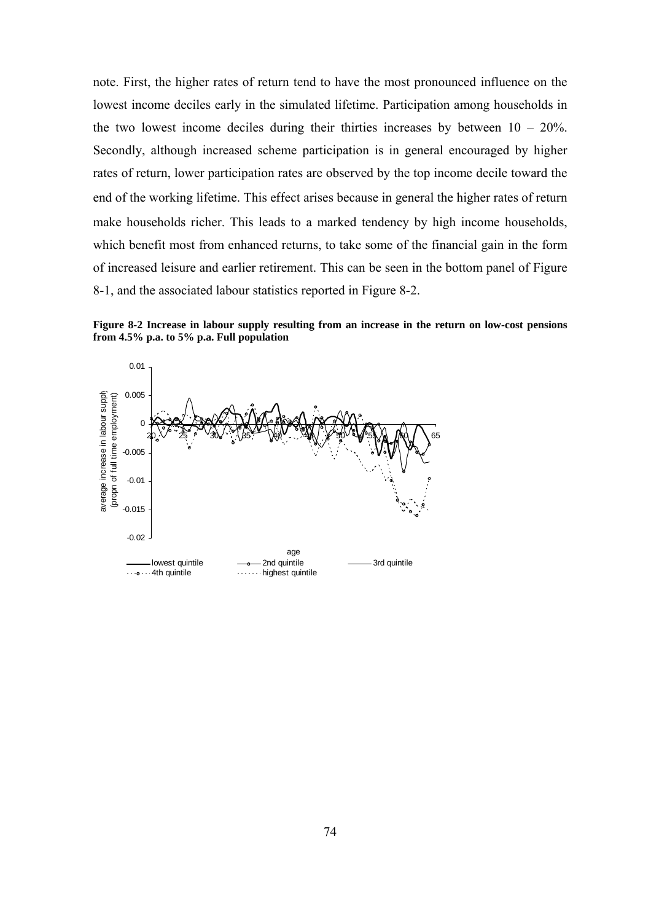note. First, the higher rates of return tend to have the most pronounced influence on the lowest income deciles early in the simulated lifetime. Participation among households in the two lowest income deciles during their thirties increases by between 10 – 20%. Secondly, although increased scheme participation is in general encouraged by higher rates of return, lower participation rates are observed by the top income decile toward the end of the working lifetime. This effect arises because in general the higher rates of return make households richer. This leads to a marked tendency by high income households, which benefit most from enhanced returns, to take some of the financial gain in the form of increased leisure and earlier retirement. This can be seen in the bottom panel of Figure 8-1, and the associated labour statistics reported in Figure 8-2.

**Figure 8-2 Increase in labour supply resulting from an increase in the return on low-cost pensions from 4.5% p.a. to 5% p.a. Full population**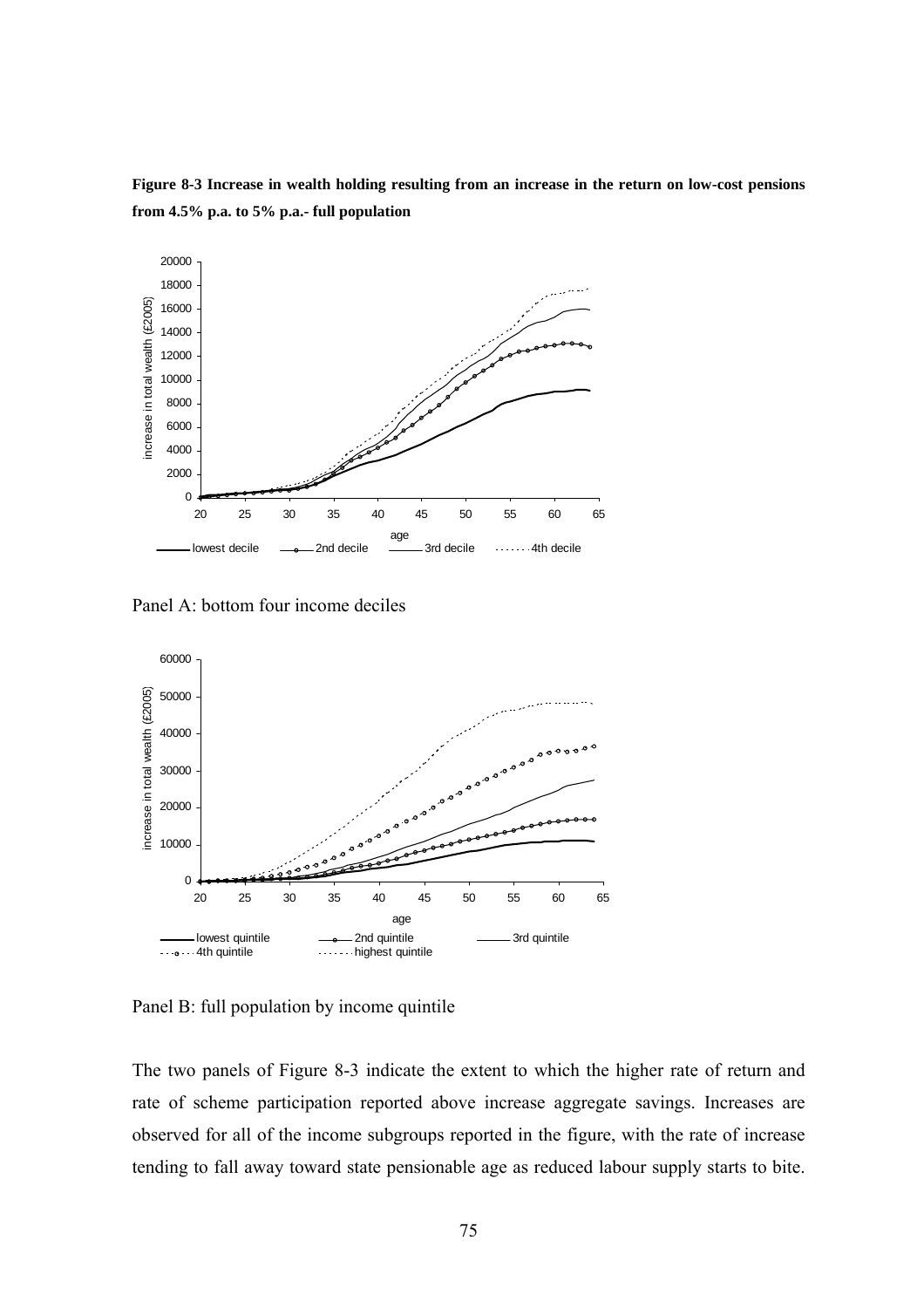**Figure 8-3 Increase in wealth holding resulting from an increase in the return on low-cost pensions from 4.5% p.a. to 5% p.a.- full population**

Panel A: bottom four income deciles

Panel B: full population by income quintile

The two panels of Figure 8-3 indicate the extent to which the higher rate of return and rate of scheme participation reported above increase aggregate savings. Increases are observed for all of the income subgroups reported in the figure, with the rate of increase tending to fall away toward state pensionable age as reduced labour supply starts to bite.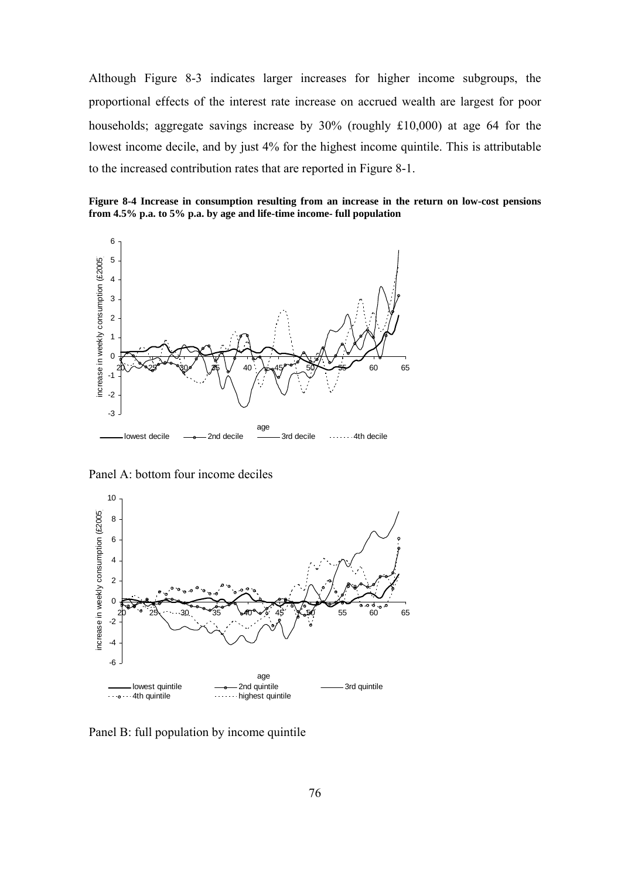Although Figure 8-3 indicates larger increases for higher income subgroups, the proportional effects of the interest rate increase on accrued wealth are largest for poor households; aggregate savings increase by 30% (roughly £10,000) at age 64 for the lowest income decile, and by just 4% for the highest income quintile. This is attributable to the increased contribution rates that are reported in Figure 8-1.

**Figure 8-4 Increase in consumption resulting from an increase in the return on low-cost pensions from 4.5% p.a. to 5% p.a. by age and life-time income- full population**

Panel A: bottom four income deciles

Panel B: full population by income quintile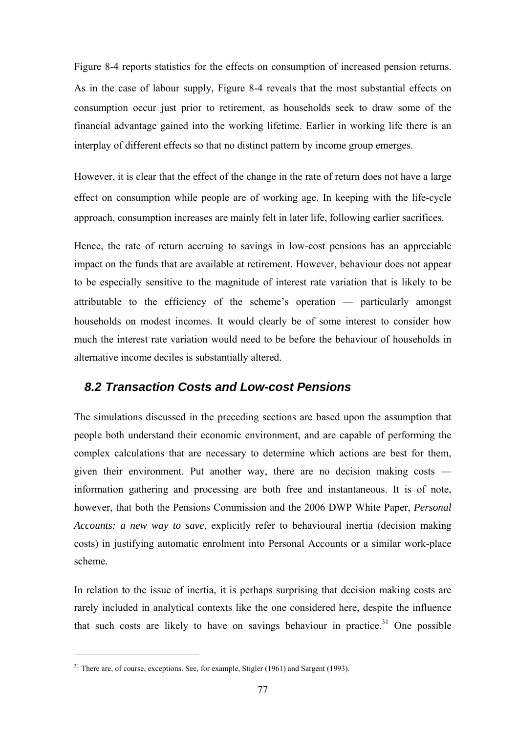Figure 8-4 reports statistics for the effects on consumption of increased pension returns. As in the case of labour supply, Figure 8-4 reveals that the most substantial effects on consumption occur just prior to retirement, as households seek to draw some of the financial advantage gained into the working lifetime. Earlier in working life there is an interplay of different effects so that no distinct pattern by income group emerges.

However, it is clear that the effect of the change in the rate of return does not have a large effect on consumption while people are of working age. In keeping with the life-cycle approach, consumption increases are mainly felt in later life, following earlier sacrifices.

Hence, the rate of return accruing to savings in low-cost pensions has an appreciable impact on the funds that are available at retirement. However, behaviour does not appear to be especially sensitive to the magnitude of interest rate variation that is likely to be attributable to the efficiency of the scheme's operation — particularly amongst households on modest incomes. It would clearly be of some interest to consider how much the interest rate variation would need to be before the behaviour of households in alternative income deciles is substantially altered.

## *8.2 Transaction Costs and Low-cost Pensions*

The simulations discussed in the preceding sections are based upon the assumption that people both understand their economic environment, and are capable of performing the complex calculations that are necessary to determine which actions are best for them, given their environment. Put another way, there are no decision making costs — information gathering and processing are both free and instantaneous. It is of note, however, that both the Pensions Commission and the 2006 DWP White Paper, *Personal Accounts: a new way to save*, explicitly refer to behavioural inertia (decision making costs) in justifying automatic enrolment into Personal Accounts or a similar work-place scheme.

In relation to the issue of inertia, it is perhaps surprising that decision making costs are rarely included in analytical contexts like the one considered here, despite the influence that such costs are likely to have on savings behaviour in practice.[31] One possible

[31] There are, of course, exceptions. See, for example, Stigler (1961) and Sargent (1993).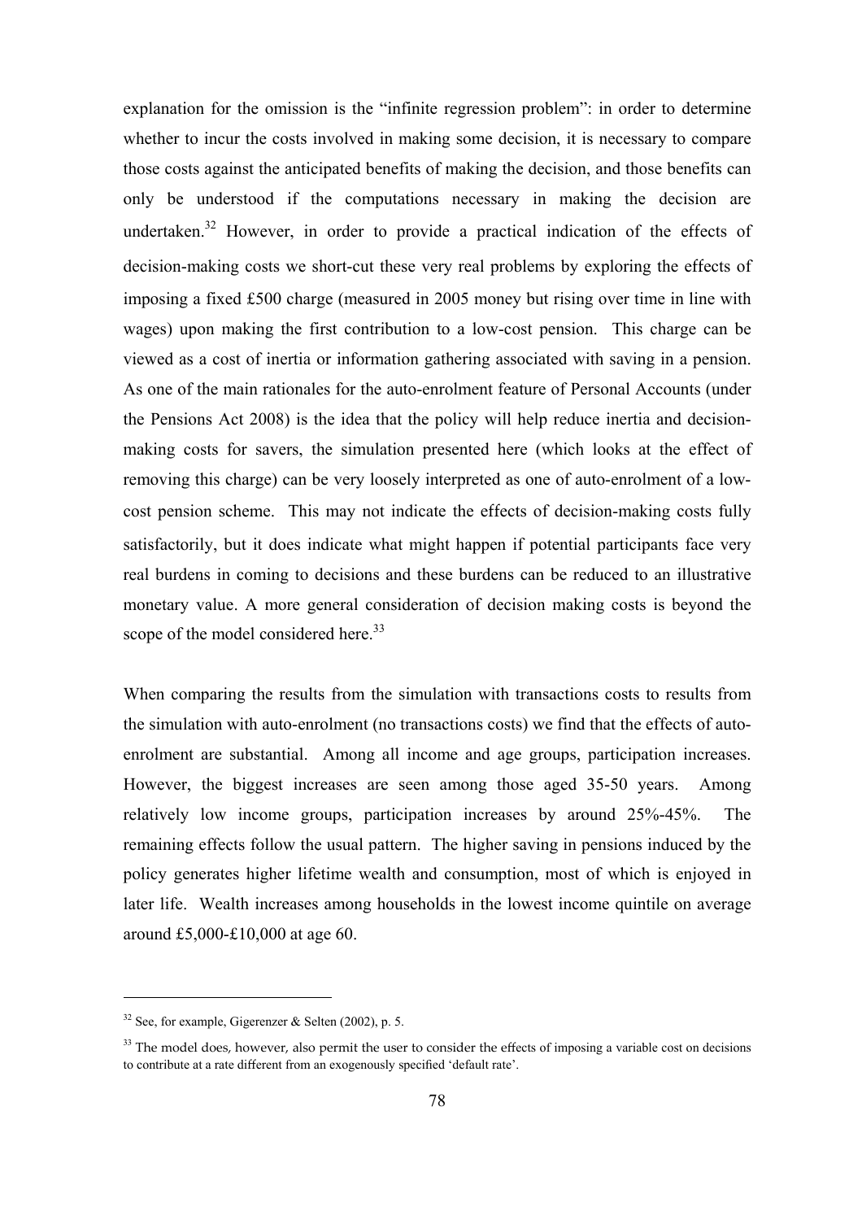explanation for the omission is the "infinite regression problem": in order to determine whether to incur the costs involved in making some decision, it is necessary to compare those costs against the anticipated benefits of making the decision, and those benefits can only be understood if the computations necessary in making the decision are undertaken.[32] However, in order to provide a practical indication of the effects of decision-making costs we short-cut these very real problems by exploring the effects of imposing a fixed £500 charge (measured in 2005 money but rising over time in line with wages) upon making the first contribution to a low-cost pension. This charge can be viewed as a cost of inertia or information gathering associated with saving in a pension. As one of the main rationales for the auto-enrolment feature of Personal Accounts (under the Pensions Act 2008) is the idea that the policy will help reduce inertia and decision-making costs for savers, the simulation presented here (which looks at the effect of removing this charge) can be very loosely interpreted as one of auto-enrolment of a low-cost pension scheme. This may not indicate the effects of decision-making costs fully satisfactorily, but it does indicate what might happen if potential participants face very real burdens in coming to decisions and these burdens can be reduced to an illustrative monetary value. A more general consideration of decision making costs is beyond the scope of the model considered here.[33]

When comparing the results from the simulation with transactions costs to results from the simulation with auto-enrolment (no transactions costs) we find that the effects of auto-enrolment are substantial. Among all income and age groups, participation increases. However, the biggest increases are seen among those aged 35-50 years. Among relatively low income groups, participation increases by around 25%-45%. The remaining effects follow the usual pattern. The higher saving in pensions induced by the policy generates higher lifetime wealth and consumption, most of which is enjoyed in later life. Wealth increases among households in the lowest income quintile on average around £5,000-£10,000 at age 60.

---

[32] See, for example, Gigerenzer & Selten (2002), p. 5.

[33] The model does, however, also permit the user to consider the effects of imposing a variable cost on decisions to contribute at a rate different from an exogenously specified 'default rate'.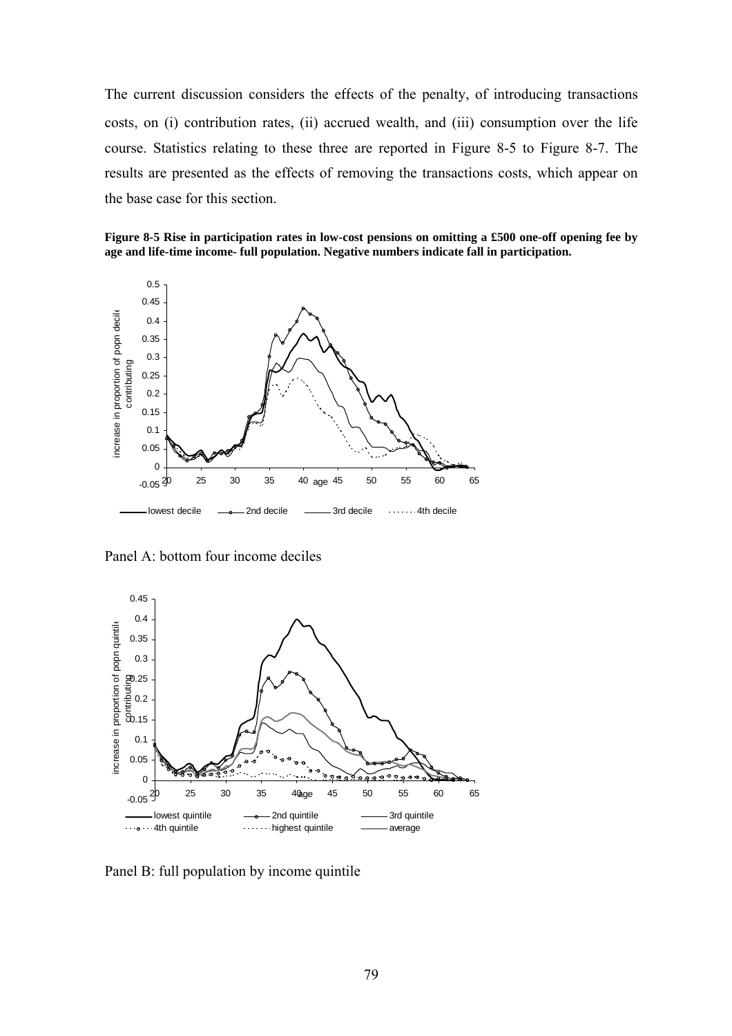The current discussion considers the effects of the penalty, of introducing transactions costs, on (i) contribution rates, (ii) accrued wealth, and (iii) consumption over the life course. Statistics relating to these three are reported in Figure 8-5 to Figure 8-7. The results are presented as the effects of removing the transactions costs, which appear on the base case for this section.

**Figure 8-5 Rise in participation rates in low-cost pensions on omitting a £500 one-off opening fee by age and life-time income- full population. Negative numbers indicate fall in participation.**

Panel A: bottom four income deciles

Panel B: full population by income quintile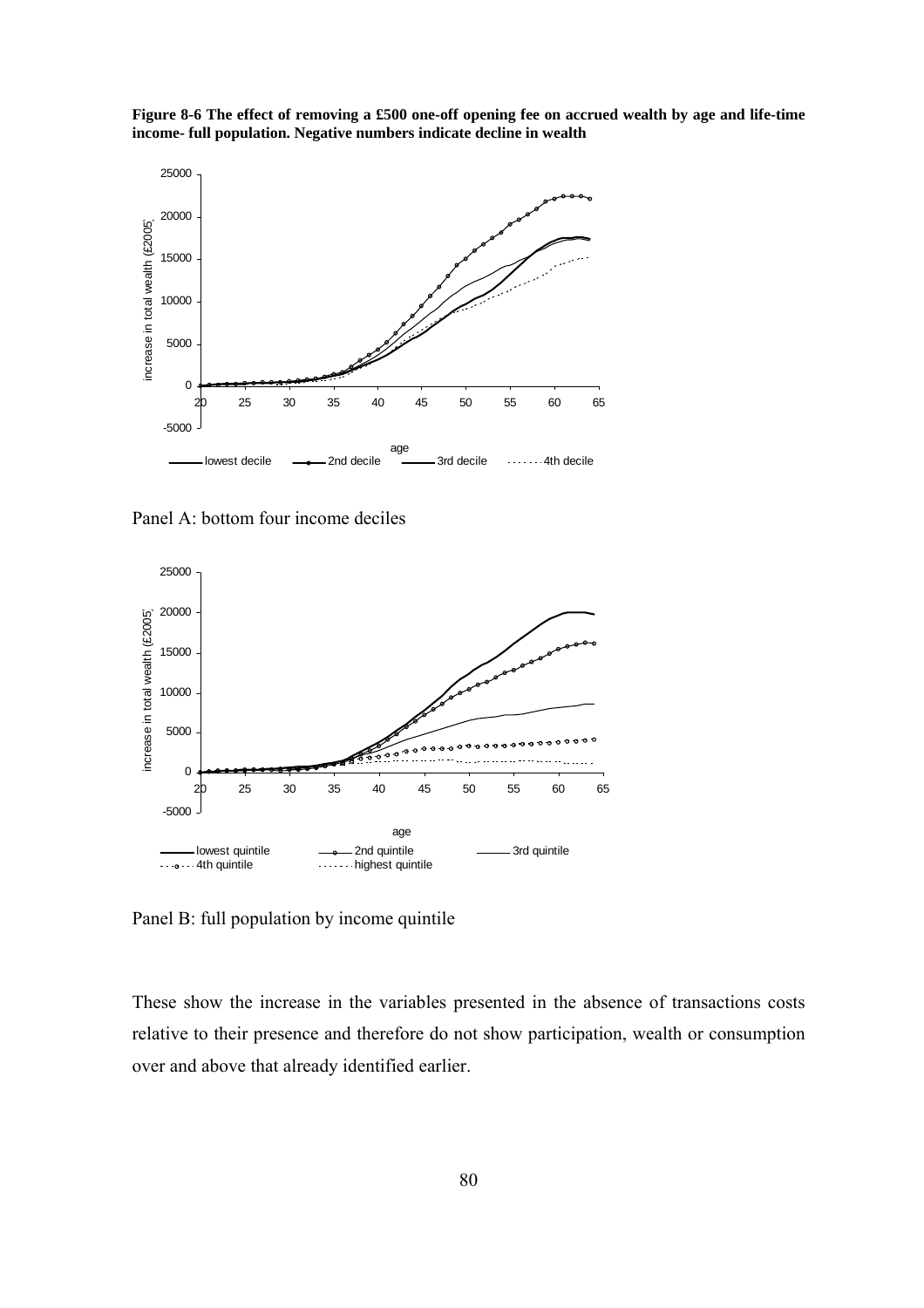**Figure 8-6 The effect of removing a £500 one-off opening fee on accrued wealth by age and life-time income- full population. Negative numbers indicate decline in wealth**

Panel A: bottom four income deciles

Panel B: full population by income quintile

These show the increase in the variables presented in the absence of transactions costs relative to their presence and therefore do not show participation, wealth or consumption over and above that already identified earlier.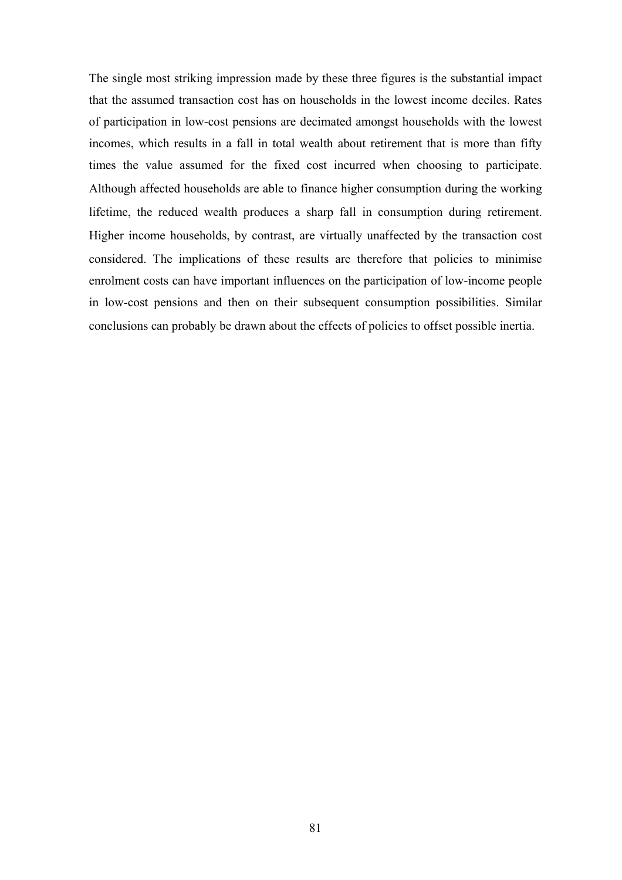The single most striking impression made by these three figures is the substantial impact that the assumed transaction cost has on households in the lowest income deciles. Rates of participation in low-cost pensions are decimated amongst households with the lowest incomes, which results in a fall in total wealth about retirement that is more than fifty times the value assumed for the fixed cost incurred when choosing to participate. Although affected households are able to finance higher consumption during the working lifetime, the reduced wealth produces a sharp fall in consumption during retirement. Higher income households, by contrast, are virtually unaffected by the transaction cost considered. The implications of these results are therefore that policies to minimise enrolment costs can have important influences on the participation of low-income people in low-cost pensions and then on their subsequent consumption possibilities. Similar conclusions can probably be drawn about the effects of policies to offset possible inertia.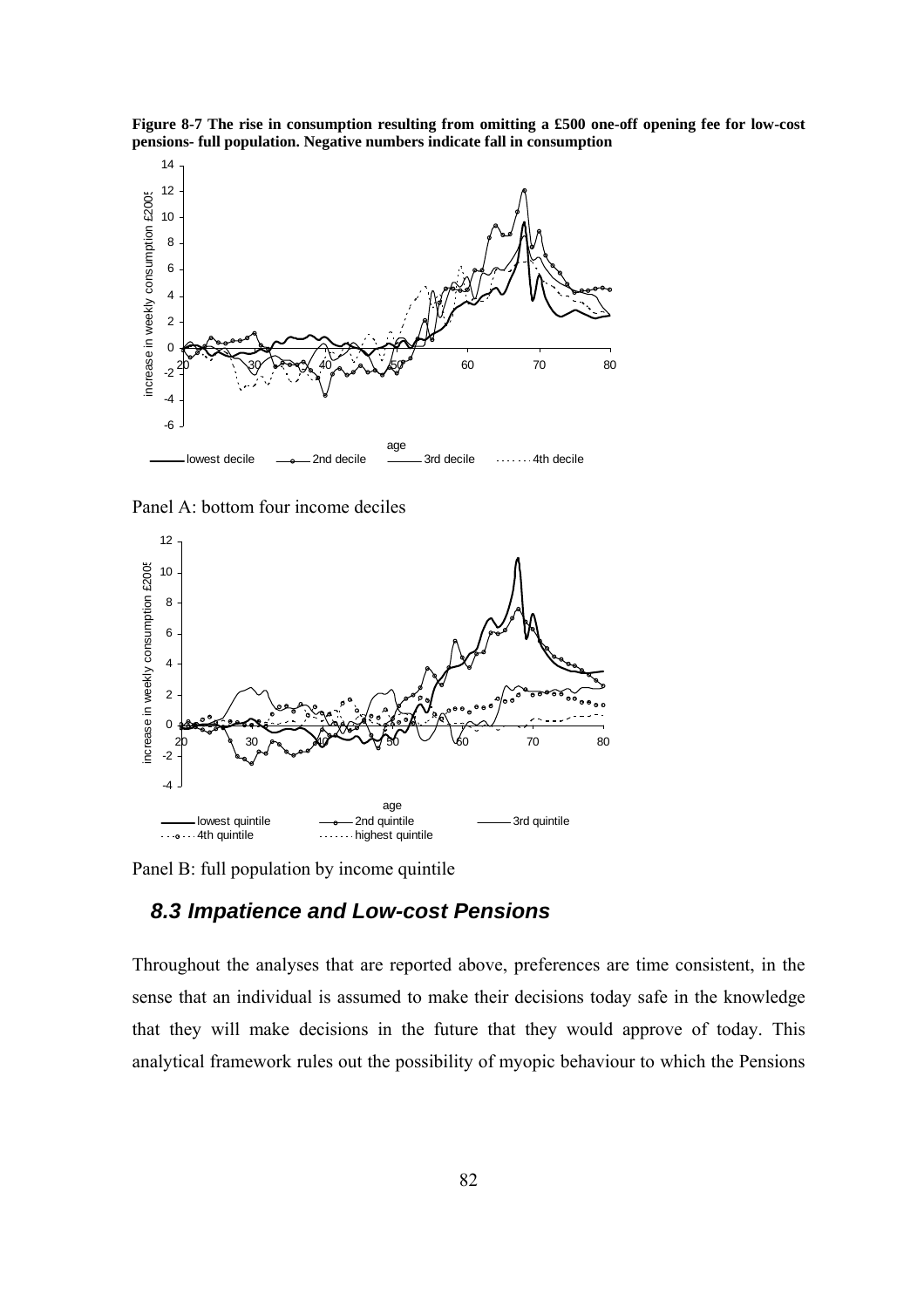**Figure 8-7 The rise in consumption resulting from omitting a £500 one-off opening fee for low-cost pensions- full population. Negative numbers indicate fall in consumption**

Panel A: bottom four income deciles

Panel B: full population by income quintile

## *8.3 Impatience and Low-cost Pensions*

Throughout the analyses that are reported above, preferences are time consistent, in the sense that an individual is assumed to make their decisions today safe in the knowledge that they will make decisions in the future that they would approve of today. This analytical framework rules out the possibility of myopic behaviour to which the Pensions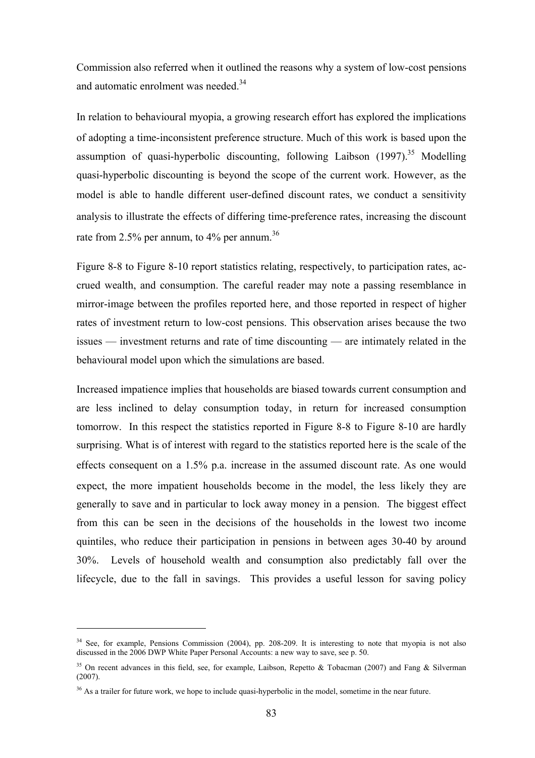Commission also referred when it outlined the reasons why a system of low-cost pensions and automatic enrolment was needed.[34]

In relation to behavioural myopia, a growing research effort has explored the implications of adopting a time-inconsistent preference structure. Much of this work is based upon the assumption of quasi-hyperbolic discounting, following Laibson (1997).[35] Modelling quasi-hyperbolic discounting is beyond the scope of the current work. However, as the model is able to handle different user-defined discount rates, we conduct a sensitivity analysis to illustrate the effects of differing time-preference rates, increasing the discount rate from 2.5% per annum, to 4% per annum.[36]

Figure 8-8 to Figure 8-10 report statistics relating, respectively, to participation rates, accrued wealth, and consumption. The careful reader may note a passing resemblance in mirror-image between the profiles reported here, and those reported in respect of higher rates of investment return to low-cost pensions. This observation arises because the two issues — investment returns and rate of time discounting — are intimately related in the behavioural model upon which the simulations are based.

Increased impatience implies that households are biased towards current consumption and are less inclined to delay consumption today, in return for increased consumption tomorrow. In this respect the statistics reported in Figure 8-8 to Figure 8-10 are hardly surprising. What is of interest with regard to the statistics reported here is the scale of the effects consequent on a 1.5% p.a. increase in the assumed discount rate. As one would expect, the more impatient households become in the model, the less likely they are generally to save and in particular to lock away money in a pension. The biggest effect from this can be seen in the decisions of the households in the lowest two income quintiles, who reduce their participation in pensions in between ages 30-40 by around 30%. Levels of household wealth and consumption also predictably fall over the lifecycle, due to the fall in savings. This provides a useful lesson for saving policy

---

[34] See, for example, Pensions Commission (2004), pp. 208-209. It is interesting to note that myopia is not also discussed in the 2006 DWP White Paper Personal Accounts: a new way to save, see p. 50.

[35] On recent advances in this field, see, for example, Laibson, Repetto & Tobacman (2007) and Fang & Silverman (2007).

[36] As a trailer for future work, we hope to include quasi-hyperbolic in the model, sometime in the near future.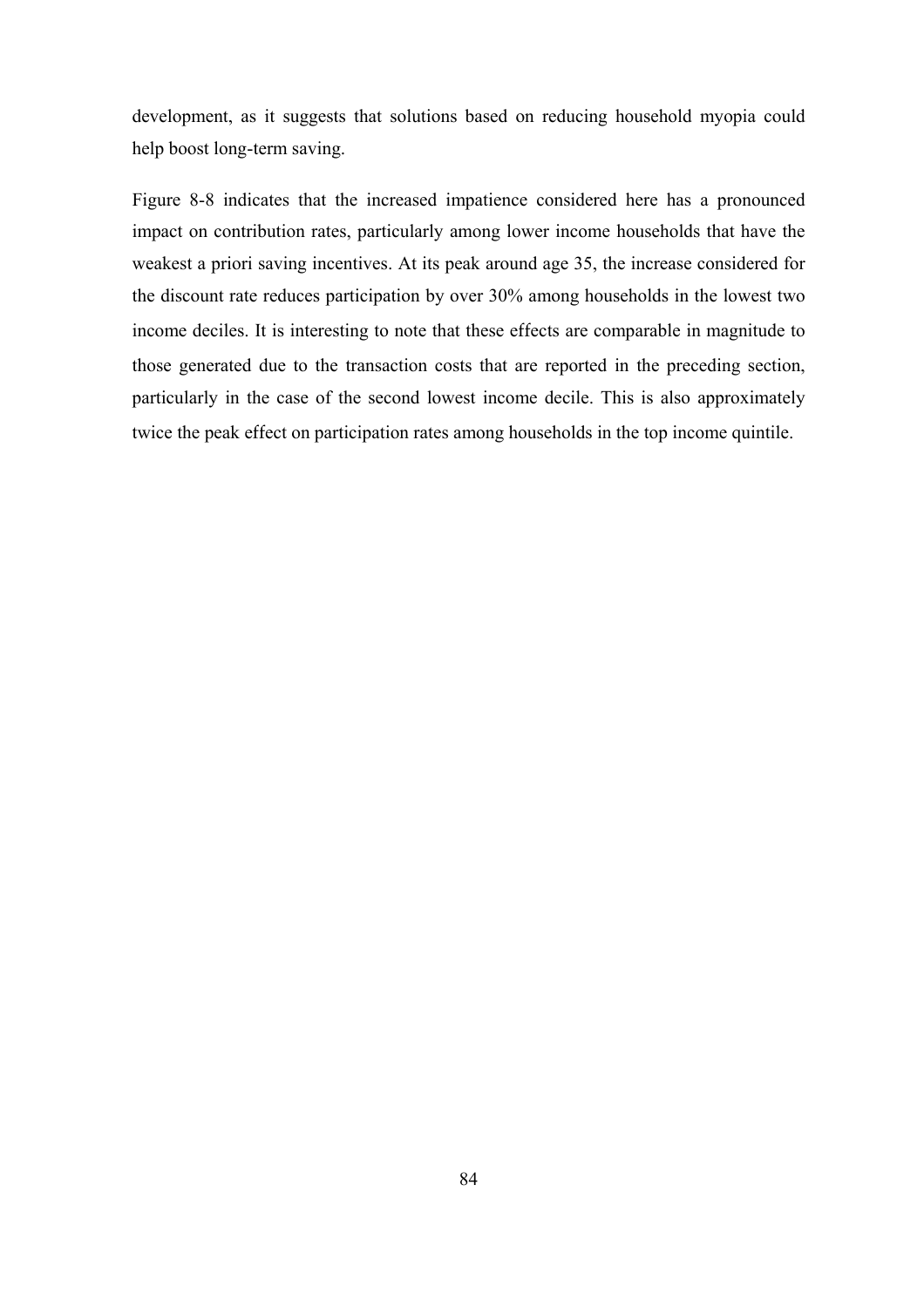development, as it suggests that solutions based on reducing household myopia could help boost long-term saving.

Figure 8-8 indicates that the increased impatience considered here has a pronounced impact on contribution rates, particularly among lower income households that have the weakest a priori saving incentives. At its peak around age 35, the increase considered for the discount rate reduces participation by over 30% among households in the lowest two income deciles. It is interesting to note that these effects are comparable in magnitude to those generated due to the transaction costs that are reported in the preceding section, particularly in the case of the second lowest income decile. This is also approximately twice the peak effect on participation rates among households in the top income quintile.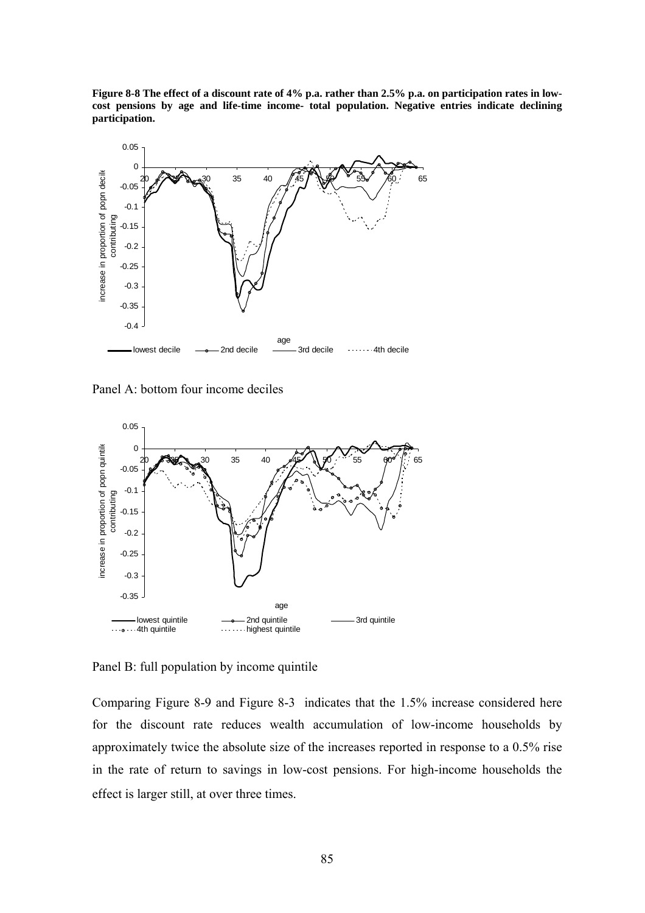**Figure 8-8 The effect of a discount rate of 4% p.a. rather than 2.5% p.a. on participation rates in low-cost pensions by age and life-time income- total population. Negative entries indicate declining participation.**

Panel A: bottom four income deciles

Panel B: full population by income quintile

Comparing Figure 8-9 and Figure 8-3 indicates that the 1.5% increase considered here for the discount rate reduces wealth accumulation of low-income households by approximately twice the absolute size of the increases reported in response to a 0.5% rise in the rate of return to savings in low-cost pensions. For high-income households the effect is larger still, at over three times.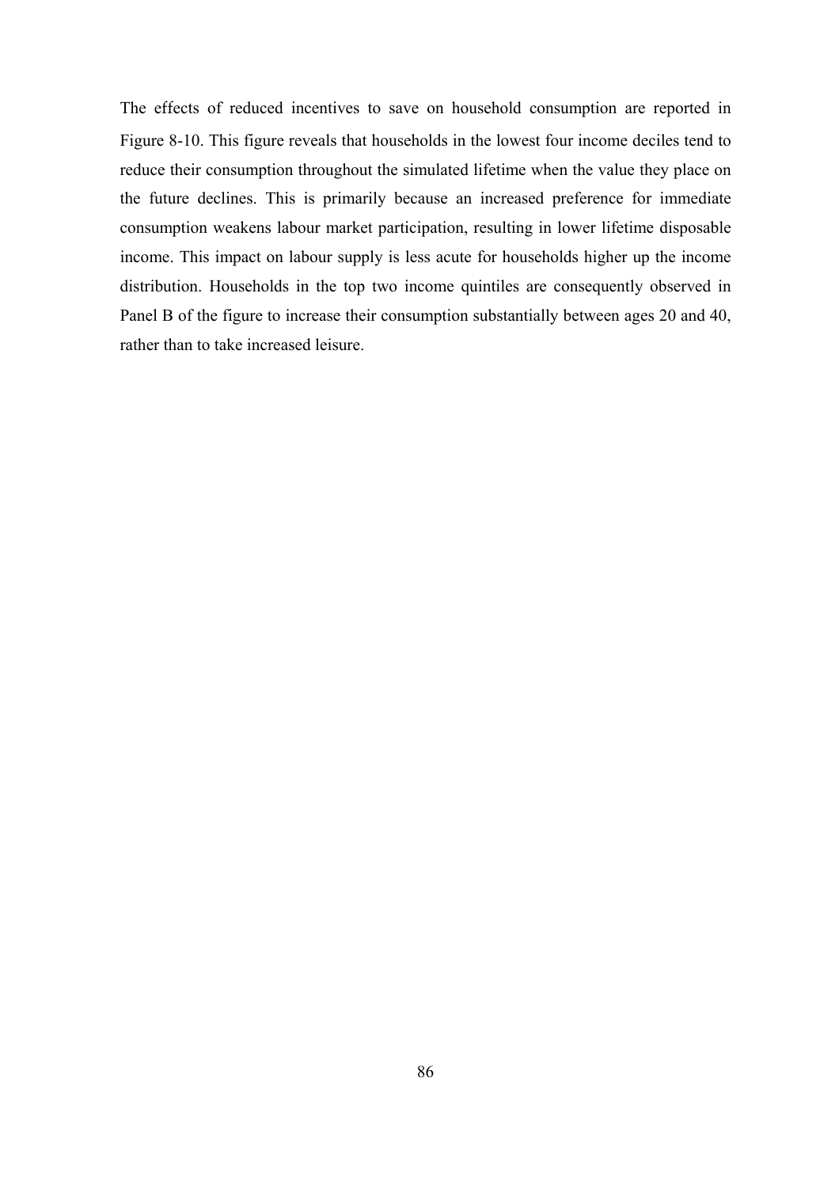The effects of reduced incentives to save on household consumption are reported in Figure 8-10. This figure reveals that households in the lowest four income deciles tend to reduce their consumption throughout the simulated lifetime when the value they place on the future declines. This is primarily because an increased preference for immediate consumption weakens labour market participation, resulting in lower lifetime disposable income. This impact on labour supply is less acute for households higher up the income distribution. Households in the top two income quintiles are consequently observed in Panel B of the figure to increase their consumption substantially between ages 20 and 40, rather than to take increased leisure.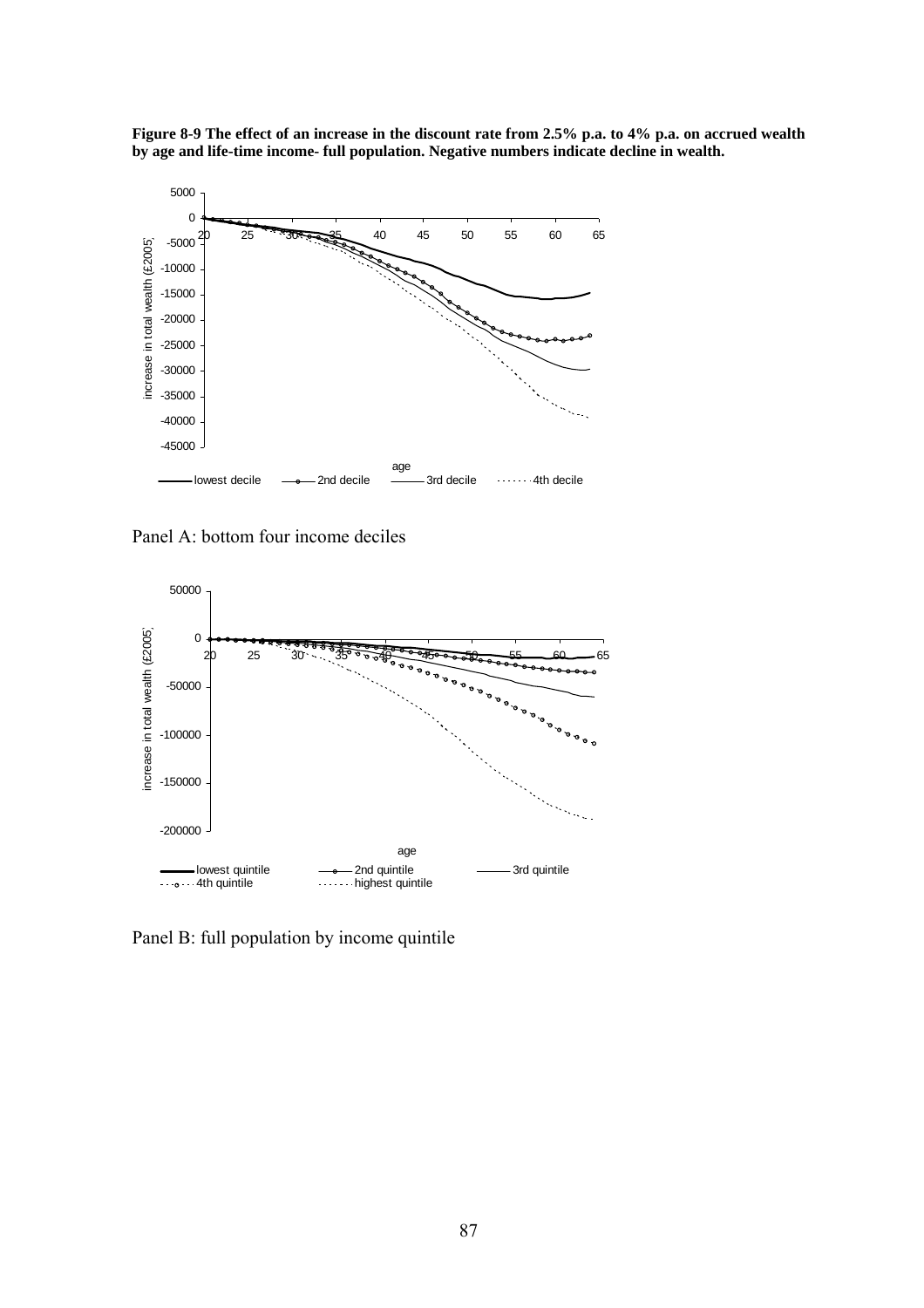**Figure 8-9 The effect of an increase in the discount rate from 2.5% p.a. to 4% p.a. on accrued wealth by age and life-time income- full population. Negative numbers indicate decline in wealth.**

Panel A: bottom four income deciles

Panel B: full population by income quintile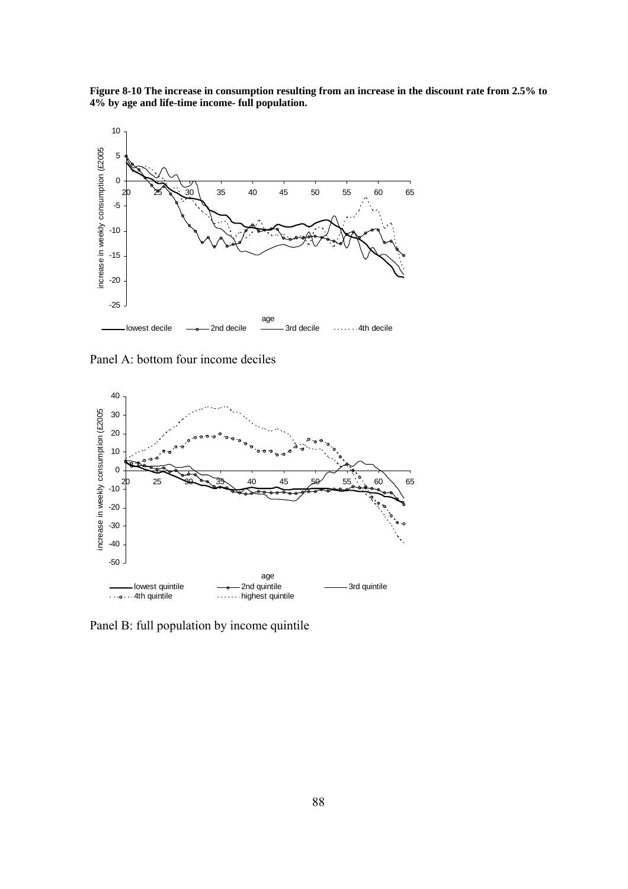**Figure 8-10 The increase in consumption resulting from an increase in the discount rate from 2.5% to 4% by age and life-time income- full population.**

Panel A: bottom four income deciles

Panel B: full population by income quintile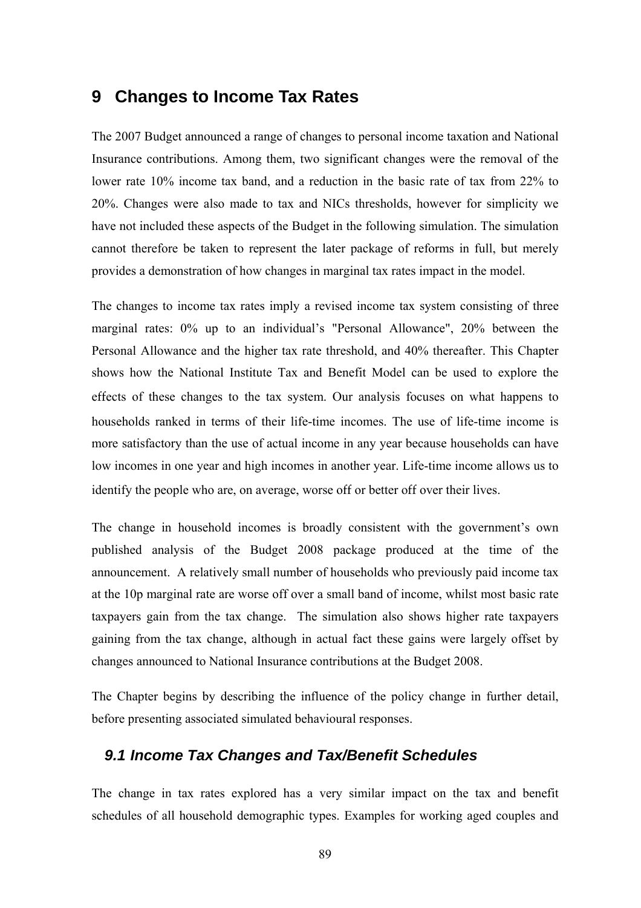# 9 Changes to Income Tax Rates

The 2007 Budget announced a range of changes to personal income taxation and National Insurance contributions. Among them, two significant changes were the removal of the lower rate 10% income tax band, and a reduction in the basic rate of tax from 22% to 20%. Changes were also made to tax and NICs thresholds, however for simplicity we have not included these aspects of the Budget in the following simulation. The simulation cannot therefore be taken to represent the later package of reforms in full, but merely provides a demonstration of how changes in marginal tax rates impact in the model.

The changes to income tax rates imply a revised income tax system consisting of three marginal rates: 0% up to an individual's "Personal Allowance", 20% between the Personal Allowance and the higher tax rate threshold, and 40% thereafter. This Chapter shows how the National Institute Tax and Benefit Model can be used to explore the effects of these changes to the tax system. Our analysis focuses on what happens to households ranked in terms of their life-time incomes. The use of life-time income is more satisfactory than the use of actual income in any year because households can have low incomes in one year and high incomes in another year. Life-time income allows us to identify the people who are, on average, worse off or better off over their lives.

The change in household incomes is broadly consistent with the government's own published analysis of the Budget 2008 package produced at the time of the announcement. A relatively small number of households who previously paid income tax at the 10p marginal rate are worse off over a small band of income, whilst most basic rate taxpayers gain from the tax change. The simulation also shows higher rate taxpayers gaining from the tax change, although in actual fact these gains were largely offset by changes announced to National Insurance contributions at the Budget 2008.

The Chapter begins by describing the influence of the policy change in further detail, before presenting associated simulated behavioural responses.

## *9.1 Income Tax Changes and Tax/Benefit Schedules*

The change in tax rates explored has a very similar impact on the tax and benefit schedules of all household demographic types. Examples for working aged couples and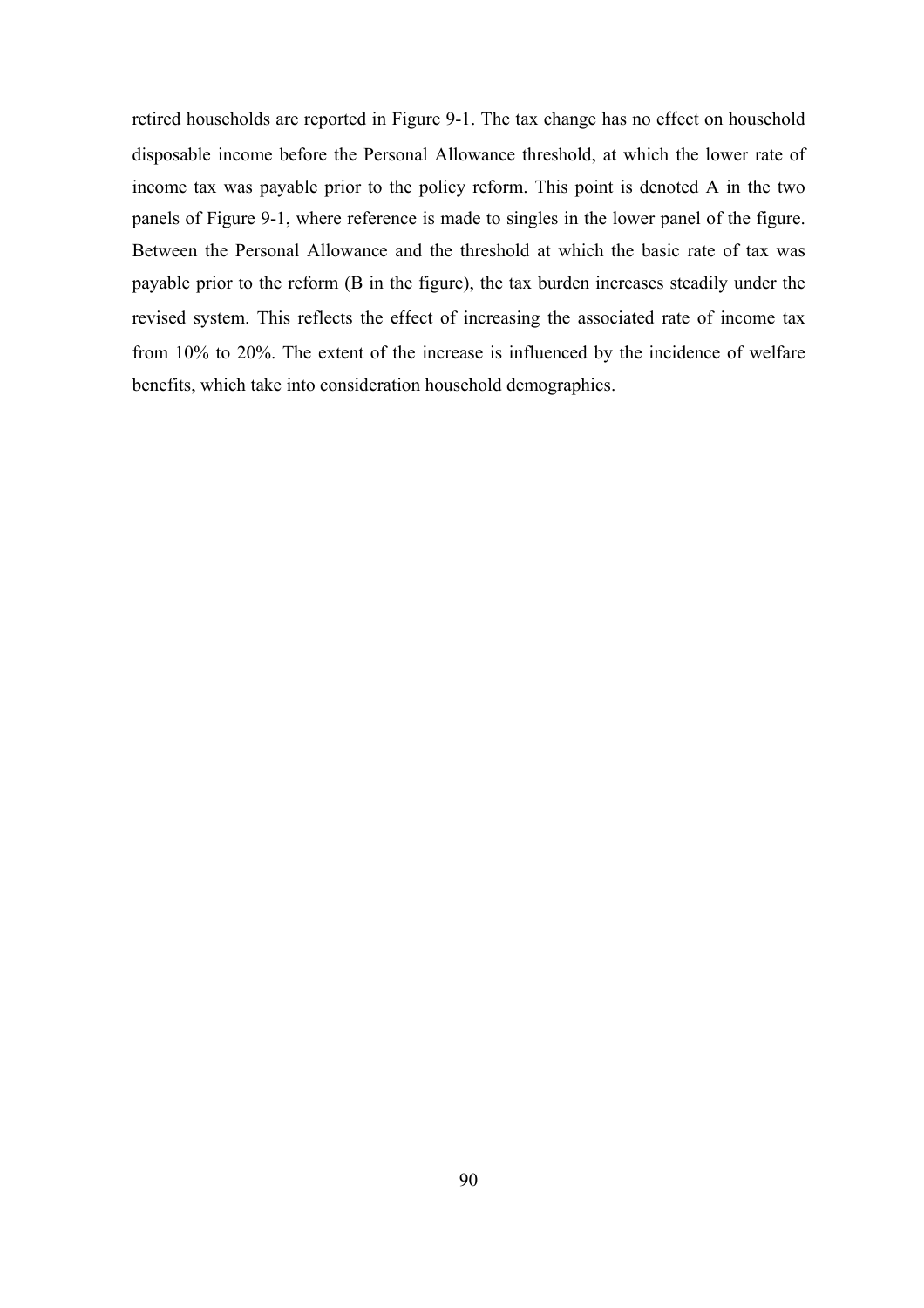retired households are reported in Figure 9-1. The tax change has no effect on household disposable income before the Personal Allowance threshold, at which the lower rate of income tax was payable prior to the policy reform. This point is denoted A in the two panels of Figure 9-1, where reference is made to singles in the lower panel of the figure. Between the Personal Allowance and the threshold at which the basic rate of tax was payable prior to the reform (B in the figure), the tax burden increases steadily under the revised system. This reflects the effect of increasing the associated rate of income tax from 10% to 20%. The extent of the increase is influenced by the incidence of welfare benefits, which take into consideration household demographics.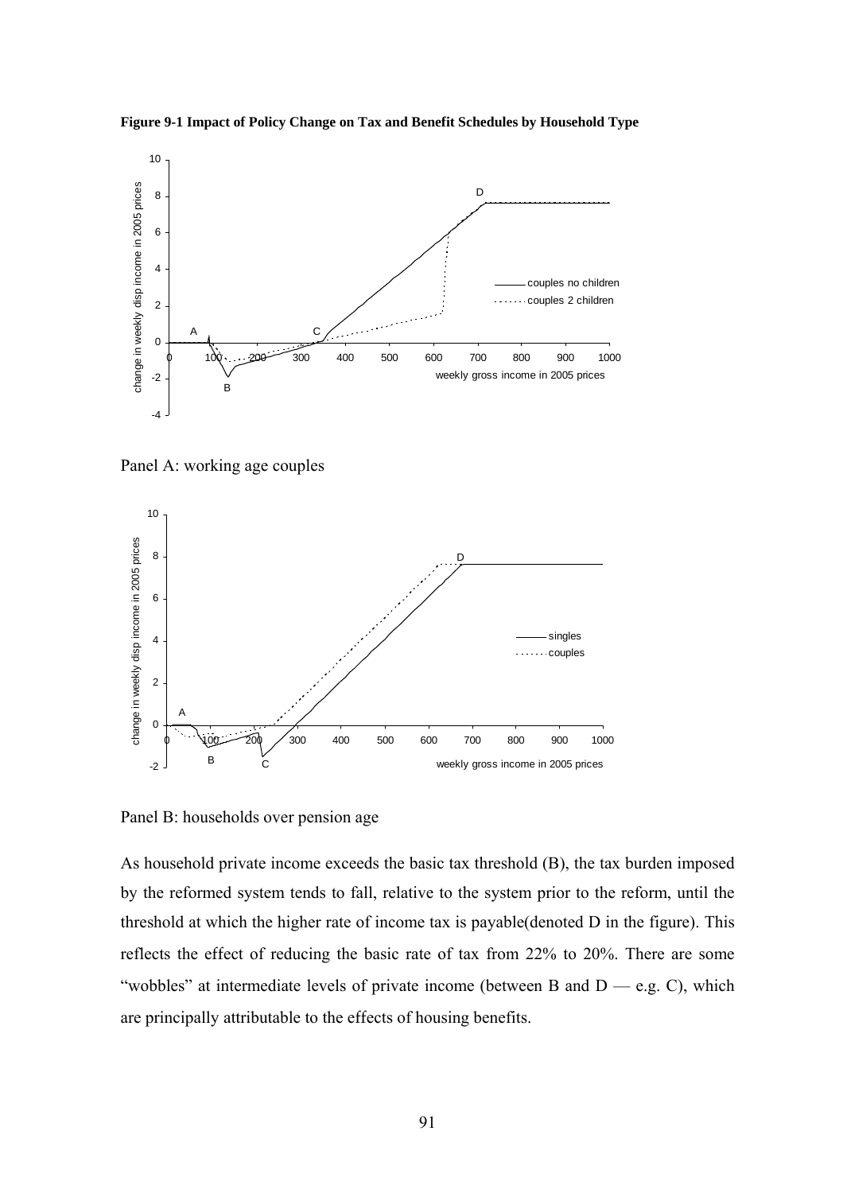**Figure 9-1 Impact of Policy Change on Tax and Benefit Schedules by Household Type**

Panel A: working age couples

Panel B: households over pension age

As household private income exceeds the basic tax threshold (B), the tax burden imposed by the reformed system tends to fall, relative to the system prior to the reform, until the threshold at which the higher rate of income tax is payable(denoted D in the figure). This reflects the effect of reducing the basic rate of tax from 22% to 20%. There are some "wobbles" at intermediate levels of private income (between B and D — e.g. C), which are principally attributable to the effects of housing benefits.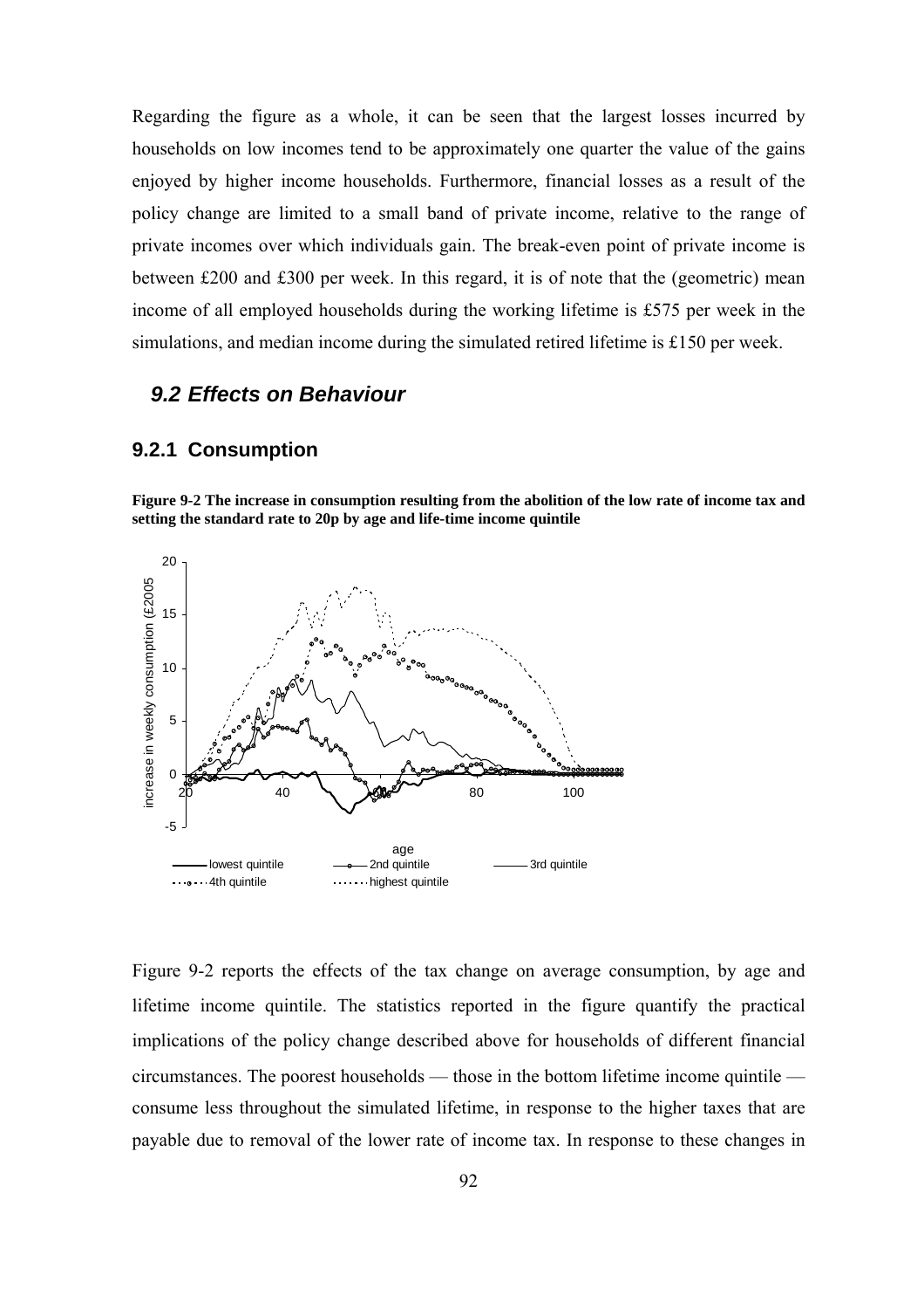Regarding the figure as a whole, it can be seen that the largest losses incurred by households on low incomes tend to be approximately one quarter the value of the gains enjoyed by higher income households. Furthermore, financial losses as a result of the policy change are limited to a small band of private income, relative to the range of private incomes over which individuals gain. The break-even point of private income is between £200 and £300 per week. In this regard, it is of note that the (geometric) mean income of all employed households during the working lifetime is £575 per week in the simulations, and median income during the simulated retired lifetime is £150 per week.

## *9.2 Effects on Behaviour*

### 9.2.1 Consumption

**Figure 9-2 The increase in consumption resulting from the abolition of the low rate of income tax and setting the standard rate to 20p by age and life-time income quintile**

Figure 9-2 reports the effects of the tax change on average consumption, by age and lifetime income quintile. The statistics reported in the figure quantify the practical implications of the policy change described above for households of different financial circumstances. The poorest households — those in the bottom lifetime income quintile — consume less throughout the simulated lifetime, in response to the higher taxes that are payable due to removal of the lower rate of income tax. In response to these changes in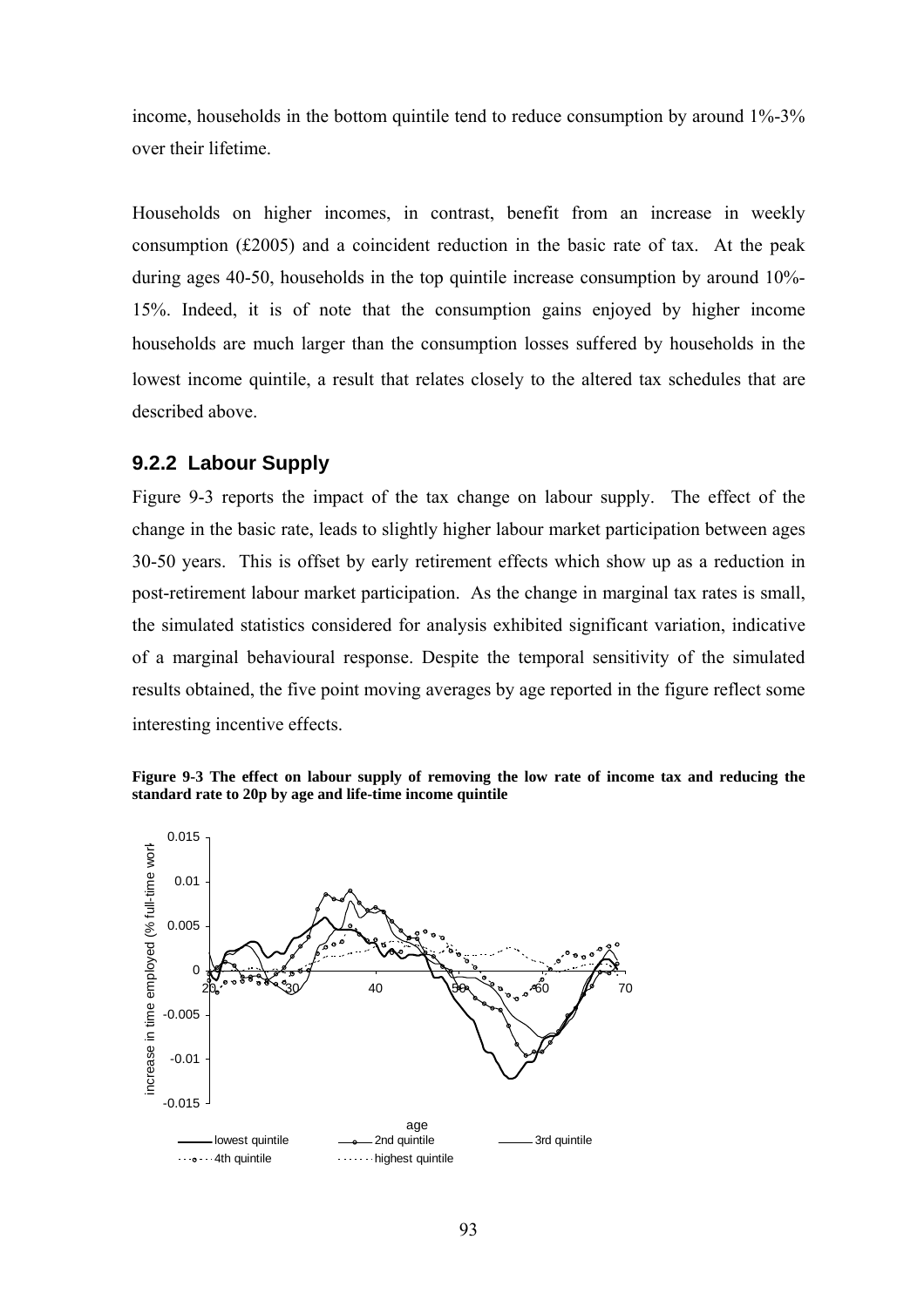income, households in the bottom quintile tend to reduce consumption by around 1%-3% over their lifetime.

Households on higher incomes, in contrast, benefit from an increase in weekly consumption (£2005) and a coincident reduction in the basic rate of tax. At the peak during ages 40-50, households in the top quintile increase consumption by around 10%-15%. Indeed, it is of note that the consumption gains enjoyed by higher income households are much larger than the consumption losses suffered by households in the lowest income quintile, a result that relates closely to the altered tax schedules that are described above.

### 9.2.2 Labour Supply

Figure 9-3 reports the impact of the tax change on labour supply. The effect of the change in the basic rate, leads to slightly higher labour market participation between ages 30-50 years. This is offset by early retirement effects which show up as a reduction in post-retirement labour market participation. As the change in marginal tax rates is small, the simulated statistics considered for analysis exhibited significant variation, indicative of a marginal behavioural response. Despite the temporal sensitivity of the simulated results obtained, the five point moving averages by age reported in the figure reflect some interesting incentive effects.

**Figure 9-3 The effect on labour supply of removing the low rate of income tax and reducing the standard rate to 20p by age and life-time income quintile**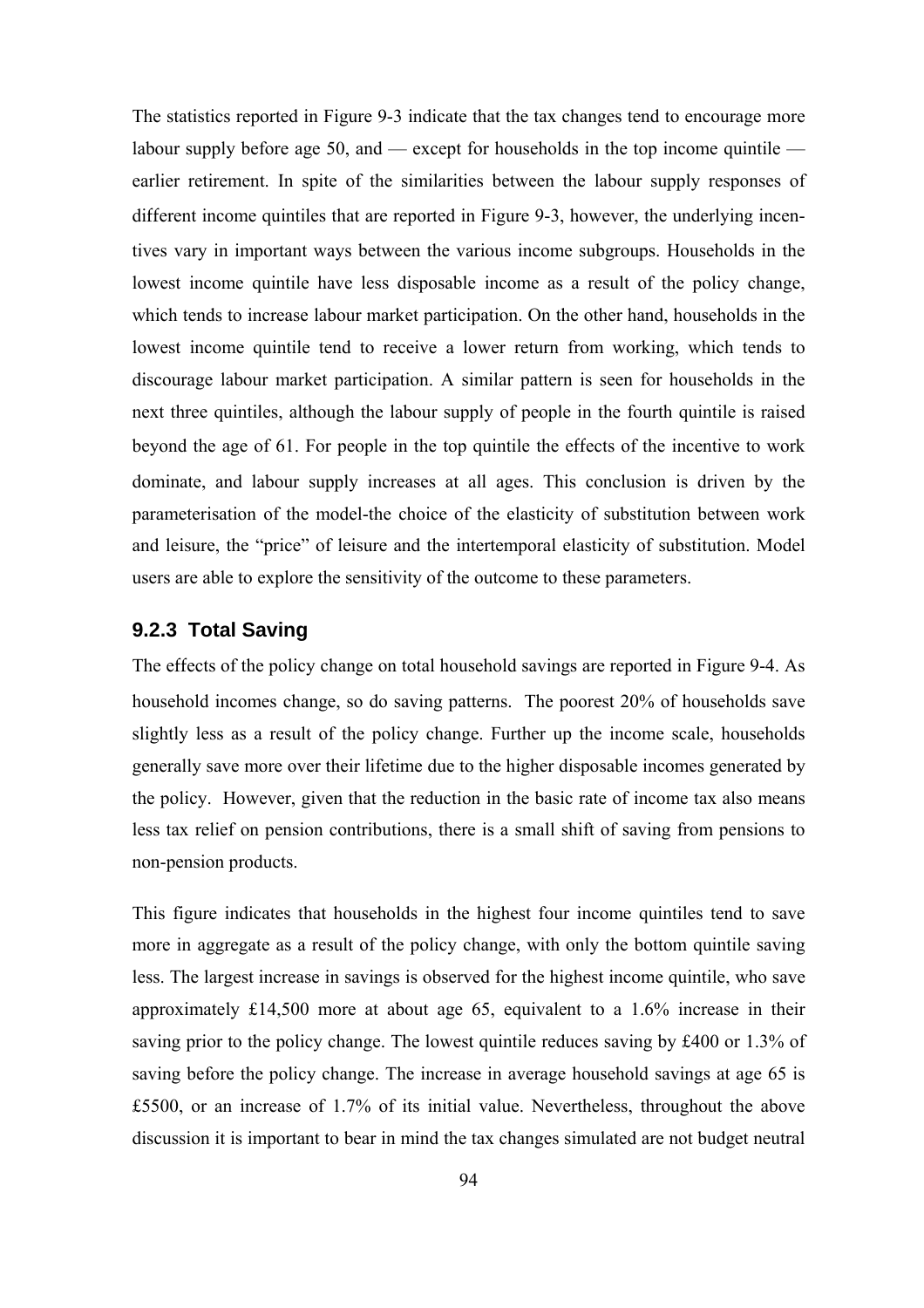The statistics reported in Figure 9-3 indicate that the tax changes tend to encourage more labour supply before age 50, and — except for households in the top income quintile — earlier retirement. In spite of the similarities between the labour supply responses of different income quintiles that are reported in Figure 9-3, however, the underlying incentives vary in important ways between the various income subgroups. Households in the lowest income quintile have less disposable income as a result of the policy change, which tends to increase labour market participation. On the other hand, households in the lowest income quintile tend to receive a lower return from working, which tends to discourage labour market participation. A similar pattern is seen for households in the next three quintiles, although the labour supply of people in the fourth quintile is raised beyond the age of 61. For people in the top quintile the effects of the incentive to work dominate, and labour supply increases at all ages. This conclusion is driven by the parameterisation of the model-the choice of the elasticity of substitution between work and leisure, the "price" of leisure and the intertemporal elasticity of substitution. Model users are able to explore the sensitivity of the outcome to these parameters.

### 9.2.3 Total Saving

The effects of the policy change on total household savings are reported in Figure 9-4. As household incomes change, so do saving patterns. The poorest 20% of households save slightly less as a result of the policy change. Further up the income scale, households generally save more over their lifetime due to the higher disposable incomes generated by the policy. However, given that the reduction in the basic rate of income tax also means less tax relief on pension contributions, there is a small shift of saving from pensions to non-pension products.

This figure indicates that households in the highest four income quintiles tend to save more in aggregate as a result of the policy change, with only the bottom quintile saving less. The largest increase in savings is observed for the highest income quintile, who save approximately £14,500 more at about age 65, equivalent to a 1.6% increase in their saving prior to the policy change. The lowest quintile reduces saving by £400 or 1.3% of saving before the policy change. The increase in average household savings at age 65 is £5500, or an increase of 1.7% of its initial value. Nevertheless, throughout the above discussion it is important to bear in mind the tax changes simulated are not budget neutral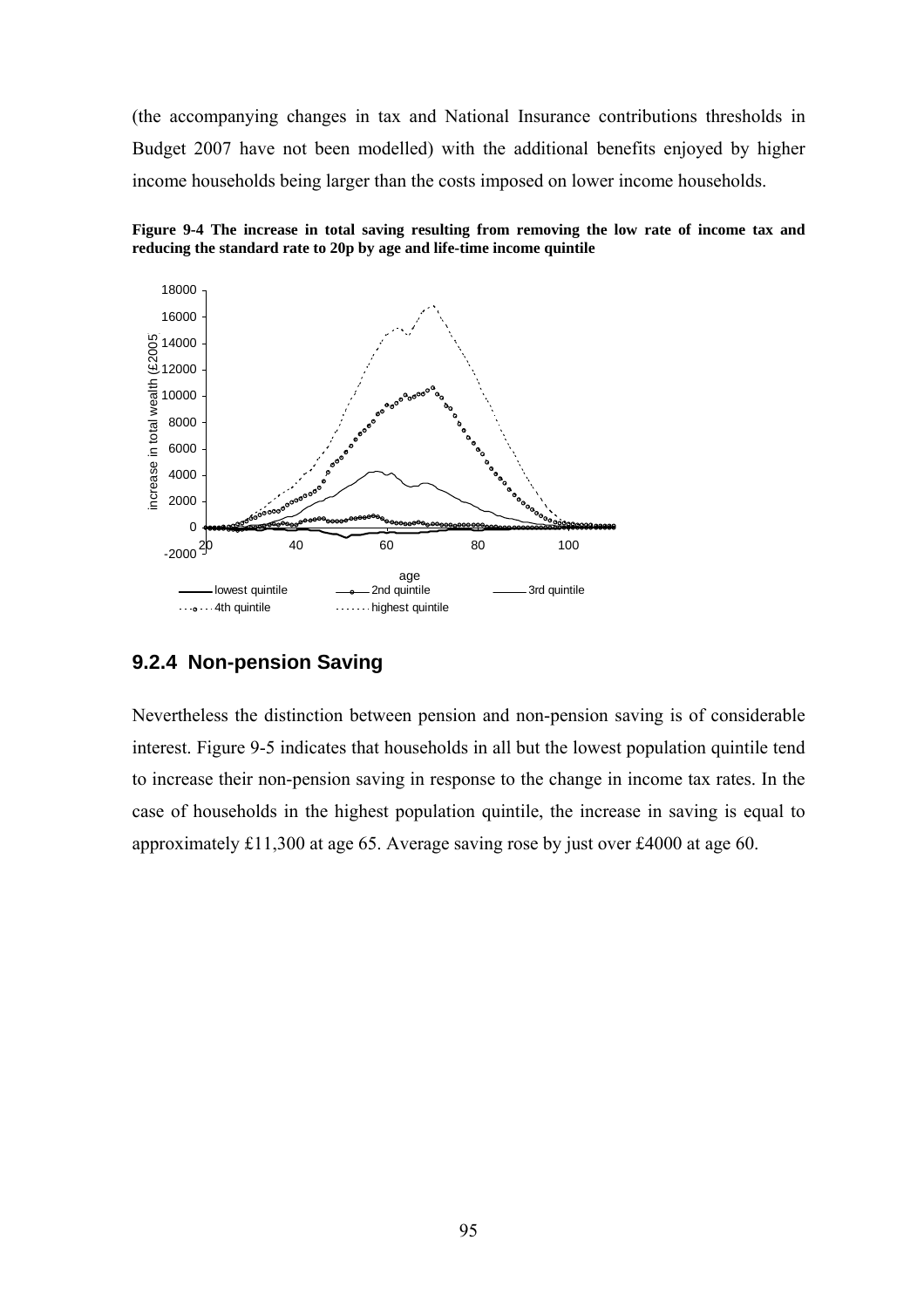(the accompanying changes in tax and National Insurance contributions thresholds in Budget 2007 have not been modelled) with the additional benefits enjoyed by higher income households being larger than the costs imposed on lower income households.

**Figure 9-4 The increase in total saving resulting from removing the low rate of income tax and reducing the standard rate to 20p by age and life-time income quintile**

### 9.2.4 Non-pension Saving

Nevertheless the distinction between pension and non-pension saving is of considerable interest. Figure 9-5 indicates that households in all but the lowest population quintile tend to increase their non-pension saving in response to the change in income tax rates. In the case of households in the highest population quintile, the increase in saving is equal to approximately £11,300 at age 65. Average saving rose by just over £4000 at age 60.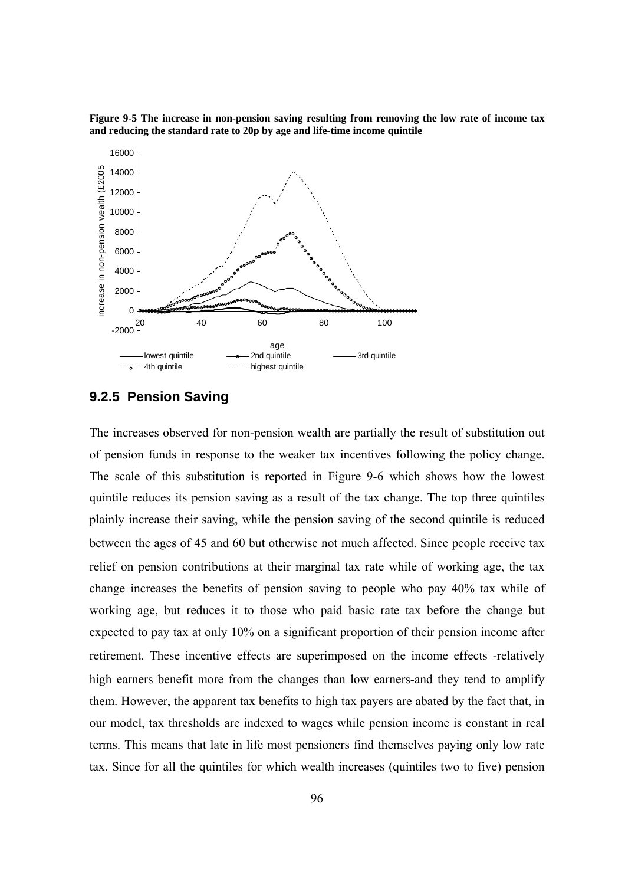**Figure 9-5 The increase in non-pension saving resulting from removing the low rate of income tax and reducing the standard rate to 20p by age and life-time income quintile**

## 9.2.5 Pension Saving

The increases observed for non-pension wealth are partially the result of substitution out of pension funds in response to the weaker tax incentives following the policy change. The scale of this substitution is reported in Figure 9-6 which shows how the lowest quintile reduces its pension saving as a result of the tax change. The top three quintiles plainly increase their saving, while the pension saving of the second quintile is reduced between the ages of 45 and 60 but otherwise not much affected. Since people receive tax relief on pension contributions at their marginal tax rate while of working age, the tax change increases the benefits of pension saving to people who pay 40% tax while of working age, but reduces it to those who paid basic rate tax before the change but expected to pay tax at only 10% on a significant proportion of their pension income after retirement. These incentive effects are superimposed on the income effects -relatively high earners benefit more from the changes than low earners-and they tend to amplify them. However, the apparent tax benefits to high tax payers are abated by the fact that, in our model, tax thresholds are indexed to wages while pension income is constant in real terms. This means that late in life most pensioners find themselves paying only low rate tax. Since for all the quintiles for which wealth increases (quintiles two to five) pension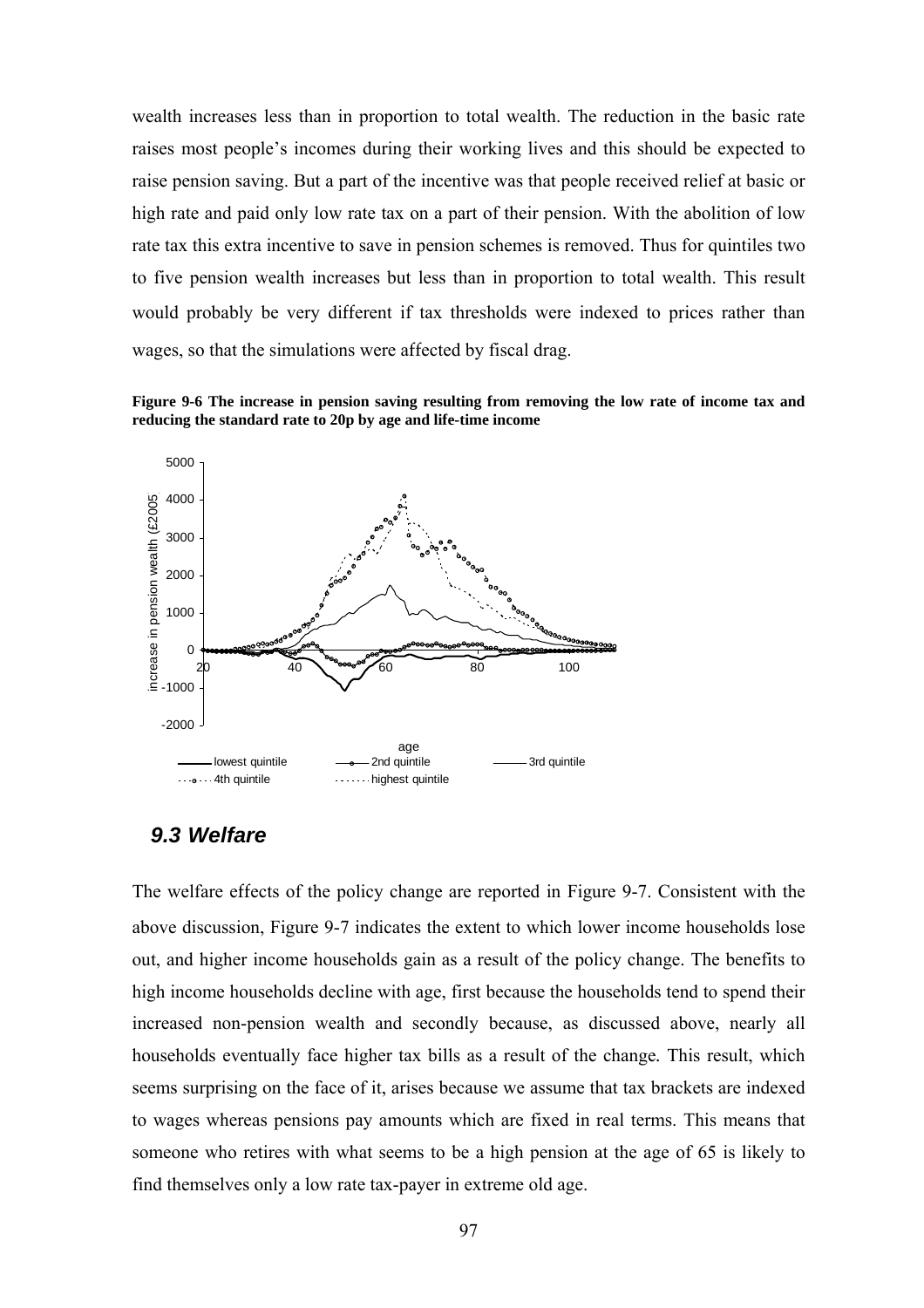wealth increases less than in proportion to total wealth. The reduction in the basic rate raises most people's incomes during their working lives and this should be expected to raise pension saving. But a part of the incentive was that people received relief at basic or high rate and paid only low rate tax on a part of their pension. With the abolition of low rate tax this extra incentive to save in pension schemes is removed. Thus for quintiles two to five pension wealth increases but less than in proportion to total wealth. This result would probably be very different if tax thresholds were indexed to prices rather than wages, so that the simulations were affected by fiscal drag.

**Figure 9-6 The increase in pension saving resulting from removing the low rate of income tax and reducing the standard rate to 20p by age and life-time income**

## *9.3 Welfare*

The welfare effects of the policy change are reported in Figure 9-7. Consistent with the above discussion, Figure 9-7 indicates the extent to which lower income households lose out, and higher income households gain as a result of the policy change. The benefits to high income households decline with age, first because the households tend to spend their increased non-pension wealth and secondly because, as discussed above, nearly all households eventually face higher tax bills as a result of the change. This result, which seems surprising on the face of it, arises because we assume that tax brackets are indexed to wages whereas pensions pay amounts which are fixed in real terms. This means that someone who retires with what seems to be a high pension at the age of 65 is likely to find themselves only a low rate tax-payer in extreme old age.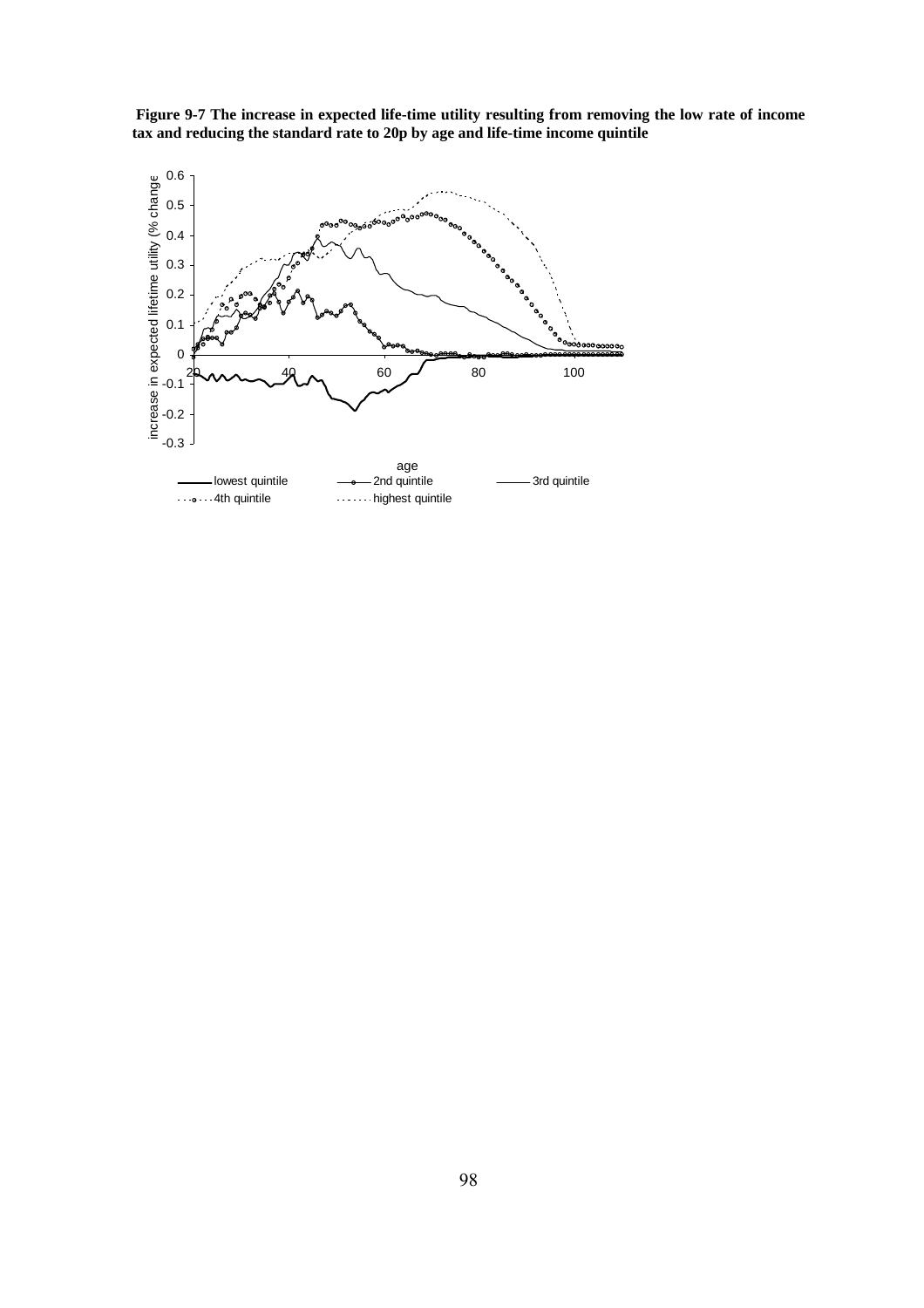**Figure 9-7 The increase in expected life-time utility resulting from removing the low rate of income tax and reducing the standard rate to 20p by age and life-time income quintile**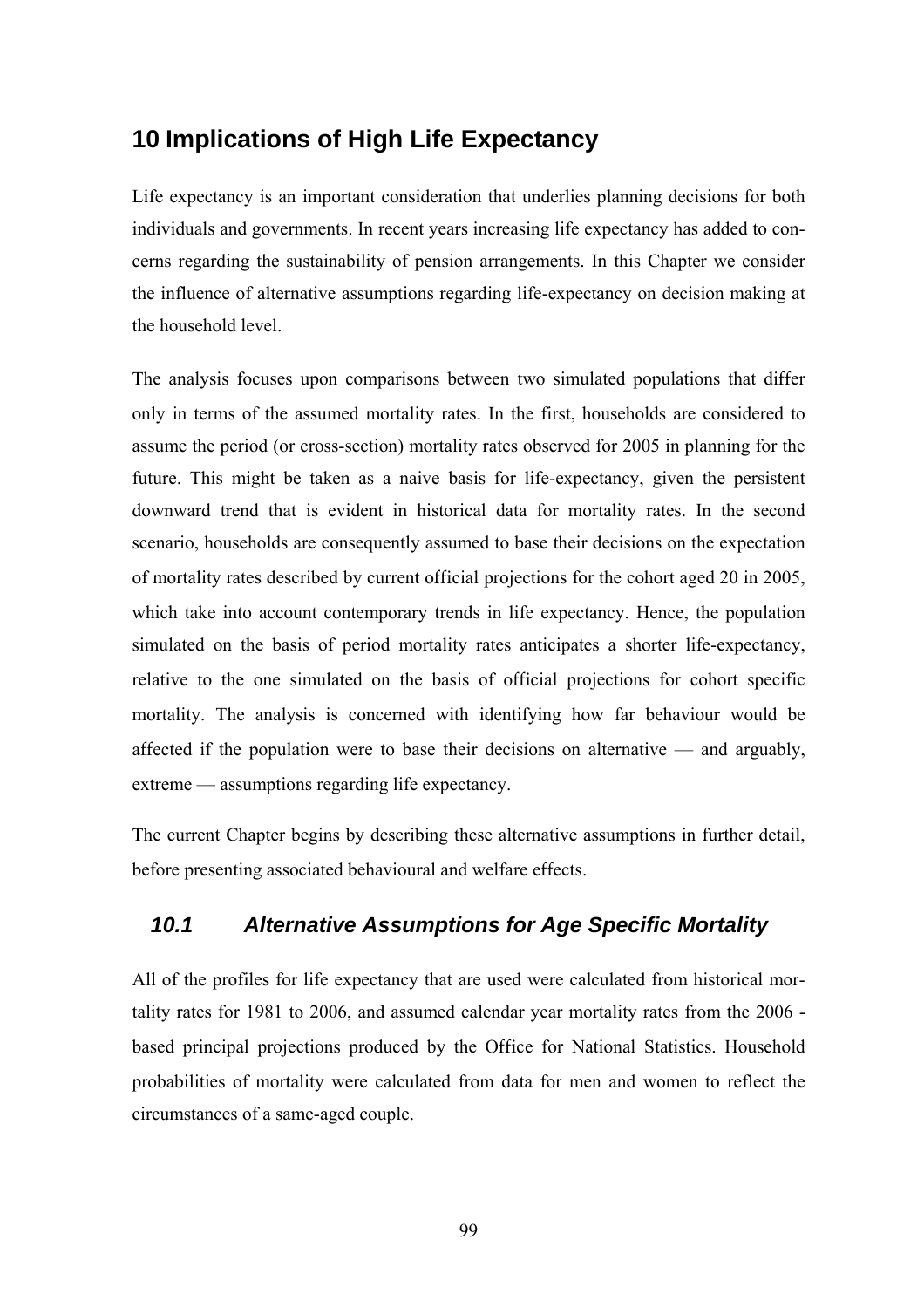# 10 Implications of High Life Expectancy

Life expectancy is an important consideration that underlies planning decisions for both individuals and governments. In recent years increasing life expectancy has added to concerns regarding the sustainability of pension arrangements. In this Chapter we consider the influence of alternative assumptions regarding life-expectancy on decision making at the household level.

The analysis focuses upon comparisons between two simulated populations that differ only in terms of the assumed mortality rates. In the first, households are considered to assume the period (or cross-section) mortality rates observed for 2005 in planning for the future. This might be taken as a naive basis for life-expectancy, given the persistent downward trend that is evident in historical data for mortality rates. In the second scenario, households are consequently assumed to base their decisions on the expectation of mortality rates described by current official projections for the cohort aged 20 in 2005, which take into account contemporary trends in life expectancy. Hence, the population simulated on the basis of period mortality rates anticipates a shorter life-expectancy, relative to the one simulated on the basis of official projections for cohort specific mortality. The analysis is concerned with identifying how far behaviour would be affected if the population were to base their decisions on alternative — and arguably, extreme — assumptions regarding life expectancy.

The current Chapter begins by describing these alternative assumptions in further detail, before presenting associated behavioural and welfare effects.

## *10.1 Alternative Assumptions for Age Specific Mortality*

All of the profiles for life expectancy that are used were calculated from historical mortality rates for 1981 to 2006, and assumed calendar year mortality rates from the 2006 - based principal projections produced by the Office for National Statistics. Household probabilities of mortality were calculated from data for men and women to reflect the circumstances of a same-aged couple.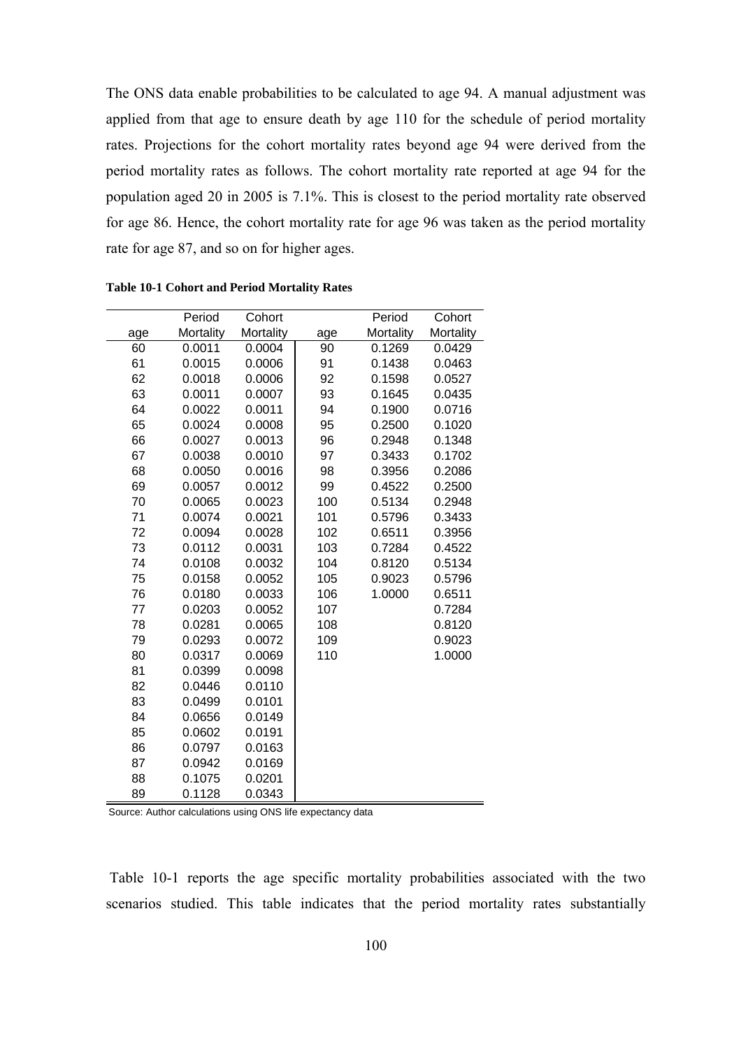The ONS data enable probabilities to be calculated to age 94. A manual adjustment was applied from that age to ensure death by age 110 for the schedule of period mortality rates. Projections for the cohort mortality rates beyond age 94 were derived from the period mortality rates as follows. The cohort mortality rate reported at age 94 for the population aged 20 in 2005 is 7.1%. This is closest to the period mortality rate observed for age 86. Hence, the cohort mortality rate for age 96 was taken as the period mortality rate for age 87, and so on for higher ages.

**Table 10-1 Cohort and Period Mortality Rates**

| age | Period Mortality | Cohort Mortality | age | Period Mortality | Cohort Mortality |
|---|---|---|---|---|---|
| 60 | 0.0011 | 0.0004 | 90 | 0.1269 | 0.0429 |
| 61 | 0.0015 | 0.0006 | 91 | 0.1438 | 0.0463 |
| 62 | 0.0018 | 0.0006 | 92 | 0.1598 | 0.0527 |
| 63 | 0.0011 | 0.0007 | 93 | 0.1645 | 0.0435 |
| 64 | 0.0022 | 0.0011 | 94 | 0.1900 | 0.0716 |
| 65 | 0.0024 | 0.0008 | 95 | 0.2500 | 0.1020 |
| 66 | 0.0027 | 0.0013 | 96 | 0.2948 | 0.1348 |
| 67 | 0.0038 | 0.0010 | 97 | 0.3433 | 0.1702 |
| 68 | 0.0050 | 0.0016 | 98 | 0.3956 | 0.2086 |
| 69 | 0.0057 | 0.0012 | 99 | 0.4522 | 0.2500 |
| 70 | 0.0065 | 0.0023 | 100 | 0.5134 | 0.2948 |
| 71 | 0.0074 | 0.0021 | 101 | 0.5796 | 0.3433 |
| 72 | 0.0094 | 0.0028 | 102 | 0.6511 | 0.3956 |
| 73 | 0.0112 | 0.0031 | 103 | 0.7284 | 0.4522 |
| 74 | 0.0108 | 0.0032 | 104 | 0.8120 | 0.5134 |
| 75 | 0.0158 | 0.0052 | 105 | 0.9023 | 0.5796 |
| 76 | 0.0180 | 0.0033 | 106 | 1.0000 | 0.6511 |
| 77 | 0.0203 | 0.0052 | 107 | | 0.7284 |
| 78 | 0.0281 | 0.0065 | 108 | | 0.8120 |
| 79 | 0.0293 | 0.0072 | 109 | | 0.9023 |
| 80 | 0.0317 | 0.0069 | 110 | | 1.0000 |
| 81 | 0.0399 | 0.0098 | | | |
| 82 | 0.0446 | 0.0110 | | | |
| 83 | 0.0499 | 0.0101 | | | |
| 84 | 0.0656 | 0.0149 | | | |
| 85 | 0.0602 | 0.0191 | | | |
| 86 | 0.0797 | 0.0163 | | | |
| 87 | 0.0942 | 0.0169 | | | |
| 88 | 0.1075 | 0.0201 | | | |
| 89 | 0.1128 | 0.0343 | | | |

Source: Author calculations using ONS life expectancy data

Table 10-1 reports the age specific mortality probabilities associated with the two scenarios studied. This table indicates that the period mortality rates substantially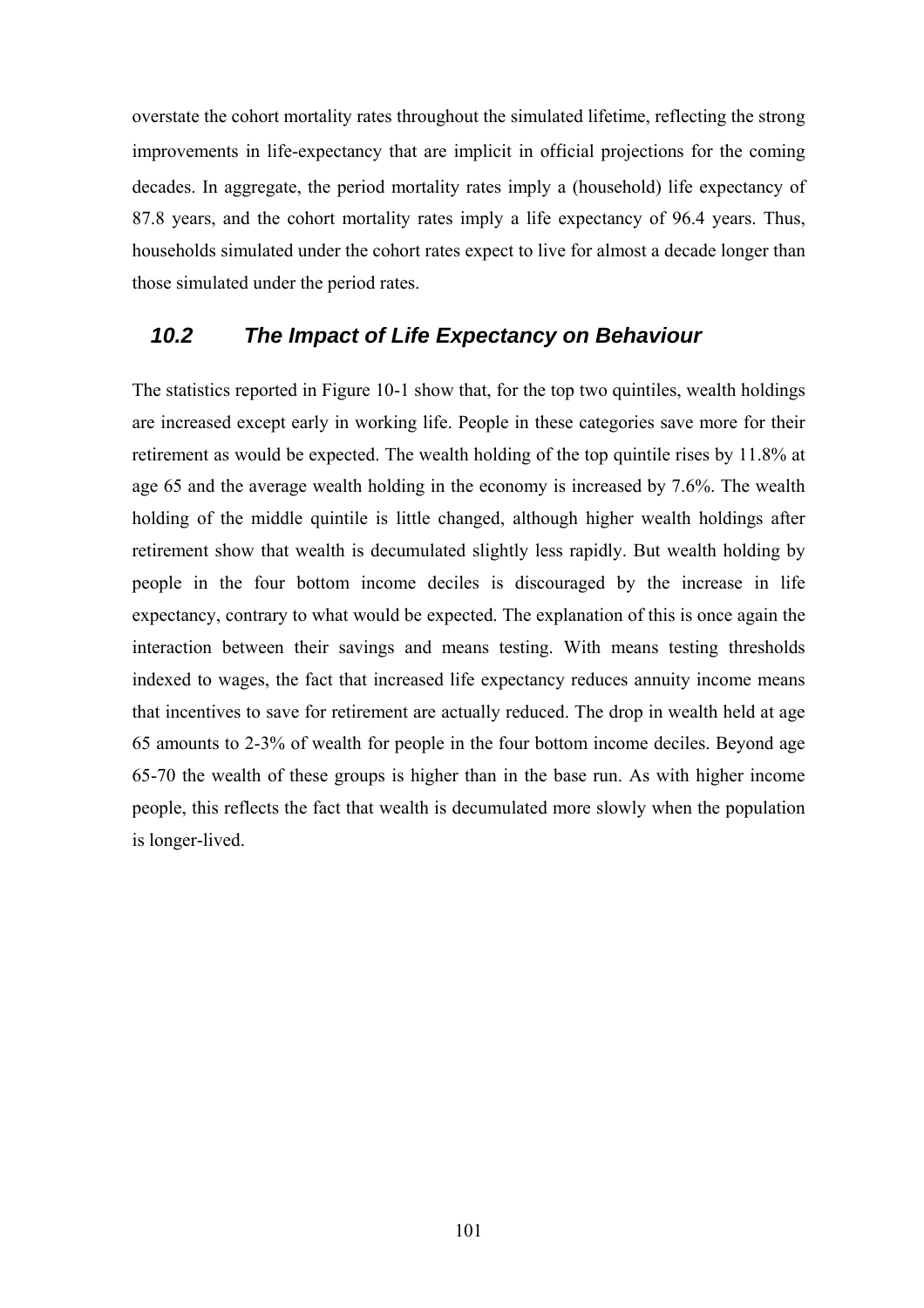overstate the cohort mortality rates throughout the simulated lifetime, reflecting the strong improvements in life-expectancy that are implicit in official projections for the coming decades. In aggregate, the period mortality rates imply a (household) life expectancy of 87.8 years, and the cohort mortality rates imply a life expectancy of 96.4 years. Thus, households simulated under the cohort rates expect to live for almost a decade longer than those simulated under the period rates.

## *10.2 The Impact of Life Expectancy on Behaviour*

The statistics reported in Figure 10-1 show that, for the top two quintiles, wealth holdings are increased except early in working life. People in these categories save more for their retirement as would be expected. The wealth holding of the top quintile rises by 11.8% at age 65 and the average wealth holding in the economy is increased by 7.6%. The wealth holding of the middle quintile is little changed, although higher wealth holdings after retirement show that wealth is decumulated slightly less rapidly. But wealth holding by people in the four bottom income deciles is discouraged by the increase in life expectancy, contrary to what would be expected. The explanation of this is once again the interaction between their savings and means testing. With means testing thresholds indexed to wages, the fact that increased life expectancy reduces annuity income means that incentives to save for retirement are actually reduced. The drop in wealth held at age 65 amounts to 2-3% of wealth for people in the four bottom income deciles. Beyond age 65-70 the wealth of these groups is higher than in the base run. As with higher income people, this reflects the fact that wealth is decumulated more slowly when the population is longer-lived.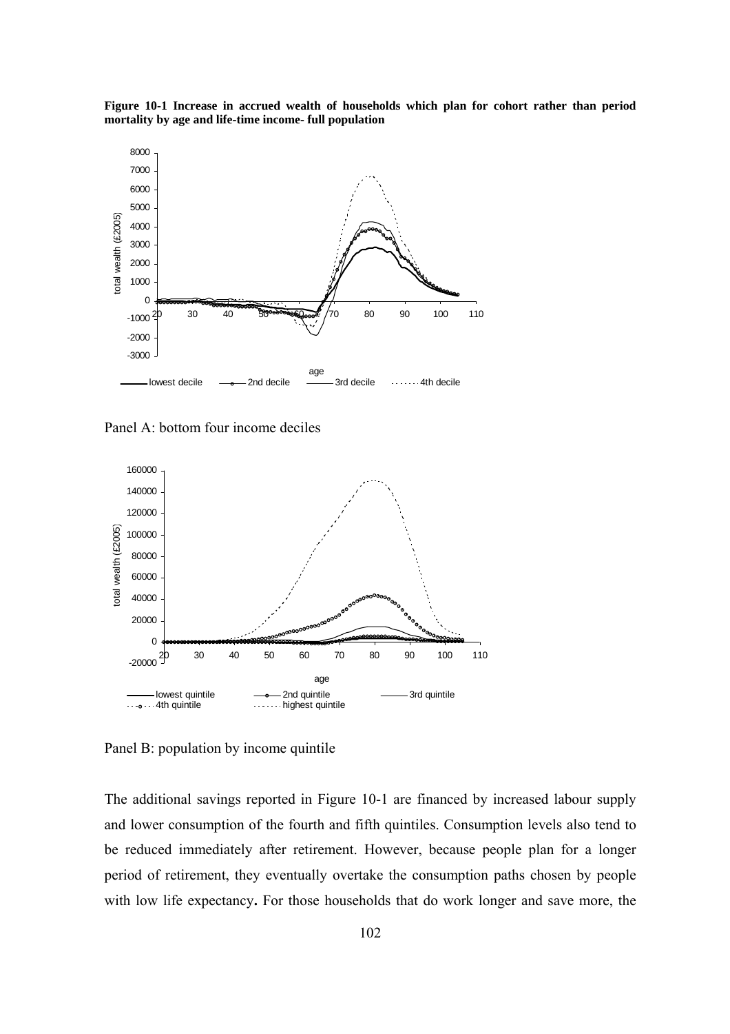**Figure 10-1 Increase in accrued wealth of households which plan for cohort rather than period mortality by age and life-time income- full population**

Panel A: bottom four income deciles

Panel B: population by income quintile

The additional savings reported in Figure 10-1 are financed by increased labour supply and lower consumption of the fourth and fifth quintiles. Consumption levels also tend to be reduced immediately after retirement. However, because people plan for a longer period of retirement, they eventually overtake the consumption paths chosen by people with low life expectancy**.** For those households that do work longer and save more, the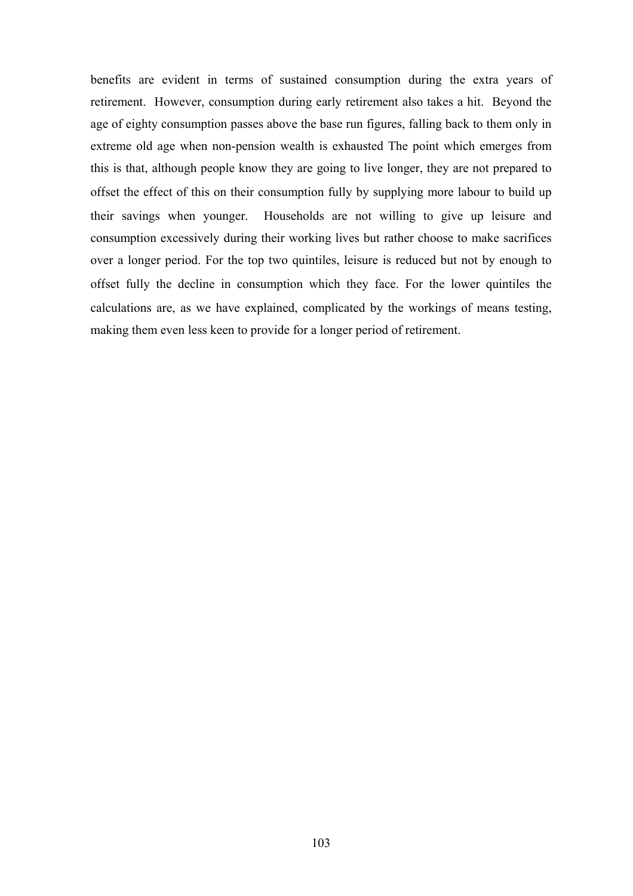benefits are evident in terms of sustained consumption during the extra years of retirement. However, consumption during early retirement also takes a hit. Beyond the age of eighty consumption passes above the base run figures, falling back to them only in extreme old age when non-pension wealth is exhausted The point which emerges from this is that, although people know they are going to live longer, they are not prepared to offset the effect of this on their consumption fully by supplying more labour to build up their savings when younger. Households are not willing to give up leisure and consumption excessively during their working lives but rather choose to make sacrifices over a longer period. For the top two quintiles, leisure is reduced but not by enough to offset fully the decline in consumption which they face. For the lower quintiles the calculations are, as we have explained, complicated by the workings of means testing, making them even less keen to provide for a longer period of retirement.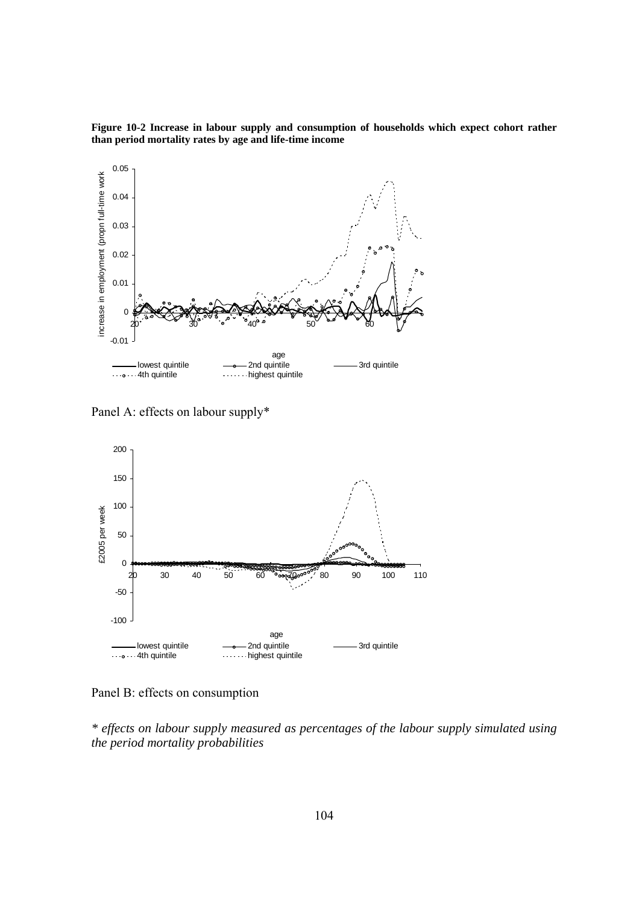**Figure 10-2 Increase in labour supply and consumption of households which expect cohort rather than period mortality rates by age and life-time income**

Panel A: effects on labour supply*

Panel B: effects on consumption

*\* effects on labour supply measured as percentages of the labour supply simulated using the period mortality probabilities*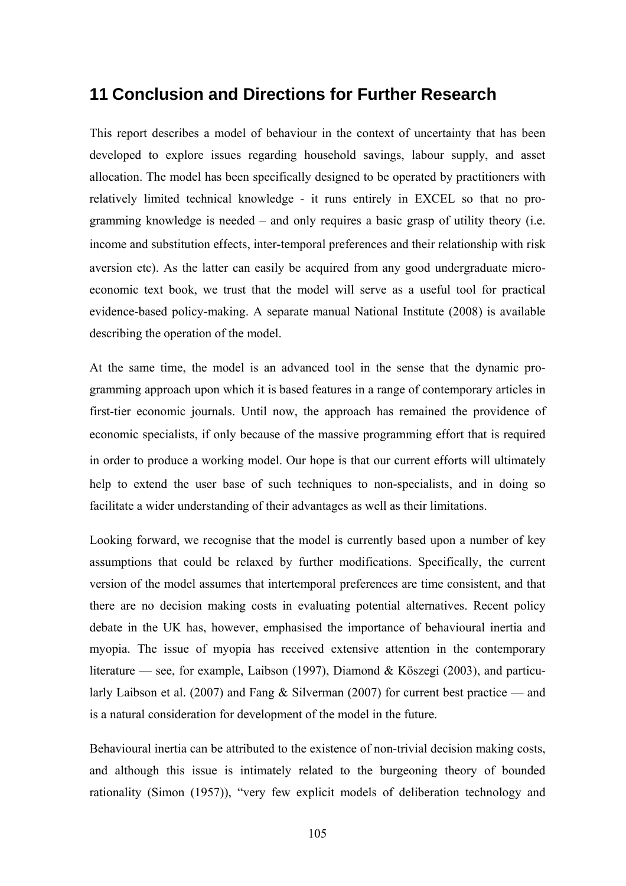# 11 Conclusion and Directions for Further Research

This report describes a model of behaviour in the context of uncertainty that has been developed to explore issues regarding household savings, labour supply, and asset allocation. The model has been specifically designed to be operated by practitioners with relatively limited technical knowledge - it runs entirely in EXCEL so that no programming knowledge is needed – and only requires a basic grasp of utility theory (i.e. income and substitution effects, inter-temporal preferences and their relationship with risk aversion etc). As the latter can easily be acquired from any good undergraduate micro-economic text book, we trust that the model will serve as a useful tool for practical evidence-based policy-making. A separate manual National Institute (2008) is available describing the operation of the model.

At the same time, the model is an advanced tool in the sense that the dynamic programming approach upon which it is based features in a range of contemporary articles in first-tier economic journals. Until now, the approach has remained the providence of economic specialists, if only because of the massive programming effort that is required in order to produce a working model. Our hope is that our current efforts will ultimately help to extend the user base of such techniques to non-specialists, and in doing so facilitate a wider understanding of their advantages as well as their limitations.

Looking forward, we recognise that the model is currently based upon a number of key assumptions that could be relaxed by further modifications. Specifically, the current version of the model assumes that intertemporal preferences are time consistent, and that there are no decision making costs in evaluating potential alternatives. Recent policy debate in the UK has, however, emphasised the importance of behavioural inertia and myopia. The issue of myopia has received extensive attention in the contemporary literature — see, for example, Laibson (1997), Diamond & Köszegi (2003), and particularly Laibson et al. (2007) and Fang & Silverman (2007) for current best practice — and is a natural consideration for development of the model in the future.

Behavioural inertia can be attributed to the existence of non-trivial decision making costs, and although this issue is intimately related to the burgeoning theory of bounded rationality (Simon (1957)), "very few explicit models of deliberation technology and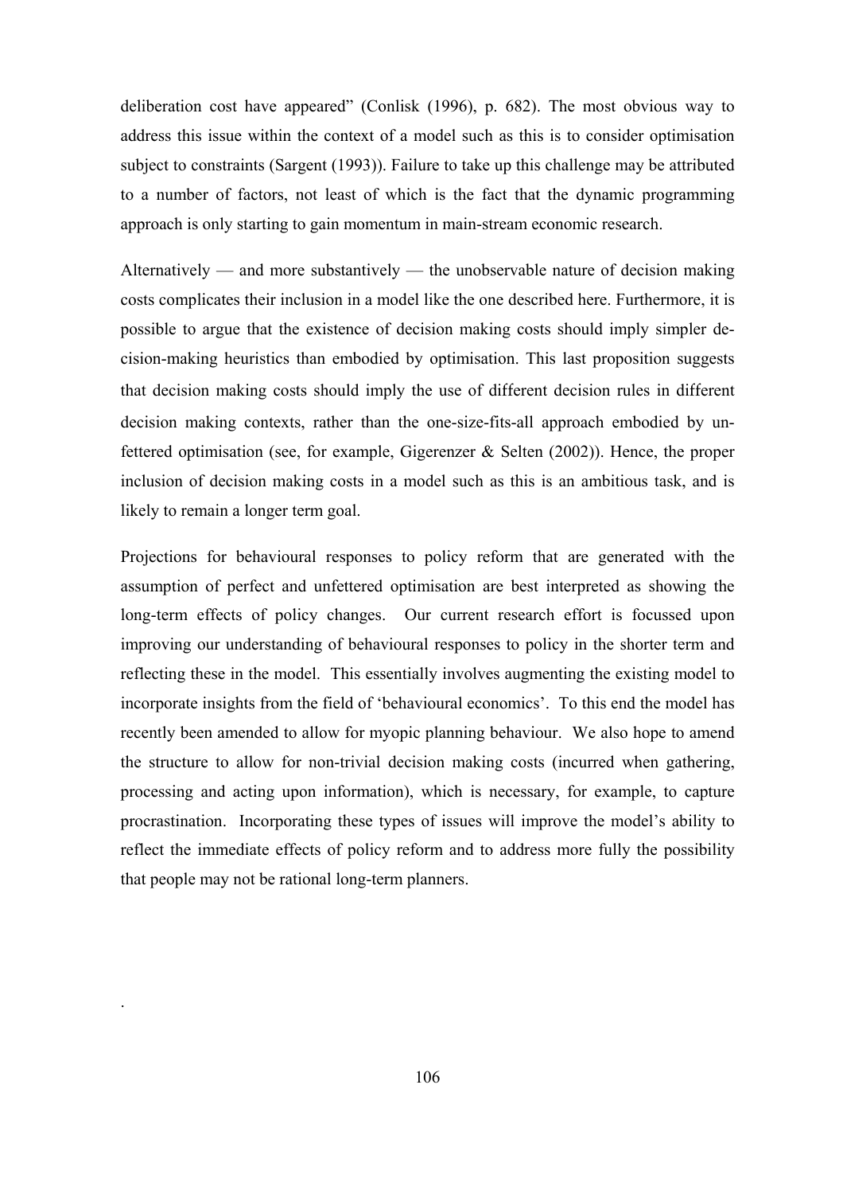deliberation cost have appeared" (Conlisk (1996), p. 682). The most obvious way to address this issue within the context of a model such as this is to consider optimisation subject to constraints (Sargent (1993)). Failure to take up this challenge may be attributed to a number of factors, not least of which is the fact that the dynamic programming approach is only starting to gain momentum in main-stream economic research.

Alternatively — and more substantively — the unobservable nature of decision making costs complicates their inclusion in a model like the one described here. Furthermore, it is possible to argue that the existence of decision making costs should imply simpler decision-making heuristics than embodied by optimisation. This last proposition suggests that decision making costs should imply the use of different decision rules in different decision making contexts, rather than the one-size-fits-all approach embodied by unfettered optimisation (see, for example, Gigerenzer & Selten (2002)). Hence, the proper inclusion of decision making costs in a model such as this is an ambitious task, and is likely to remain a longer term goal.

Projections for behavioural responses to policy reform that are generated with the assumption of perfect and unfettered optimisation are best interpreted as showing the long-term effects of policy changes. Our current research effort is focussed upon improving our understanding of behavioural responses to policy in the shorter term and reflecting these in the model. This essentially involves augmenting the existing model to incorporate insights from the field of 'behavioural economics'. To this end the model has recently been amended to allow for myopic planning behaviour. We also hope to amend the structure to allow for non-trivial decision making costs (incurred when gathering, processing and acting upon information), which is necessary, for example, to capture procrastination. Incorporating these types of issues will improve the model's ability to reflect the immediate effects of policy reform and to address more fully the possibility that people may not be rational long-term planners.

.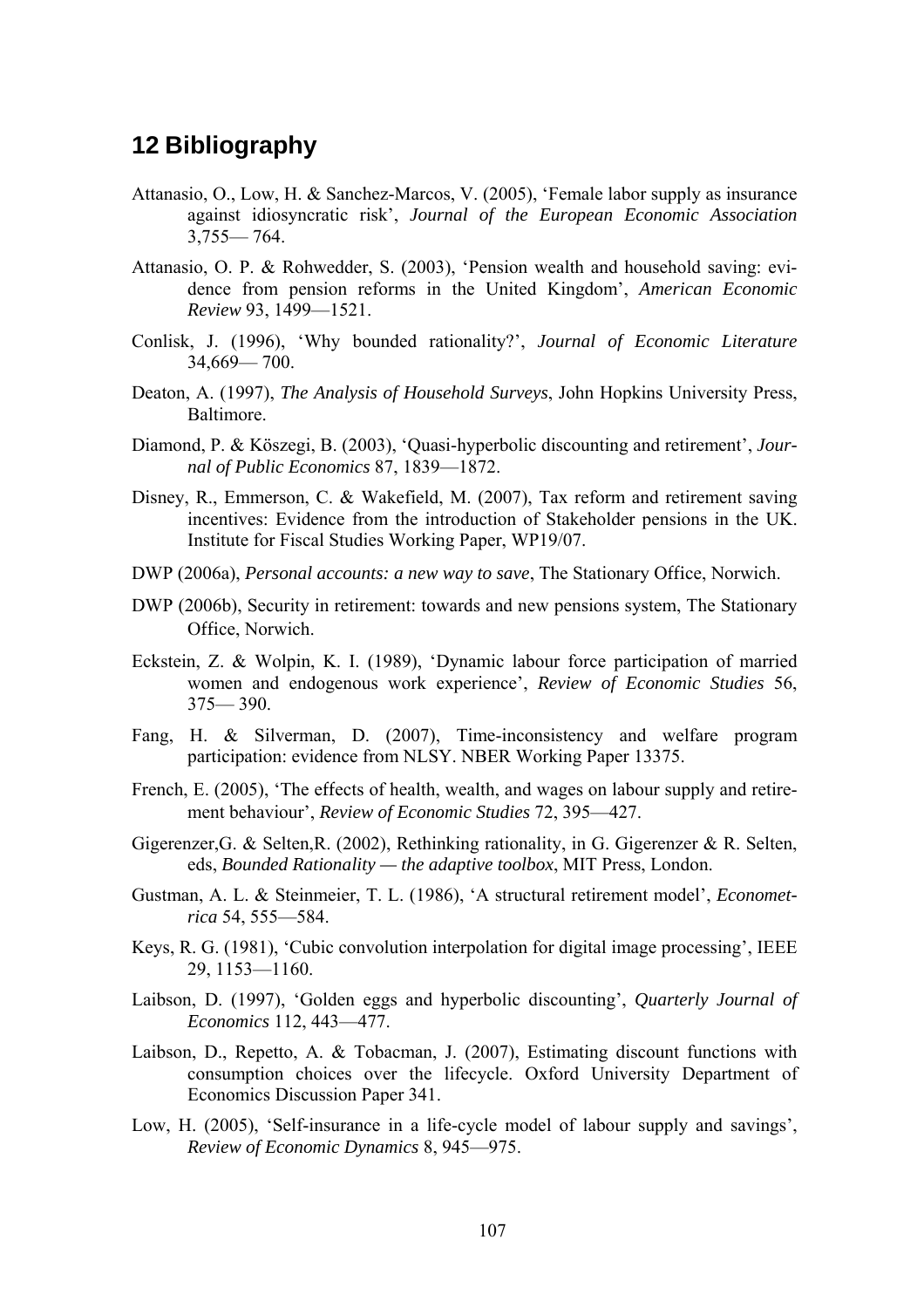# 12 Bibliography

Attanasio, O., Low, H. & Sanchez-Marcos, V. (2005), 'Female labor supply as insurance against idiosyncratic risk', *Journal of the European Economic Association* 3,755— 764.

Attanasio, O. P. & Rohwedder, S. (2003), 'Pension wealth and household saving: evidence from pension reforms in the United Kingdom', *American Economic Review* 93, 1499—1521.

Conlisk, J. (1996), 'Why bounded rationality?', *Journal of Economic Literature* 34,669— 700.

Deaton, A. (1997), *The Analysis of Household Surveys*, John Hopkins University Press, Baltimore.

Diamond, P. & Köszegi, B. (2003), 'Quasi-hyperbolic discounting and retirement', *Journal of Public Economics* 87, 1839—1872.

Disney, R., Emmerson, C. & Wakefield, M. (2007), Tax reform and retirement saving incentives: Evidence from the introduction of Stakeholder pensions in the UK. Institute for Fiscal Studies Working Paper, WP19/07.

DWP (2006a), *Personal accounts: a new way to save*, The Stationary Office, Norwich.

DWP (2006b), Security in retirement: towards and new pensions system, The Stationary Office, Norwich.

Eckstein, Z. & Wolpin, K. I. (1989), 'Dynamic labour force participation of married women and endogenous work experience', *Review of Economic Studies* 56, 375— 390.

Fang, H. & Silverman, D. (2007), Time-inconsistency and welfare program participation: evidence from NLSY. NBER Working Paper 13375.

French, E. (2005), 'The effects of health, wealth, and wages on labour supply and retirement behaviour', *Review of Economic Studies* 72, 395—427.

Gigerenzer,G. & Selten,R. (2002), Rethinking rationality, in G. Gigerenzer & R. Selten, eds, *Bounded Rationality — the adaptive toolbox*, MIT Press, London.

Gustman, A. L. & Steinmeier, T. L. (1986), 'A structural retirement model', *Econometrica* 54, 555—584.

Keys, R. G. (1981), 'Cubic convolution interpolation for digital image processing', IEEE 29, 1153—1160.

Laibson, D. (1997), 'Golden eggs and hyperbolic discounting', *Quarterly Journal of Economics* 112, 443—477.

Laibson, D., Repetto, A. & Tobacman, J. (2007), Estimating discount functions with consumption choices over the lifecycle. Oxford University Department of Economics Discussion Paper 341.

Low, H. (2005), 'Self-insurance in a life-cycle model of labour supply and savings', *Review of Economic Dynamics* 8, 945—975.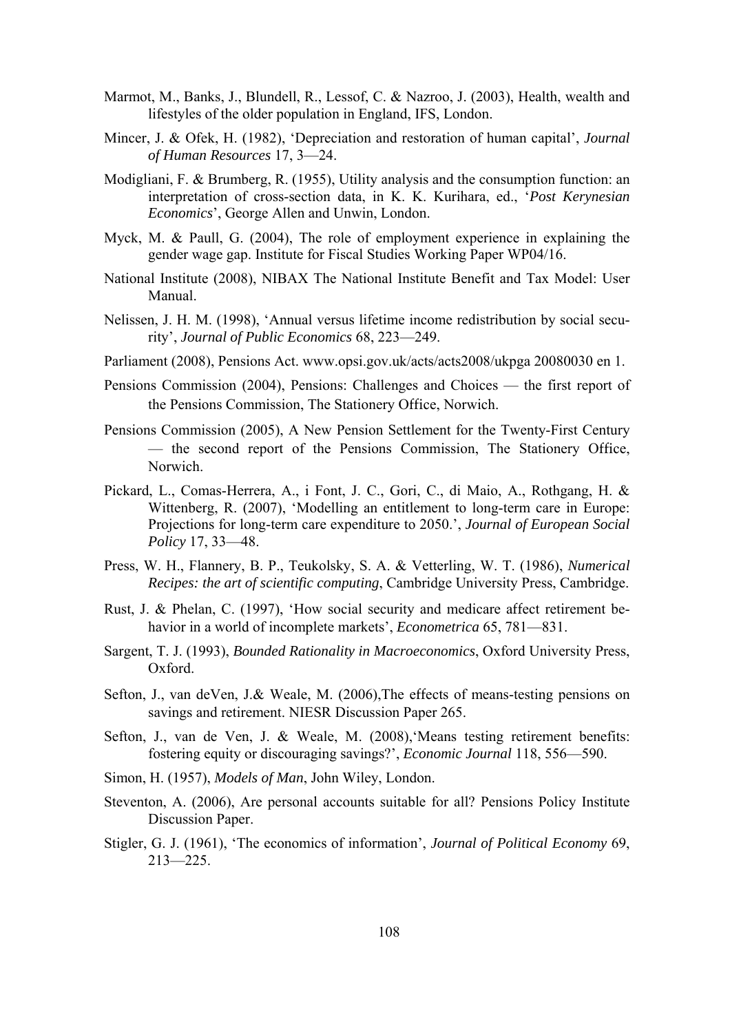Marmot, M., Banks, J., Blundell, R., Lessof, C. & Nazroo, J. (2003), Health, wealth and lifestyles of the older population in England, IFS, London.

Mincer, J. & Ofek, H. (1982), 'Depreciation and restoration of human capital', *Journal of Human Resources* 17, 3—24.

Modigliani, F. & Brumberg, R. (1955), Utility analysis and the consumption function: an interpretation of cross-section data, in K. K. Kurihara, ed., '*Post Kerynesian Economics*', George Allen and Unwin, London.

Myck, M. & Paull, G. (2004), The role of employment experience in explaining the gender wage gap. Institute for Fiscal Studies Working Paper WP04/16.

National Institute (2008), NIBAX The National Institute Benefit and Tax Model: User Manual.

Nelissen, J. H. M. (1998), 'Annual versus lifetime income redistribution by social security', *Journal of Public Economics* 68, 223—249.

Parliament (2008), Pensions Act. www.opsi.gov.uk/acts/acts2008/ukpga 20080030 en 1.

Pensions Commission (2004), Pensions: Challenges and Choices — the first report of the Pensions Commission, The Stationery Office, Norwich.

Pensions Commission (2005), A New Pension Settlement for the Twenty-First Century — the second report of the Pensions Commission, The Stationery Office, Norwich.

Pickard, L., Comas-Herrera, A., i Font, J. C., Gori, C., di Maio, A., Rothgang, H. & Wittenberg, R. (2007), 'Modelling an entitlement to long-term care in Europe: Projections for long-term care expenditure to 2050.', *Journal of European Social Policy* 17, 33—48.

Press, W. H., Flannery, B. P., Teukolsky, S. A. & Vetterling, W. T. (1986), *Numerical Recipes: the art of scientific computing*, Cambridge University Press, Cambridge.

Rust, J. & Phelan, C. (1997), 'How social security and medicare affect retirement behavior in a world of incomplete markets', *Econometrica* 65, 781—831.

Sargent, T. J. (1993), *Bounded Rationality in Macroeconomics*, Oxford University Press, Oxford.

Sefton, J., van deVen, J.& Weale, M. (2006),The effects of means-testing pensions on savings and retirement. NIESR Discussion Paper 265.

Sefton, J., van de Ven, J. & Weale, M. (2008),'Means testing retirement benefits: fostering equity or discouraging savings?', *Economic Journal* 118, 556—590.

Simon, H. (1957), *Models of Man*, John Wiley, London.

Steventon, A. (2006), Are personal accounts suitable for all? Pensions Policy Institute Discussion Paper.

Stigler, G. J. (1961), 'The economics of information', *Journal of Political Economy* 69, 213—225.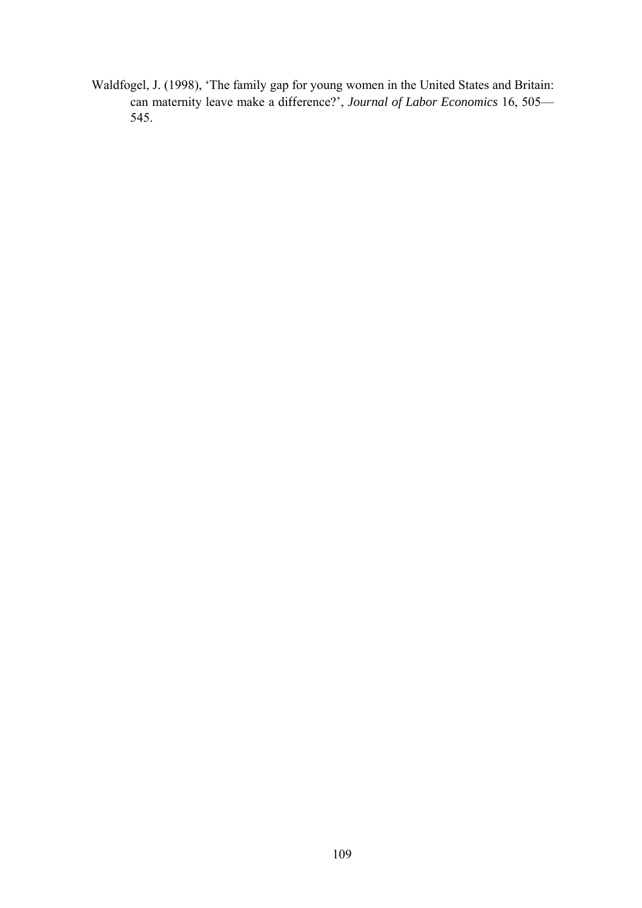Waldfogel, J. (1998), 'The family gap for young women in the United States and Britain: can maternity leave make a difference?', *Journal of Labor Economics* 16, 505—545.